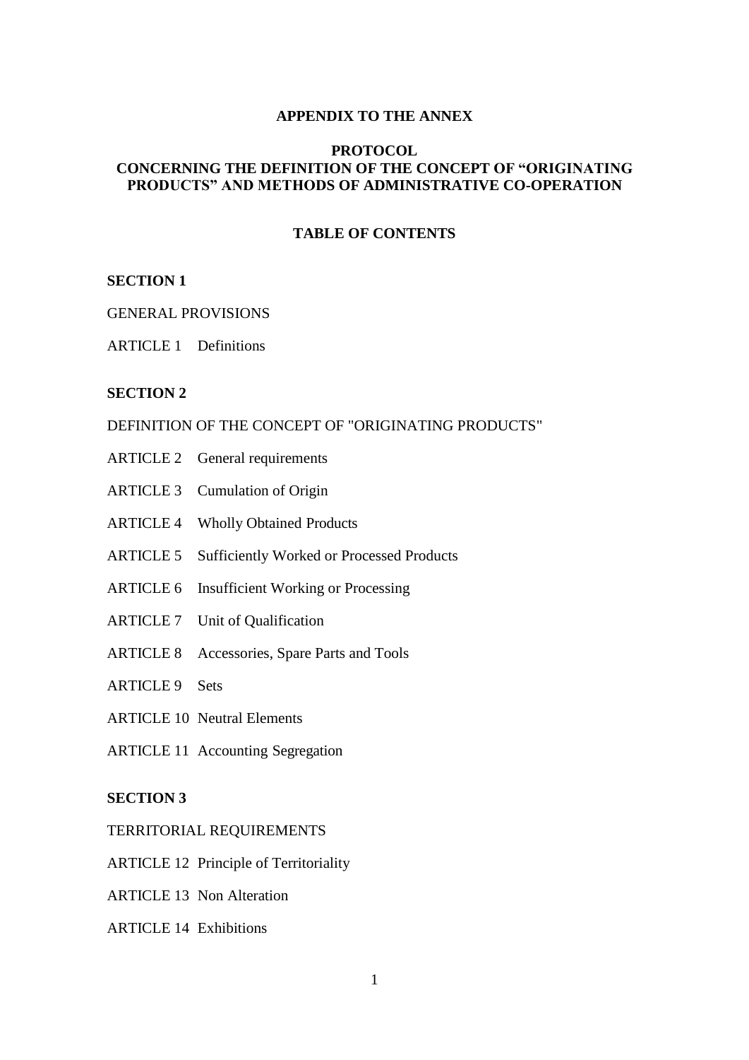# APPENDIX TO THE ANNEX

## PROTOCOL
## CONCERNING THE DEFINITION OF THE CONCEPT OF “ORIGINATING PRODUCTS” AND METHODS OF ADMINISTRATIVE CO-OPERATION

### TABLE OF CONTENTS

**SECTION 1**

GENERAL PROVISIONS

ARTICLE 1 Definitions

**SECTION 2**

DEFINITION OF THE CONCEPT OF "ORIGINATING PRODUCTS"

ARTICLE 2 General requirements

ARTICLE 3 Cumulation of Origin

ARTICLE 4 Wholly Obtained Products

ARTICLE 5 Sufficiently Worked or Processed Products

ARTICLE 6 Insufficient Working or Processing

ARTICLE 7 Unit of Qualification

ARTICLE 8 Accessories, Spare Parts and Tools

ARTICLE 9 Sets

ARTICLE 10 Neutral Elements

ARTICLE 11 Accounting Segregation

**SECTION 3**

TERRITORIAL REQUIREMENTS

ARTICLE 12 Principle of Territoriality

ARTICLE 13 Non Alteration

ARTICLE 14 Exhibitions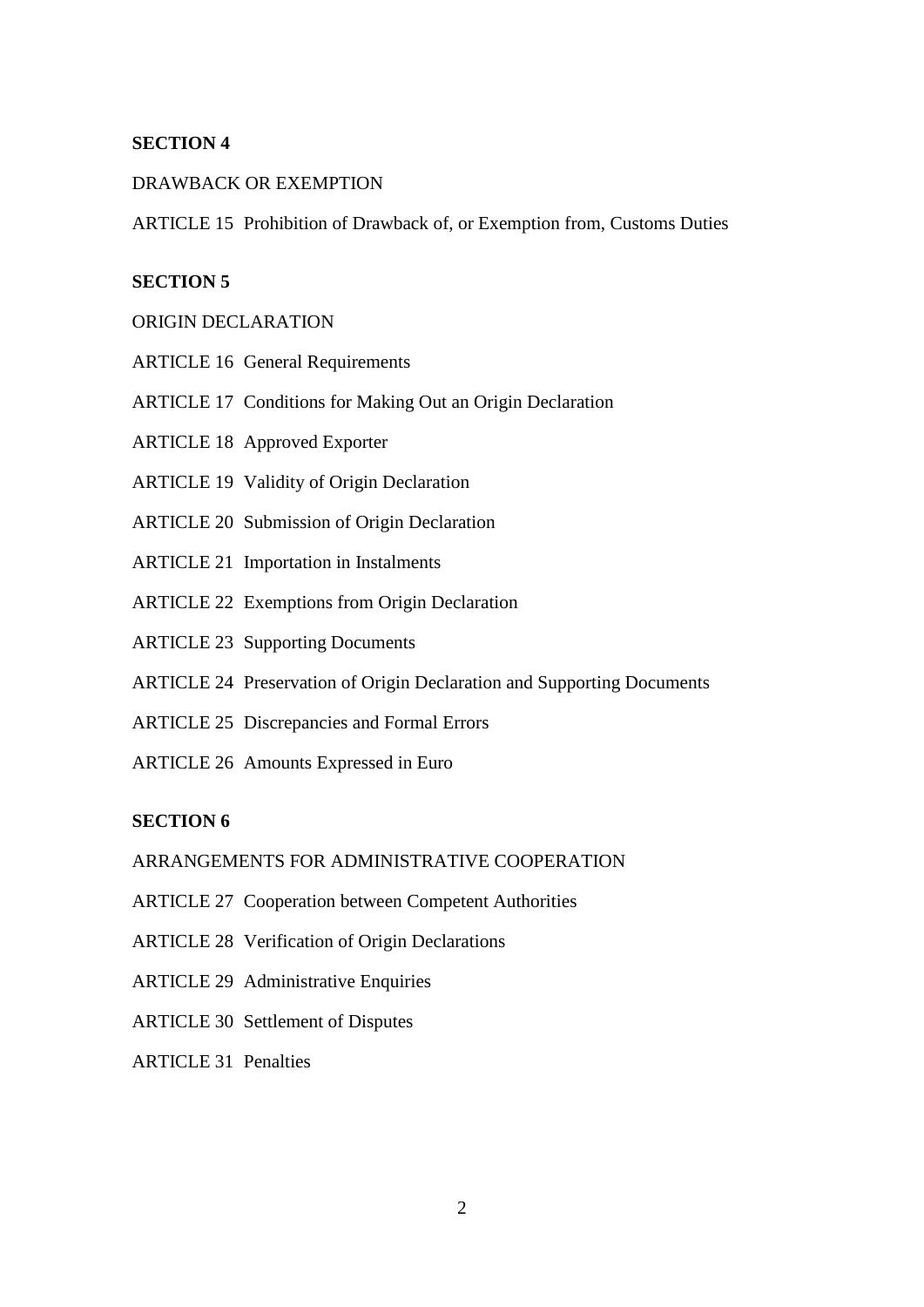**SECTION 4**

DRAWBACK OR EXEMPTION

ARTICLE 15 Prohibition of Drawback of, or Exemption from, Customs Duties

**SECTION 5**

ORIGIN DECLARATION

ARTICLE 16 General Requirements

ARTICLE 17 Conditions for Making Out an Origin Declaration

ARTICLE 18 Approved Exporter

ARTICLE 19 Validity of Origin Declaration

ARTICLE 20 Submission of Origin Declaration

ARTICLE 21 Importation in Instalments

ARTICLE 22 Exemptions from Origin Declaration

ARTICLE 23 Supporting Documents

ARTICLE 24 Preservation of Origin Declaration and Supporting Documents

ARTICLE 25 Discrepancies and Formal Errors

ARTICLE 26 Amounts Expressed in Euro

**SECTION 6**

ARRANGEMENTS FOR ADMINISTRATIVE COOPERATION

ARTICLE 27 Cooperation between Competent Authorities

ARTICLE 28 Verification of Origin Declarations

ARTICLE 29 Administrative Enquiries

ARTICLE 30 Settlement of Disputes

ARTICLE 31 Penalties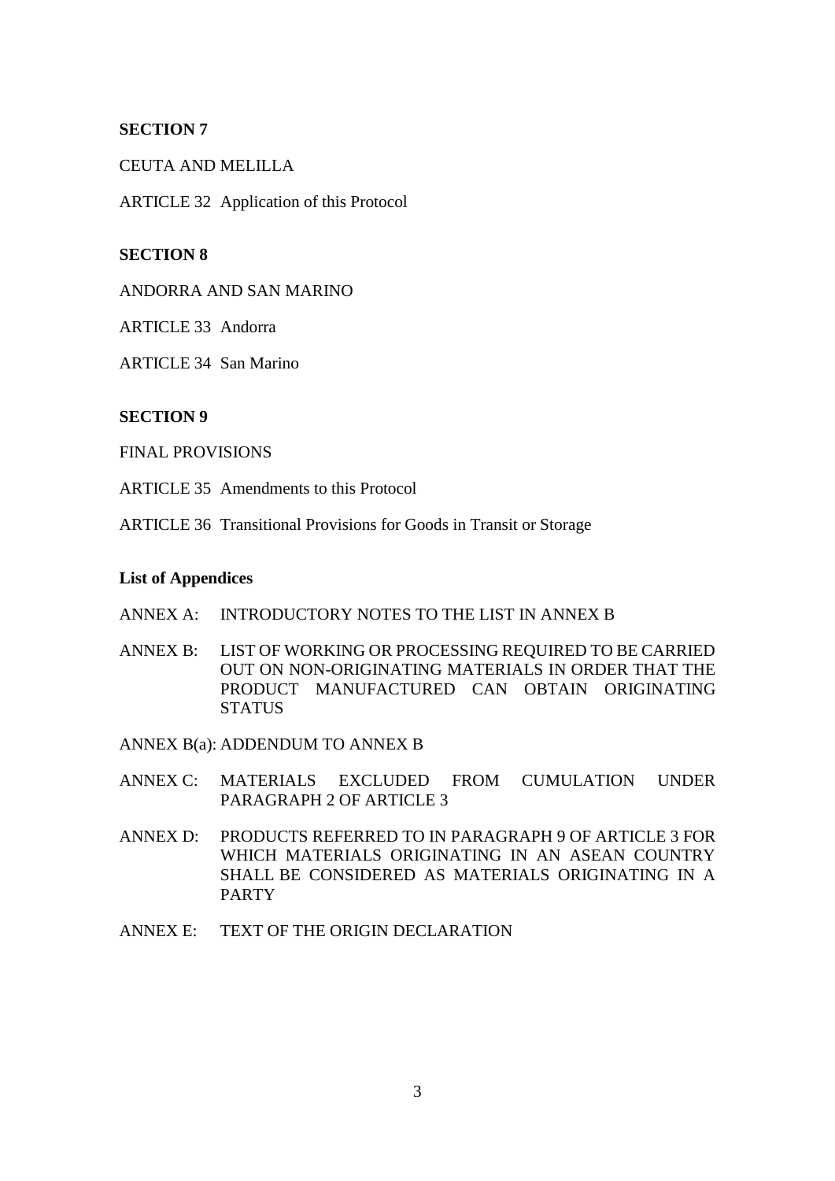**SECTION 7**

CEUTA AND MELILLA

ARTICLE 32 Application of this Protocol

**SECTION 8**

ANDORRA AND SAN MARINO

ARTICLE 33 Andorra

ARTICLE 34 San Marino

**SECTION 9**

FINAL PROVISIONS

ARTICLE 35 Amendments to this Protocol

ARTICLE 36 Transitional Provisions for Goods in Transit or Storage

**List of Appendices**

ANNEX A: INTRODUCTORY NOTES TO THE LIST IN ANNEX B

ANNEX B: LIST OF WORKING OR PROCESSING REQUIRED TO BE CARRIED OUT ON NON-ORIGINATING MATERIALS IN ORDER THAT THE PRODUCT MANUFACTURED CAN OBTAIN ORIGINATING STATUS

ANNEX B(a): ADDENDUM TO ANNEX B

ANNEX C: MATERIALS EXCLUDED FROM CUMULATION UNDER PARAGRAPH 2 OF ARTICLE 3

ANNEX D: PRODUCTS REFERRED TO IN PARAGRAPH 9 OF ARTICLE 3 FOR WHICH MATERIALS ORIGINATING IN AN ASEAN COUNTRY SHALL BE CONSIDERED AS MATERIALS ORIGINATING IN A PARTY

ANNEX E: TEXT OF THE ORIGIN DECLARATION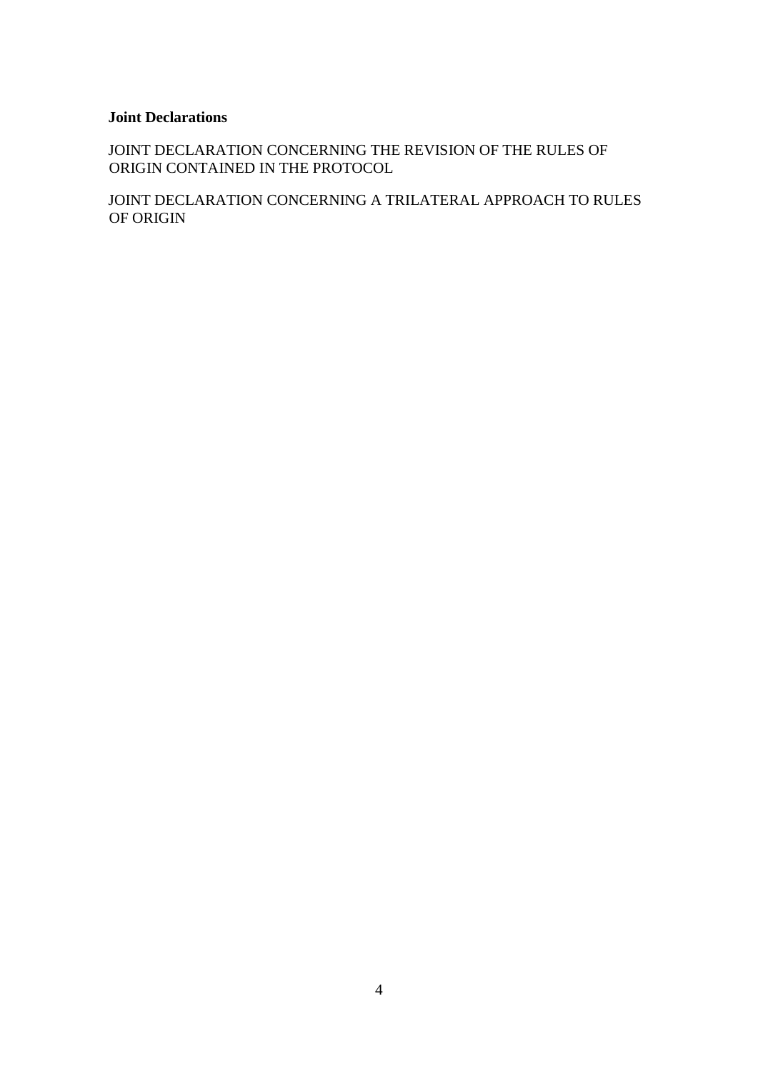**Joint Declarations**

JOINT DECLARATION CONCERNING THE REVISION OF THE RULES OF ORIGIN CONTAINED IN THE PROTOCOL

JOINT DECLARATION CONCERNING A TRILATERAL APPROACH TO RULES OF ORIGIN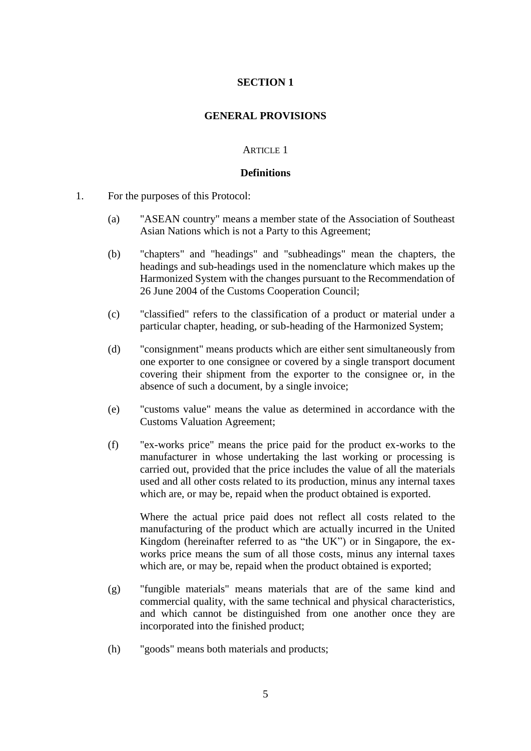## SECTION 1

## GENERAL PROVISIONS

### ARTICLE 1

### Definitions

1. For the purposes of this Protocol:

   (a) "ASEAN country" means a member state of the Association of Southeast Asian Nations which is not a Party to this Agreement;

   (b) "chapters" and "headings" and "subheadings" mean the chapters, the headings and sub-headings used in the nomenclature which makes up the Harmonized System with the changes pursuant to the Recommendation of 26 June 2004 of the Customs Cooperation Council;

   (c) "classified" refers to the classification of a product or material under a particular chapter, heading, or sub-heading of the Harmonized System;

   (d) "consignment" means products which are either sent simultaneously from one exporter to one consignee or covered by a single transport document covering their shipment from the exporter to the consignee or, in the absence of such a document, by a single invoice;

   (e) "customs value" means the value as determined in accordance with the Customs Valuation Agreement;

   (f) "ex-works price" means the price paid for the product ex-works to the manufacturer in whose undertaking the last working or processing is carried out, provided that the price includes the value of all the materials used and all other costs related to its production, minus any internal taxes which are, or may be, repaid when the product obtained is exported.

       Where the actual price paid does not reflect all costs related to the manufacturing of the product which are actually incurred in the United Kingdom (hereinafter referred to as "the UK") or in Singapore, the ex-works price means the sum of all those costs, minus any internal taxes which are, or may be, repaid when the product obtained is exported;

   (g) "fungible materials" means materials that are of the same kind and commercial quality, with the same technical and physical characteristics, and which cannot be distinguished from one another once they are incorporated into the finished product;

   (h) "goods" means both materials and products;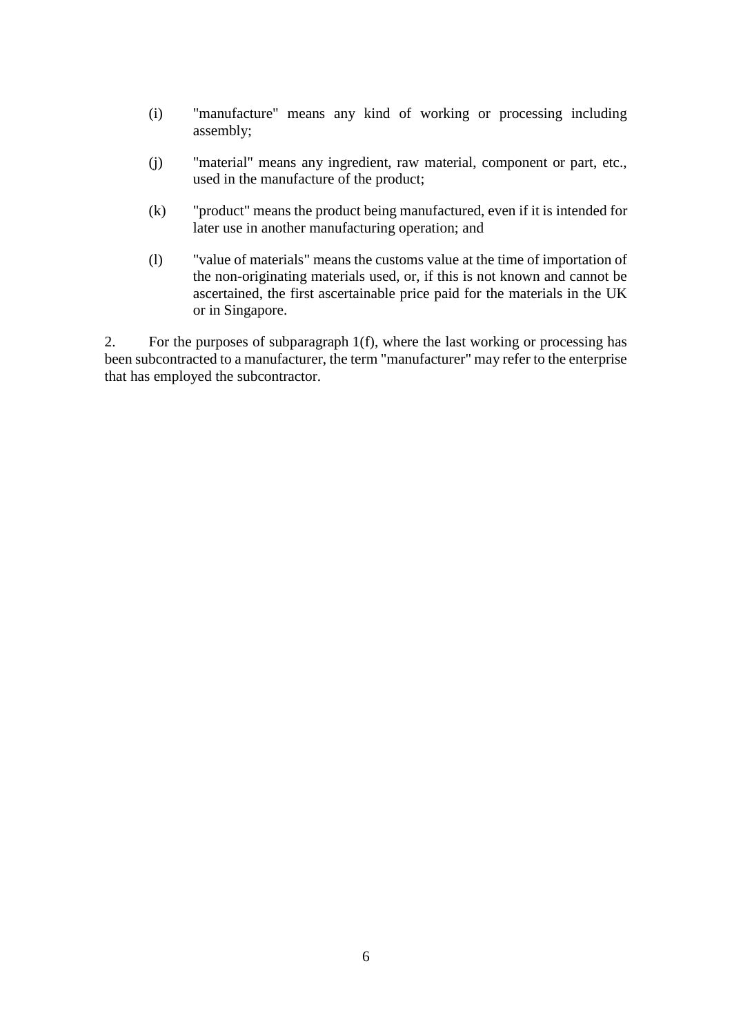(i) "manufacture" means any kind of working or processing including assembly;

(j) "material" means any ingredient, raw material, component or part, etc., used in the manufacture of the product;

(k) "product" means the product being manufactured, even if it is intended for later use in another manufacturing operation; and

(l) "value of materials" means the customs value at the time of importation of the non-originating materials used, or, if this is not known and cannot be ascertained, the first ascertainable price paid for the materials in the UK or in Singapore.

2. For the purposes of subparagraph 1(f), where the last working or processing has been subcontracted to a manufacturer, the term "manufacturer" may refer to the enterprise that has employed the subcontractor.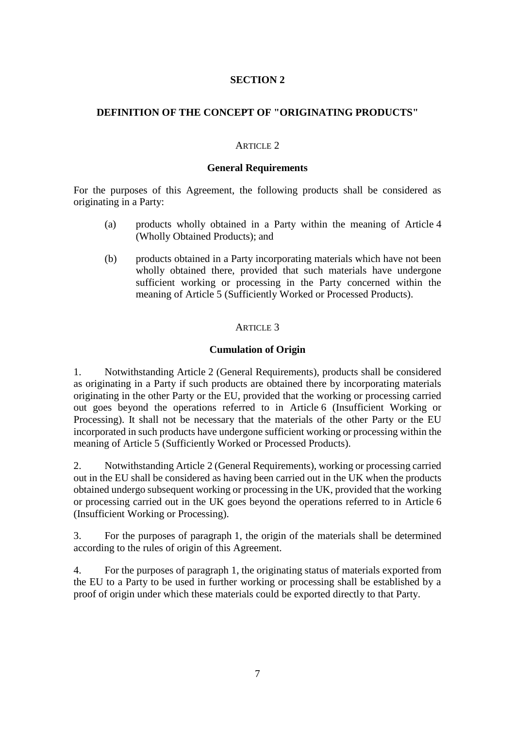## SECTION 2

## DEFINITION OF THE CONCEPT OF "ORIGINATING PRODUCTS"

### ARTICLE 2

### General Requirements

For the purposes of this Agreement, the following products shall be considered as originating in a Party:

(a) products wholly obtained in a Party within the meaning of Article 4 (Wholly Obtained Products); and

(b) products obtained in a Party incorporating materials which have not been wholly obtained there, provided that such materials have undergone sufficient working or processing in the Party concerned within the meaning of Article 5 (Sufficiently Worked or Processed Products).

### ARTICLE 3

### Cumulation of Origin

1. Notwithstanding Article 2 (General Requirements), products shall be considered as originating in a Party if such products are obtained there by incorporating materials originating in the other Party or the EU, provided that the working or processing carried out goes beyond the operations referred to in Article 6 (Insufficient Working or Processing). It shall not be necessary that the materials of the other Party or the EU incorporated in such products have undergone sufficient working or processing within the meaning of Article 5 (Sufficiently Worked or Processed Products).

2. Notwithstanding Article 2 (General Requirements), working or processing carried out in the EU shall be considered as having been carried out in the UK when the products obtained undergo subsequent working or processing in the UK, provided that the working or processing carried out in the UK goes beyond the operations referred to in Article 6 (Insufficient Working or Processing).

3. For the purposes of paragraph 1, the origin of the materials shall be determined according to the rules of origin of this Agreement.

4. For the purposes of paragraph 1, the originating status of materials exported from the EU to a Party to be used in further working or processing shall be established by a proof of origin under which these materials could be exported directly to that Party.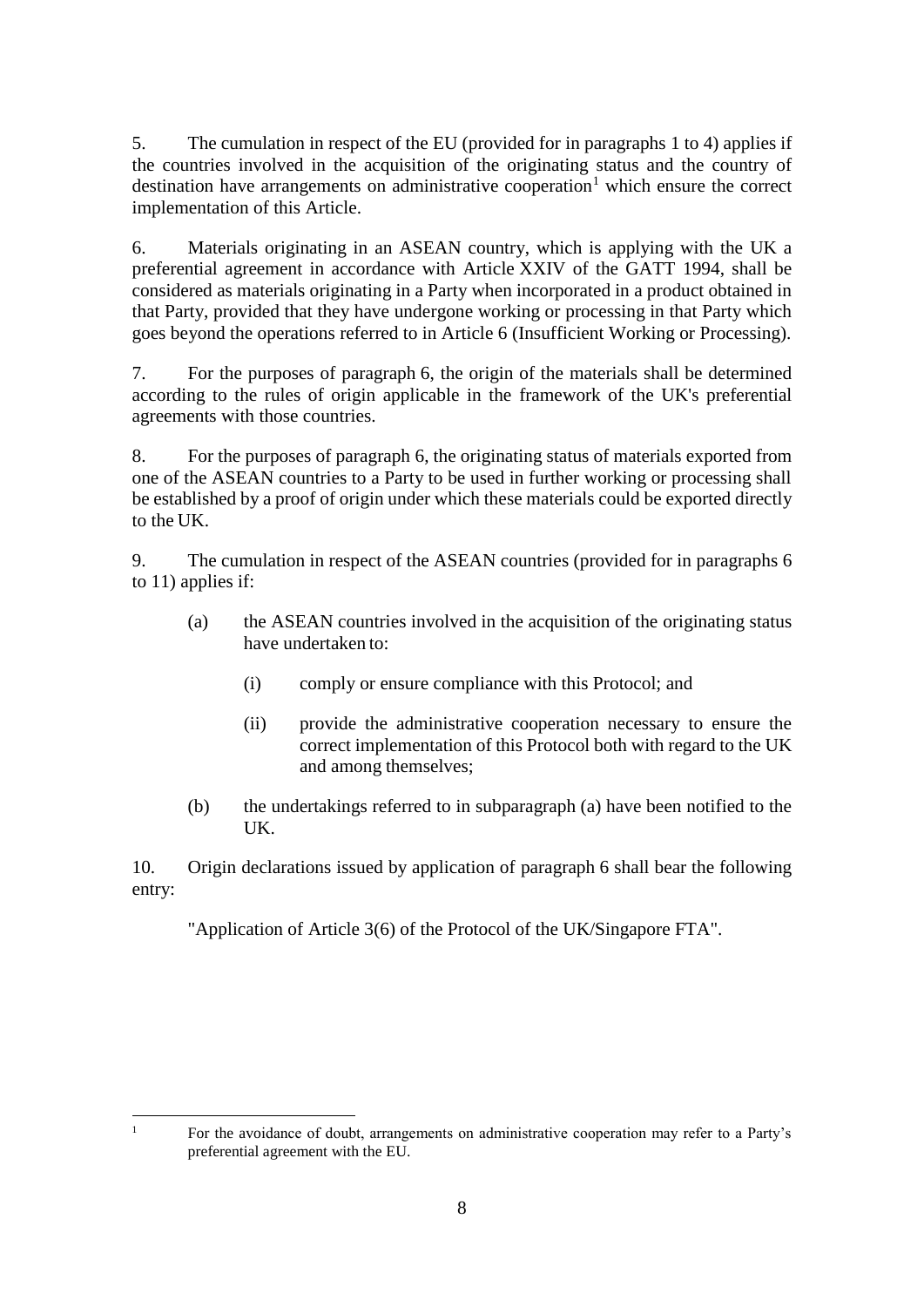5. The cumulation in respect of the EU (provided for in paragraphs 1 to 4) applies if the countries involved in the acquisition of the originating status and the country of destination have arrangements on administrative cooperation[1] which ensure the correct implementation of this Article.

6. Materials originating in an ASEAN country, which is applying with the UK a preferential agreement in accordance with Article XXIV of the GATT 1994, shall be considered as materials originating in a Party when incorporated in a product obtained in that Party, provided that they have undergone working or processing in that Party which goes beyond the operations referred to in Article 6 (Insufficient Working or Processing).

7. For the purposes of paragraph 6, the origin of the materials shall be determined according to the rules of origin applicable in the framework of the UK's preferential agreements with those countries.

8. For the purposes of paragraph 6, the originating status of materials exported from one of the ASEAN countries to a Party to be used in further working or processing shall be established by a proof of origin under which these materials could be exported directly to the UK.

9. The cumulation in respect of the ASEAN countries (provided for in paragraphs 6 to 11) applies if:

   (a) the ASEAN countries involved in the acquisition of the originating status have undertaken to:

      (i) comply or ensure compliance with this Protocol; and

      (ii) provide the administrative cooperation necessary to ensure the correct implementation of this Protocol both with regard to the UK and among themselves;

   (b) the undertakings referred to in subparagraph (a) have been notified to the UK.

10. Origin declarations issued by application of paragraph 6 shall bear the following entry:

"Application of Article 3(6) of the Protocol of the UK/Singapore FTA".

---

[1] For the avoidance of doubt, arrangements on administrative cooperation may refer to a Party's preferential agreement with the EU.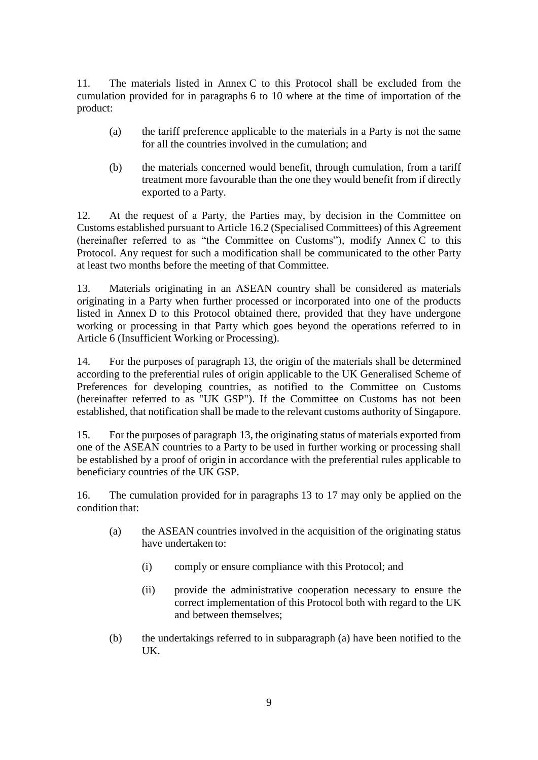11. The materials listed in Annex C to this Protocol shall be excluded from the cumulation provided for in paragraphs 6 to 10 where at the time of importation of the product:

(a) the tariff preference applicable to the materials in a Party is not the same for all the countries involved in the cumulation; and

(b) the materials concerned would benefit, through cumulation, from a tariff treatment more favourable than the one they would benefit from if directly exported to a Party.

12. At the request of a Party, the Parties may, by decision in the Committee on Customs established pursuant to Article 16.2 (Specialised Committees) of this Agreement (hereinafter referred to as "the Committee on Customs"), modify Annex C to this Protocol. Any request for such a modification shall be communicated to the other Party at least two months before the meeting of that Committee.

13. Materials originating in an ASEAN country shall be considered as materials originating in a Party when further processed or incorporated into one of the products listed in Annex D to this Protocol obtained there, provided that they have undergone working or processing in that Party which goes beyond the operations referred to in Article 6 (Insufficient Working or Processing).

14. For the purposes of paragraph 13, the origin of the materials shall be determined according to the preferential rules of origin applicable to the UK Generalised Scheme of Preferences for developing countries, as notified to the Committee on Customs (hereinafter referred to as "UK GSP"). If the Committee on Customs has not been established, that notification shall be made to the relevant customs authority of Singapore.

15. For the purposes of paragraph 13, the originating status of materials exported from one of the ASEAN countries to a Party to be used in further working or processing shall be established by a proof of origin in accordance with the preferential rules applicable to beneficiary countries of the UK GSP.

16. The cumulation provided for in paragraphs 13 to 17 may only be applied on the condition that:

(a) the ASEAN countries involved in the acquisition of the originating status have undertaken to:

  (i) comply or ensure compliance with this Protocol; and

  (ii) provide the administrative cooperation necessary to ensure the correct implementation of this Protocol both with regard to the UK and between themselves;

(b) the undertakings referred to in subparagraph (a) have been notified to the UK.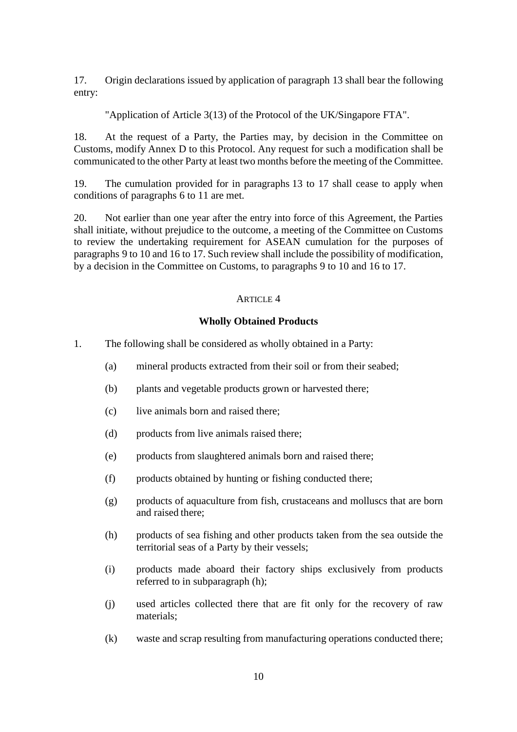17. Origin declarations issued by application of paragraph 13 shall bear the following entry:

"Application of Article 3(13) of the Protocol of the UK/Singapore FTA".

18. At the request of a Party, the Parties may, by decision in the Committee on Customs, modify Annex D to this Protocol. Any request for such a modification shall be communicated to the other Party at least two months before the meeting of the Committee.

19. The cumulation provided for in paragraphs 13 to 17 shall cease to apply when conditions of paragraphs 6 to 11 are met.

20. Not earlier than one year after the entry into force of this Agreement, the Parties shall initiate, without prejudice to the outcome, a meeting of the Committee on Customs to review the undertaking requirement for ASEAN cumulation for the purposes of paragraphs 9 to 10 and 16 to 17. Such review shall include the possibility of modification, by a decision in the Committee on Customs, to paragraphs 9 to 10 and 16 to 17.

ARTICLE 4

**Wholly Obtained Products**

1. The following shall be considered as wholly obtained in a Party:

(a) mineral products extracted from their soil or from their seabed;

(b) plants and vegetable products grown or harvested there;

(c) live animals born and raised there;

(d) products from live animals raised there;

(e) products from slaughtered animals born and raised there;

(f) products obtained by hunting or fishing conducted there;

(g) products of aquaculture from fish, crustaceans and molluscs that are born and raised there;

(h) products of sea fishing and other products taken from the sea outside the territorial seas of a Party by their vessels;

(i) products made aboard their factory ships exclusively from products referred to in subparagraph (h);

(j) used articles collected there that are fit only for the recovery of raw materials;

(k) waste and scrap resulting from manufacturing operations conducted there;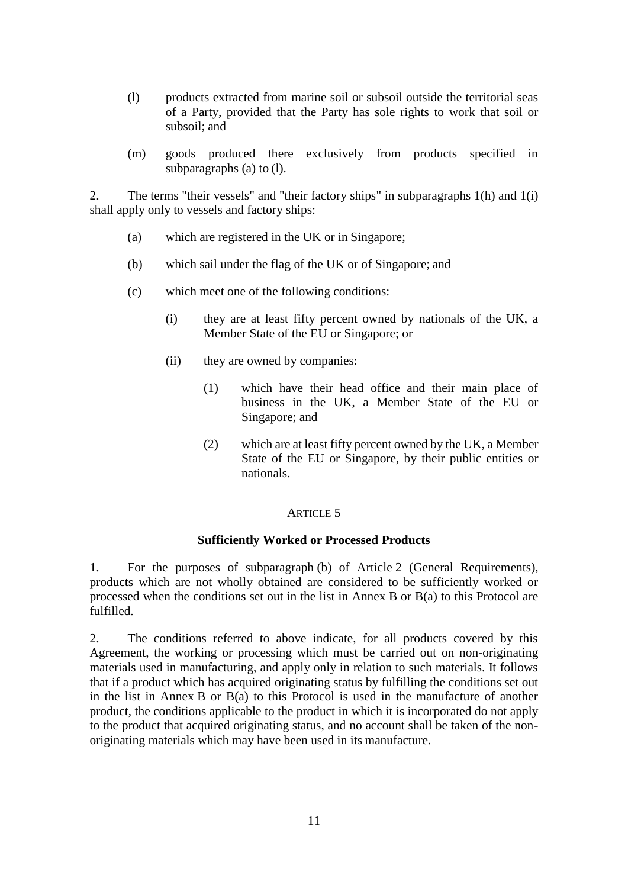(l) products extracted from marine soil or subsoil outside the territorial seas of a Party, provided that the Party has sole rights to work that soil or subsoil; and

(m) goods produced there exclusively from products specified in subparagraphs (a) to (l).

2. The terms "their vessels" and "their factory ships" in subparagraphs 1(h) and 1(i) shall apply only to vessels and factory ships:

(a) which are registered in the UK or in Singapore;

(b) which sail under the flag of the UK or of Singapore; and

(c) which meet one of the following conditions:

(i) they are at least fifty percent owned by nationals of the UK, a Member State of the EU or Singapore; or

(ii) they are owned by companies:

(1) which have their head office and their main place of business in the UK, a Member State of the EU or Singapore; and

(2) which are at least fifty percent owned by the UK, a Member State of the EU or Singapore, by their public entities or nationals.

ARTICLE 5

**Sufficiently Worked or Processed Products**

1. For the purposes of subparagraph (b) of Article 2 (General Requirements), products which are not wholly obtained are considered to be sufficiently worked or processed when the conditions set out in the list in Annex B or B(a) to this Protocol are fulfilled.

2. The conditions referred to above indicate, for all products covered by this Agreement, the working or processing which must be carried out on non-originating materials used in manufacturing, and apply only in relation to such materials. It follows that if a product which has acquired originating status by fulfilling the conditions set out in the list in Annex B or B(a) to this Protocol is used in the manufacture of another product, the conditions applicable to the product in which it is incorporated do not apply to the product that acquired originating status, and no account shall be taken of the non-originating materials which may have been used in its manufacture.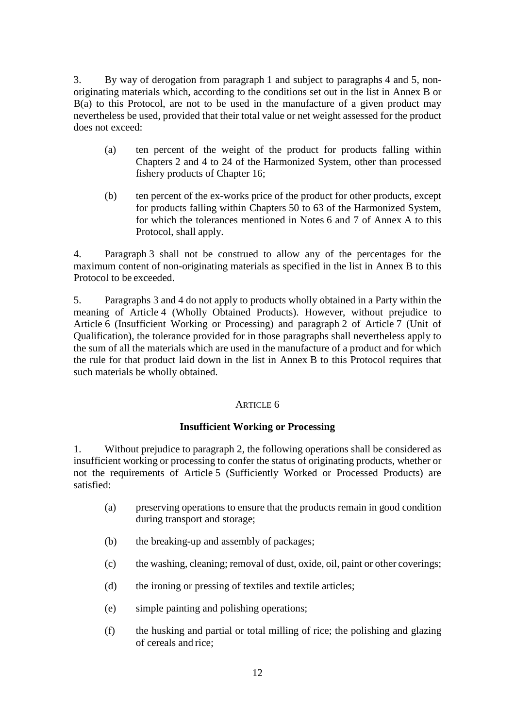3. By way of derogation from paragraph 1 and subject to paragraphs 4 and 5, non-originating materials which, according to the conditions set out in the list in Annex B or B(a) to this Protocol, are not to be used in the manufacture of a given product may nevertheless be used, provided that their total value or net weight assessed for the product does not exceed:

(a) ten percent of the weight of the product for products falling within Chapters 2 and 4 to 24 of the Harmonized System, other than processed fishery products of Chapter 16;

(b) ten percent of the ex-works price of the product for other products, except for products falling within Chapters 50 to 63 of the Harmonized System, for which the tolerances mentioned in Notes 6 and 7 of Annex A to this Protocol, shall apply.

4. Paragraph 3 shall not be construed to allow any of the percentages for the maximum content of non-originating materials as specified in the list in Annex B to this Protocol to be exceeded.

5. Paragraphs 3 and 4 do not apply to products wholly obtained in a Party within the meaning of Article 4 (Wholly Obtained Products). However, without prejudice to Article 6 (Insufficient Working or Processing) and paragraph 2 of Article 7 (Unit of Qualification), the tolerance provided for in those paragraphs shall nevertheless apply to the sum of all the materials which are used in the manufacture of a product and for which the rule for that product laid down in the list in Annex B to this Protocol requires that such materials be wholly obtained.

## ARTICLE 6

### Insufficient Working or Processing

1. Without prejudice to paragraph 2, the following operations shall be considered as insufficient working or processing to confer the status of originating products, whether or not the requirements of Article 5 (Sufficiently Worked or Processed Products) are satisfied:

(a) preserving operations to ensure that the products remain in good condition during transport and storage;

(b) the breaking-up and assembly of packages;

(c) the washing, cleaning; removal of dust, oxide, oil, paint or other coverings;

(d) the ironing or pressing of textiles and textile articles;

(e) simple painting and polishing operations;

(f) the husking and partial or total milling of rice; the polishing and glazing of cereals and rice;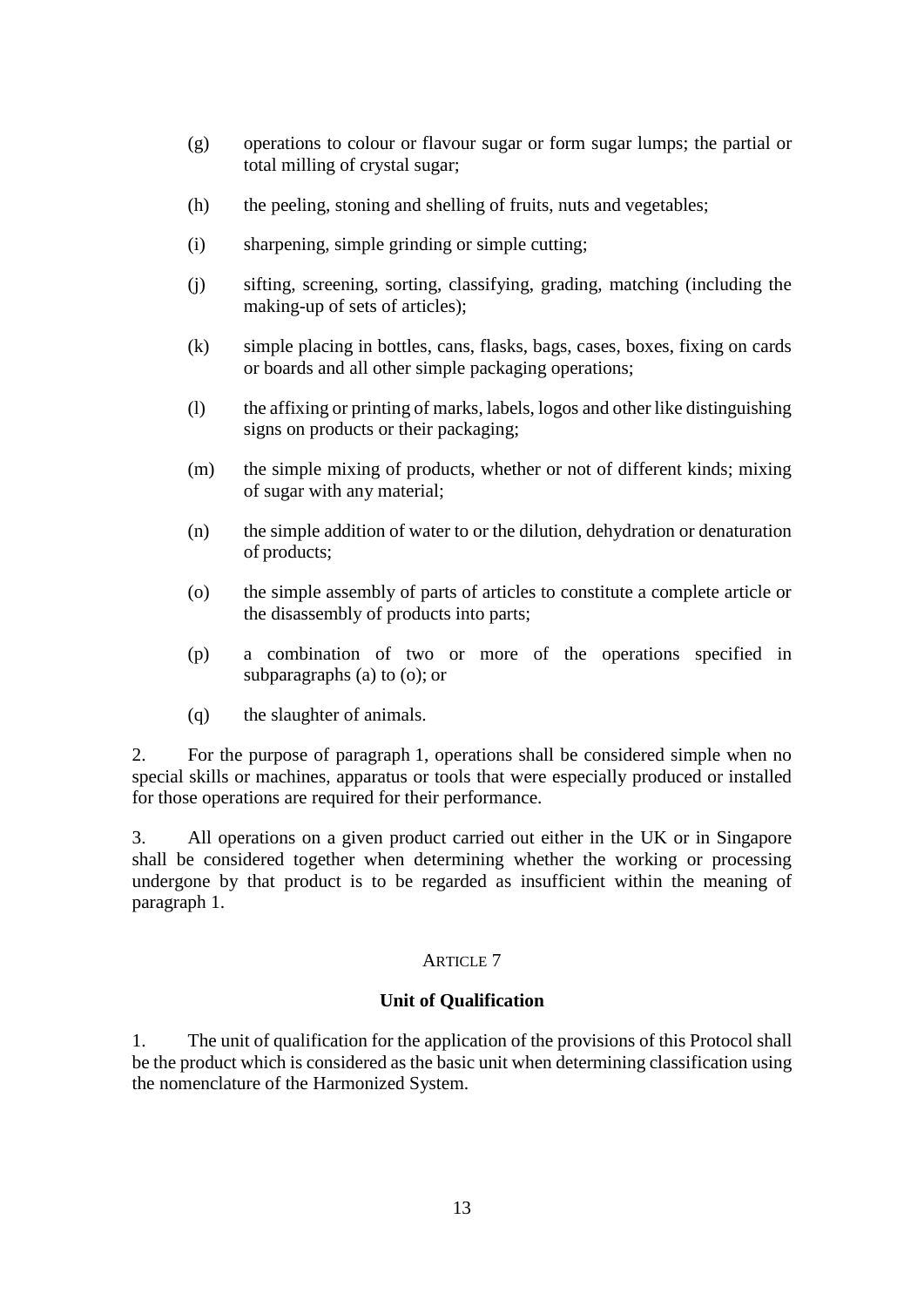(g) operations to colour or flavour sugar or form sugar lumps; the partial or total milling of crystal sugar;

(h) the peeling, stoning and shelling of fruits, nuts and vegetables;

(i) sharpening, simple grinding or simple cutting;

(j) sifting, screening, sorting, classifying, grading, matching (including the making-up of sets of articles);

(k) simple placing in bottles, cans, flasks, bags, cases, boxes, fixing on cards or boards and all other simple packaging operations;

(l) the affixing or printing of marks, labels, logos and other like distinguishing signs on products or their packaging;

(m) the simple mixing of products, whether or not of different kinds; mixing of sugar with any material;

(n) the simple addition of water to or the dilution, dehydration or denaturation of products;

(o) the simple assembly of parts of articles to constitute a complete article or the disassembly of products into parts;

(p) a combination of two or more of the operations specified in subparagraphs (a) to (o); or

(q) the slaughter of animals.

2. For the purpose of paragraph 1, operations shall be considered simple when no special skills or machines, apparatus or tools that were especially produced or installed for those operations are required for their performance.

3. All operations on a given product carried out either in the UK or in Singapore shall be considered together when determining whether the working or processing undergone by that product is to be regarded as insufficient within the meaning of paragraph 1.

ARTICLE 7

**Unit of Qualification**

1. The unit of qualification for the application of the provisions of this Protocol shall be the product which is considered as the basic unit when determining classification using the nomenclature of the Harmonized System.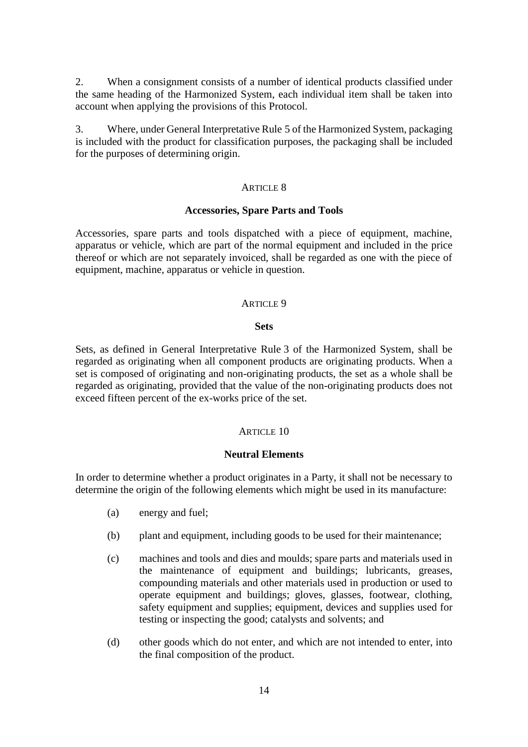2. When a consignment consists of a number of identical products classified under the same heading of the Harmonized System, each individual item shall be taken into account when applying the provisions of this Protocol.

3. Where, under General Interpretative Rule 5 of the Harmonized System, packaging is included with the product for classification purposes, the packaging shall be included for the purposes of determining origin.

ARTICLE 8

**Accessories, Spare Parts and Tools**

Accessories, spare parts and tools dispatched with a piece of equipment, machine, apparatus or vehicle, which are part of the normal equipment and included in the price thereof or which are not separately invoiced, shall be regarded as one with the piece of equipment, machine, apparatus or vehicle in question.

ARTICLE 9

**Sets**

Sets, as defined in General Interpretative Rule 3 of the Harmonized System, shall be regarded as originating when all component products are originating products. When a set is composed of originating and non-originating products, the set as a whole shall be regarded as originating, provided that the value of the non-originating products does not exceed fifteen percent of the ex-works price of the set.

ARTICLE 10

**Neutral Elements**

In order to determine whether a product originates in a Party, it shall not be necessary to determine the origin of the following elements which might be used in its manufacture:

(a) energy and fuel;

(b) plant and equipment, including goods to be used for their maintenance;

(c) machines and tools and dies and moulds; spare parts and materials used in the maintenance of equipment and buildings; lubricants, greases, compounding materials and other materials used in production or used to operate equipment and buildings; gloves, glasses, footwear, clothing, safety equipment and supplies; equipment, devices and supplies used for testing or inspecting the good; catalysts and solvents; and

(d) other goods which do not enter, and which are not intended to enter, into the final composition of the product.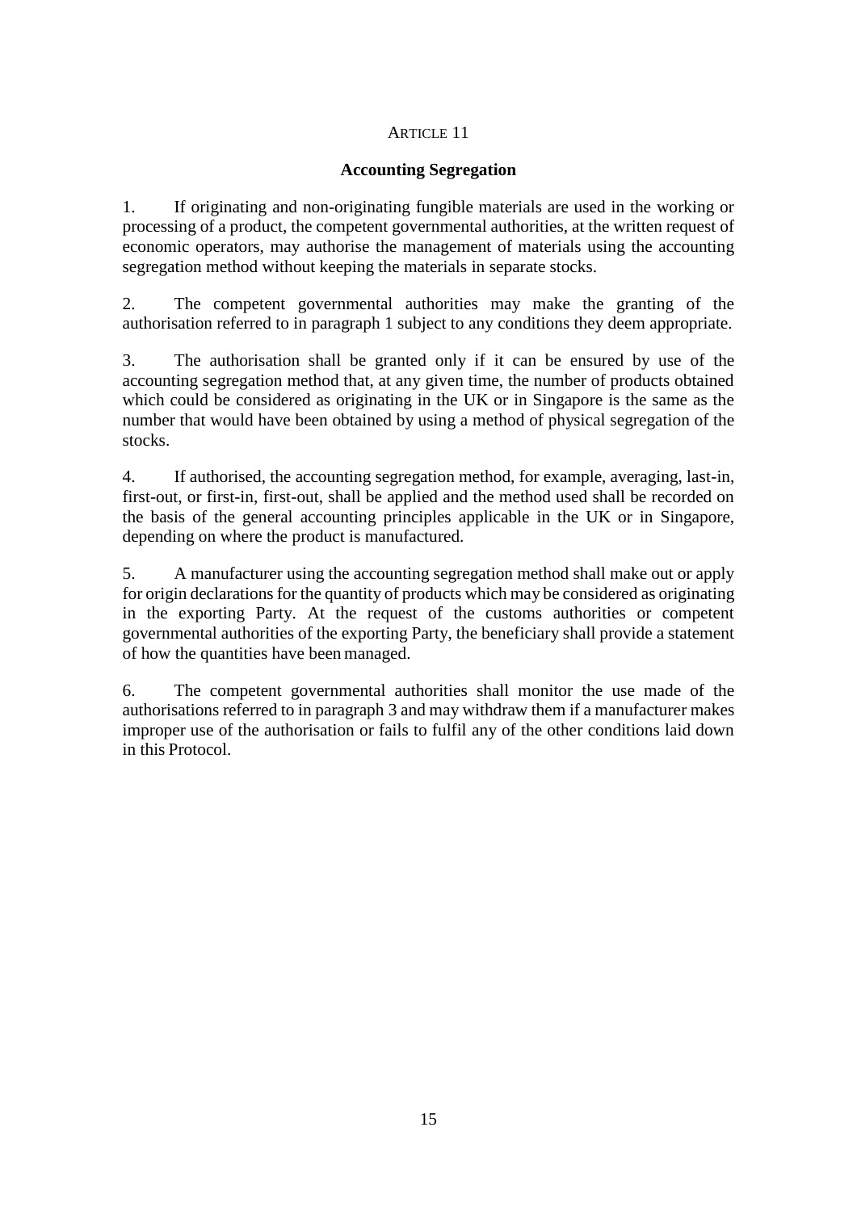ARTICLE 11

**Accounting Segregation**

1. If originating and non-originating fungible materials are used in the working or processing of a product, the competent governmental authorities, at the written request of economic operators, may authorise the management of materials using the accounting segregation method without keeping the materials in separate stocks.

2. The competent governmental authorities may make the granting of the authorisation referred to in paragraph 1 subject to any conditions they deem appropriate.

3. The authorisation shall be granted only if it can be ensured by use of the accounting segregation method that, at any given time, the number of products obtained which could be considered as originating in the UK or in Singapore is the same as the number that would have been obtained by using a method of physical segregation of the stocks.

4. If authorised, the accounting segregation method, for example, averaging, last-in, first-out, or first-in, first-out, shall be applied and the method used shall be recorded on the basis of the general accounting principles applicable in the UK or in Singapore, depending on where the product is manufactured.

5. A manufacturer using the accounting segregation method shall make out or apply for origin declarations for the quantity of products which may be considered as originating in the exporting Party. At the request of the customs authorities or competent governmental authorities of the exporting Party, the beneficiary shall provide a statement of how the quantities have been managed.

6. The competent governmental authorities shall monitor the use made of the authorisations referred to in paragraph 3 and may withdraw them if a manufacturer makes improper use of the authorisation or fails to fulfil any of the other conditions laid down in this Protocol.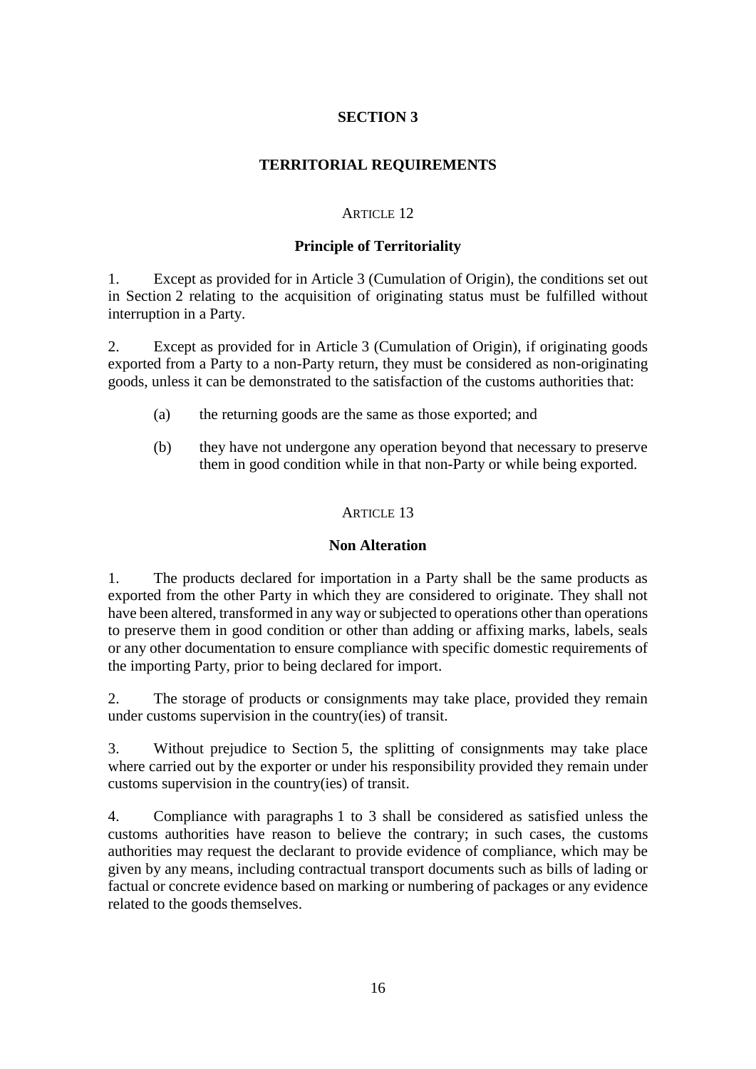## SECTION 3

## TERRITORIAL REQUIREMENTS

### ARTICLE 12

### Principle of Territoriality

1. Except as provided for in Article 3 (Cumulation of Origin), the conditions set out in Section 2 relating to the acquisition of originating status must be fulfilled without interruption in a Party.

2. Except as provided for in Article 3 (Cumulation of Origin), if originating goods exported from a Party to a non-Party return, they must be considered as non-originating goods, unless it can be demonstrated to the satisfaction of the customs authorities that:

   (a) the returning goods are the same as those exported; and

   (b) they have not undergone any operation beyond that necessary to preserve them in good condition while in that non-Party or while being exported.

### ARTICLE 13

### Non Alteration

1. The products declared for importation in a Party shall be the same products as exported from the other Party in which they are considered to originate. They shall not have been altered, transformed in any way or subjected to operations other than operations to preserve them in good condition or other than adding or affixing marks, labels, seals or any other documentation to ensure compliance with specific domestic requirements of the importing Party, prior to being declared for import.

2. The storage of products or consignments may take place, provided they remain under customs supervision in the country(ies) of transit.

3. Without prejudice to Section 5, the splitting of consignments may take place where carried out by the exporter or under his responsibility provided they remain under customs supervision in the country(ies) of transit.

4. Compliance with paragraphs 1 to 3 shall be considered as satisfied unless the customs authorities have reason to believe the contrary; in such cases, the customs authorities may request the declarant to provide evidence of compliance, which may be given by any means, including contractual transport documents such as bills of lading or factual or concrete evidence based on marking or numbering of packages or any evidence related to the goods themselves.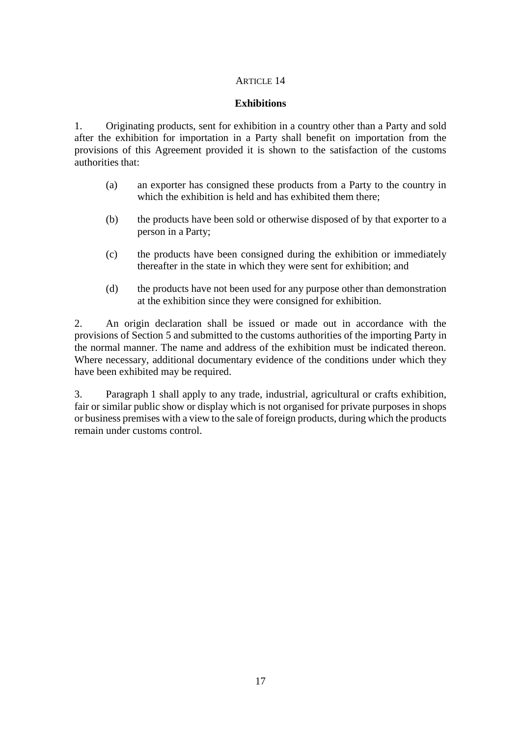ARTICLE 14

**Exhibitions**

1. Originating products, sent for exhibition in a country other than a Party and sold after the exhibition for importation in a Party shall benefit on importation from the provisions of this Agreement provided it is shown to the satisfaction of the customs authorities that:

(a) an exporter has consigned these products from a Party to the country in which the exhibition is held and has exhibited them there;

(b) the products have been sold or otherwise disposed of by that exporter to a person in a Party;

(c) the products have been consigned during the exhibition or immediately thereafter in the state in which they were sent for exhibition; and

(d) the products have not been used for any purpose other than demonstration at the exhibition since they were consigned for exhibition.

2. An origin declaration shall be issued or made out in accordance with the provisions of Section 5 and submitted to the customs authorities of the importing Party in the normal manner. The name and address of the exhibition must be indicated thereon. Where necessary, additional documentary evidence of the conditions under which they have been exhibited may be required.

3. Paragraph 1 shall apply to any trade, industrial, agricultural or crafts exhibition, fair or similar public show or display which is not organised for private purposes in shops or business premises with a view to the sale of foreign products, during which the products remain under customs control.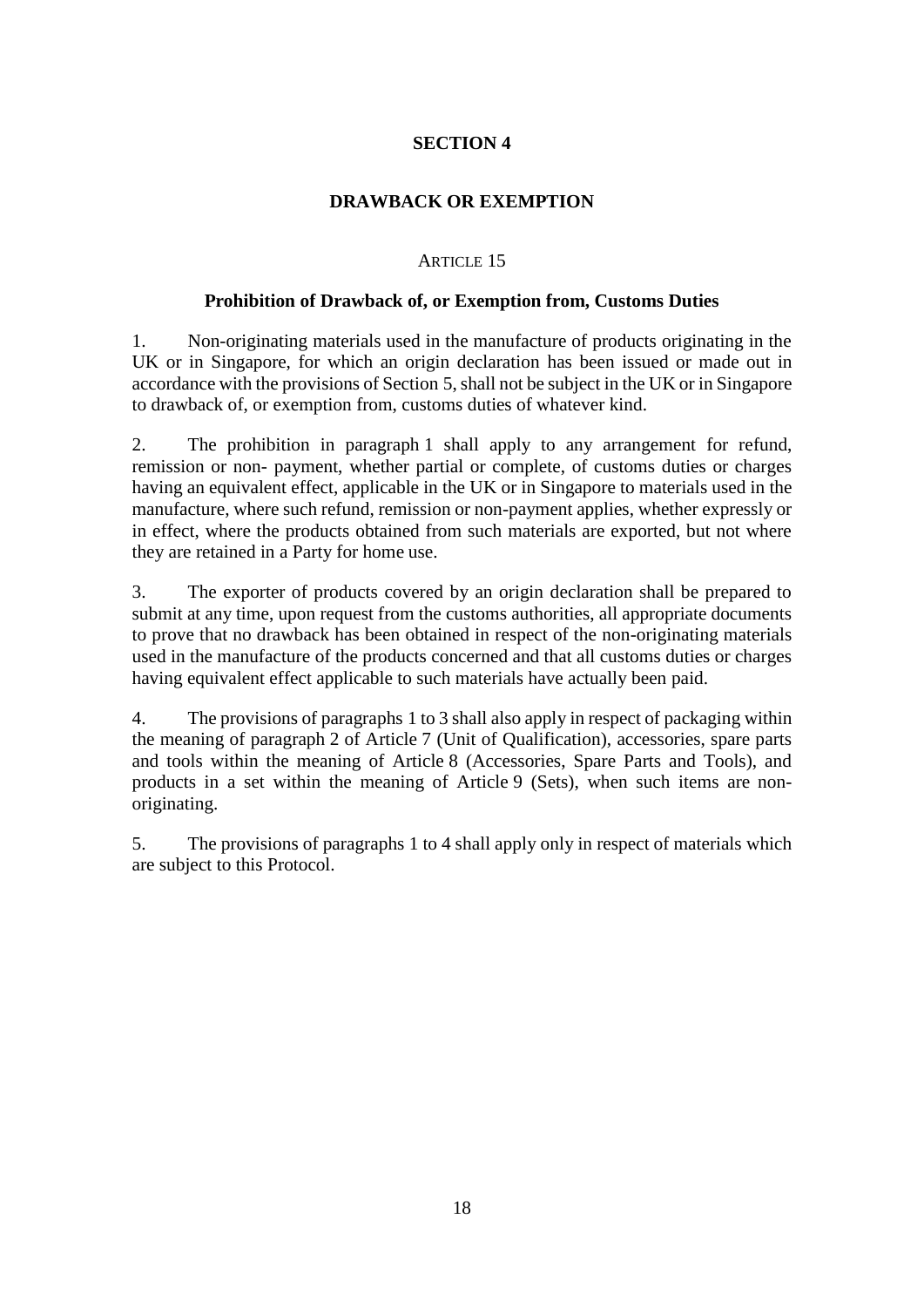## SECTION 4

## DRAWBACK OR EXEMPTION

### ARTICLE 15

### Prohibition of Drawback of, or Exemption from, Customs Duties

1. Non-originating materials used in the manufacture of products originating in the UK or in Singapore, for which an origin declaration has been issued or made out in accordance with the provisions of Section 5, shall not be subject in the UK or in Singapore to drawback of, or exemption from, customs duties of whatever kind.

2. The prohibition in paragraph 1 shall apply to any arrangement for refund, remission or non- payment, whether partial or complete, of customs duties or charges having an equivalent effect, applicable in the UK or in Singapore to materials used in the manufacture, where such refund, remission or non-payment applies, whether expressly or in effect, where the products obtained from such materials are exported, but not where they are retained in a Party for home use.

3. The exporter of products covered by an origin declaration shall be prepared to submit at any time, upon request from the customs authorities, all appropriate documents to prove that no drawback has been obtained in respect of the non-originating materials used in the manufacture of the products concerned and that all customs duties or charges having equivalent effect applicable to such materials have actually been paid.

4. The provisions of paragraphs 1 to 3 shall also apply in respect of packaging within the meaning of paragraph 2 of Article 7 (Unit of Qualification), accessories, spare parts and tools within the meaning of Article 8 (Accessories, Spare Parts and Tools), and products in a set within the meaning of Article 9 (Sets), when such items are non-originating.

5. The provisions of paragraphs 1 to 4 shall apply only in respect of materials which are subject to this Protocol.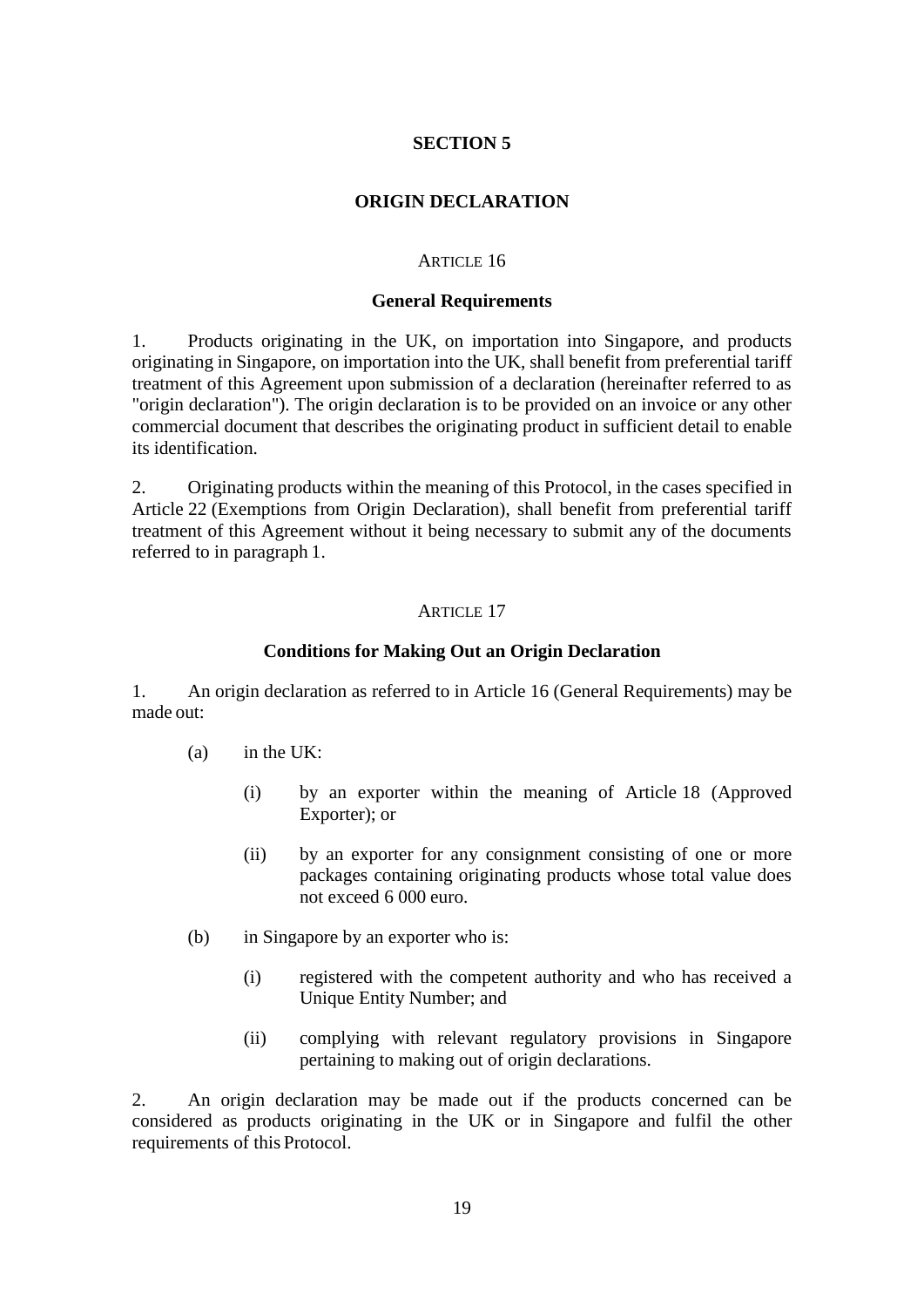## SECTION 5

## ORIGIN DECLARATION

ARTICLE 16

**General Requirements**

1. Products originating in the UK, on importation into Singapore, and products originating in Singapore, on importation into the UK, shall benefit from preferential tariff treatment of this Agreement upon submission of a declaration (hereinafter referred to as "origin declaration"). The origin declaration is to be provided on an invoice or any other commercial document that describes the originating product in sufficient detail to enable its identification.

2. Originating products within the meaning of this Protocol, in the cases specified in Article 22 (Exemptions from Origin Declaration), shall benefit from preferential tariff treatment of this Agreement without it being necessary to submit any of the documents referred to in paragraph 1.

ARTICLE 17

**Conditions for Making Out an Origin Declaration**

1. An origin declaration as referred to in Article 16 (General Requirements) may be made out:

(a) in the UK:

(i) by an exporter within the meaning of Article 18 (Approved Exporter); or

(ii) by an exporter for any consignment consisting of one or more packages containing originating products whose total value does not exceed 6 000 euro.

(b) in Singapore by an exporter who is:

(i) registered with the competent authority and who has received a Unique Entity Number; and

(ii) complying with relevant regulatory provisions in Singapore pertaining to making out of origin declarations.

2. An origin declaration may be made out if the products concerned can be considered as products originating in the UK or in Singapore and fulfil the other requirements of this Protocol.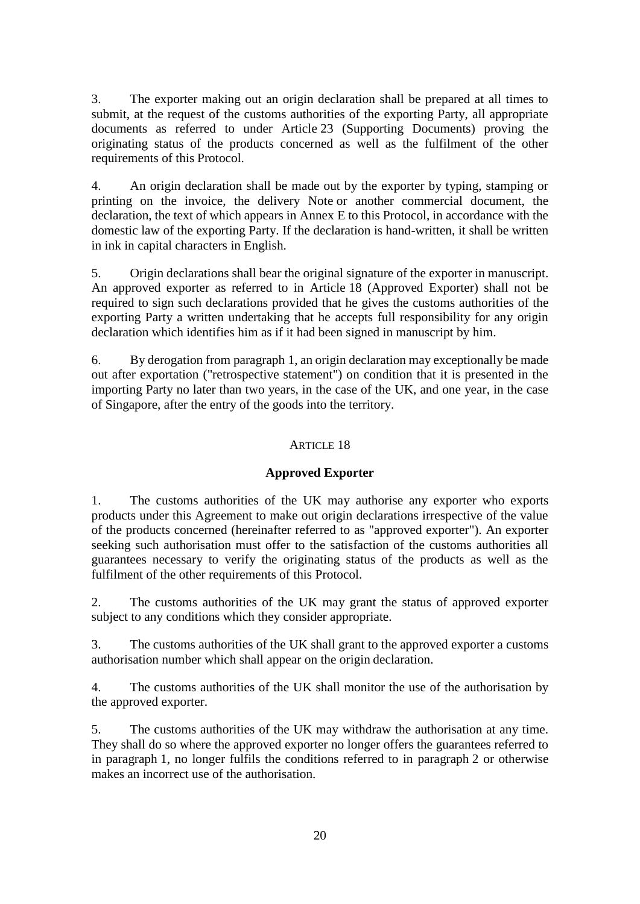3. The exporter making out an origin declaration shall be prepared at all times to submit, at the request of the customs authorities of the exporting Party, all appropriate documents as referred to under Article 23 (Supporting Documents) proving the originating status of the products concerned as well as the fulfilment of the other requirements of this Protocol.

4. An origin declaration shall be made out by the exporter by typing, stamping or printing on the invoice, the delivery Note or another commercial document, the declaration, the text of which appears in Annex E to this Protocol, in accordance with the domestic law of the exporting Party. If the declaration is hand-written, it shall be written in ink in capital characters in English.

5. Origin declarations shall bear the original signature of the exporter in manuscript. An approved exporter as referred to in Article 18 (Approved Exporter) shall not be required to sign such declarations provided that he gives the customs authorities of the exporting Party a written undertaking that he accepts full responsibility for any origin declaration which identifies him as if it had been signed in manuscript by him.

6. By derogation from paragraph 1, an origin declaration may exceptionally be made out after exportation ("retrospective statement") on condition that it is presented in the importing Party no later than two years, in the case of the UK, and one year, in the case of Singapore, after the entry of the goods into the territory.

ARTICLE 18

**Approved Exporter**

1. The customs authorities of the UK may authorise any exporter who exports products under this Agreement to make out origin declarations irrespective of the value of the products concerned (hereinafter referred to as "approved exporter"). An exporter seeking such authorisation must offer to the satisfaction of the customs authorities all guarantees necessary to verify the originating status of the products as well as the fulfilment of the other requirements of this Protocol.

2. The customs authorities of the UK may grant the status of approved exporter subject to any conditions which they consider appropriate.

3. The customs authorities of the UK shall grant to the approved exporter a customs authorisation number which shall appear on the origin declaration.

4. The customs authorities of the UK shall monitor the use of the authorisation by the approved exporter.

5. The customs authorities of the UK may withdraw the authorisation at any time. They shall do so where the approved exporter no longer offers the guarantees referred to in paragraph 1, no longer fulfils the conditions referred to in paragraph 2 or otherwise makes an incorrect use of the authorisation.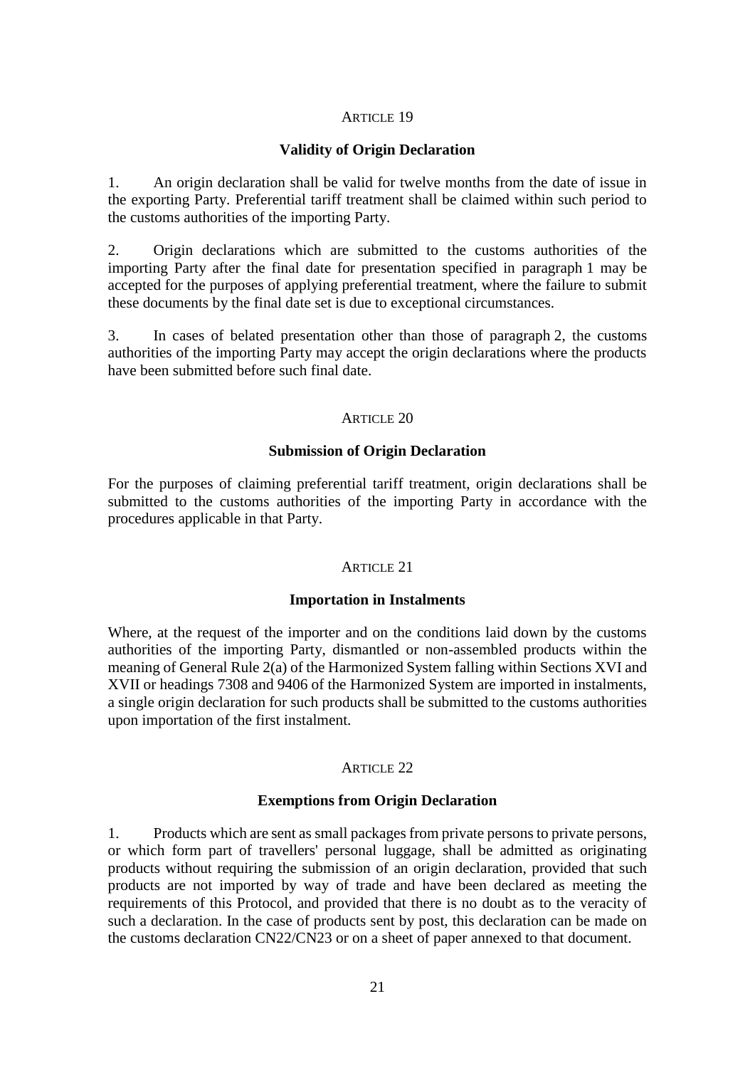### ARTICLE 19

### Validity of Origin Declaration

1. An origin declaration shall be valid for twelve months from the date of issue in the exporting Party. Preferential tariff treatment shall be claimed within such period to the customs authorities of the importing Party.

2. Origin declarations which are submitted to the customs authorities of the importing Party after the final date for presentation specified in paragraph 1 may be accepted for the purposes of applying preferential treatment, where the failure to submit these documents by the final date set is due to exceptional circumstances.

3. In cases of belated presentation other than those of paragraph 2, the customs authorities of the importing Party may accept the origin declarations where the products have been submitted before such final date.

### ARTICLE 20

### Submission of Origin Declaration

For the purposes of claiming preferential tariff treatment, origin declarations shall be submitted to the customs authorities of the importing Party in accordance with the procedures applicable in that Party.

### ARTICLE 21

### Importation in Instalments

Where, at the request of the importer and on the conditions laid down by the customs authorities of the importing Party, dismantled or non-assembled products within the meaning of General Rule 2(a) of the Harmonized System falling within Sections XVI and XVII or headings 7308 and 9406 of the Harmonized System are imported in instalments, a single origin declaration for such products shall be submitted to the customs authorities upon importation of the first instalment.

### ARTICLE 22

### Exemptions from Origin Declaration

1. Products which are sent as small packages from private persons to private persons, or which form part of travellers' personal luggage, shall be admitted as originating products without requiring the submission of an origin declaration, provided that such products are not imported by way of trade and have been declared as meeting the requirements of this Protocol, and provided that there is no doubt as to the veracity of such a declaration. In the case of products sent by post, this declaration can be made on the customs declaration CN22/CN23 or on a sheet of paper annexed to that document.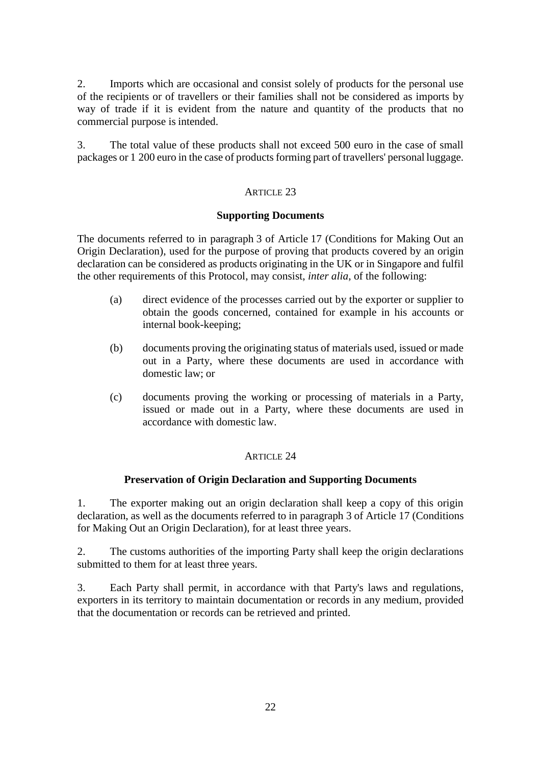2. Imports which are occasional and consist solely of products for the personal use of the recipients or of travellers or their families shall not be considered as imports by way of trade if it is evident from the nature and quantity of the products that no commercial purpose is intended.

3. The total value of these products shall not exceed 500 euro in the case of small packages or 1 200 euro in the case of products forming part of travellers' personal luggage.

ARTICLE 23

**Supporting Documents**

The documents referred to in paragraph 3 of Article 17 (Conditions for Making Out an Origin Declaration), used for the purpose of proving that products covered by an origin declaration can be considered as products originating in the UK or in Singapore and fulfil the other requirements of this Protocol, may consist, *inter alia*, of the following:

(a) direct evidence of the processes carried out by the exporter or supplier to obtain the goods concerned, contained for example in his accounts or internal book-keeping;

(b) documents proving the originating status of materials used, issued or made out in a Party, where these documents are used in accordance with domestic law; or

(c) documents proving the working or processing of materials in a Party, issued or made out in a Party, where these documents are used in accordance with domestic law.

ARTICLE 24

**Preservation of Origin Declaration and Supporting Documents**

1. The exporter making out an origin declaration shall keep a copy of this origin declaration, as well as the documents referred to in paragraph 3 of Article 17 (Conditions for Making Out an Origin Declaration), for at least three years.

2. The customs authorities of the importing Party shall keep the origin declarations submitted to them for at least three years.

3. Each Party shall permit, in accordance with that Party's laws and regulations, exporters in its territory to maintain documentation or records in any medium, provided that the documentation or records can be retrieved and printed.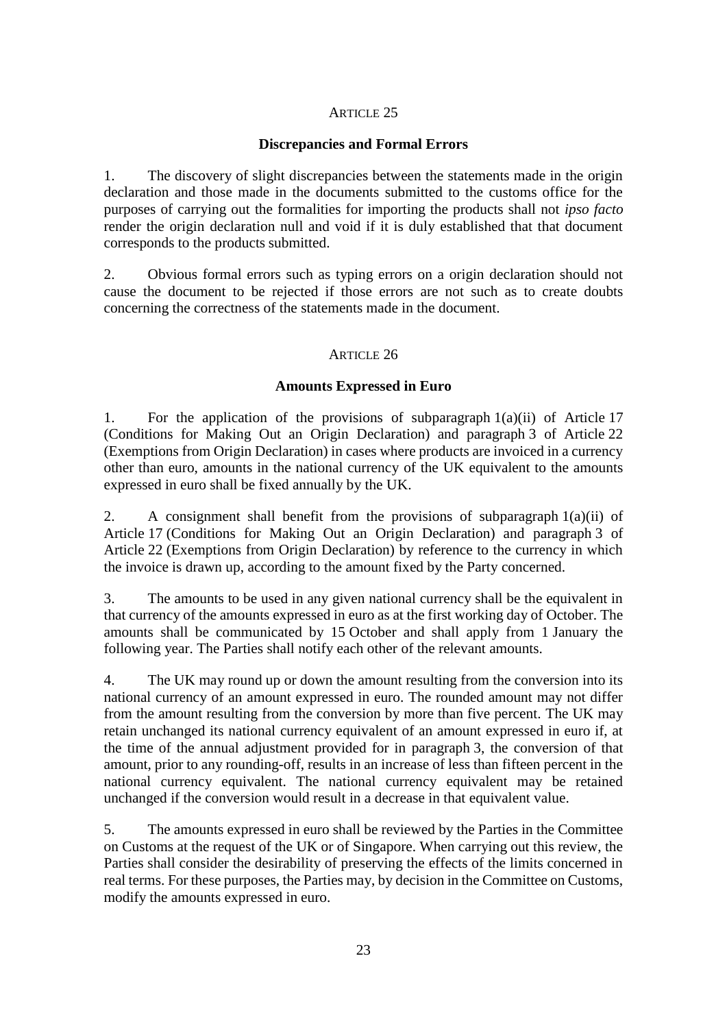### ARTICLE 25

#### Discrepancies and Formal Errors

1. The discovery of slight discrepancies between the statements made in the origin declaration and those made in the documents submitted to the customs office for the purposes of carrying out the formalities for importing the products shall not *ipso facto* render the origin declaration null and void if it is duly established that that document corresponds to the products submitted.

2. Obvious formal errors such as typing errors on a origin declaration should not cause the document to be rejected if those errors are not such as to create doubts concerning the correctness of the statements made in the document.

### ARTICLE 26

#### Amounts Expressed in Euro

1. For the application of the provisions of subparagraph 1(a)(ii) of Article 17 (Conditions for Making Out an Origin Declaration) and paragraph 3 of Article 22 (Exemptions from Origin Declaration) in cases where products are invoiced in a currency other than euro, amounts in the national currency of the UK equivalent to the amounts expressed in euro shall be fixed annually by the UK.

2. A consignment shall benefit from the provisions of subparagraph 1(a)(ii) of Article 17 (Conditions for Making Out an Origin Declaration) and paragraph 3 of Article 22 (Exemptions from Origin Declaration) by reference to the currency in which the invoice is drawn up, according to the amount fixed by the Party concerned.

3. The amounts to be used in any given national currency shall be the equivalent in that currency of the amounts expressed in euro as at the first working day of October. The amounts shall be communicated by 15 October and shall apply from 1 January the following year. The Parties shall notify each other of the relevant amounts.

4. The UK may round up or down the amount resulting from the conversion into its national currency of an amount expressed in euro. The rounded amount may not differ from the amount resulting from the conversion by more than five percent. The UK may retain unchanged its national currency equivalent of an amount expressed in euro if, at the time of the annual adjustment provided for in paragraph 3, the conversion of that amount, prior to any rounding-off, results in an increase of less than fifteen percent in the national currency equivalent. The national currency equivalent may be retained unchanged if the conversion would result in a decrease in that equivalent value.

5. The amounts expressed in euro shall be reviewed by the Parties in the Committee on Customs at the request of the UK or of Singapore. When carrying out this review, the Parties shall consider the desirability of preserving the effects of the limits concerned in real terms. For these purposes, the Parties may, by decision in the Committee on Customs, modify the amounts expressed in euro.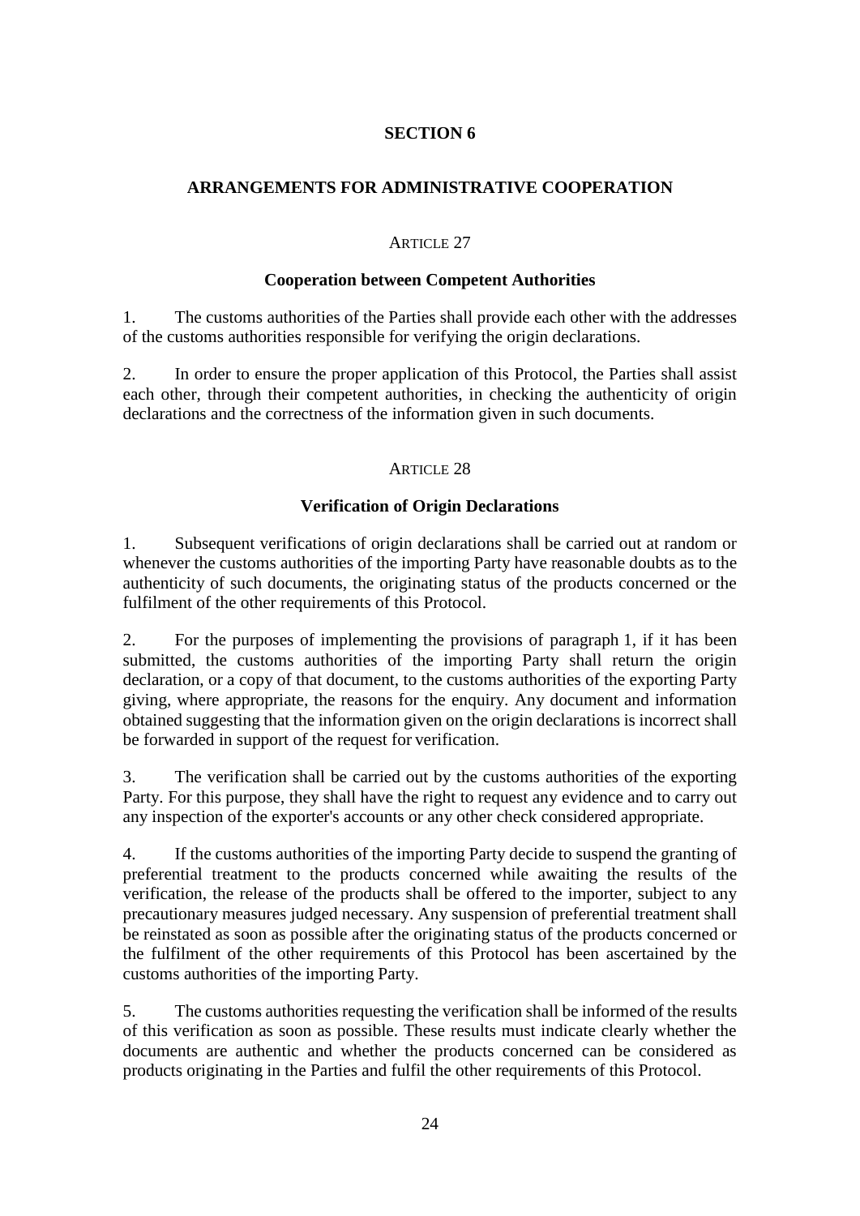## SECTION 6

## ARRANGEMENTS FOR ADMINISTRATIVE COOPERATION

### ARTICLE 27

### Cooperation between Competent Authorities

1. The customs authorities of the Parties shall provide each other with the addresses of the customs authorities responsible for verifying the origin declarations.

2. In order to ensure the proper application of this Protocol, the Parties shall assist each other, through their competent authorities, in checking the authenticity of origin declarations and the correctness of the information given in such documents.

### ARTICLE 28

### Verification of Origin Declarations

1. Subsequent verifications of origin declarations shall be carried out at random or whenever the customs authorities of the importing Party have reasonable doubts as to the authenticity of such documents, the originating status of the products concerned or the fulfilment of the other requirements of this Protocol.

2. For the purposes of implementing the provisions of paragraph 1, if it has been submitted, the customs authorities of the importing Party shall return the origin declaration, or a copy of that document, to the customs authorities of the exporting Party giving, where appropriate, the reasons for the enquiry. Any document and information obtained suggesting that the information given on the origin declarations is incorrect shall be forwarded in support of the request for verification.

3. The verification shall be carried out by the customs authorities of the exporting Party. For this purpose, they shall have the right to request any evidence and to carry out any inspection of the exporter's accounts or any other check considered appropriate.

4. If the customs authorities of the importing Party decide to suspend the granting of preferential treatment to the products concerned while awaiting the results of the verification, the release of the products shall be offered to the importer, subject to any precautionary measures judged necessary. Any suspension of preferential treatment shall be reinstated as soon as possible after the originating status of the products concerned or the fulfilment of the other requirements of this Protocol has been ascertained by the customs authorities of the importing Party.

5. The customs authorities requesting the verification shall be informed of the results of this verification as soon as possible. These results must indicate clearly whether the documents are authentic and whether the products concerned can be considered as products originating in the Parties and fulfil the other requirements of this Protocol.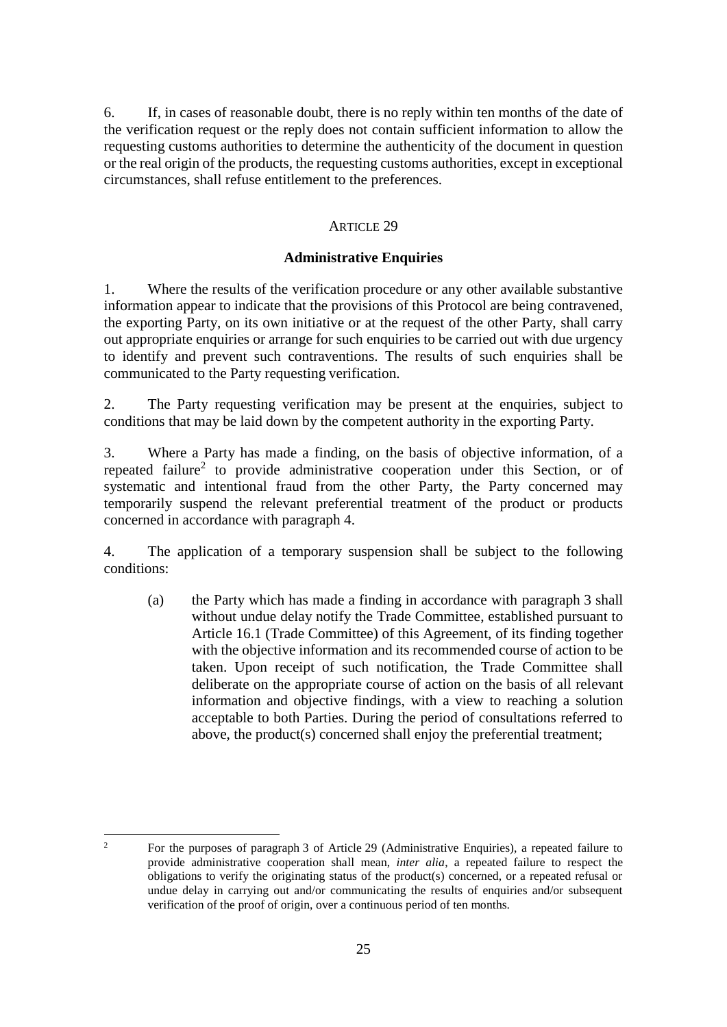6. If, in cases of reasonable doubt, there is no reply within ten months of the date of the verification request or the reply does not contain sufficient information to allow the requesting customs authorities to determine the authenticity of the document in question or the real origin of the products, the requesting customs authorities, except in exceptional circumstances, shall refuse entitlement to the preferences.

## ARTICLE 29

### Administrative Enquiries

1. Where the results of the verification procedure or any other available substantive information appear to indicate that the provisions of this Protocol are being contravened, the exporting Party, on its own initiative or at the request of the other Party, shall carry out appropriate enquiries or arrange for such enquiries to be carried out with due urgency to identify and prevent such contraventions. The results of such enquiries shall be communicated to the Party requesting verification.

2. The Party requesting verification may be present at the enquiries, subject to conditions that may be laid down by the competent authority in the exporting Party.

3. Where a Party has made a finding, on the basis of objective information, of a repeated failure[2] to provide administrative cooperation under this Section, or of systematic and intentional fraud from the other Party, the Party concerned may temporarily suspend the relevant preferential treatment of the product or products concerned in accordance with paragraph 4.

4. The application of a temporary suspension shall be subject to the following conditions:

(a) the Party which has made a finding in accordance with paragraph 3 shall without undue delay notify the Trade Committee, established pursuant to Article 16.1 (Trade Committee) of this Agreement, of its finding together with the objective information and its recommended course of action to be taken. Upon receipt of such notification, the Trade Committee shall deliberate on the appropriate course of action on the basis of all relevant information and objective findings, with a view to reaching a solution acceptable to both Parties. During the period of consultations referred to above, the product(s) concerned shall enjoy the preferential treatment;

---

[2] For the purposes of paragraph 3 of Article 29 (Administrative Enquiries), a repeated failure to provide administrative cooperation shall mean, *inter alia*, a repeated failure to respect the obligations to verify the originating status of the product(s) concerned, or a repeated refusal or undue delay in carrying out and/or communicating the results of enquiries and/or subsequent verification of the proof of origin, over a continuous period of ten months.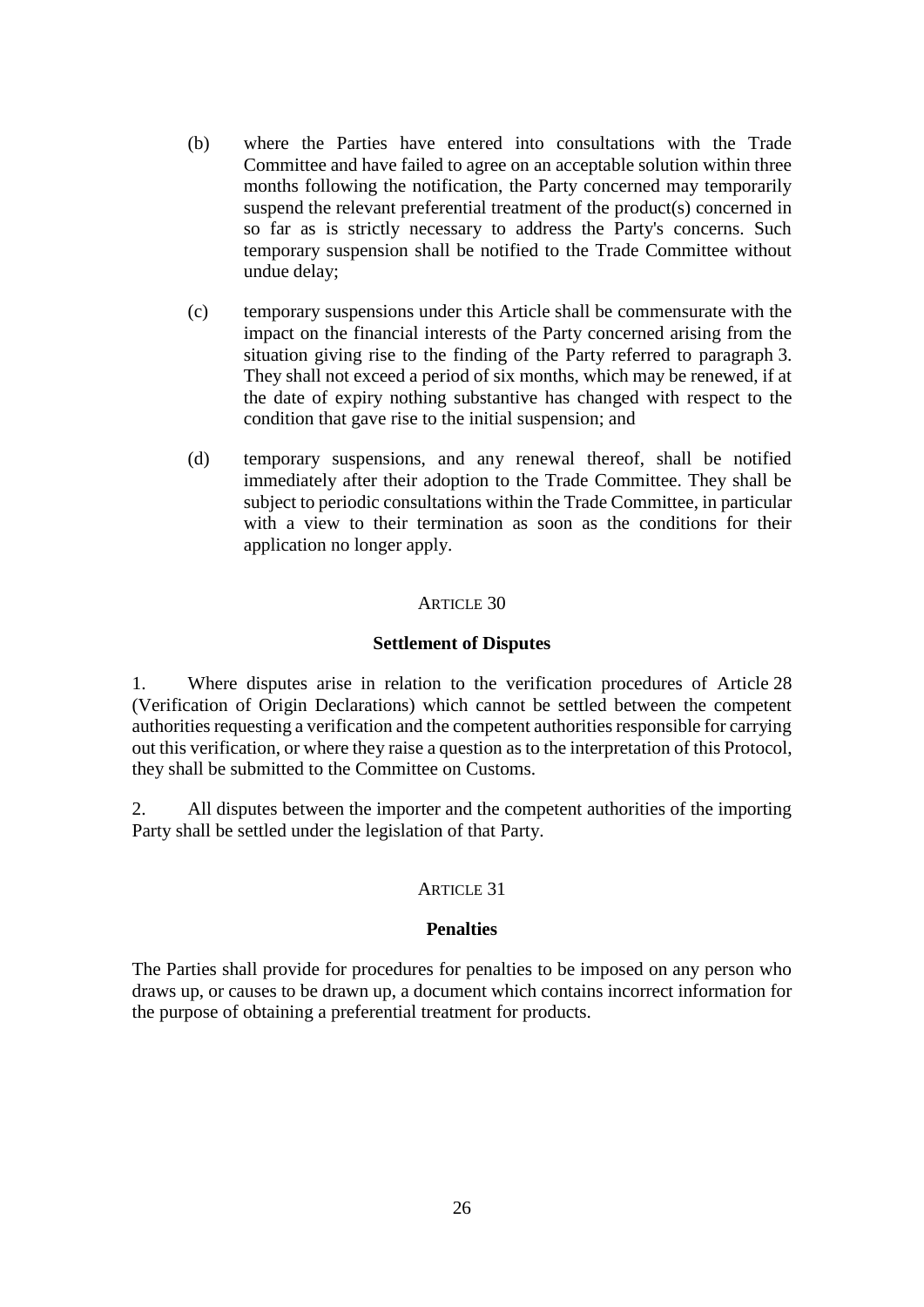(b) where the Parties have entered into consultations with the Trade Committee and have failed to agree on an acceptable solution within three months following the notification, the Party concerned may temporarily suspend the relevant preferential treatment of the product(s) concerned in so far as is strictly necessary to address the Party's concerns. Such temporary suspension shall be notified to the Trade Committee without undue delay;

(c) temporary suspensions under this Article shall be commensurate with the impact on the financial interests of the Party concerned arising from the situation giving rise to the finding of the Party referred to paragraph 3. They shall not exceed a period of six months, which may be renewed, if at the date of expiry nothing substantive has changed with respect to the condition that gave rise to the initial suspension; and

(d) temporary suspensions, and any renewal thereof, shall be notified immediately after their adoption to the Trade Committee. They shall be subject to periodic consultations within the Trade Committee, in particular with a view to their termination as soon as the conditions for their application no longer apply.

ARTICLE 30

**Settlement of Disputes**

1. Where disputes arise in relation to the verification procedures of Article 28 (Verification of Origin Declarations) which cannot be settled between the competent authorities requesting a verification and the competent authorities responsible for carrying out this verification, or where they raise a question as to the interpretation of this Protocol, they shall be submitted to the Committee on Customs.

2. All disputes between the importer and the competent authorities of the importing Party shall be settled under the legislation of that Party.

ARTICLE 31

**Penalties**

The Parties shall provide for procedures for penalties to be imposed on any person who draws up, or causes to be drawn up, a document which contains incorrect information for the purpose of obtaining a preferential treatment for products.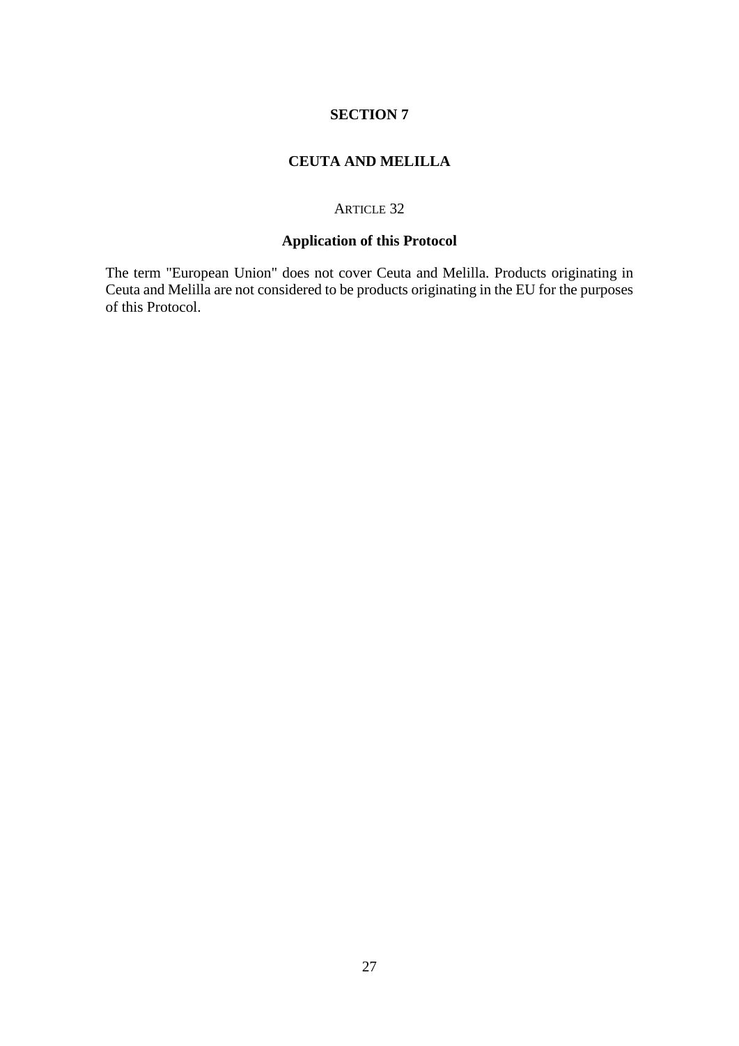## SECTION 7

## CEUTA AND MELILLA

### ARTICLE 32

### Application of this Protocol

The term "European Union" does not cover Ceuta and Melilla. Products originating in Ceuta and Melilla are not considered to be products originating in the EU for the purposes of this Protocol.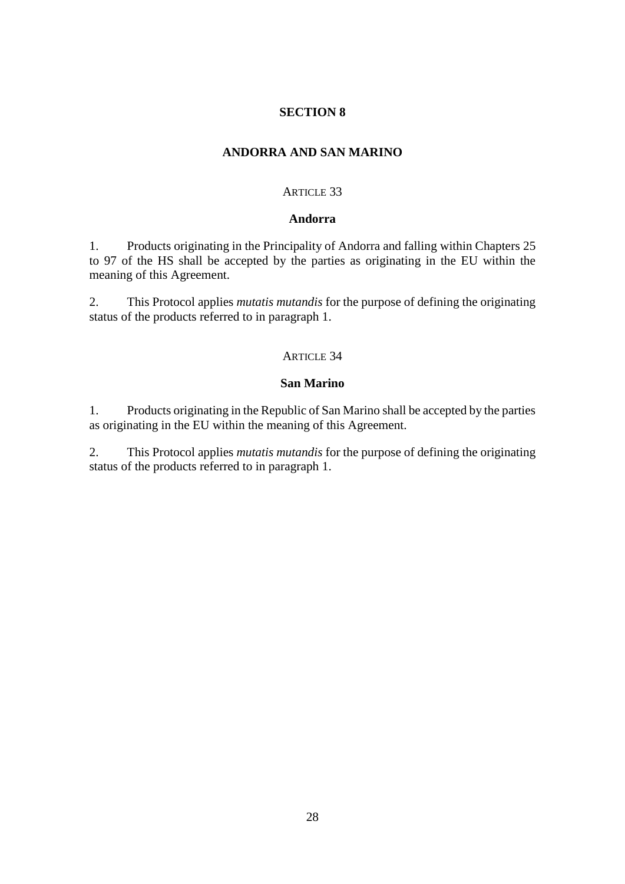## SECTION 8

## ANDORRA AND SAN MARINO

### ARTICLE 33

### Andorra

1. Products originating in the Principality of Andorra and falling within Chapters 25 to 97 of the HS shall be accepted by the parties as originating in the EU within the meaning of this Agreement.

2. This Protocol applies *mutatis mutandis* for the purpose of defining the originating status of the products referred to in paragraph 1.

### ARTICLE 34

### San Marino

1. Products originating in the Republic of San Marino shall be accepted by the parties as originating in the EU within the meaning of this Agreement.

2. This Protocol applies *mutatis mutandis* for the purpose of defining the originating status of the products referred to in paragraph 1.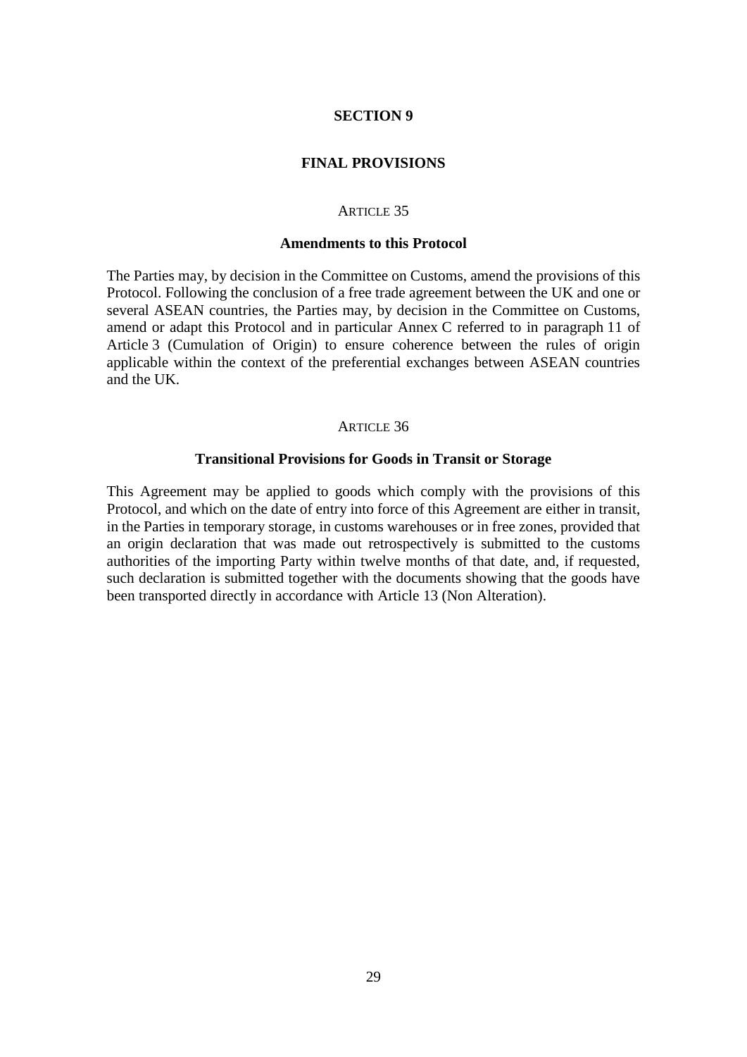## SECTION 9

## FINAL PROVISIONS

### ARTICLE 35

### Amendments to this Protocol

The Parties may, by decision in the Committee on Customs, amend the provisions of this Protocol. Following the conclusion of a free trade agreement between the UK and one or several ASEAN countries, the Parties may, by decision in the Committee on Customs, amend or adapt this Protocol and in particular Annex C referred to in paragraph 11 of Article 3 (Cumulation of Origin) to ensure coherence between the rules of origin applicable within the context of the preferential exchanges between ASEAN countries and the UK.

### ARTICLE 36

### Transitional Provisions for Goods in Transit or Storage

This Agreement may be applied to goods which comply with the provisions of this Protocol, and which on the date of entry into force of this Agreement are either in transit, in the Parties in temporary storage, in customs warehouses or in free zones, provided that an origin declaration that was made out retrospectively is submitted to the customs authorities of the importing Party within twelve months of that date, and, if requested, such declaration is submitted together with the documents showing that the goods have been transported directly in accordance with Article 13 (Non Alteration).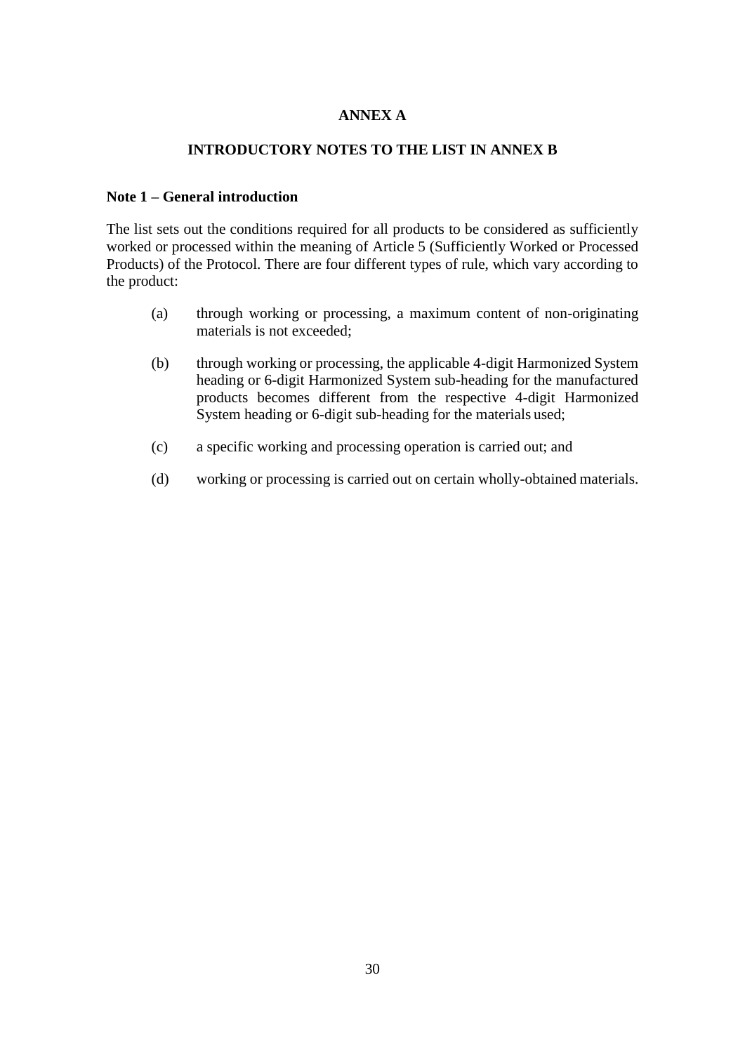# ANNEX A

## INTRODUCTORY NOTES TO THE LIST IN ANNEX B

### Note 1 – General introduction

The list sets out the conditions required for all products to be considered as sufficiently worked or processed within the meaning of Article 5 (Sufficiently Worked or Processed Products) of the Protocol. There are four different types of rule, which vary according to the product:

(a) through working or processing, a maximum content of non-originating materials is not exceeded;

(b) through working or processing, the applicable 4-digit Harmonized System heading or 6-digit Harmonized System sub-heading for the manufactured products becomes different from the respective 4-digit Harmonized System heading or 6-digit sub-heading for the materials used;

(c) a specific working and processing operation is carried out; and

(d) working or processing is carried out on certain wholly-obtained materials.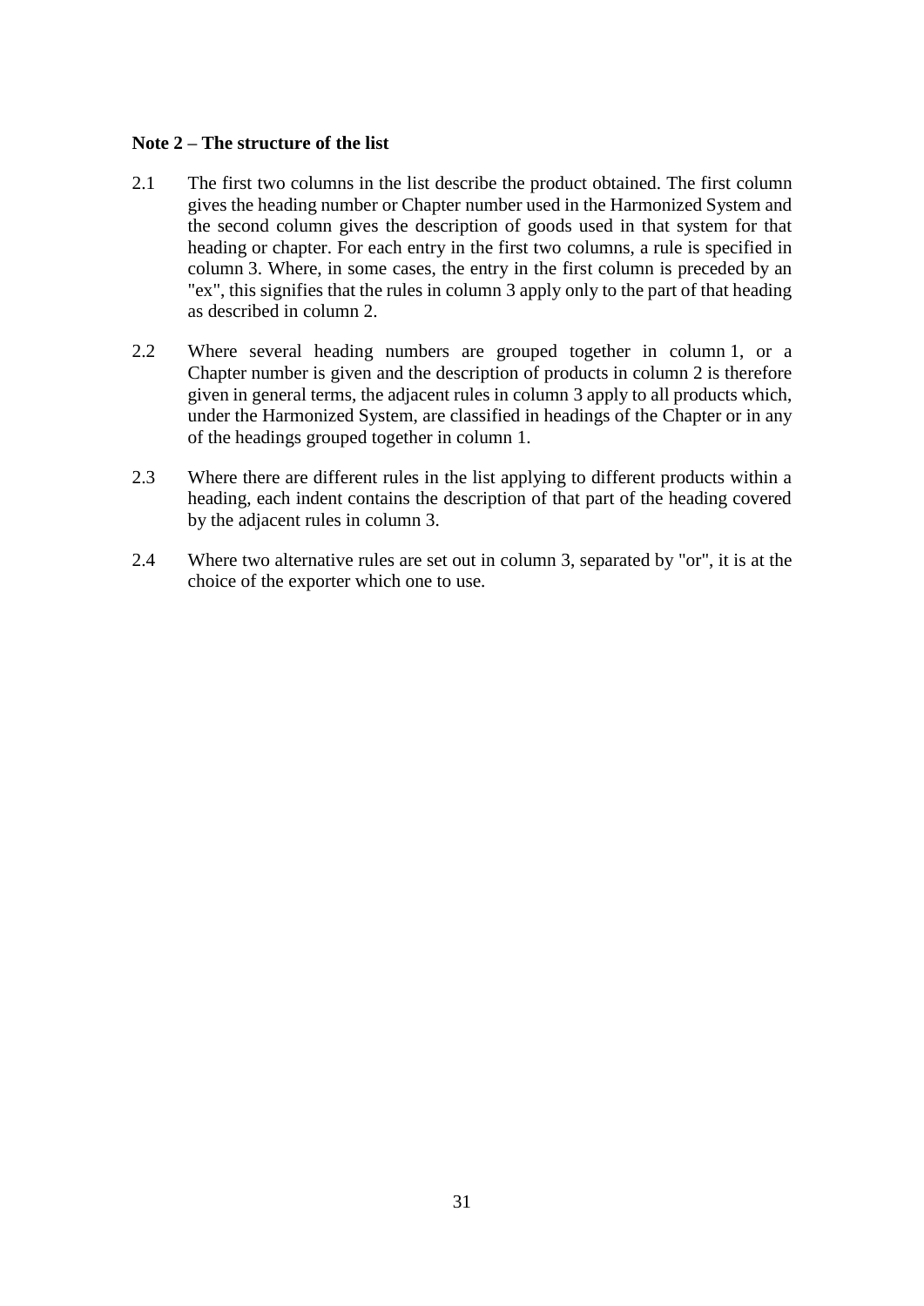**Note 2 – The structure of the list**

2.1 The first two columns in the list describe the product obtained. The first column gives the heading number or Chapter number used in the Harmonized System and the second column gives the description of goods used in that system for that heading or chapter. For each entry in the first two columns, a rule is specified in column 3. Where, in some cases, the entry in the first column is preceded by an "ex", this signifies that the rules in column 3 apply only to the part of that heading as described in column 2.

2.2 Where several heading numbers are grouped together in column 1, or a Chapter number is given and the description of products in column 2 is therefore given in general terms, the adjacent rules in column 3 apply to all products which, under the Harmonized System, are classified in headings of the Chapter or in any of the headings grouped together in column 1.

2.3 Where there are different rules in the list applying to different products within a heading, each indent contains the description of that part of the heading covered by the adjacent rules in column 3.

2.4 Where two alternative rules are set out in column 3, separated by "or", it is at the choice of the exporter which one to use.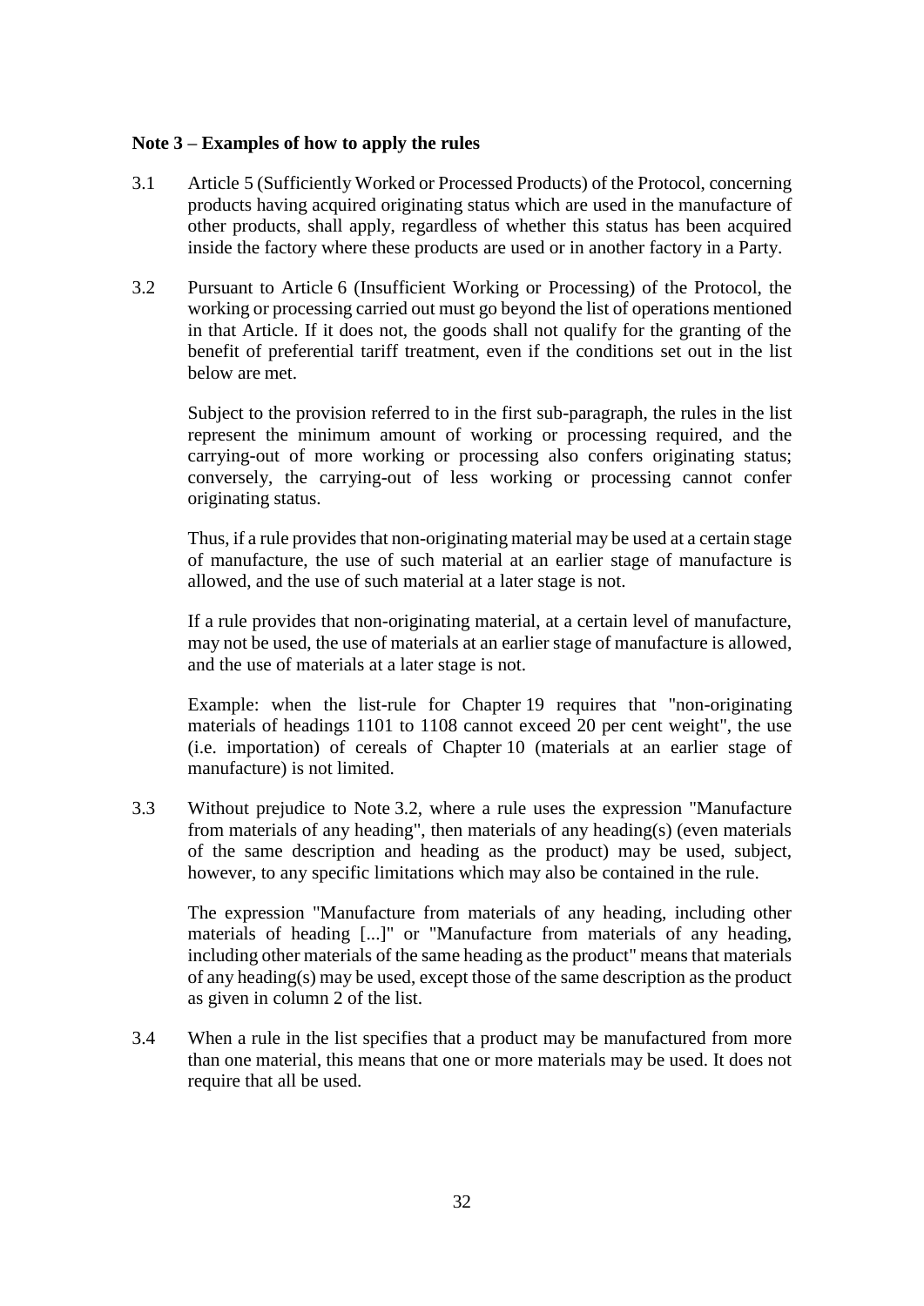**Note 3 – Examples of how to apply the rules**

3.1 Article 5 (Sufficiently Worked or Processed Products) of the Protocol, concerning products having acquired originating status which are used in the manufacture of other products, shall apply, regardless of whether this status has been acquired inside the factory where these products are used or in another factory in a Party.

3.2 Pursuant to Article 6 (Insufficient Working or Processing) of the Protocol, the working or processing carried out must go beyond the list of operations mentioned in that Article. If it does not, the goods shall not qualify for the granting of the benefit of preferential tariff treatment, even if the conditions set out in the list below are met.

Subject to the provision referred to in the first sub-paragraph, the rules in the list represent the minimum amount of working or processing required, and the carrying-out of more working or processing also confers originating status; conversely, the carrying-out of less working or processing cannot confer originating status.

Thus, if a rule provides that non-originating material may be used at a certain stage of manufacture, the use of such material at an earlier stage of manufacture is allowed, and the use of such material at a later stage is not.

If a rule provides that non-originating material, at a certain level of manufacture, may not be used, the use of materials at an earlier stage of manufacture is allowed, and the use of materials at a later stage is not.

Example: when the list-rule for Chapter 19 requires that "non-originating materials of headings 1101 to 1108 cannot exceed 20 per cent weight", the use (i.e. importation) of cereals of Chapter 10 (materials at an earlier stage of manufacture) is not limited.

3.3 Without prejudice to Note 3.2, where a rule uses the expression "Manufacture from materials of any heading", then materials of any heading(s) (even materials of the same description and heading as the product) may be used, subject, however, to any specific limitations which may also be contained in the rule.

The expression "Manufacture from materials of any heading, including other materials of heading [...]" or "Manufacture from materials of any heading, including other materials of the same heading as the product" means that materials of any heading(s) may be used, except those of the same description as the product as given in column 2 of the list.

3.4 When a rule in the list specifies that a product may be manufactured from more than one material, this means that one or more materials may be used. It does not require that all be used.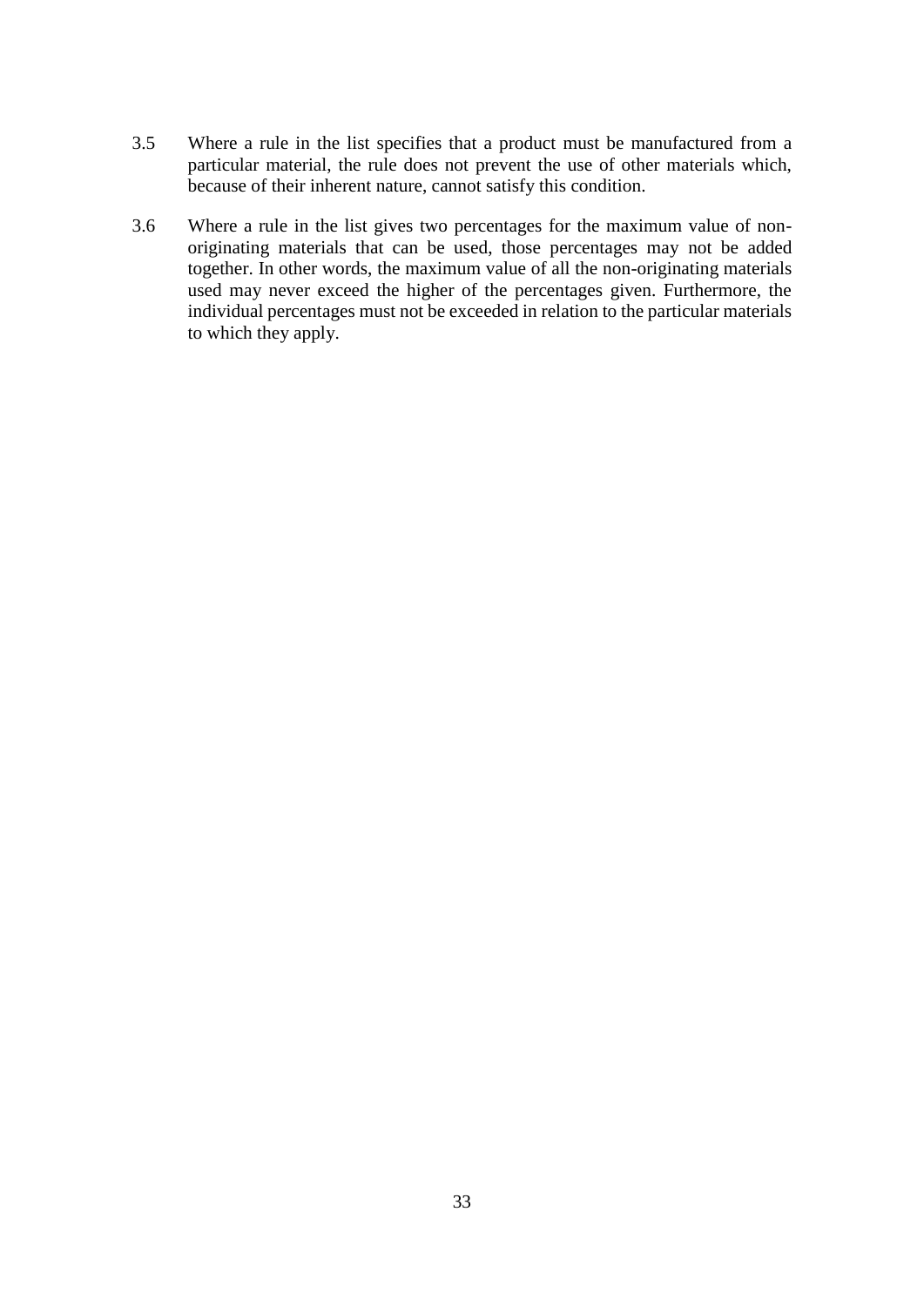3.5 Where a rule in the list specifies that a product must be manufactured from a particular material, the rule does not prevent the use of other materials which, because of their inherent nature, cannot satisfy this condition.

3.6 Where a rule in the list gives two percentages for the maximum value of non-originating materials that can be used, those percentages may not be added together. In other words, the maximum value of all the non-originating materials used may never exceed the higher of the percentages given. Furthermore, the individual percentages must not be exceeded in relation to the particular materials to which they apply.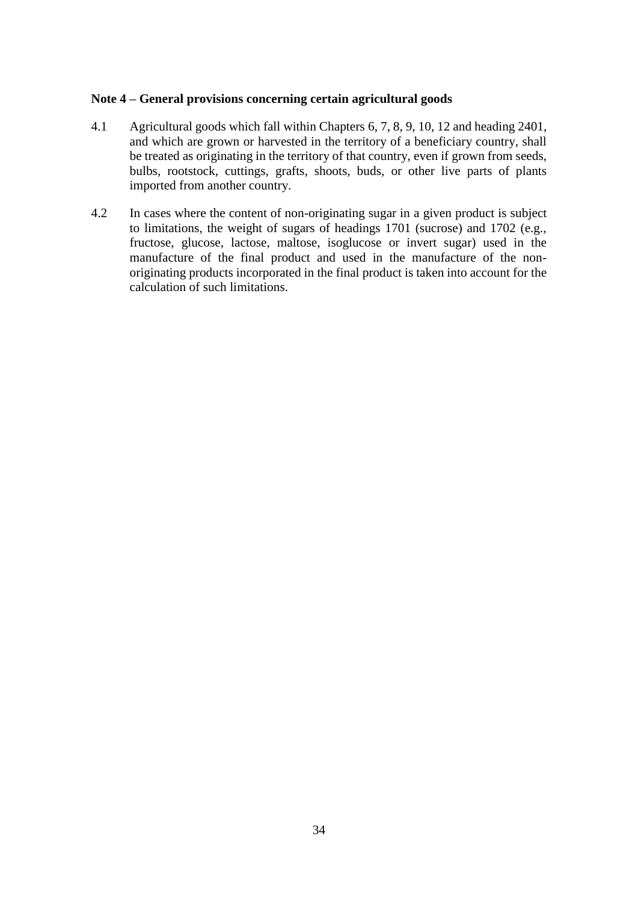**Note 4 – General provisions concerning certain agricultural goods**

4.1 Agricultural goods which fall within Chapters 6, 7, 8, 9, 10, 12 and heading 2401, and which are grown or harvested in the territory of a beneficiary country, shall be treated as originating in the territory of that country, even if grown from seeds, bulbs, rootstock, cuttings, grafts, shoots, buds, or other live parts of plants imported from another country.

4.2 In cases where the content of non-originating sugar in a given product is subject to limitations, the weight of sugars of headings 1701 (sucrose) and 1702 (e.g., fructose, glucose, lactose, maltose, isoglucose or invert sugar) used in the manufacture of the final product and used in the manufacture of the non-originating products incorporated in the final product is taken into account for the calculation of such limitations.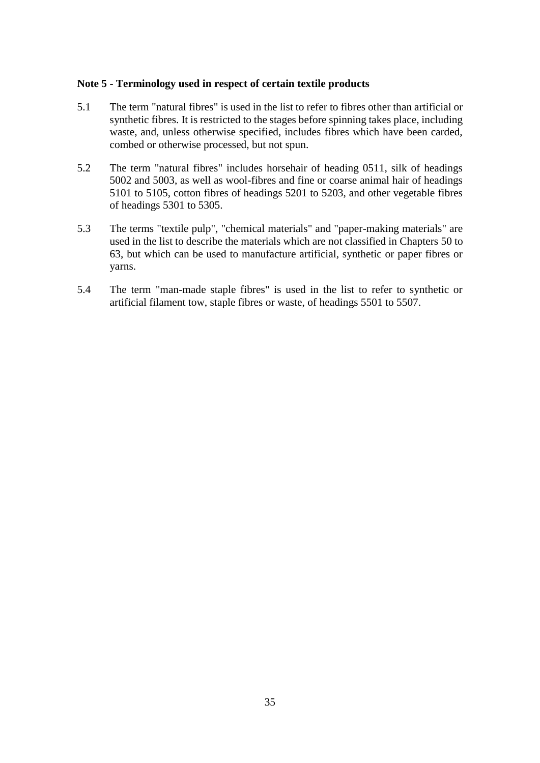**Note 5 - Terminology used in respect of certain textile products**

5.1 The term "natural fibres" is used in the list to refer to fibres other than artificial or synthetic fibres. It is restricted to the stages before spinning takes place, including waste, and, unless otherwise specified, includes fibres which have been carded, combed or otherwise processed, but not spun.

5.2 The term "natural fibres" includes horsehair of heading 0511, silk of headings 5002 and 5003, as well as wool-fibres and fine or coarse animal hair of headings 5101 to 5105, cotton fibres of headings 5201 to 5203, and other vegetable fibres of headings 5301 to 5305.

5.3 The terms "textile pulp", "chemical materials" and "paper-making materials" are used in the list to describe the materials which are not classified in Chapters 50 to 63, but which can be used to manufacture artificial, synthetic or paper fibres or yarns.

5.4 The term "man-made staple fibres" is used in the list to refer to synthetic or artificial filament tow, staple fibres or waste, of headings 5501 to 5507.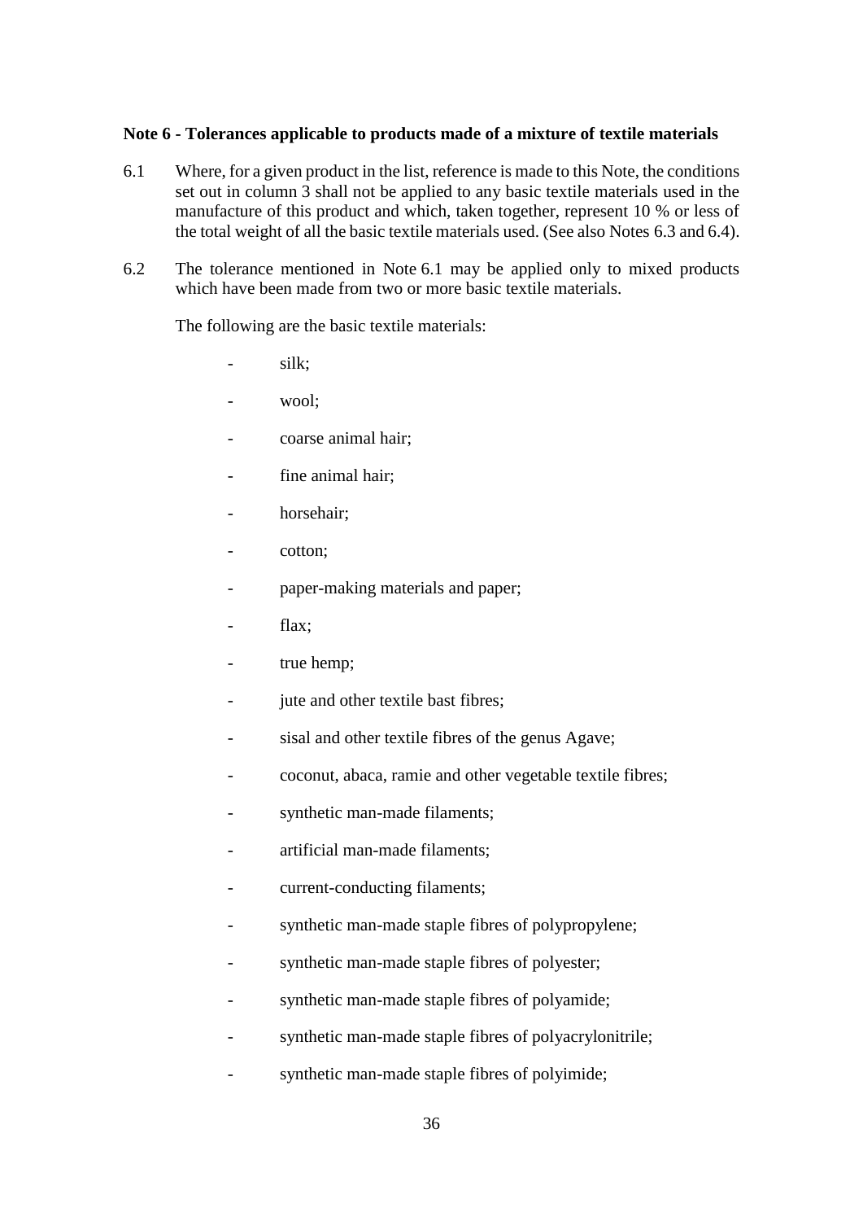**Note 6 - Tolerances applicable to products made of a mixture of textile materials**

6.1 Where, for a given product in the list, reference is made to this Note, the conditions set out in column 3 shall not be applied to any basic textile materials used in the manufacture of this product and which, taken together, represent 10 % or less of the total weight of all the basic textile materials used. (See also Notes 6.3 and 6.4).

6.2 The tolerance mentioned in Note 6.1 may be applied only to mixed products which have been made from two or more basic textile materials.

The following are the basic textile materials:

- silk;
- wool;
- coarse animal hair;
- fine animal hair;
- horsehair;
- cotton;
- paper-making materials and paper;
- flax;
- true hemp;
- jute and other textile bast fibres;
- sisal and other textile fibres of the genus Agave;
- coconut, abaca, ramie and other vegetable textile fibres;
- synthetic man-made filaments;
- artificial man-made filaments;
- current-conducting filaments;
- synthetic man-made staple fibres of polypropylene;
- synthetic man-made staple fibres of polyester;
- synthetic man-made staple fibres of polyamide;
- synthetic man-made staple fibres of polyacrylonitrile;
- synthetic man-made staple fibres of polyimide;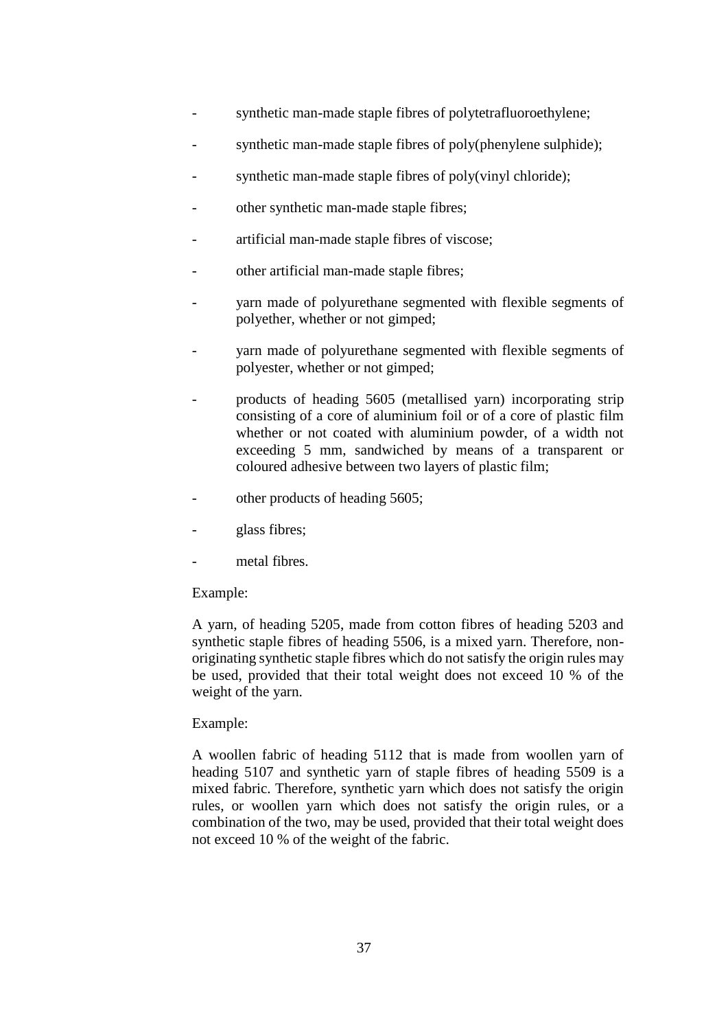- synthetic man-made staple fibres of polytetrafluoroethylene;
- synthetic man-made staple fibres of poly(phenylene sulphide);
- synthetic man-made staple fibres of poly(vinyl chloride);
- other synthetic man-made staple fibres;
- artificial man-made staple fibres of viscose;
- other artificial man-made staple fibres;
- yarn made of polyurethane segmented with flexible segments of polyether, whether or not gimped;
- yarn made of polyurethane segmented with flexible segments of polyester, whether or not gimped;
- products of heading 5605 (metallised yarn) incorporating strip consisting of a core of aluminium foil or of a core of plastic film whether or not coated with aluminium powder, of a width not exceeding 5 mm, sandwiched by means of a transparent or coloured adhesive between two layers of plastic film;
- other products of heading 5605;
- glass fibres;
- metal fibres.

Example:

A yarn, of heading 5205, made from cotton fibres of heading 5203 and synthetic staple fibres of heading 5506, is a mixed yarn. Therefore, non-originating synthetic staple fibres which do not satisfy the origin rules may be used, provided that their total weight does not exceed 10 % of the weight of the yarn.

Example:

A woollen fabric of heading 5112 that is made from woollen yarn of heading 5107 and synthetic yarn of staple fibres of heading 5509 is a mixed fabric. Therefore, synthetic yarn which does not satisfy the origin rules, or woollen yarn which does not satisfy the origin rules, or a combination of the two, may be used, provided that their total weight does not exceed 10 % of the weight of the fabric.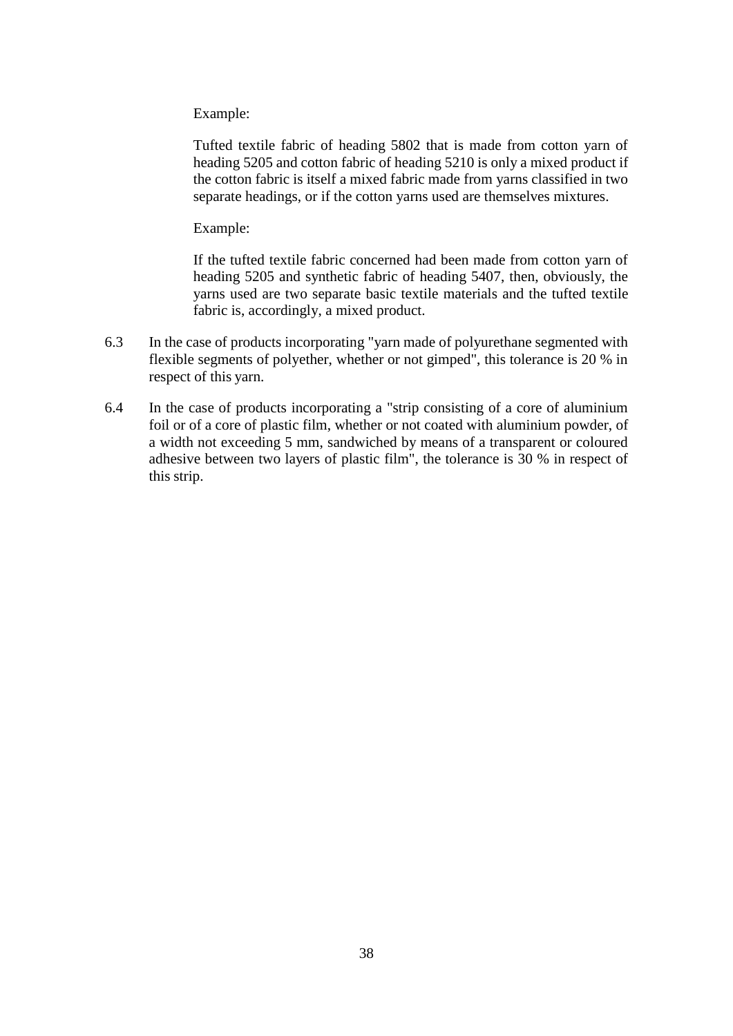Example:

Tufted textile fabric of heading 5802 that is made from cotton yarn of heading 5205 and cotton fabric of heading 5210 is only a mixed product if the cotton fabric is itself a mixed fabric made from yarns classified in two separate headings, or if the cotton yarns used are themselves mixtures.

Example:

If the tufted textile fabric concerned had been made from cotton yarn of heading 5205 and synthetic fabric of heading 5407, then, obviously, the yarns used are two separate basic textile materials and the tufted textile fabric is, accordingly, a mixed product.

6.3 In the case of products incorporating "yarn made of polyurethane segmented with flexible segments of polyether, whether or not gimped", this tolerance is 20 % in respect of this yarn.

6.4 In the case of products incorporating a "strip consisting of a core of aluminium foil or of a core of plastic film, whether or not coated with aluminium powder, of a width not exceeding 5 mm, sandwiched by means of a transparent or coloured adhesive between two layers of plastic film", the tolerance is 30 % in respect of this strip.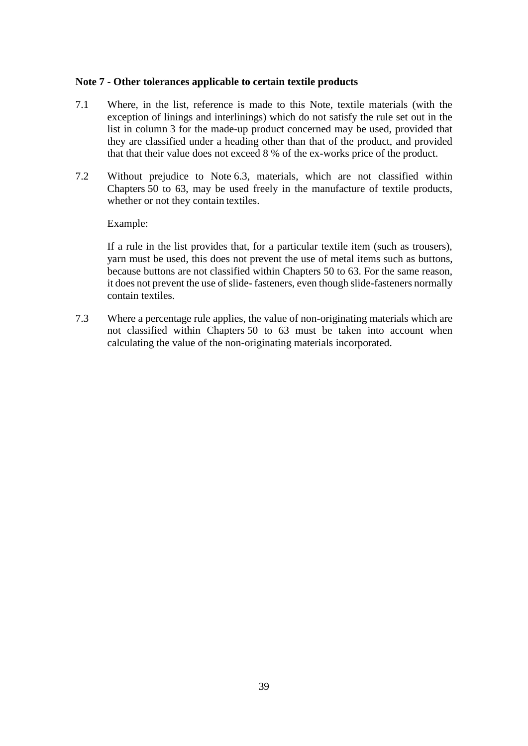**Note 7 - Other tolerances applicable to certain textile products**

7.1 Where, in the list, reference is made to this Note, textile materials (with the exception of linings and interlinings) which do not satisfy the rule set out in the list in column 3 for the made-up product concerned may be used, provided that they are classified under a heading other than that of the product, and provided that that their value does not exceed 8 % of the ex-works price of the product.

7.2 Without prejudice to Note 6.3, materials, which are not classified within Chapters 50 to 63, may be used freely in the manufacture of textile products, whether or not they contain textiles.

Example:

If a rule in the list provides that, for a particular textile item (such as trousers), yarn must be used, this does not prevent the use of metal items such as buttons, because buttons are not classified within Chapters 50 to 63. For the same reason, it does not prevent the use of slide- fasteners, even though slide-fasteners normally contain textiles.

7.3 Where a percentage rule applies, the value of non-originating materials which are not classified within Chapters 50 to 63 must be taken into account when calculating the value of the non-originating materials incorporated.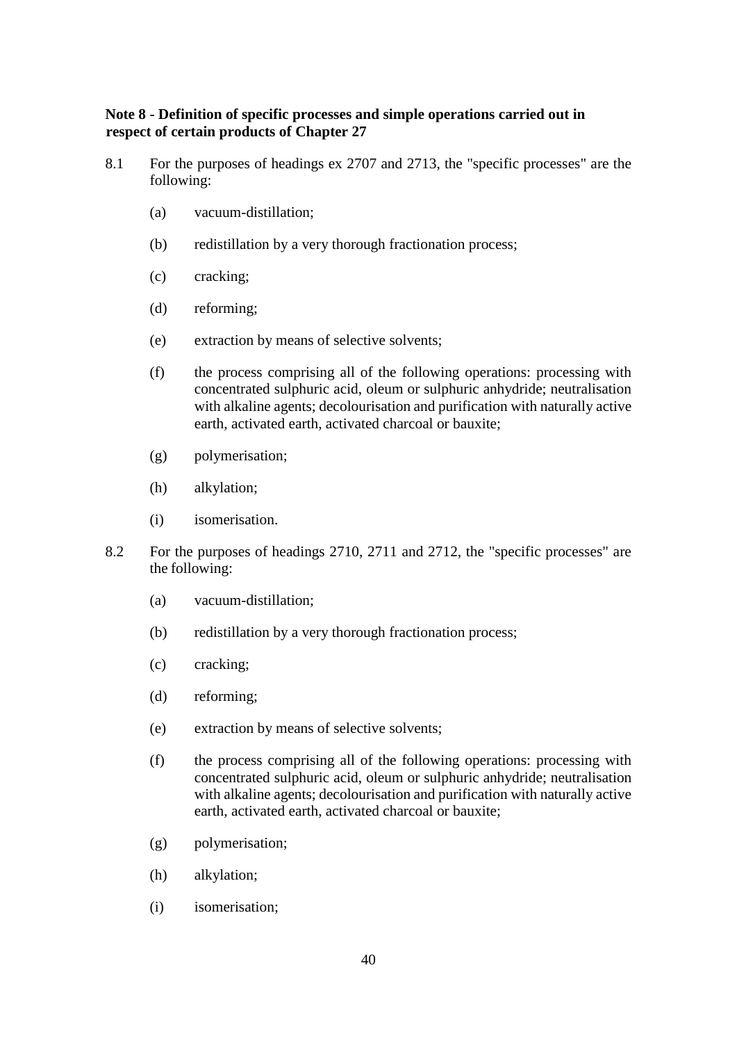**Note 8 - Definition of specific processes and simple operations carried out in respect of certain products of Chapter 27**

8.1 For the purposes of headings ex 2707 and 2713, the "specific processes" are the following:

(a) vacuum-distillation;

(b) redistillation by a very thorough fractionation process;

(c) cracking;

(d) reforming;

(e) extraction by means of selective solvents;

(f) the process comprising all of the following operations: processing with concentrated sulphuric acid, oleum or sulphuric anhydride; neutralisation with alkaline agents; decolourisation and purification with naturally active earth, activated earth, activated charcoal or bauxite;

(g) polymerisation;

(h) alkylation;

(i) isomerisation.

8.2 For the purposes of headings 2710, 2711 and 2712, the "specific processes" are the following:

(a) vacuum-distillation;

(b) redistillation by a very thorough fractionation process;

(c) cracking;

(d) reforming;

(e) extraction by means of selective solvents;

(f) the process comprising all of the following operations: processing with concentrated sulphuric acid, oleum or sulphuric anhydride; neutralisation with alkaline agents; decolourisation and purification with naturally active earth, activated earth, activated charcoal or bauxite;

(g) polymerisation;

(h) alkylation;

(i) isomerisation;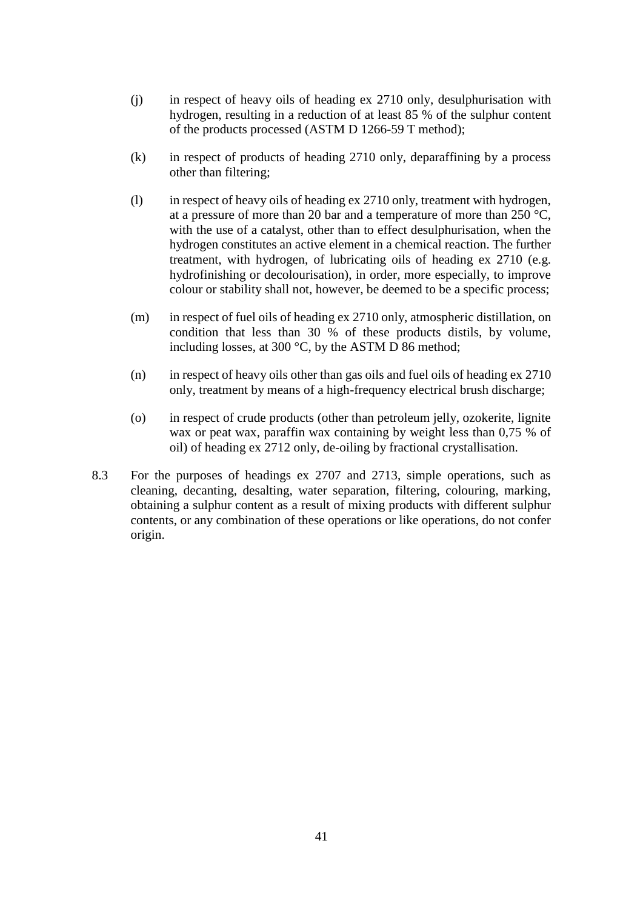(j) in respect of heavy oils of heading ex 2710 only, desulphurisation with hydrogen, resulting in a reduction of at least 85 % of the sulphur content of the products processed (ASTM D 1266-59 T method);

(k) in respect of products of heading 2710 only, deparaffining by a process other than filtering;

(l) in respect of heavy oils of heading ex 2710 only, treatment with hydrogen, at a pressure of more than 20 bar and a temperature of more than 250 °C, with the use of a catalyst, other than to effect desulphurisation, when the hydrogen constitutes an active element in a chemical reaction. The further treatment, with hydrogen, of lubricating oils of heading ex 2710 (e.g. hydrofinishing or decolourisation), in order, more especially, to improve colour or stability shall not, however, be deemed to be a specific process;

(m) in respect of fuel oils of heading ex 2710 only, atmospheric distillation, on condition that less than 30 % of these products distils, by volume, including losses, at 300 °C, by the ASTM D 86 method;

(n) in respect of heavy oils other than gas oils and fuel oils of heading ex 2710 only, treatment by means of a high-frequency electrical brush discharge;

(o) in respect of crude products (other than petroleum jelly, ozokerite, lignite wax or peat wax, paraffin wax containing by weight less than 0,75 % of oil) of heading ex 2712 only, de-oiling by fractional crystallisation.

8.3 For the purposes of headings ex 2707 and 2713, simple operations, such as cleaning, decanting, desalting, water separation, filtering, colouring, marking, obtaining a sulphur content as a result of mixing products with different sulphur contents, or any combination of these operations or like operations, do not confer origin.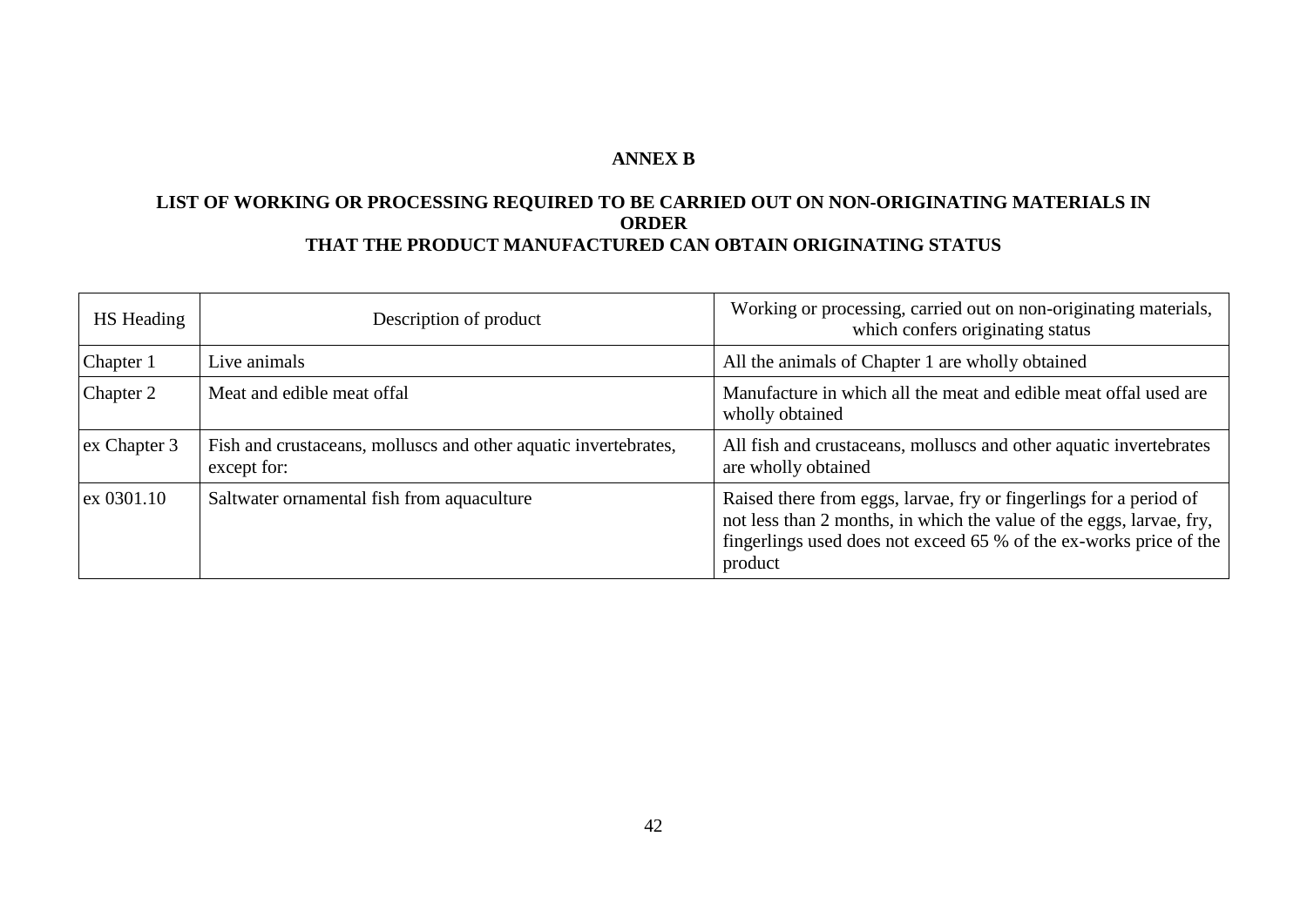# ANNEX B

## LIST OF WORKING OR PROCESSING REQUIRED TO BE CARRIED OUT ON NON-ORIGINATING MATERIALS IN ORDER THAT THE PRODUCT MANUFACTURED CAN OBTAIN ORIGINATING STATUS

| HS Heading | Description of product | Working or processing, carried out on non-originating materials, which confers originating status |
|---|---|---|
| Chapter 1 | Live animals | All the animals of Chapter 1 are wholly obtained |
| Chapter 2 | Meat and edible meat offal | Manufacture in which all the meat and edible meat offal used are wholly obtained |
| ex Chapter 3 | Fish and crustaceans, molluscs and other aquatic invertebrates, except for: | All fish and crustaceans, molluscs and other aquatic invertebrates are wholly obtained |
| ex 0301.10 | Saltwater ornamental fish from aquaculture | Raised there from eggs, larvae, fry or fingerlings for a period of not less than 2 months, in which the value of the eggs, larvae, fry, fingerlings used does not exceed 65 % of the ex-works price of the product |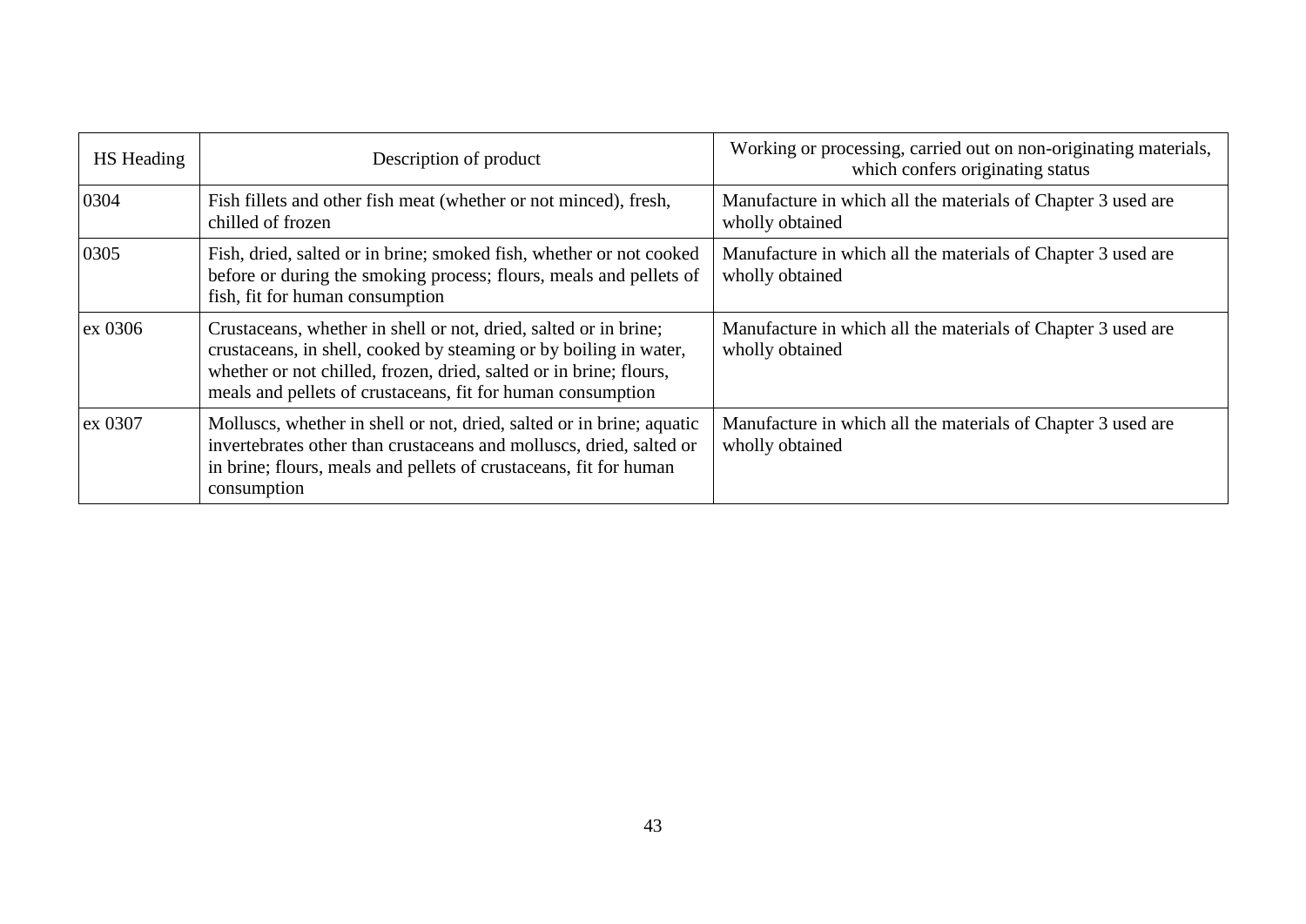| HS Heading | Description of product | Working or processing, carried out on non-originating materials, which confers originating status |
|---|---|---|
| 0304 | Fish fillets and other fish meat (whether or not minced), fresh, chilled of frozen | Manufacture in which all the materials of Chapter 3 used are wholly obtained |
| 0305 | Fish, dried, salted or in brine; smoked fish, whether or not cooked before or during the smoking process; flours, meals and pellets of fish, fit for human consumption | Manufacture in which all the materials of Chapter 3 used are wholly obtained |
| ex 0306 | Crustaceans, whether in shell or not, dried, salted or in brine; crustaceans, in shell, cooked by steaming or by boiling in water, whether or not chilled, frozen, dried, salted or in brine; flours, meals and pellets of crustaceans, fit for human consumption | Manufacture in which all the materials of Chapter 3 used are wholly obtained |
| ex 0307 | Molluscs, whether in shell or not, dried, salted or in brine; aquatic invertebrates other than crustaceans and molluscs, dried, salted or in brine; flours, meals and pellets of crustaceans, fit for human consumption | Manufacture in which all the materials of Chapter 3 used are wholly obtained |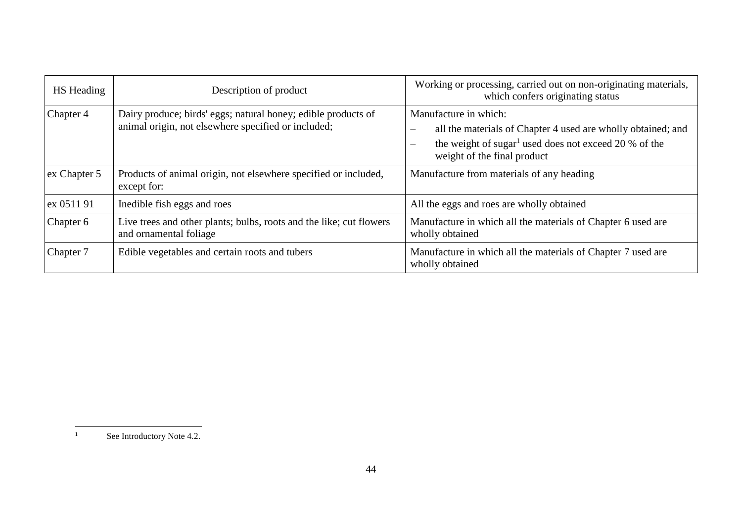| HS Heading | Description of product | Working or processing, carried out on non-originating materials, which confers originating status |
| --- | --- | --- |
| Chapter 4 | Dairy produce; birds' eggs; natural honey; edible products of animal origin, not elsewhere specified or included; | Manufacture in which:<br>– all the materials of Chapter 4 used are wholly obtained; and<br>– the weight of sugar[1] used does not exceed 20 % of the weight of the final product |
| ex Chapter 5 | Products of animal origin, not elsewhere specified or included, except for: | Manufacture from materials of any heading |
| ex 0511 91 | Inedible fish eggs and roes | All the eggs and roes are wholly obtained |
| Chapter 6 | Live trees and other plants; bulbs, roots and the like; cut flowers and ornamental foliage | Manufacture in which all the materials of Chapter 6 used are wholly obtained |
| Chapter 7 | Edible vegetables and certain roots and tubers | Manufacture in which all the materials of Chapter 7 used are wholly obtained |

[1] See Introductory Note 4.2.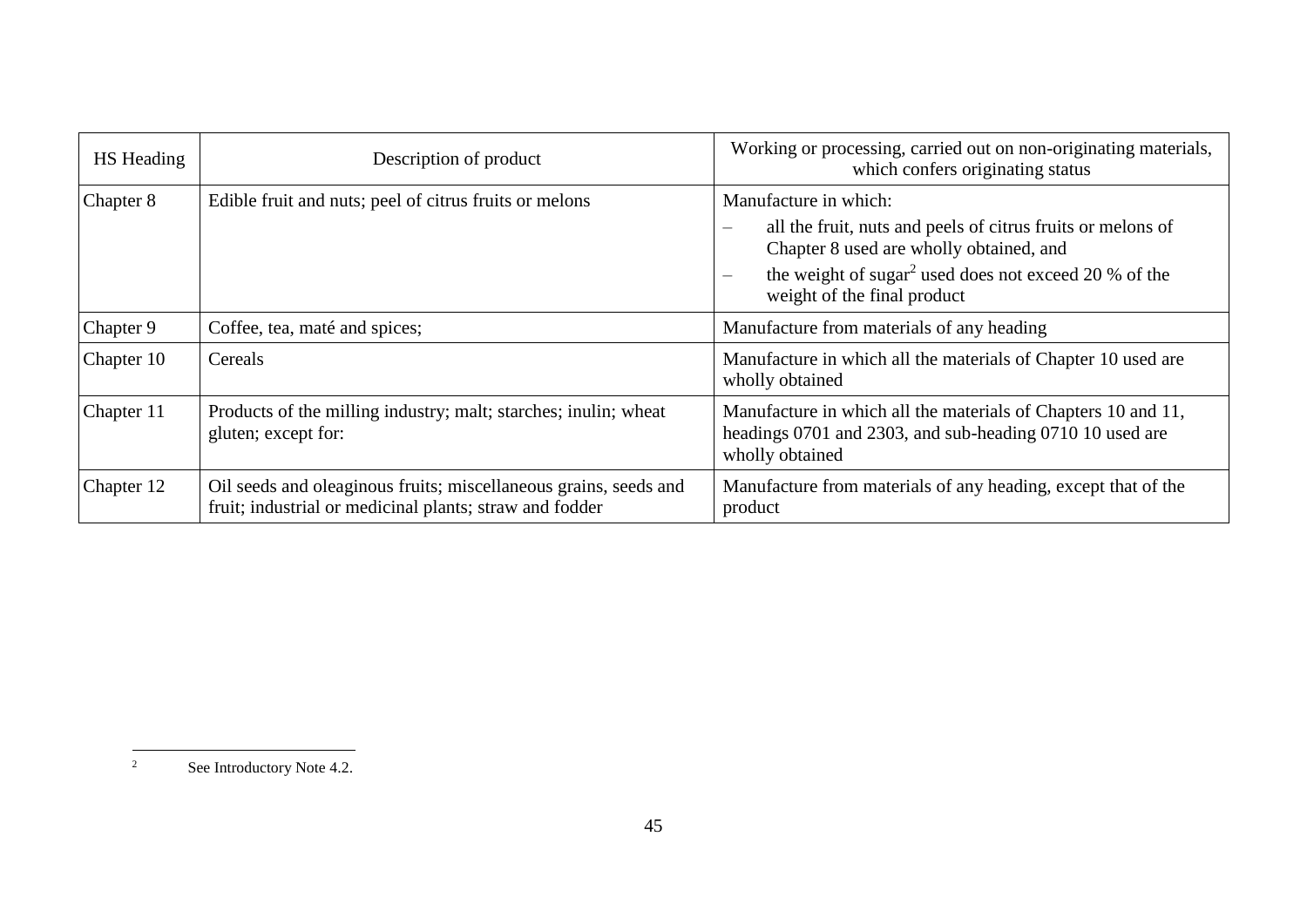| HS Heading | Description of product | Working or processing, carried out on non-originating materials, which confers originating status |
|---|---|---|
| Chapter 8 | Edible fruit and nuts; peel of citrus fruits or melons | Manufacture in which:<br>– all the fruit, nuts and peels of citrus fruits or melons of Chapter 8 used are wholly obtained, and<br>– the weight of sugar[2] used does not exceed 20 % of the weight of the final product |
| Chapter 9 | Coffee, tea, maté and spices; | Manufacture from materials of any heading |
| Chapter 10 | Cereals | Manufacture in which all the materials of Chapter 10 used are wholly obtained |
| Chapter 11 | Products of the milling industry; malt; starches; inulin; wheat gluten; except for: | Manufacture in which all the materials of Chapters 10 and 11, headings 0701 and 2303, and sub-heading 0710 10 used are wholly obtained |
| Chapter 12 | Oil seeds and oleaginous fruits; miscellaneous grains, seeds and fruit; industrial or medicinal plants; straw and fodder | Manufacture from materials of any heading, except that of the product |

[2] See Introductory Note 4.2.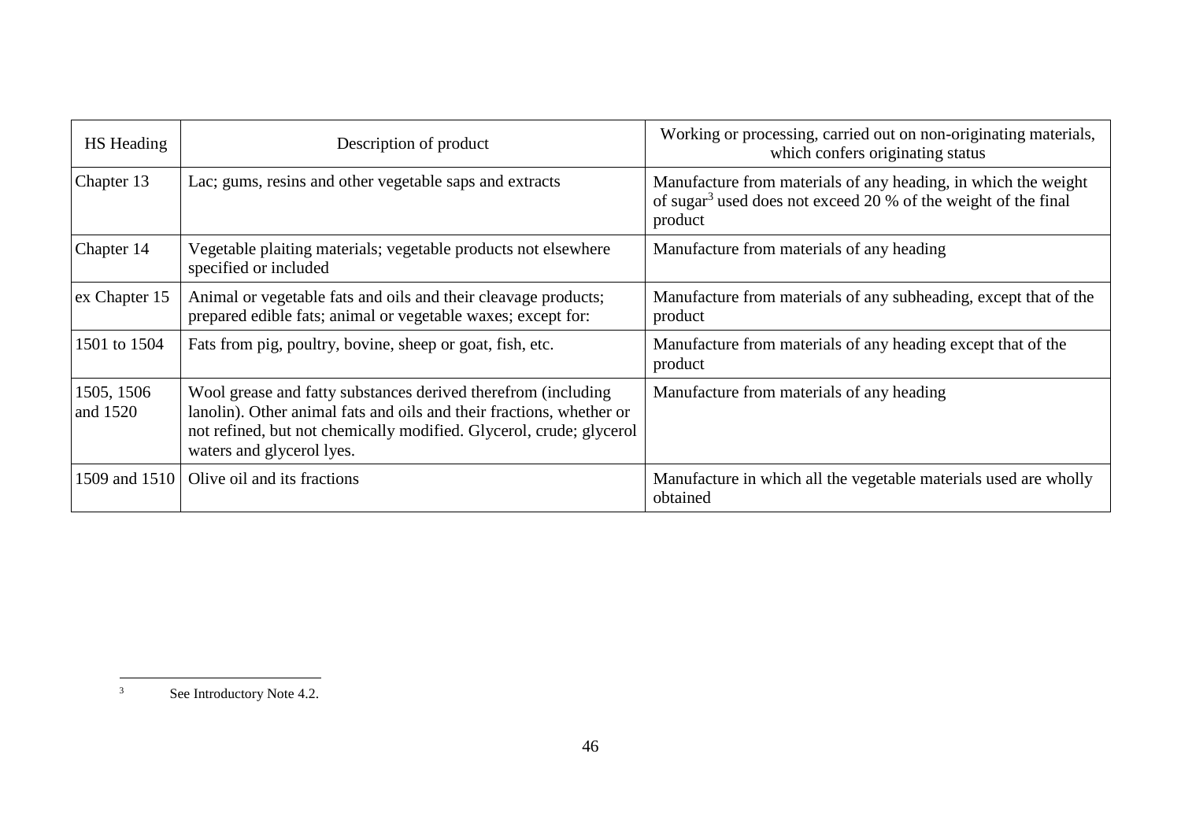| HS Heading | Description of product | Working or processing, carried out on non-originating materials, which confers originating status |
|---|---|---|
| Chapter 13 | Lac; gums, resins and other vegetable saps and extracts | Manufacture from materials of any heading, in which the weight of sugar[3] used does not exceed 20 % of the weight of the final product |
| Chapter 14 | Vegetable plaiting materials; vegetable products not elsewhere specified or included | Manufacture from materials of any heading |
| ex Chapter 15 | Animal or vegetable fats and oils and their cleavage products; prepared edible fats; animal or vegetable waxes; except for: | Manufacture from materials of any subheading, except that of the product |
| 1501 to 1504 | Fats from pig, poultry, bovine, sheep or goat, fish, etc. | Manufacture from materials of any heading except that of the product |
| 1505, 1506 and 1520 | Wool grease and fatty substances derived therefrom (including lanolin). Other animal fats and oils and their fractions, whether or not refined, but not chemically modified. Glycerol, crude; glycerol waters and glycerol lyes. | Manufacture from materials of any heading |
| 1509 and 1510 | Olive oil and its fractions | Manufacture in which all the vegetable materials used are wholly obtained |

[3] See Introductory Note 4.2.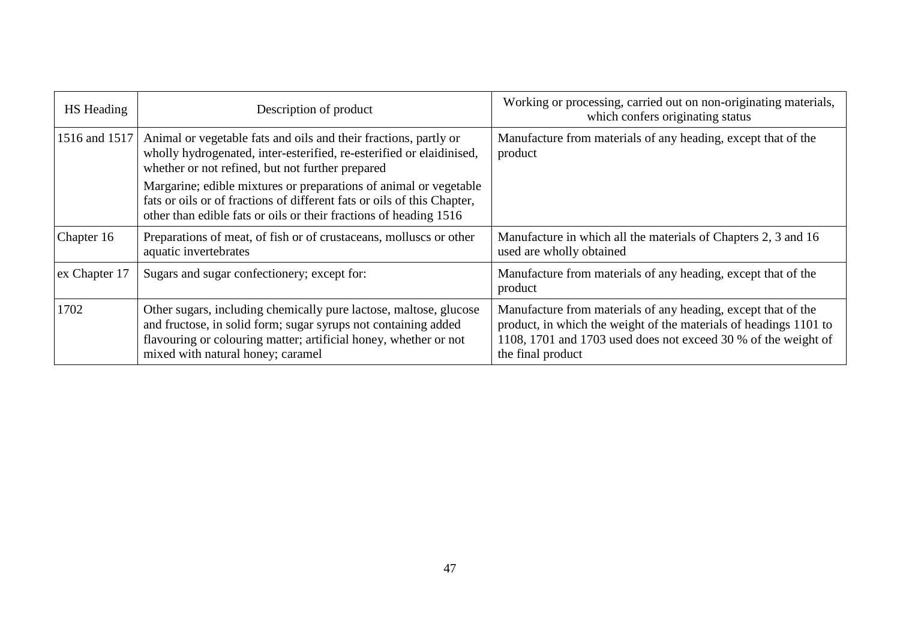| HS Heading | Description of product | Working or processing, carried out on non-originating materials, which confers originating status |
| --- | --- | --- |
| 1516 and 1517 | Animal or vegetable fats and oils and their fractions, partly or wholly hydrogenated, inter-esterified, re-esterified or elaidinised, whether or not refined, but not further prepared<br>Margarine; edible mixtures or preparations of animal or vegetable fats or oils or of fractions of different fats or oils of this Chapter, other than edible fats or oils or their fractions of heading 1516 | Manufacture from materials of any heading, except that of the product |
| Chapter 16 | Preparations of meat, of fish or of crustaceans, molluscs or other aquatic invertebrates | Manufacture in which all the materials of Chapters 2, 3 and 16 used are wholly obtained |
| ex Chapter 17 | Sugars and sugar confectionery; except for: | Manufacture from materials of any heading, except that of the product |
| 1702 | Other sugars, including chemically pure lactose, maltose, glucose and fructose, in solid form; sugar syrups not containing added flavouring or colouring matter; artificial honey, whether or not mixed with natural honey; caramel | Manufacture from materials of any heading, except that of the product, in which the weight of the materials of headings 1101 to 1108, 1701 and 1703 used does not exceed 30 % of the weight of the final product |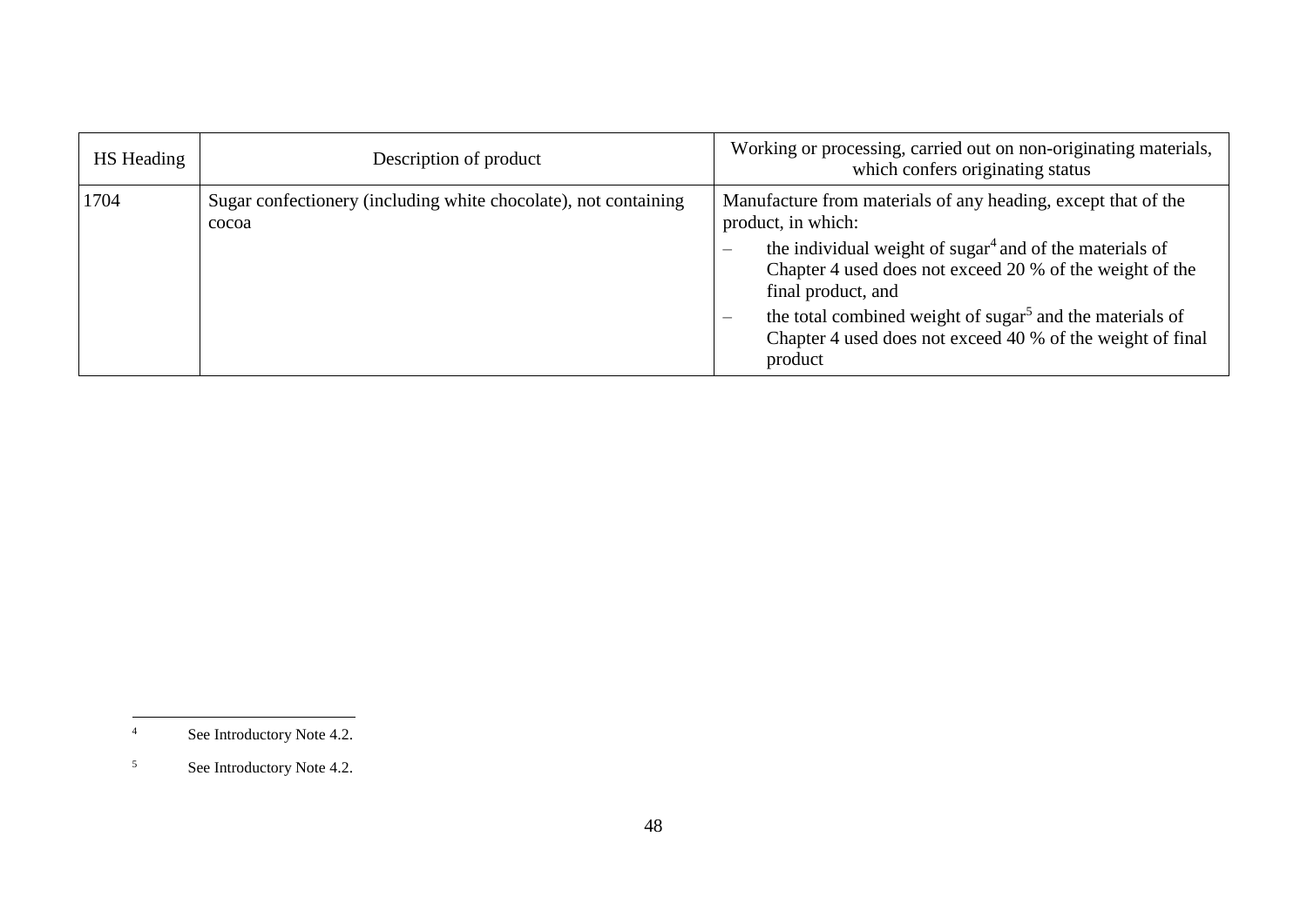| HS Heading | Description of product | Working or processing, carried out on non-originating materials, which confers originating status |
|---|---|---|
| 1704 | Sugar confectionery (including white chocolate), not containing cocoa | Manufacture from materials of any heading, except that of the product, in which:<br>– the individual weight of sugar[4] and of the materials of Chapter 4 used does not exceed 20 % of the weight of the final product, and<br>– the total combined weight of sugar[5] and the materials of Chapter 4 used does not exceed 40 % of the weight of final product |

[4] See Introductory Note 4.2.

[5] See Introductory Note 4.2.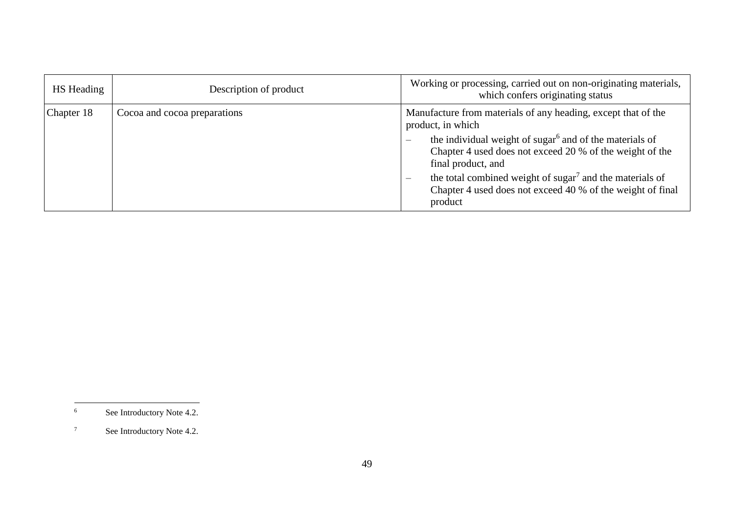| HS Heading | Description of product | Working or processing, carried out on non-originating materials, which confers originating status |
|---|---|---|
| Chapter 18 | Cocoa and cocoa preparations | Manufacture from materials of any heading, except that of the product, in which<br>– the individual weight of sugar[6] and of the materials of Chapter 4 used does not exceed 20 % of the weight of the final product, and<br>– the total combined weight of sugar[7] and the materials of Chapter 4 used does not exceed 40 % of the weight of final product |

[6] See Introductory Note 4.2.

[7] See Introductory Note 4.2.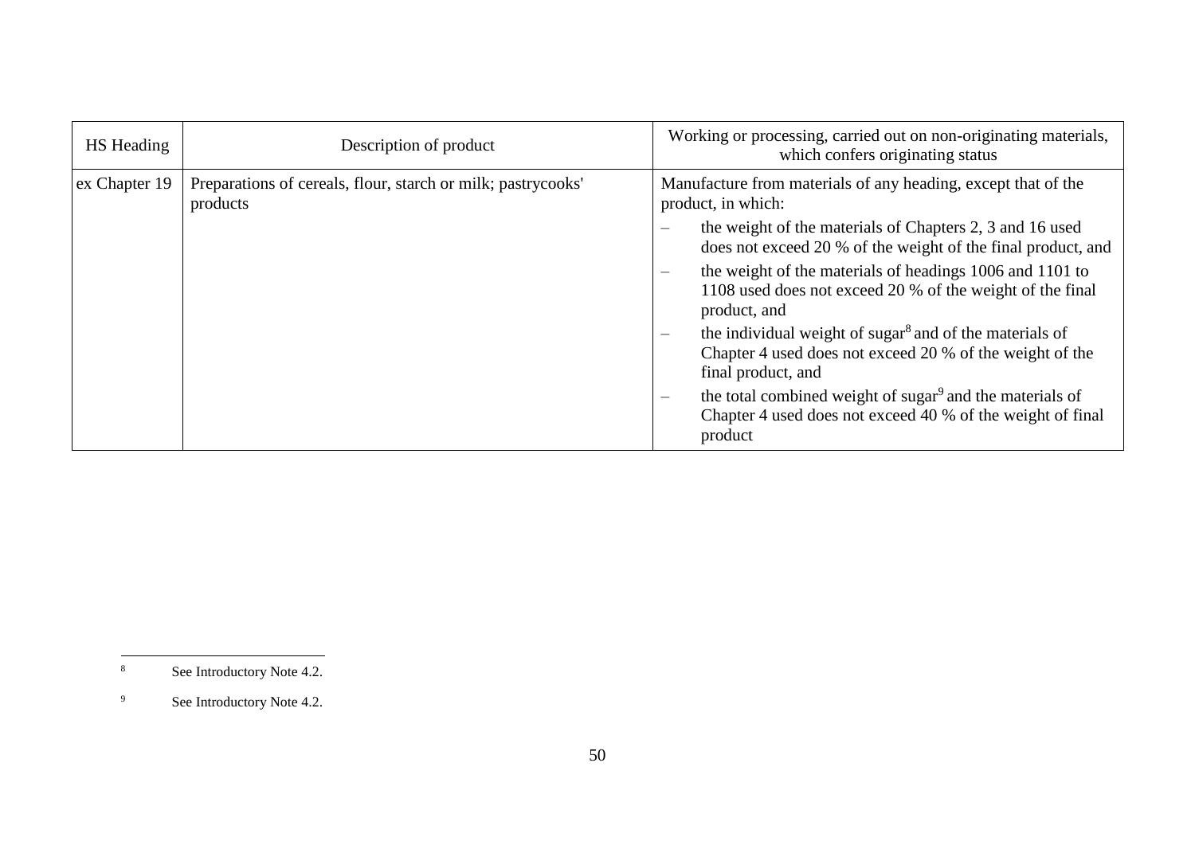| HS Heading | Description of product | Working or processing, carried out on non-originating materials, which confers originating status |
|---|---|---|
| ex Chapter 19 | Preparations of cereals, flour, starch or milk; pastrycooks' products | Manufacture from materials of any heading, except that of the product, in which:<br>– the weight of the materials of Chapters 2, 3 and 16 used does not exceed 20 % of the weight of the final product, and<br>– the weight of the materials of headings 1006 and 1101 to 1108 used does not exceed 20 % of the weight of the final product, and<br>– the individual weight of sugar[8] and of the materials of Chapter 4 used does not exceed 20 % of the weight of the final product, and<br>– the total combined weight of sugar[9] and the materials of Chapter 4 used does not exceed 40 % of the weight of final product |

[8] See Introductory Note 4.2.

[9] See Introductory Note 4.2.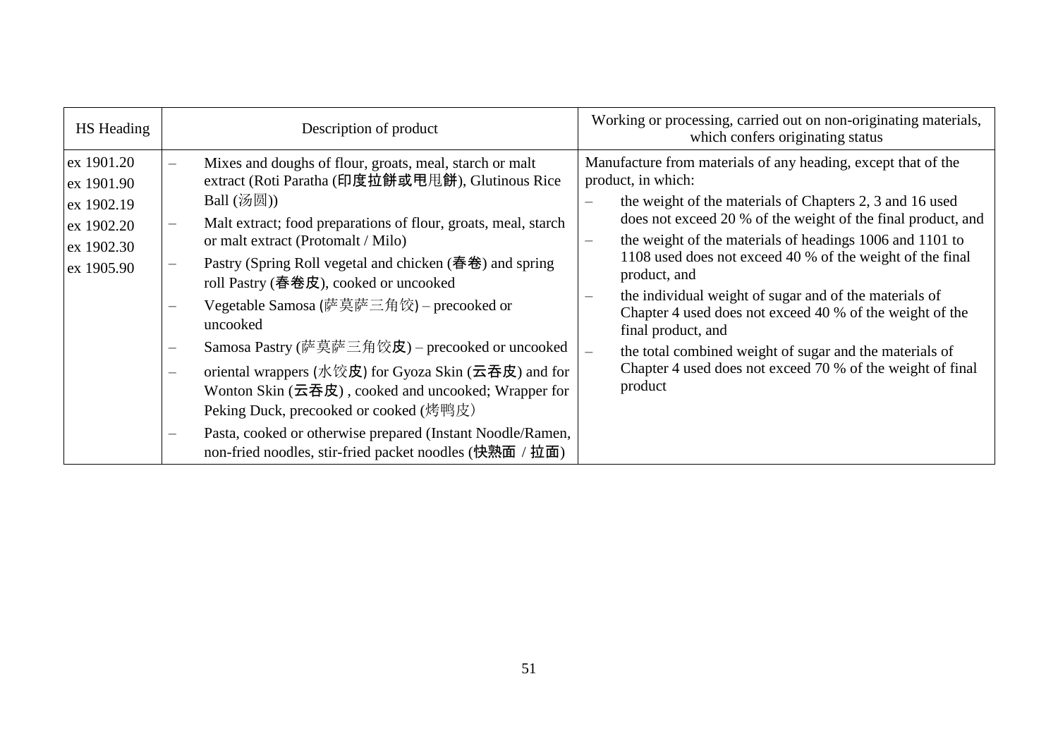| HS Heading | Description of product | Working or processing, carried out on non-originating materials, which confers originating status |
|---|---|---|
| ex 1901.20<br>ex 1901.90<br>ex 1902.19<br>ex 1902.20<br>ex 1902.30<br>ex 1905.90 | – Mixes and doughs of flour, groats, meal, starch or malt extract (Roti Paratha (印度拉餅或甩甩餅), Glutinous Rice Ball (汤圆))<br>– Malt extract; food preparations of flour, groats, meal, starch or malt extract (Protomalt / Milo)<br>– Pastry (Spring Roll vegetal and chicken (春卷) and spring roll Pastry (春卷皮), cooked or uncooked<br>– Vegetable Samosa (萨莫萨三角饺) – precooked or uncooked<br>– Samosa Pastry (萨莫萨三角饺皮) – precooked or uncooked<br>– oriental wrappers (水饺皮) for Gyoza Skin (云吞皮) and for Wonton Skin (云吞皮) , cooked and uncooked; Wrapper for Peking Duck, precooked or cooked (烤鸭皮)<br>– Pasta, cooked or otherwise prepared (Instant Noodle/Ramen, non-fried noodles, stir-fried packet noodles (快熟面 / 拉面) | Manufacture from materials of any heading, except that of the product, in which:<br>– the weight of the materials of Chapters 2, 3 and 16 used does not exceed 20 % of the weight of the final product, and<br>– the weight of the materials of headings 1006 and 1101 to 1108 used does not exceed 40 % of the weight of the final product, and<br>– the individual weight of sugar and of the materials of Chapter 4 used does not exceed 40 % of the weight of the final product, and<br>– the total combined weight of sugar and the materials of Chapter 4 used does not exceed 70 % of the weight of final product |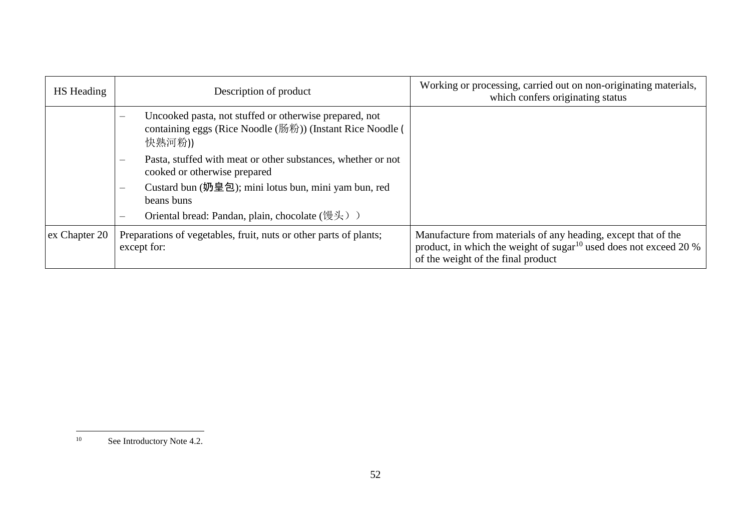| HS Heading | Description of product | Working or processing, carried out on non-originating materials, which confers originating status |
|---|---|---|
| | – Uncooked pasta, not stuffed or otherwise prepared, not containing eggs (Rice Noodle (肠粉)) (Instant Rice Noodle (快熟河粉))<br>– Pasta, stuffed with meat or other substances, whether or not cooked or otherwise prepared<br>– Custard bun (**奶皇包**); mini lotus bun, mini yam bun, red beans buns<br>– Oriental bread: Pandan, plain, chocolate (馒头）) | |
| ex Chapter 20 | Preparations of vegetables, fruit, nuts or other parts of plants; except for: | Manufacture from materials of any heading, except that of the product, in which the weight of sugar[10] used does not exceed 20 % of the weight of the final product |

[10] See Introductory Note 4.2.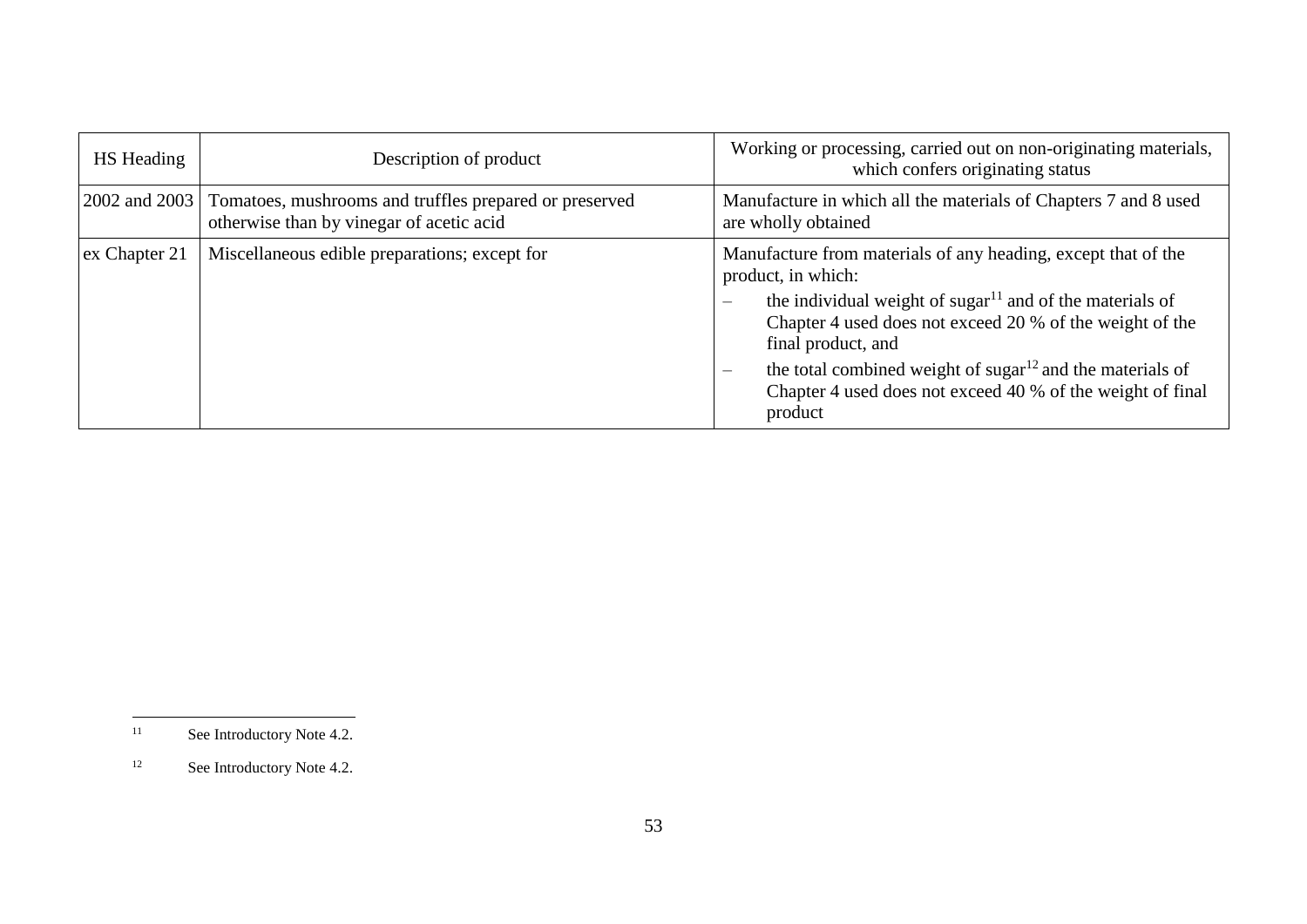| HS Heading | Description of product | Working or processing, carried out on non-originating materials, which confers originating status |
|---|---|---|
| 2002 and 2003 | Tomatoes, mushrooms and truffles prepared or preserved otherwise than by vinegar of acetic acid | Manufacture in which all the materials of Chapters 7 and 8 used are wholly obtained |
| ex Chapter 21 | Miscellaneous edible preparations; except for | Manufacture from materials of any heading, except that of the product, in which:<br>– the individual weight of sugar[11] and of the materials of Chapter 4 used does not exceed 20 % of the weight of the final product, and<br>– the total combined weight of sugar[12] and the materials of Chapter 4 used does not exceed 40 % of the weight of final product |

[11] See Introductory Note 4.2.

[12] See Introductory Note 4.2.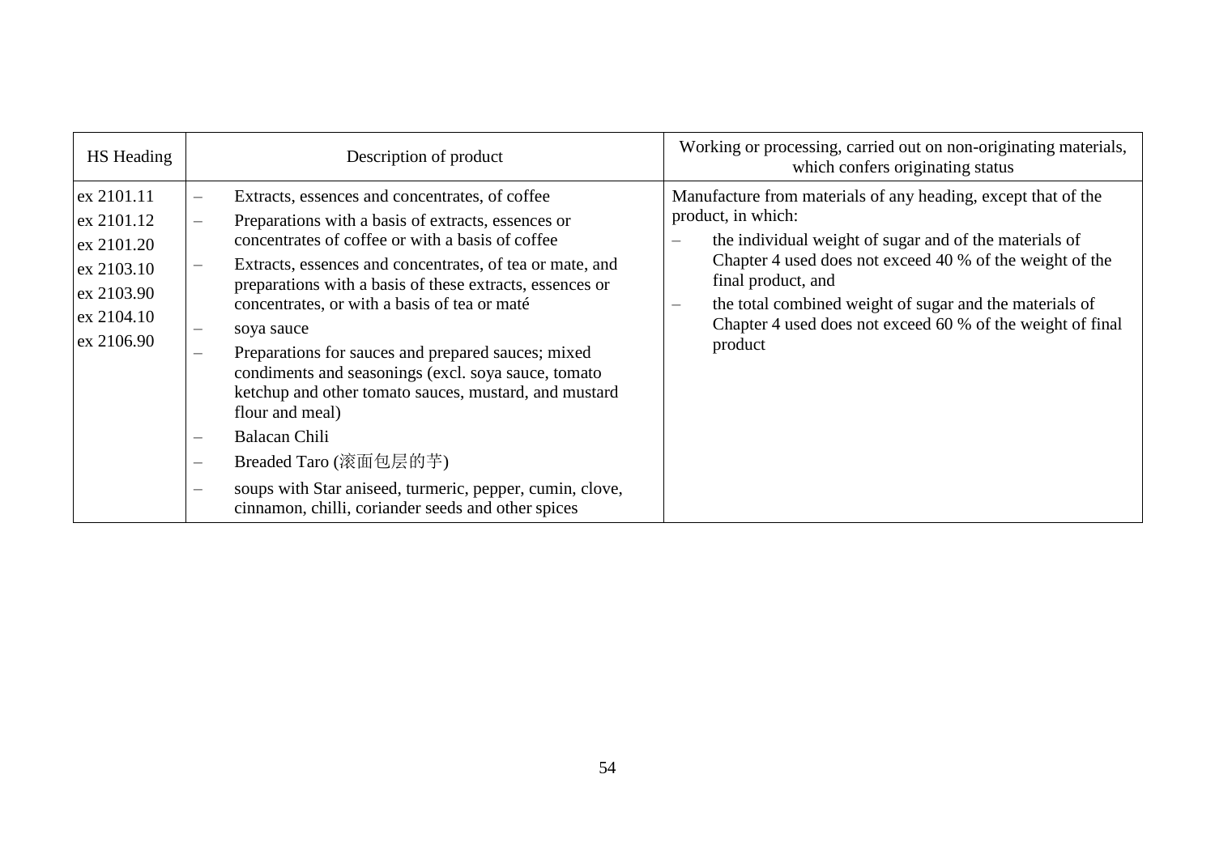| HS Heading | Description of product | Working or processing, carried out on non-originating materials, which confers originating status |
|---|---|---|
| ex 2101.11<br>ex 2101.12<br>ex 2101.20<br>ex 2103.10<br>ex 2103.90<br>ex 2104.10<br>ex 2106.90 | – Extracts, essences and concentrates, of coffee<br>– Preparations with a basis of extracts, essences or concentrates of coffee or with a basis of coffee<br>– Extracts, essences and concentrates, of tea or mate, and preparations with a basis of these extracts, essences or concentrates, or with a basis of tea or maté<br>– soya sauce<br>– Preparations for sauces and prepared sauces; mixed condiments and seasonings (excl. soya sauce, tomato ketchup and other tomato sauces, mustard, and mustard flour and meal)<br>– Balacan Chili<br>– Breaded Taro (滚面包层的芋)<br>– soups with Star aniseed, turmeric, pepper, cumin, clove, cinnamon, chilli, coriander seeds and other spices | Manufacture from materials of any heading, except that of the product, in which:<br>– the individual weight of sugar and of the materials of Chapter 4 used does not exceed 40 % of the weight of the final product, and<br>– the total combined weight of sugar and the materials of Chapter 4 used does not exceed 60 % of the weight of final product |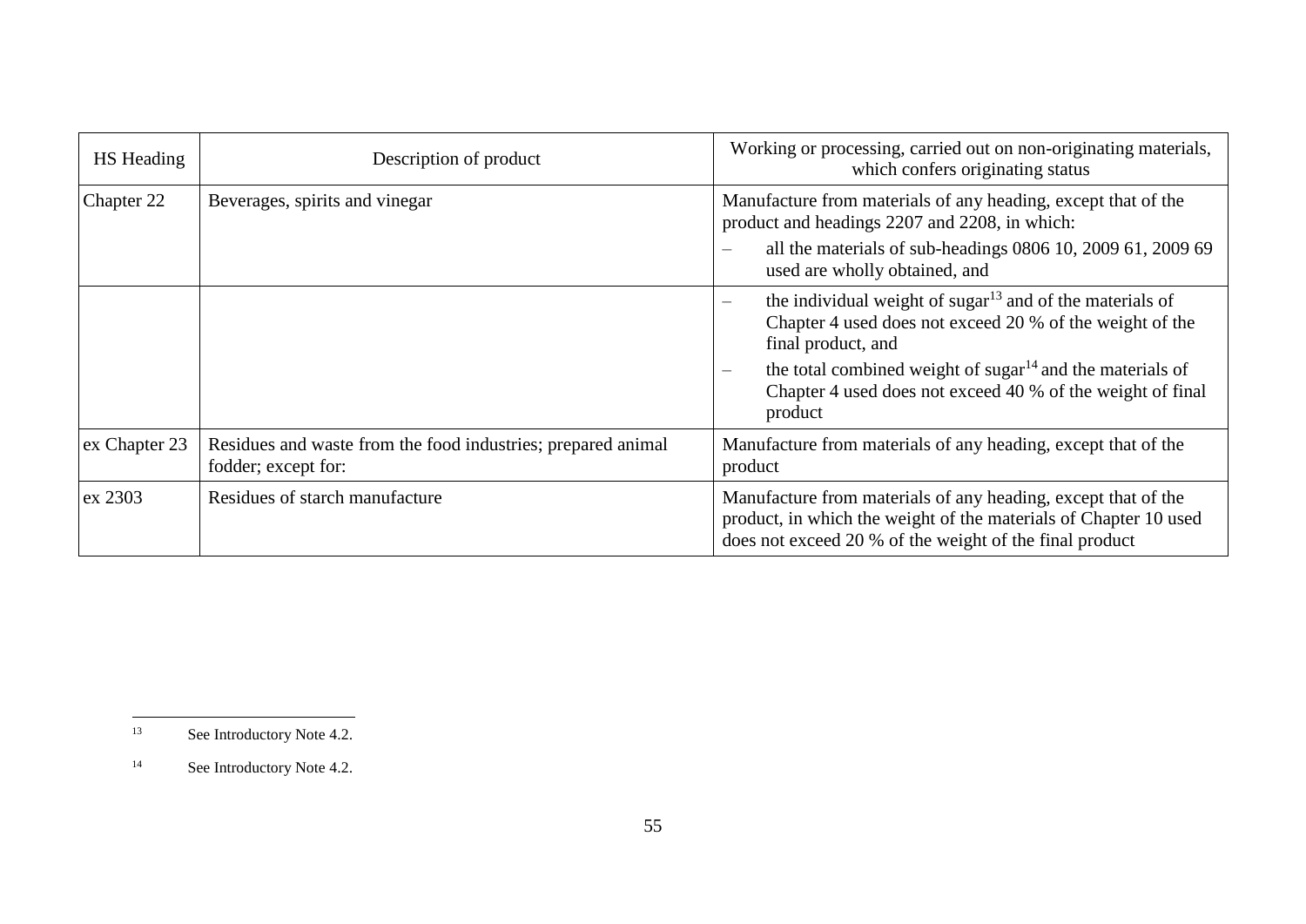| HS Heading | Description of product | Working or processing, carried out on non-originating materials, which confers originating status |
|---|---|---|
| Chapter 22 | Beverages, spirits and vinegar | Manufacture from materials of any heading, except that of the product and headings 2207 and 2208, in which:<br>– all the materials of sub-headings 0806 10, 2009 61, 2009 69 used are wholly obtained, and |
| | | – the individual weight of sugar[13] and of the materials of Chapter 4 used does not exceed 20 % of the weight of the final product, and<br>– the total combined weight of sugar[14] and the materials of Chapter 4 used does not exceed 40 % of the weight of final product |
| ex Chapter 23 | Residues and waste from the food industries; prepared animal fodder; except for: | Manufacture from materials of any heading, except that of the product |
| ex 2303 | Residues of starch manufacture | Manufacture from materials of any heading, except that of the product, in which the weight of the materials of Chapter 10 used does not exceed 20 % of the weight of the final product |

[13] See Introductory Note 4.2.

[14] See Introductory Note 4.2.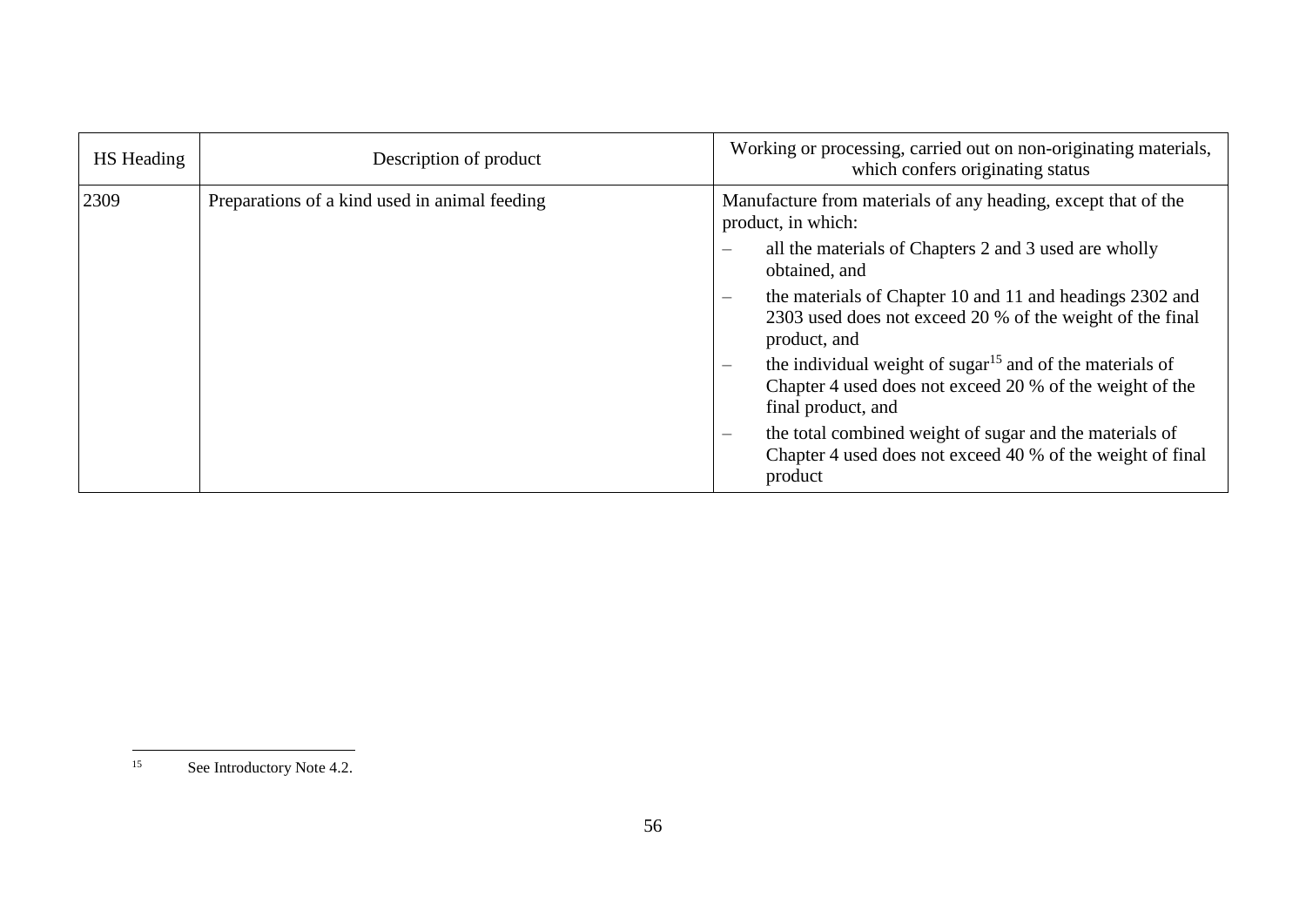| HS Heading | Description of product | Working or processing, carried out on non-originating materials, which confers originating status |
|---|---|---|
| 2309 | Preparations of a kind used in animal feeding | Manufacture from materials of any heading, except that of the product, in which:<br>– all the materials of Chapters 2 and 3 used are wholly obtained, and<br>– the materials of Chapter 10 and 11 and headings 2302 and 2303 used does not exceed 20 % of the weight of the final product, and<br>– the individual weight of sugar[15] and of the materials of Chapter 4 used does not exceed 20 % of the weight of the final product, and<br>– the total combined weight of sugar and the materials of Chapter 4 used does not exceed 40 % of the weight of final product |

[15] See Introductory Note 4.2.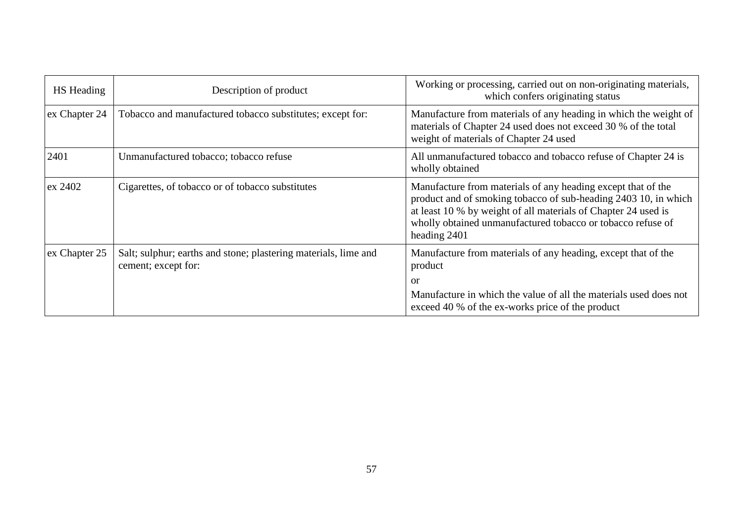| HS Heading | Description of product | Working or processing, carried out on non-originating materials, which confers originating status |
|---|---|---|
| ex Chapter 24 | Tobacco and manufactured tobacco substitutes; except for: | Manufacture from materials of any heading in which the weight of materials of Chapter 24 used does not exceed 30 % of the total weight of materials of Chapter 24 used |
| 2401 | Unmanufactured tobacco; tobacco refuse | All unmanufactured tobacco and tobacco refuse of Chapter 24 is wholly obtained |
| ex 2402 | Cigarettes, of tobacco or of tobacco substitutes | Manufacture from materials of any heading except that of the product and of smoking tobacco of sub-heading 2403 10, in which at least 10 % by weight of all materials of Chapter 24 used is wholly obtained unmanufactured tobacco or tobacco refuse of heading 2401 |
| ex Chapter 25 | Salt; sulphur; earths and stone; plastering materials, lime and cement; except for: | Manufacture from materials of any heading, except that of the product<br>or<br>Manufacture in which the value of all the materials used does not exceed 40 % of the ex-works price of the product |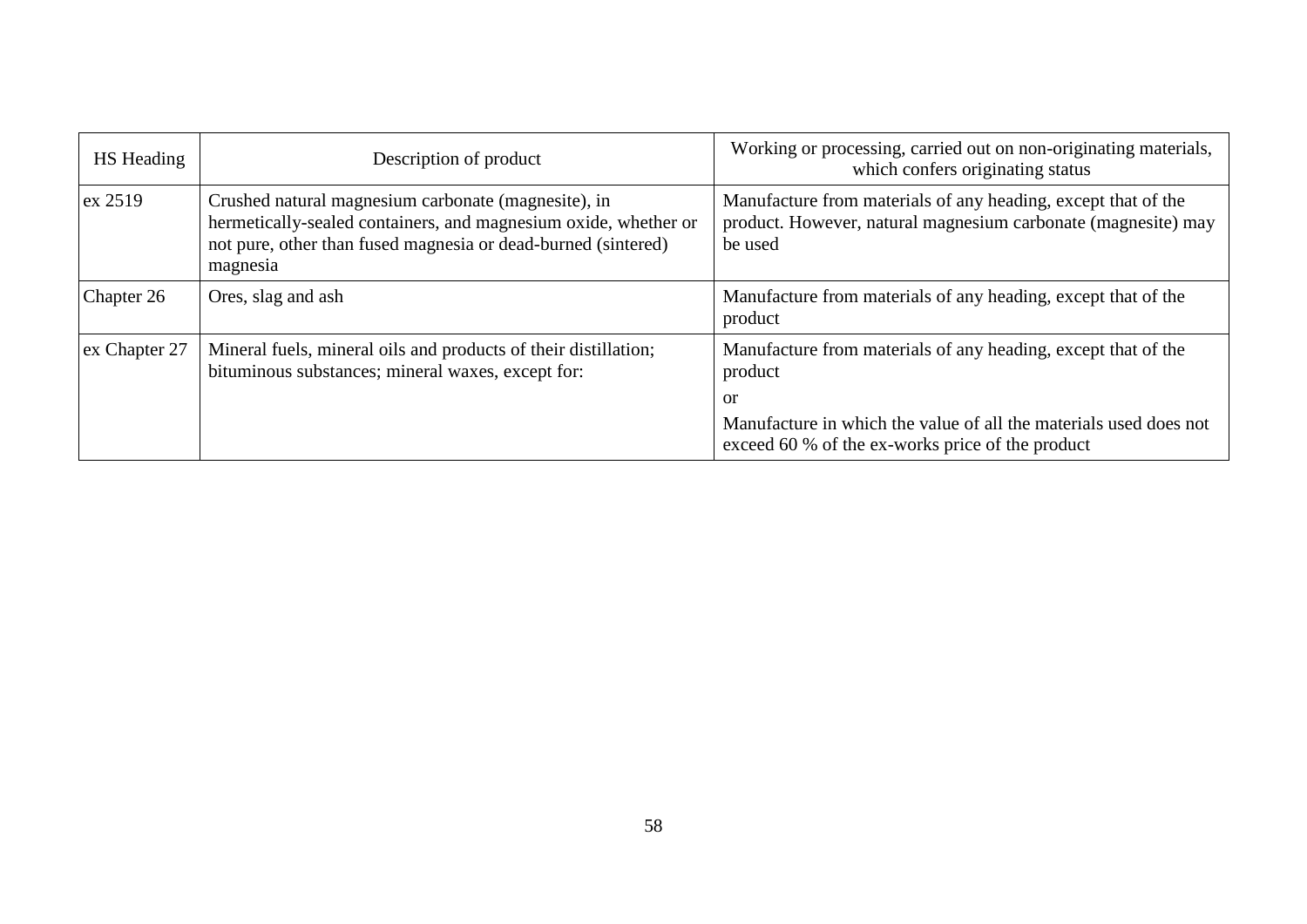| HS Heading | Description of product | Working or processing, carried out on non-originating materials, which confers originating status |
| --- | --- | --- |
| ex 2519 | Crushed natural magnesium carbonate (magnesite), in hermetically-sealed containers, and magnesium oxide, whether or not pure, other than fused magnesia or dead-burned (sintered) magnesia | Manufacture from materials of any heading, except that of the product. However, natural magnesium carbonate (magnesite) may be used |
| Chapter 26 | Ores, slag and ash | Manufacture from materials of any heading, except that of the product |
| ex Chapter 27 | Mineral fuels, mineral oils and products of their distillation; bituminous substances; mineral waxes, except for: | Manufacture from materials of any heading, except that of the product<br>or<br>Manufacture in which the value of all the materials used does not exceed 60 % of the ex-works price of the product |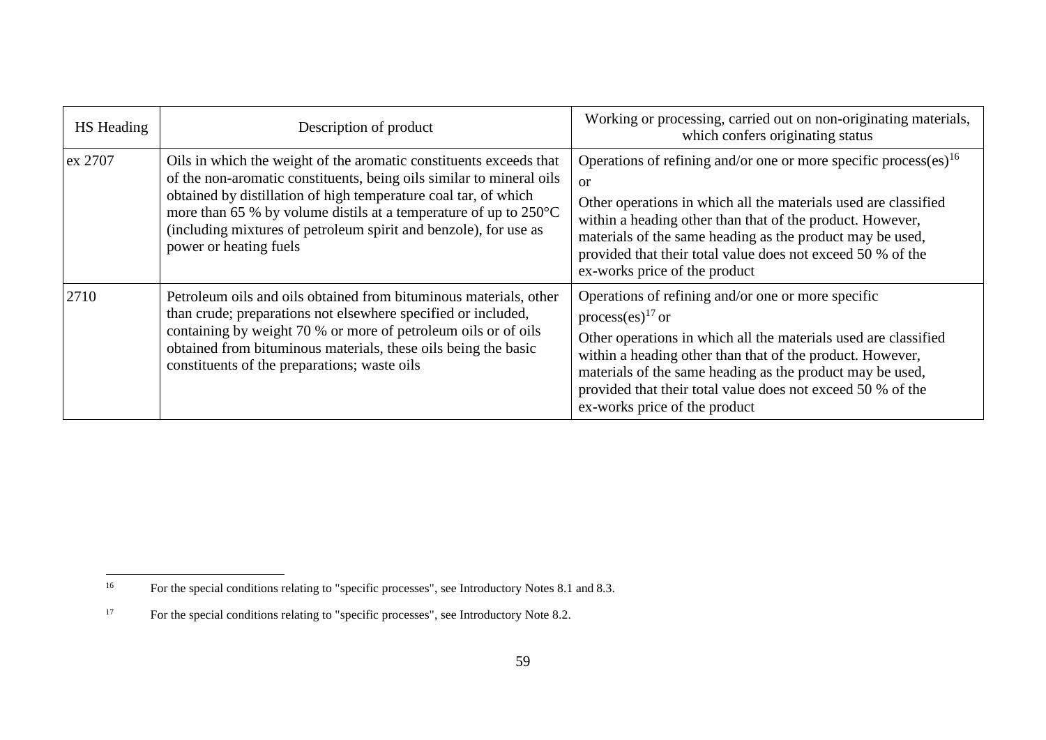| HS Heading | Description of product | Working or processing, carried out on non-originating materials, which confers originating status |
|---|---|---|
| ex 2707 | Oils in which the weight of the aromatic constituents exceeds that of the non-aromatic constituents, being oils similar to mineral oils obtained by distillation of high temperature coal tar, of which more than 65 % by volume distils at a temperature of up to 250°C (including mixtures of petroleum spirit and benzole), for use as power or heating fuels | Operations of refining and/or one or more specific process(es)[16]<br>or<br>Other operations in which all the materials used are classified within a heading other than that of the product. However, materials of the same heading as the product may be used, provided that their total value does not exceed 50 % of the ex-works price of the product |
| 2710 | Petroleum oils and oils obtained from bituminous materials, other than crude; preparations not elsewhere specified or included, containing by weight 70 % or more of petroleum oils or of oils obtained from bituminous materials, these oils being the basic constituents of the preparations; waste oils | Operations of refining and/or one or more specific process(es)[17] or<br>Other operations in which all the materials used are classified within a heading other than that of the product. However, materials of the same heading as the product may be used, provided that their total value does not exceed 50 % of the ex-works price of the product |

[16] For the special conditions relating to "specific processes", see Introductory Notes 8.1 and 8.3.

[17] For the special conditions relating to "specific processes", see Introductory Note 8.2.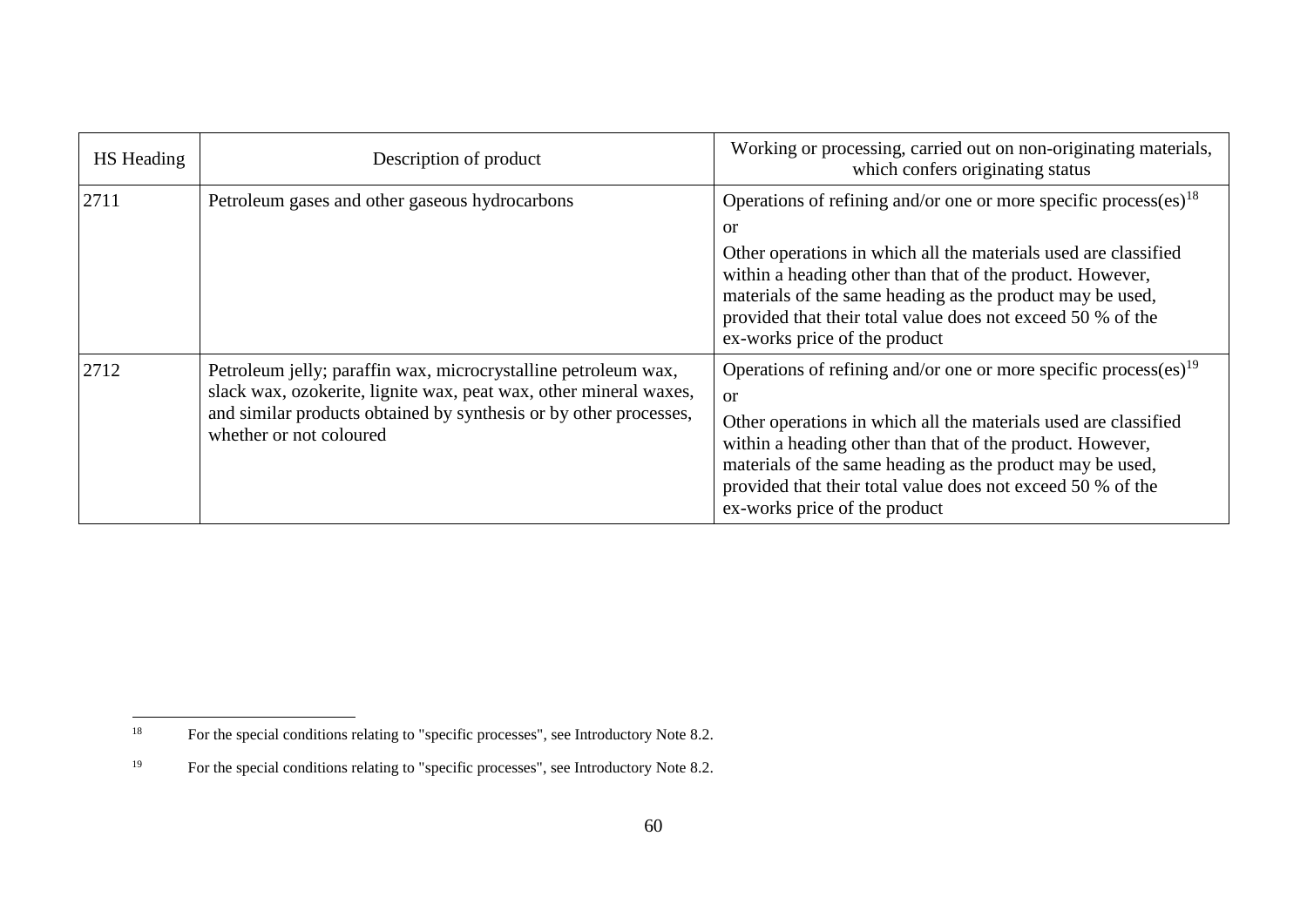| HS Heading | Description of product | Working or processing, carried out on non-originating materials, which confers originating status |
|---|---|---|
| 2711 | Petroleum gases and other gaseous hydrocarbons | Operations of refining and/or one or more specific process(es)[18]<br>or<br>Other operations in which all the materials used are classified within a heading other than that of the product. However, materials of the same heading as the product may be used, provided that their total value does not exceed 50 % of the ex-works price of the product |
| 2712 | Petroleum jelly; paraffin wax, microcrystalline petroleum wax, slack wax, ozokerite, lignite wax, peat wax, other mineral waxes, and similar products obtained by synthesis or by other processes, whether or not coloured | Operations of refining and/or one or more specific process(es)[19]<br>or<br>Other operations in which all the materials used are classified within a heading other than that of the product. However, materials of the same heading as the product may be used, provided that their total value does not exceed 50 % of the ex-works price of the product |

[18] For the special conditions relating to "specific processes", see Introductory Note 8.2.

[19] For the special conditions relating to "specific processes", see Introductory Note 8.2.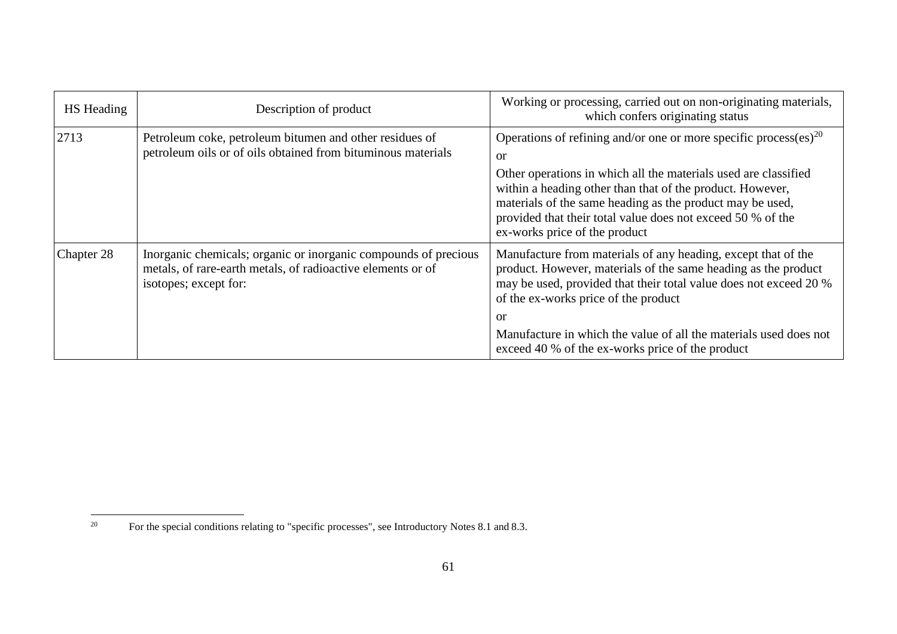| HS Heading | Description of product | Working or processing, carried out on non-originating materials, which confers originating status |
|---|---|---|
| 2713 | Petroleum coke, petroleum bitumen and other residues of petroleum oils or of oils obtained from bituminous materials | Operations of refining and/or one or more specific process(es)[20]<br>or<br>Other operations in which all the materials used are classified within a heading other than that of the product. However, materials of the same heading as the product may be used, provided that their total value does not exceed 50 % of the ex-works price of the product |
| Chapter 28 | Inorganic chemicals; organic or inorganic compounds of precious metals, of rare-earth metals, of radioactive elements or of isotopes; except for: | Manufacture from materials of any heading, except that of the product. However, materials of the same heading as the product may be used, provided that their total value does not exceed 20 % of the ex-works price of the product<br>or<br>Manufacture in which the value of all the materials used does not exceed 40 % of the ex-works price of the product |

[20] For the special conditions relating to "specific processes", see Introductory Notes 8.1 and 8.3.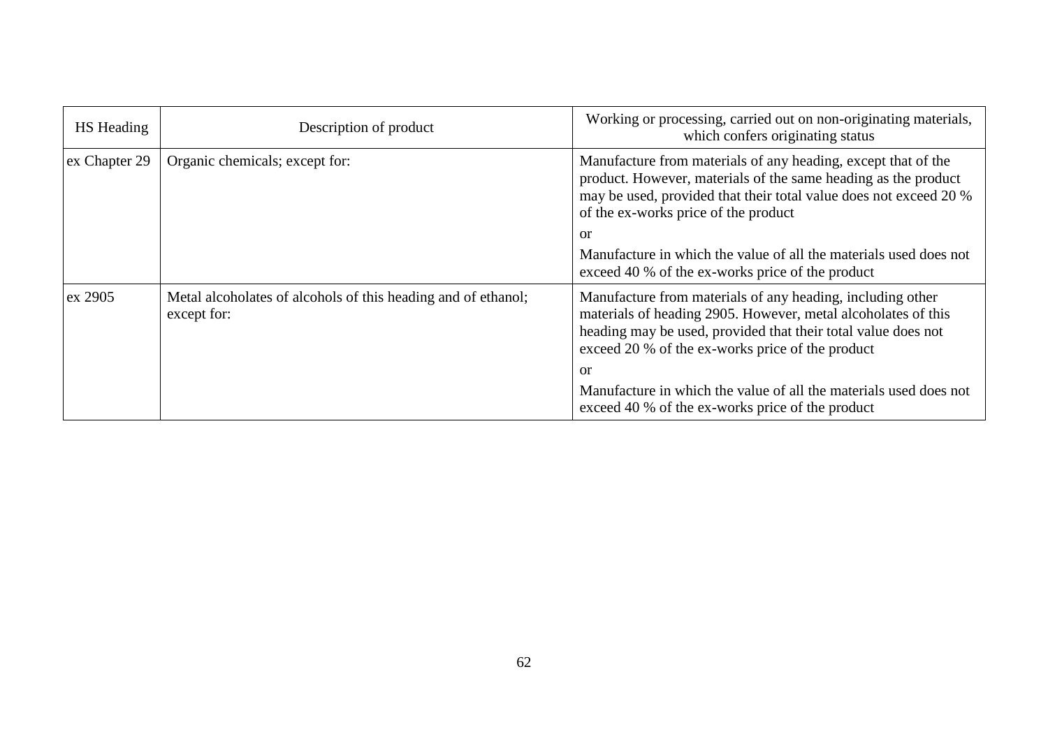| HS Heading | Description of product | Working or processing, carried out on non-originating materials, which confers originating status |
|---|---|---|
| ex Chapter 29 | Organic chemicals; except for: | Manufacture from materials of any heading, except that of the product. However, materials of the same heading as the product may be used, provided that their total value does not exceed 20 % of the ex-works price of the product<br><br>or<br><br>Manufacture in which the value of all the materials used does not exceed 40 % of the ex-works price of the product |
| ex 2905 | Metal alcoholates of alcohols of this heading and of ethanol; except for: | Manufacture from materials of any heading, including other materials of heading 2905. However, metal alcoholates of this heading may be used, provided that their total value does not exceed 20 % of the ex-works price of the product<br><br>or<br><br>Manufacture in which the value of all the materials used does not exceed 40 % of the ex-works price of the product |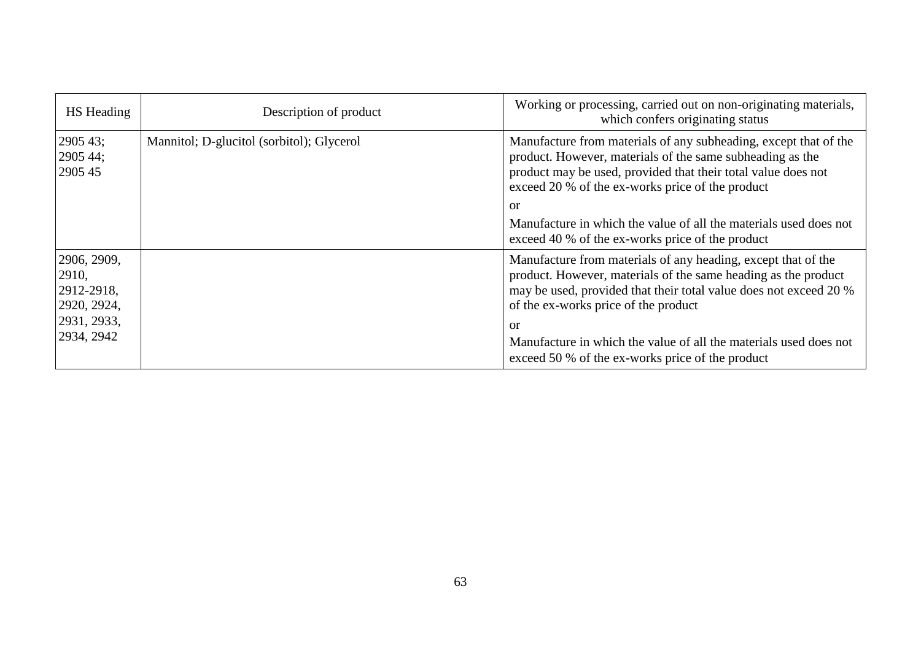| HS Heading | Description of product | Working or processing, carried out on non-originating materials, which confers originating status |
|---|---|---|
| 2905 43; 2905 44; 2905 45 | Mannitol; D-glucitol (sorbitol); Glycerol | Manufacture from materials of any subheading, except that of the product. However, materials of the same subheading as the product may be used, provided that their total value does not exceed 20 % of the ex-works price of the product<br>or<br>Manufacture in which the value of all the materials used does not exceed 40 % of the ex-works price of the product |
| 2906, 2909, 2910, 2912-2918, 2920, 2924, 2931, 2933, 2934, 2942 | | Manufacture from materials of any heading, except that of the product. However, materials of the same heading as the product may be used, provided that their total value does not exceed 20 % of the ex-works price of the product<br>or<br>Manufacture in which the value of all the materials used does not exceed 50 % of the ex-works price of the product |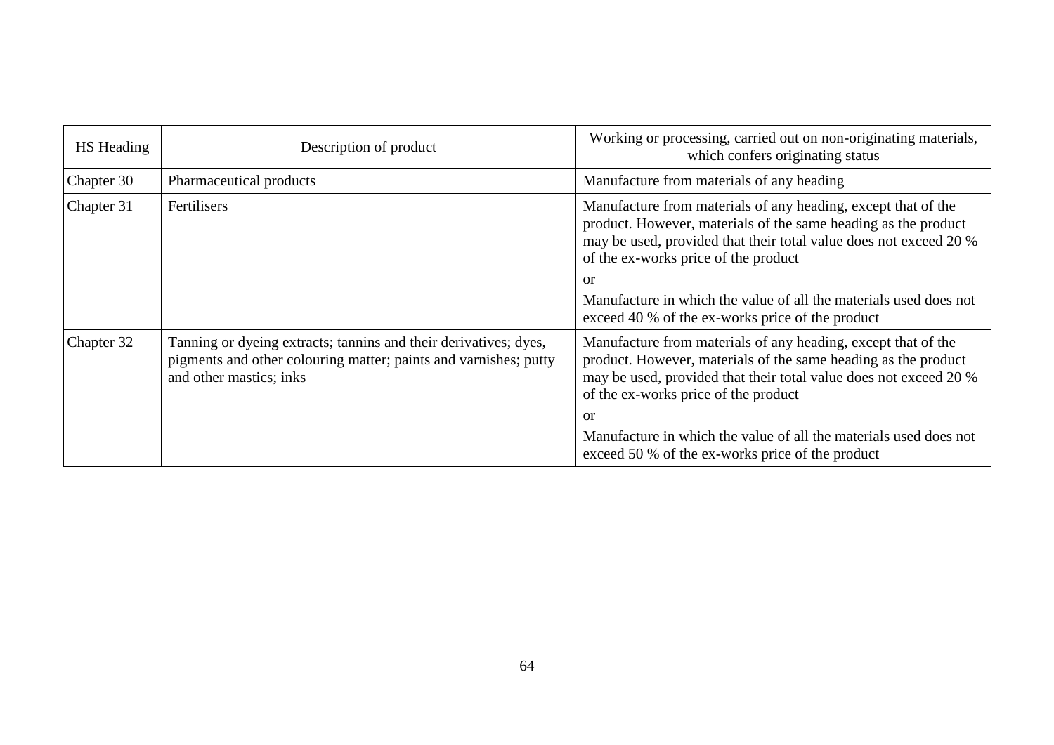| HS Heading | Description of product | Working or processing, carried out on non-originating materials, which confers originating status |
|---|---|---|
| Chapter 30 | Pharmaceutical products | Manufacture from materials of any heading |
| Chapter 31 | Fertilisers | Manufacture from materials of any heading, except that of the product. However, materials of the same heading as the product may be used, provided that their total value does not exceed 20 % of the ex-works price of the product<br>or<br>Manufacture in which the value of all the materials used does not exceed 40 % of the ex-works price of the product |
| Chapter 32 | Tanning or dyeing extracts; tannins and their derivatives; dyes, pigments and other colouring matter; paints and varnishes; putty and other mastics; inks | Manufacture from materials of any heading, except that of the product. However, materials of the same heading as the product may be used, provided that their total value does not exceed 20 % of the ex-works price of the product<br>or<br>Manufacture in which the value of all the materials used does not exceed 50 % of the ex-works price of the product |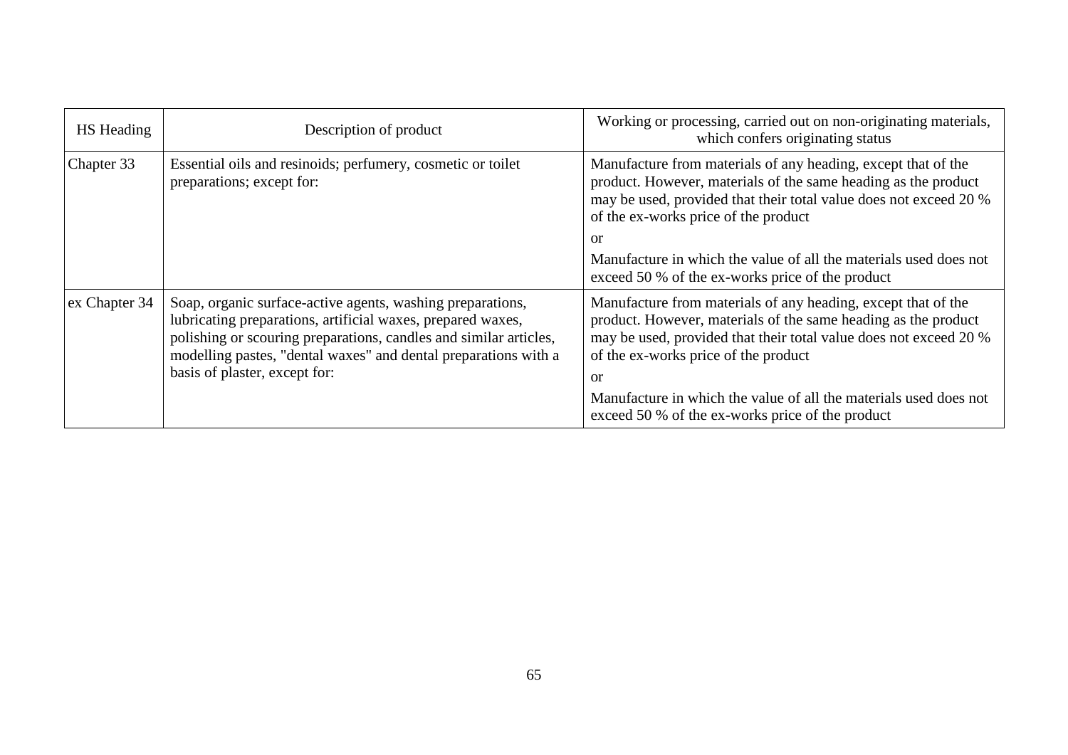| HS Heading | Description of product | Working or processing, carried out on non-originating materials, which confers originating status |
|---|---|---|
| Chapter 33 | Essential oils and resinoids; perfumery, cosmetic or toilet preparations; except for: | Manufacture from materials of any heading, except that of the product. However, materials of the same heading as the product may be used, provided that their total value does not exceed 20 % of the ex-works price of the product<br><br>or<br><br>Manufacture in which the value of all the materials used does not exceed 50 % of the ex-works price of the product |
| ex Chapter 34 | Soap, organic surface-active agents, washing preparations, lubricating preparations, artificial waxes, prepared waxes, polishing or scouring preparations, candles and similar articles, modelling pastes, "dental waxes" and dental preparations with a basis of plaster, except for: | Manufacture from materials of any heading, except that of the product. However, materials of the same heading as the product may be used, provided that their total value does not exceed 20 % of the ex-works price of the product<br><br>or<br><br>Manufacture in which the value of all the materials used does not exceed 50 % of the ex-works price of the product |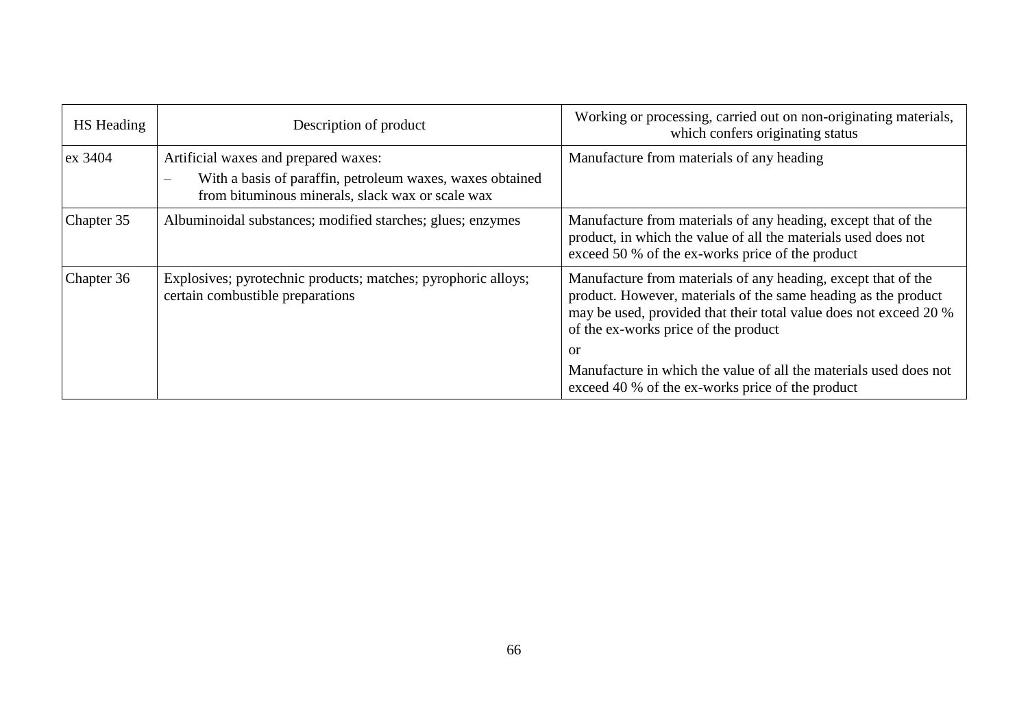| HS Heading | Description of product | Working or processing, carried out on non-originating materials, which confers originating status |
|---|---|---|
| ex 3404 | Artificial waxes and prepared waxes:<br>– With a basis of paraffin, petroleum waxes, waxes obtained from bituminous minerals, slack wax or scale wax | Manufacture from materials of any heading |
| Chapter 35 | Albuminoidal substances; modified starches; glues; enzymes | Manufacture from materials of any heading, except that of the product, in which the value of all the materials used does not exceed 50 % of the ex-works price of the product |
| Chapter 36 | Explosives; pyrotechnic products; matches; pyrophoric alloys; certain combustible preparations | Manufacture from materials of any heading, except that of the product. However, materials of the same heading as the product may be used, provided that their total value does not exceed 20 % of the ex-works price of the product<br>or<br>Manufacture in which the value of all the materials used does not exceed 40 % of the ex-works price of the product |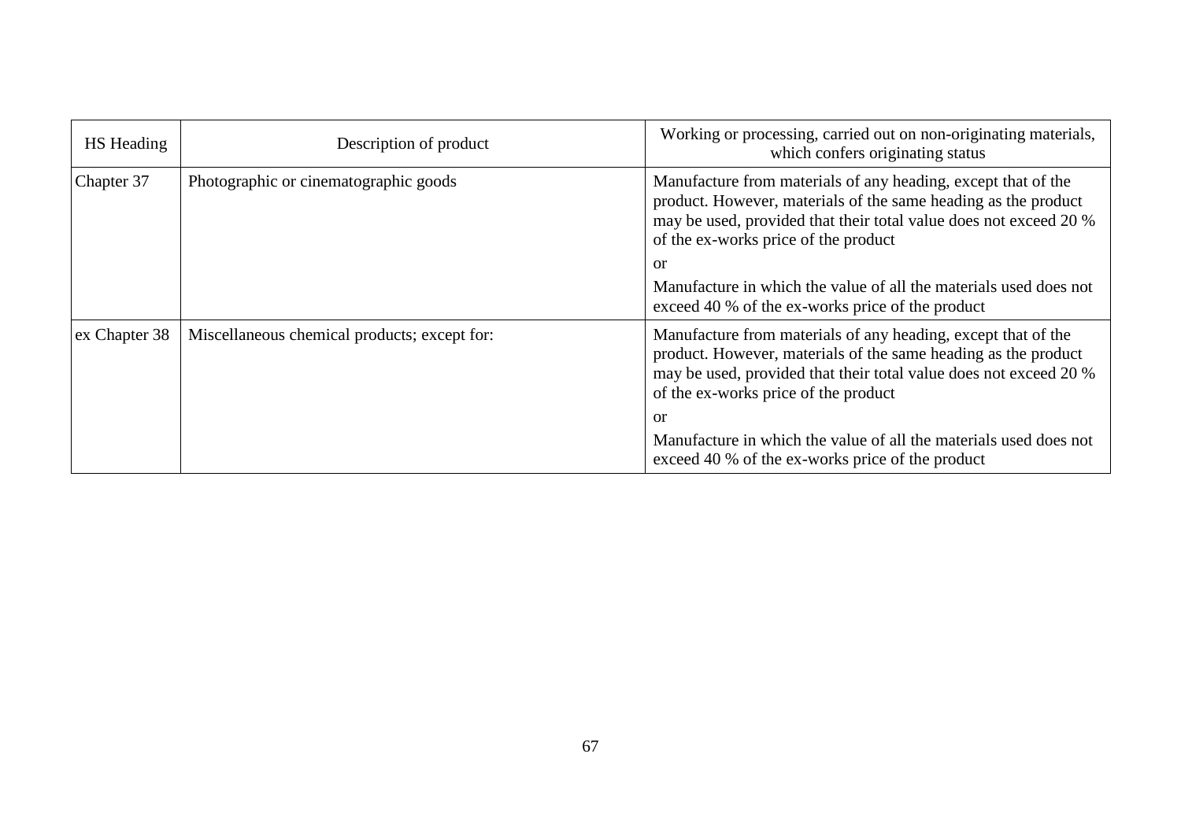| HS Heading | Description of product | Working or processing, carried out on non-originating materials, which confers originating status |
|---|---|---|
| Chapter 37 | Photographic or cinematographic goods | Manufacture from materials of any heading, except that of the product. However, materials of the same heading as the product may be used, provided that their total value does not exceed 20 % of the ex-works price of the product<br><br>or<br><br>Manufacture in which the value of all the materials used does not exceed 40 % of the ex-works price of the product |
| ex Chapter 38 | Miscellaneous chemical products; except for: | Manufacture from materials of any heading, except that of the product. However, materials of the same heading as the product may be used, provided that their total value does not exceed 20 % of the ex-works price of the product<br><br>or<br><br>Manufacture in which the value of all the materials used does not exceed 40 % of the ex-works price of the product |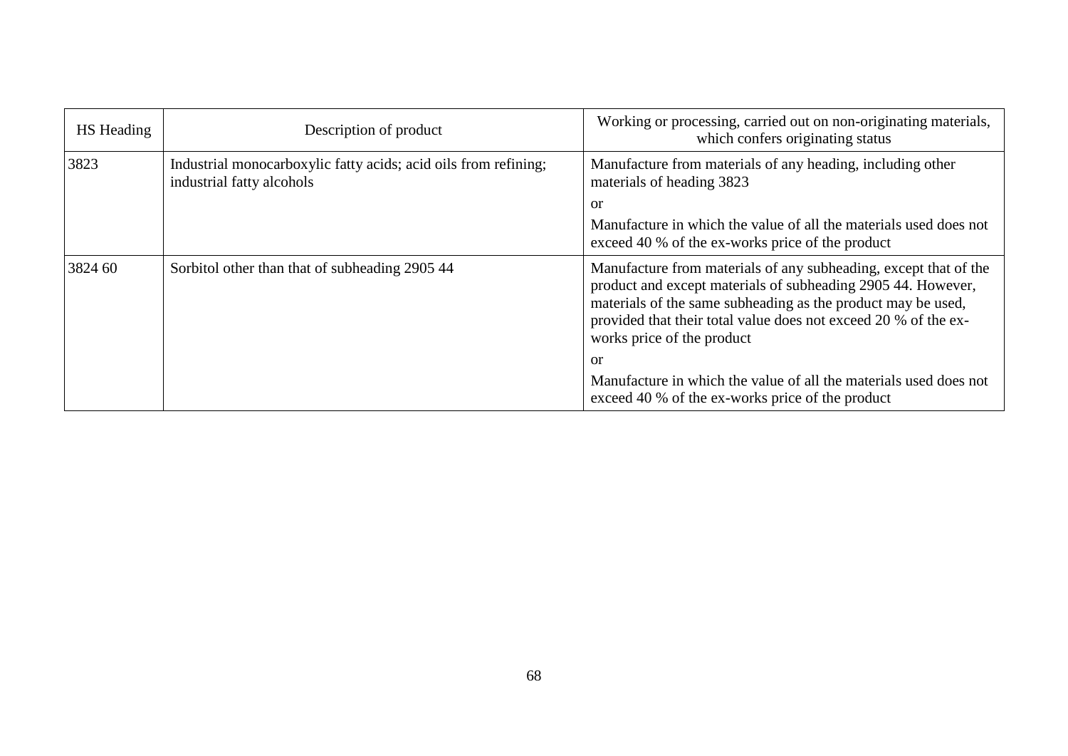| HS Heading | Description of product | Working or processing, carried out on non-originating materials, which confers originating status |
| --- | --- | --- |
| 3823 | Industrial monocarboxylic fatty acids; acid oils from refining; industrial fatty alcohols | Manufacture from materials of any heading, including other materials of heading 3823<br><br>or<br><br>Manufacture in which the value of all the materials used does not exceed 40 % of the ex-works price of the product |
| 3824 60 | Sorbitol other than that of subheading 2905 44 | Manufacture from materials of any subheading, except that of the product and except materials of subheading 2905 44. However, materials of the same subheading as the product may be used, provided that their total value does not exceed 20 % of the ex-works price of the product<br><br>or<br><br>Manufacture in which the value of all the materials used does not exceed 40 % of the ex-works price of the product |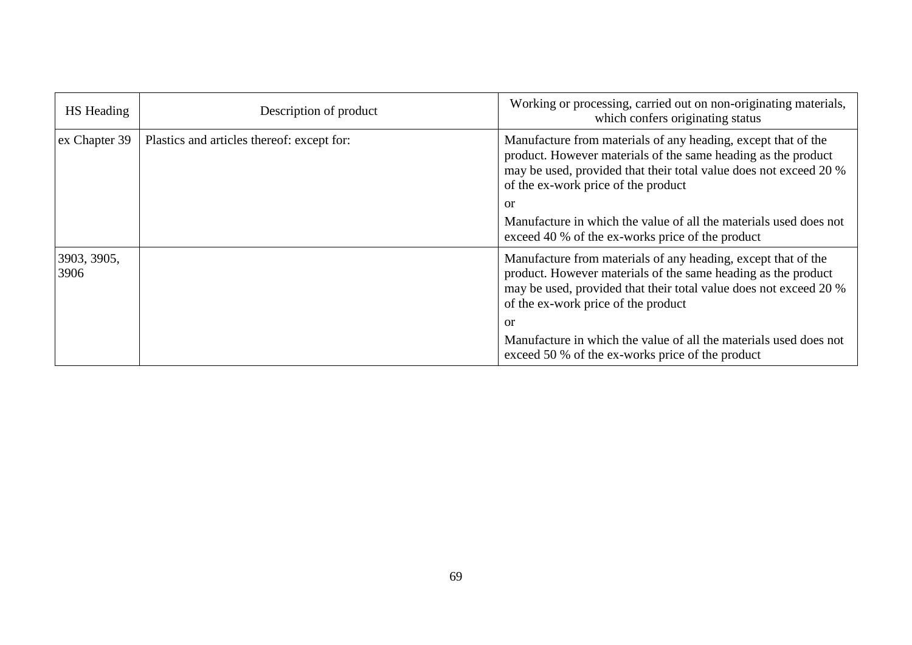| HS Heading | Description of product | Working or processing, carried out on non-originating materials, which confers originating status |
|---|---|---|
| ex Chapter 39 | Plastics and articles thereof: except for: | Manufacture from materials of any heading, except that of the product. However materials of the same heading as the product may be used, provided that their total value does not exceed 20 % of the ex-work price of the product<br><br>or<br><br>Manufacture in which the value of all the materials used does not exceed 40 % of the ex-works price of the product |
| 3903, 3905, 3906 | | Manufacture from materials of any heading, except that of the product. However materials of the same heading as the product may be used, provided that their total value does not exceed 20 % of the ex-work price of the product<br><br>or<br><br>Manufacture in which the value of all the materials used does not exceed 50 % of the ex-works price of the product |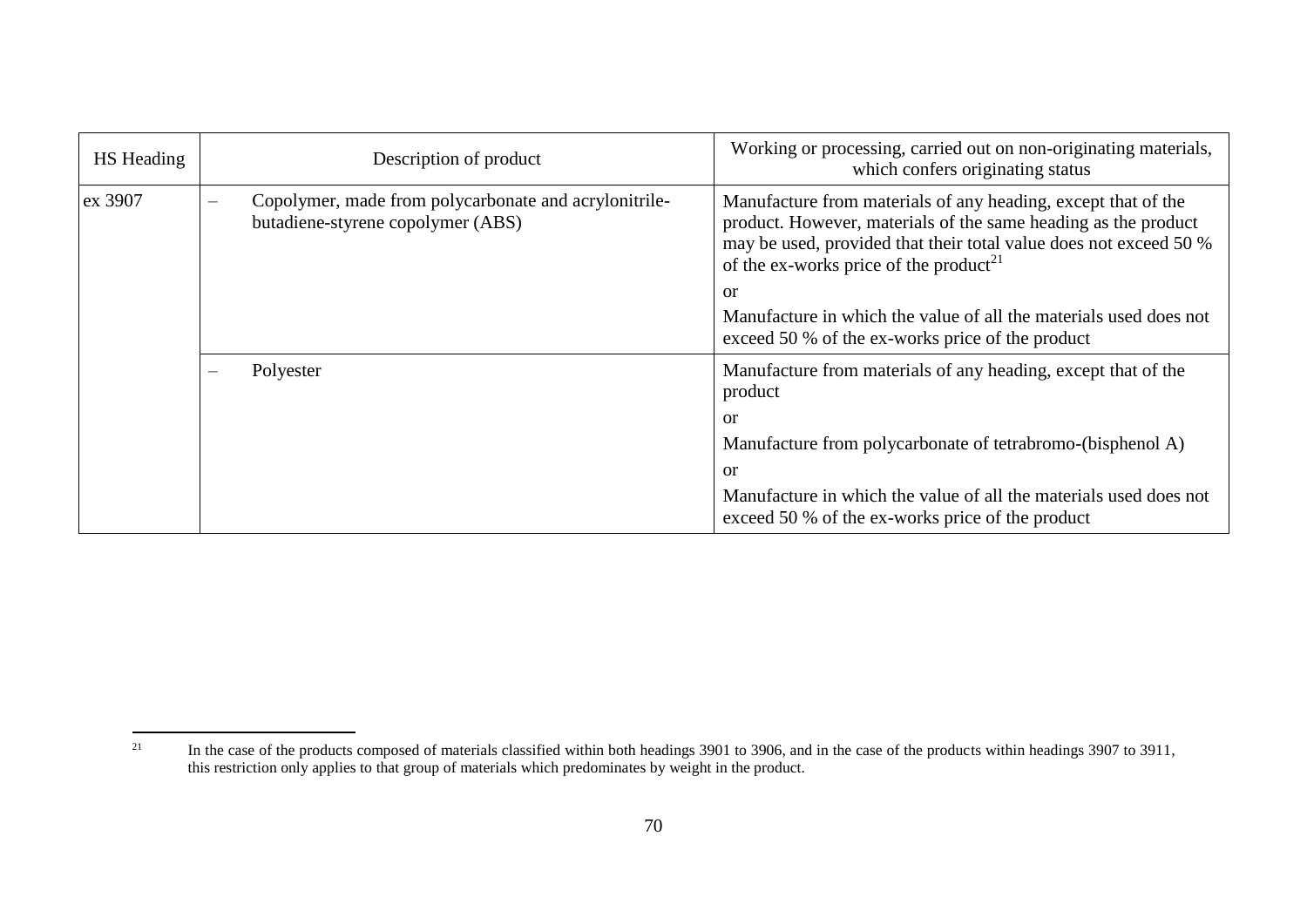| HS Heading | Description of product | Working or processing, carried out on non-originating materials, which confers originating status |
|---|---|---|
| ex 3907 | – Copolymer, made from polycarbonate and acrylonitrile-butadiene-styrene copolymer (ABS) | Manufacture from materials of any heading, except that of the product. However, materials of the same heading as the product may be used, provided that their total value does not exceed 50 % of the ex-works price of the product[21]<br>or<br>Manufacture in which the value of all the materials used does not exceed 50 % of the ex-works price of the product |
| | – Polyester | Manufacture from materials of any heading, except that of the product<br>or<br>Manufacture from polycarbonate of tetrabromo-(bisphenol A)<br>or<br>Manufacture in which the value of all the materials used does not exceed 50 % of the ex-works price of the product |

[21] In the case of the products composed of materials classified within both headings 3901 to 3906, and in the case of the products within headings 3907 to 3911, this restriction only applies to that group of materials which predominates by weight in the product.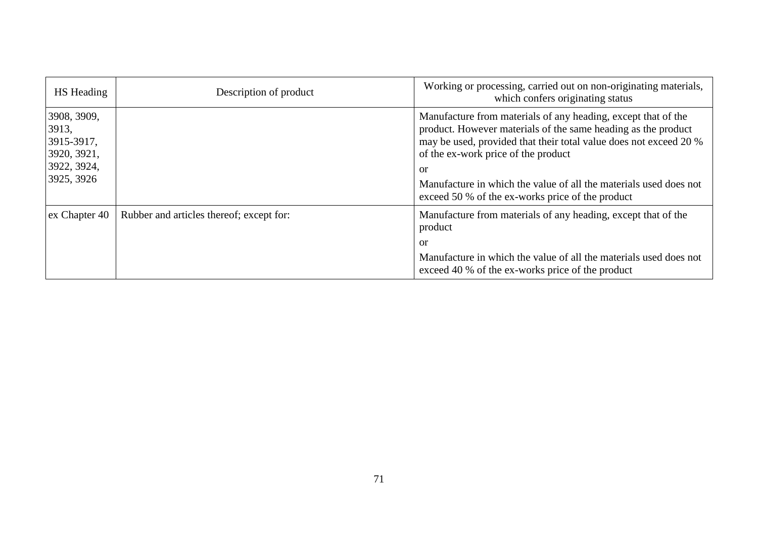| HS Heading | Description of product | Working or processing, carried out on non-originating materials, which confers originating status |
|---|---|---|
| 3908, 3909, 3913, 3915-3917, 3920, 3921, 3922, 3924, 3925, 3926 | | Manufacture from materials of any heading, except that of the product. However materials of the same heading as the product may be used, provided that their total value does not exceed 20 % of the ex-work price of the product<br><br>or<br><br>Manufacture in which the value of all the materials used does not exceed 50 % of the ex-works price of the product |
| ex Chapter 40 | Rubber and articles thereof; except for: | Manufacture from materials of any heading, except that of the product<br><br>or<br><br>Manufacture in which the value of all the materials used does not exceed 40 % of the ex-works price of the product |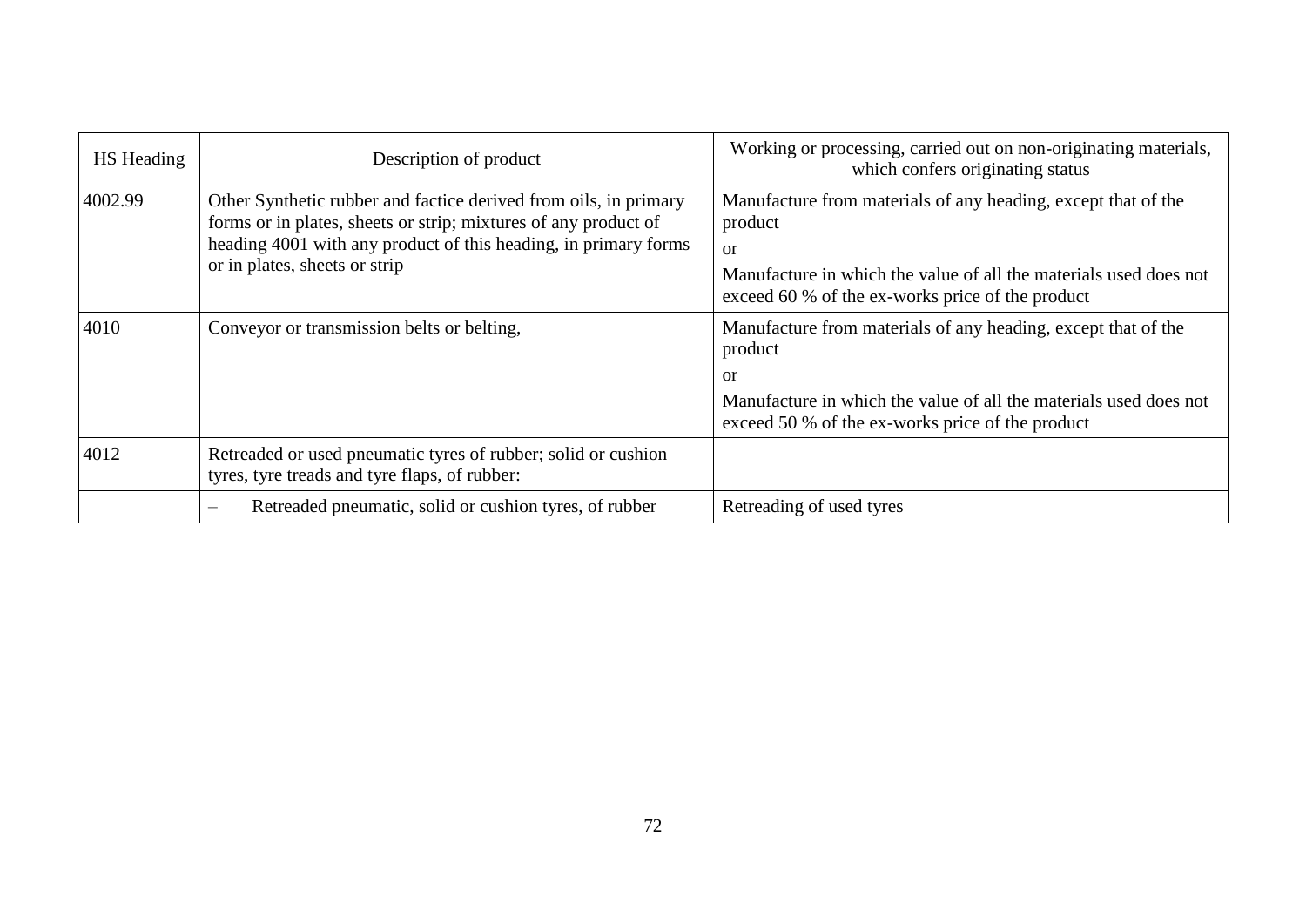| HS Heading | Description of product | Working or processing, carried out on non-originating materials, which confers originating status |
|---|---|---|
| 4002.99 | Other Synthetic rubber and factice derived from oils, in primary forms or in plates, sheets or strip; mixtures of any product of heading 4001 with any product of this heading, in primary forms or in plates, sheets or strip | Manufacture from materials of any heading, except that of the product<br>or<br>Manufacture in which the value of all the materials used does not exceed 60 % of the ex-works price of the product |
| 4010 | Conveyor or transmission belts or belting, | Manufacture from materials of any heading, except that of the product<br>or<br>Manufacture in which the value of all the materials used does not exceed 50 % of the ex-works price of the product |
| 4012 | Retreaded or used pneumatic tyres of rubber; solid or cushion tyres, tyre treads and tyre flaps, of rubber: | |
| | – Retreaded pneumatic, solid or cushion tyres, of rubber | Retreading of used tyres |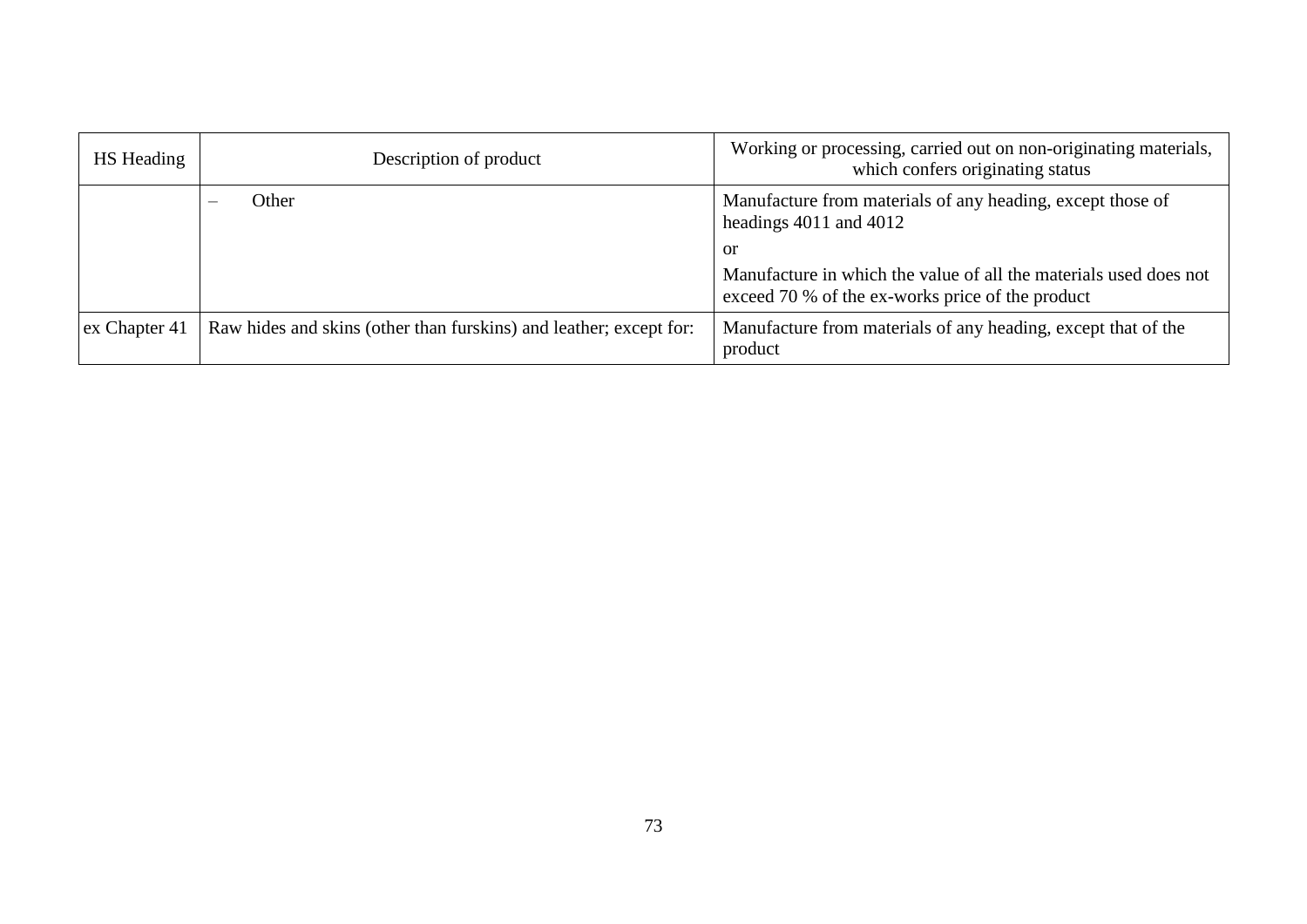| HS Heading | Description of product | Working or processing, carried out on non-originating materials, which confers originating status |
|---|---|---|
| | – Other | Manufacture from materials of any heading, except those of headings 4011 and 4012<br><br>or<br><br>Manufacture in which the value of all the materials used does not exceed 70 % of the ex-works price of the product |
| ex Chapter 41 | Raw hides and skins (other than furskins) and leather; except for: | Manufacture from materials of any heading, except that of the product |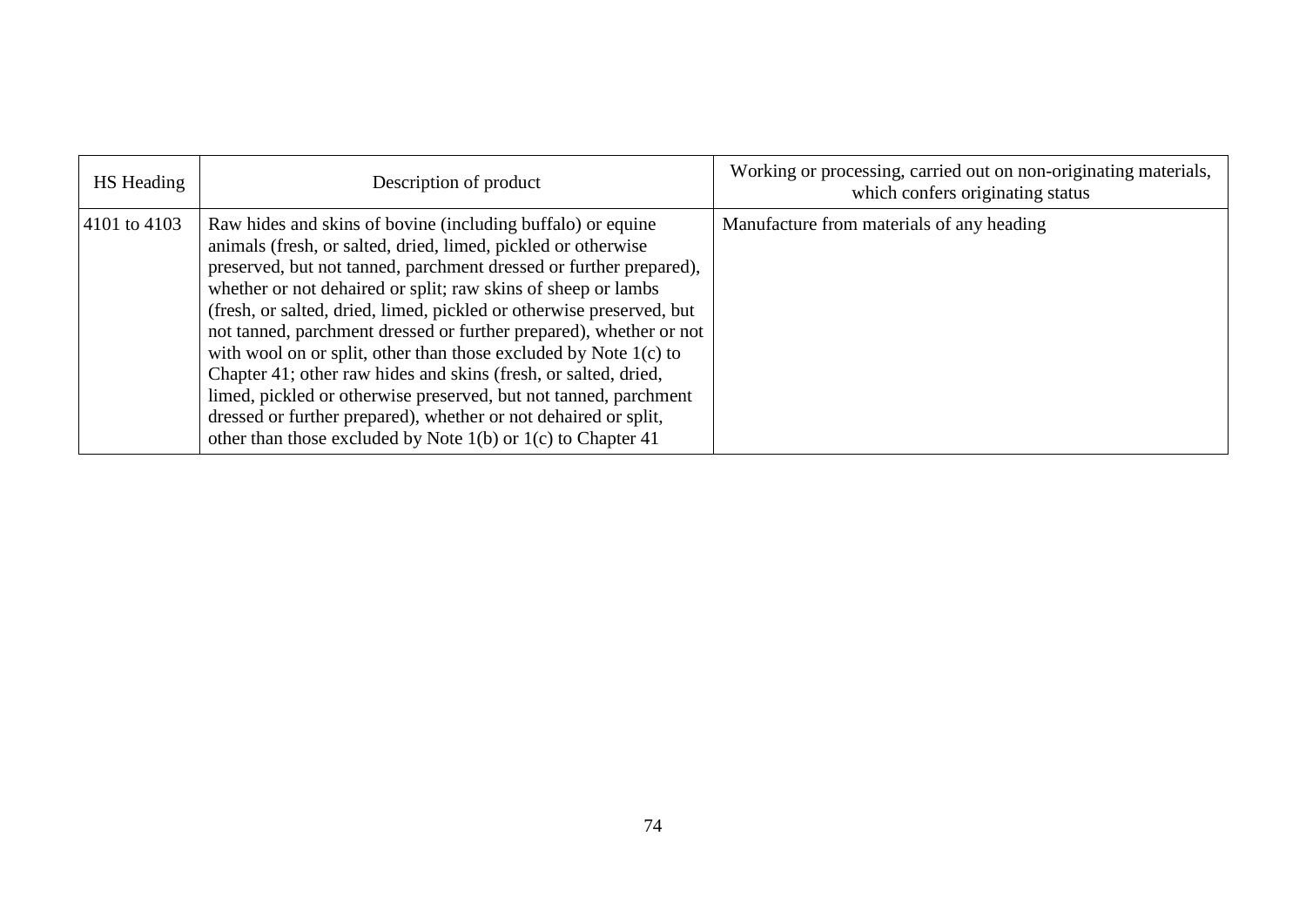| HS Heading | Description of product | Working or processing, carried out on non-originating materials, which confers originating status |
|---|---|---|
| 4101 to 4103 | Raw hides and skins of bovine (including buffalo) or equine animals (fresh, or salted, dried, limed, pickled or otherwise preserved, but not tanned, parchment dressed or further prepared), whether or not dehaired or split; raw skins of sheep or lambs (fresh, or salted, dried, limed, pickled or otherwise preserved, but not tanned, parchment dressed or further prepared), whether or not with wool on or split, other than those excluded by Note 1(c) to Chapter 41; other raw hides and skins (fresh, or salted, dried, limed, pickled or otherwise preserved, but not tanned, parchment dressed or further prepared), whether or not dehaired or split, other than those excluded by Note 1(b) or 1(c) to Chapter 41 | Manufacture from materials of any heading |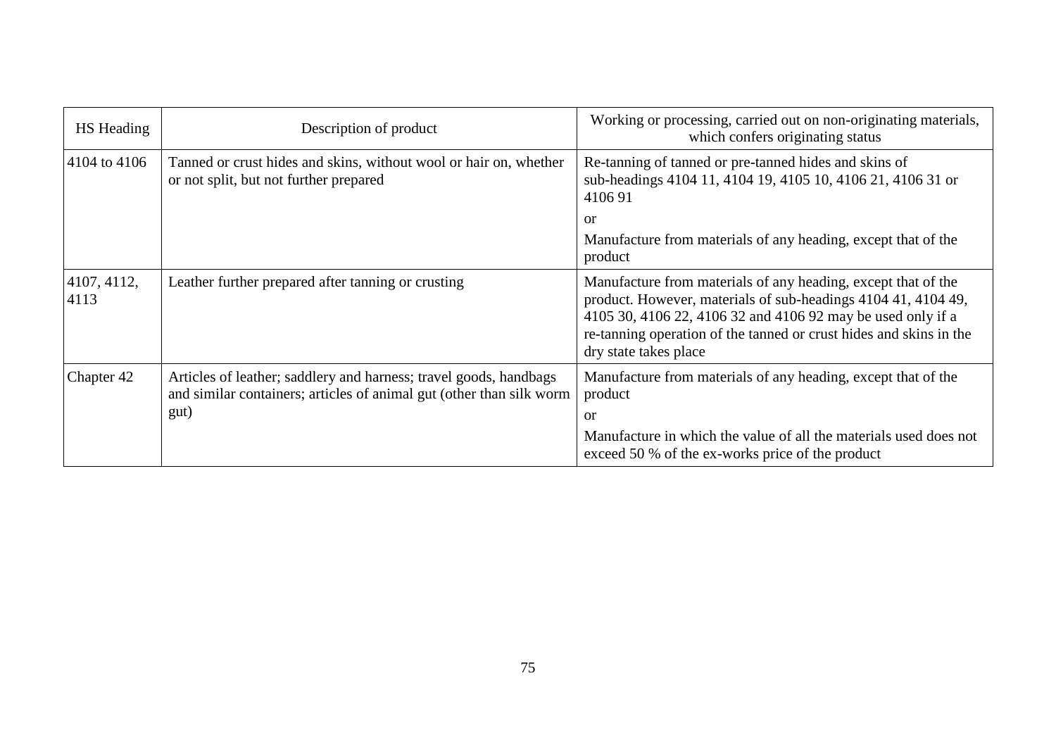| HS Heading | Description of product | Working or processing, carried out on non-originating materials, which confers originating status |
|---|---|---|
| 4104 to 4106 | Tanned or crust hides and skins, without wool or hair on, whether or not split, but not further prepared | Re-tanning of tanned or pre-tanned hides and skins of sub-headings 4104 11, 4104 19, 4105 10, 4106 21, 4106 31 or 4106 91<br><br>or<br><br>Manufacture from materials of any heading, except that of the product |
| 4107, 4112, 4113 | Leather further prepared after tanning or crusting | Manufacture from materials of any heading, except that of the product. However, materials of sub-headings 4104 41, 4104 49, 4105 30, 4106 22, 4106 32 and 4106 92 may be used only if a re-tanning operation of the tanned or crust hides and skins in the dry state takes place |
| Chapter 42 | Articles of leather; saddlery and harness; travel goods, handbags and similar containers; articles of animal gut (other than silk worm gut) | Manufacture from materials of any heading, except that of the product<br><br>or<br><br>Manufacture in which the value of all the materials used does not exceed 50 % of the ex-works price of the product |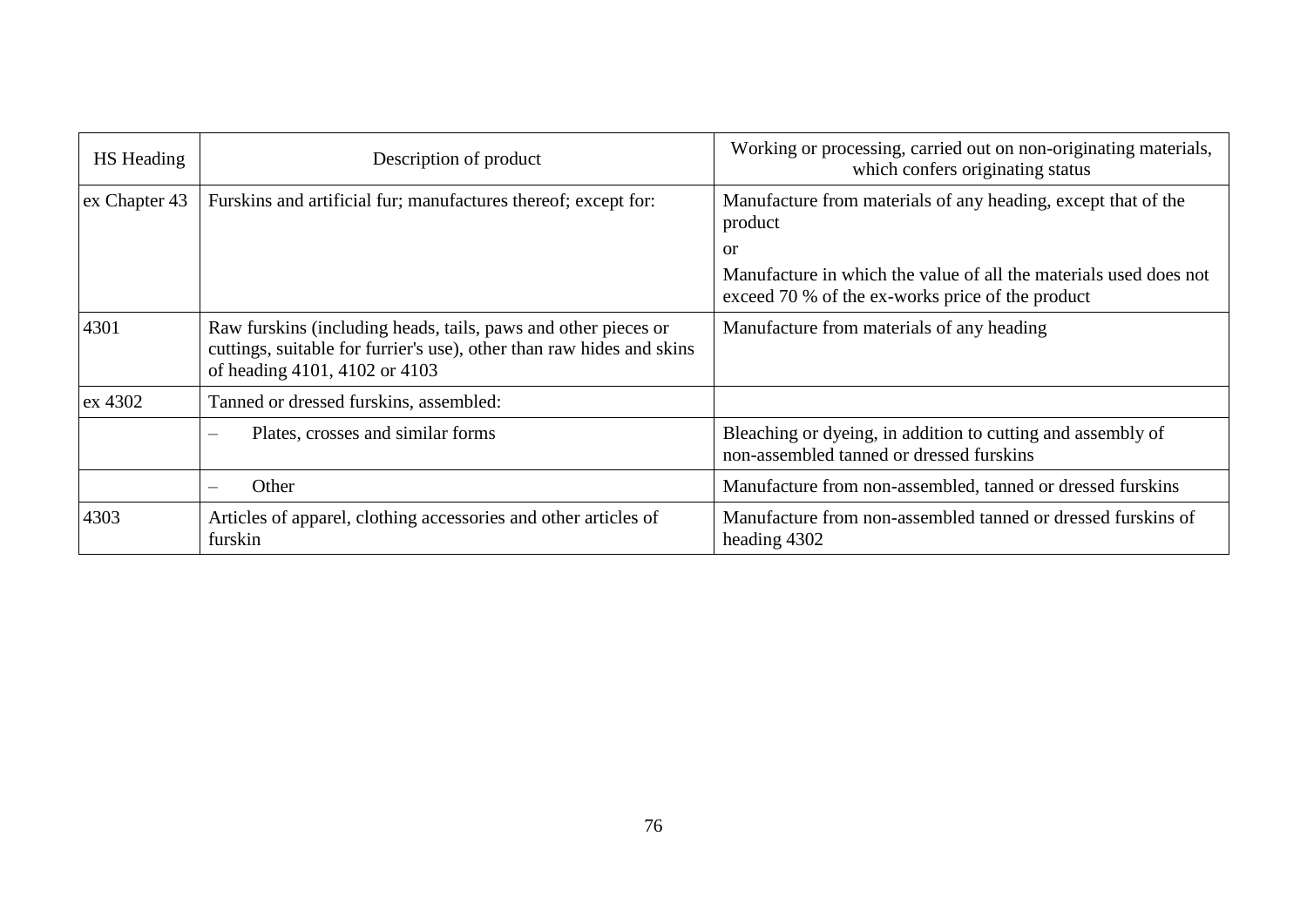| HS Heading | Description of product | Working or processing, carried out on non-originating materials, which confers originating status |
|---|---|---|
| ex Chapter 43 | Furskins and artificial fur; manufactures thereof; except for: | Manufacture from materials of any heading, except that of the product<br><br>or<br><br>Manufacture in which the value of all the materials used does not exceed 70 % of the ex-works price of the product |
| 4301 | Raw furskins (including heads, tails, paws and other pieces or cuttings, suitable for furrier's use), other than raw hides and skins of heading 4101, 4102 or 4103 | Manufacture from materials of any heading |
| ex 4302 | Tanned or dressed furskins, assembled: | |
| | – Plates, crosses and similar forms | Bleaching or dyeing, in addition to cutting and assembly of non-assembled tanned or dressed furskins |
| | – Other | Manufacture from non-assembled, tanned or dressed furskins |
| 4303 | Articles of apparel, clothing accessories and other articles of furskin | Manufacture from non-assembled tanned or dressed furskins of heading 4302 |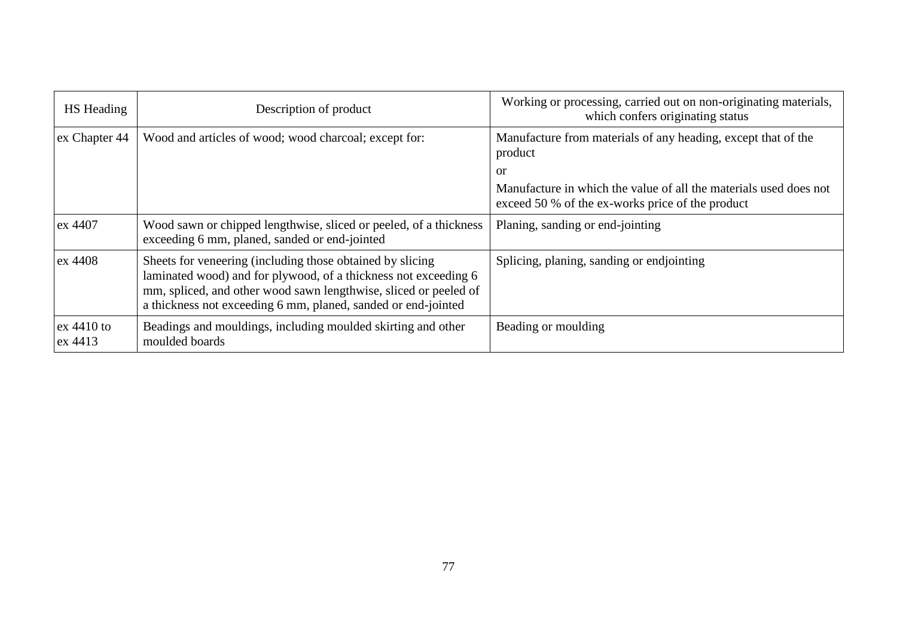| HS Heading | Description of product | Working or processing, carried out on non-originating materials, which confers originating status |
|---|---|---|
| ex Chapter 44 | Wood and articles of wood; wood charcoal; except for: | Manufacture from materials of any heading, except that of the product<br>or<br>Manufacture in which the value of all the materials used does not exceed 50 % of the ex-works price of the product |
| ex 4407 | Wood sawn or chipped lengthwise, sliced or peeled, of a thickness exceeding 6 mm, planed, sanded or end-jointed | Planing, sanding or end-jointing |
| ex 4408 | Sheets for veneering (including those obtained by slicing laminated wood) and for plywood, of a thickness not exceeding 6 mm, spliced, and other wood sawn lengthwise, sliced or peeled of a thickness not exceeding 6 mm, planed, sanded or end-jointed | Splicing, planing, sanding or endjointing |
| ex 4410 to ex 4413 | Beadings and mouldings, including moulded skirting and other moulded boards | Beading or moulding |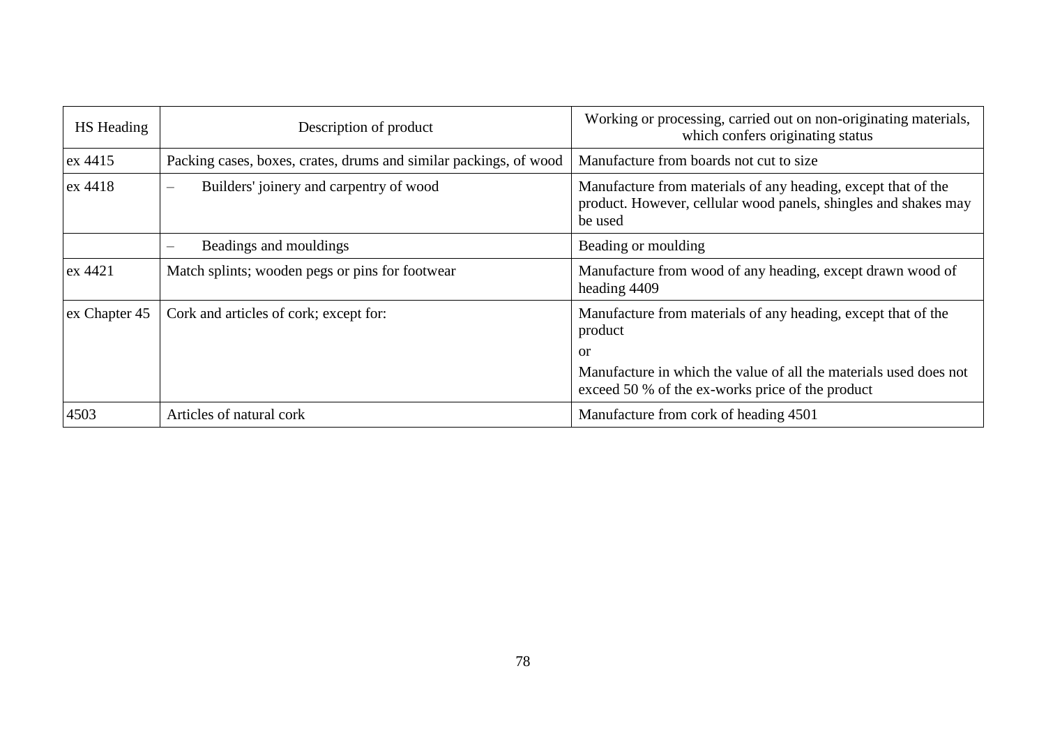| HS Heading | Description of product | Working or processing, carried out on non-originating materials, which confers originating status |
|---|---|---|
| ex 4415 | Packing cases, boxes, crates, drums and similar packings, of wood | Manufacture from boards not cut to size |
| ex 4418 | – Builders' joinery and carpentry of wood | Manufacture from materials of any heading, except that of the product. However, cellular wood panels, shingles and shakes may be used |
| | – Beadings and mouldings | Beading or moulding |
| ex 4421 | Match splints; wooden pegs or pins for footwear | Manufacture from wood of any heading, except drawn wood of heading 4409 |
| ex Chapter 45 | Cork and articles of cork; except for: | Manufacture from materials of any heading, except that of the product<br><br>or<br><br>Manufacture in which the value of all the materials used does not exceed 50 % of the ex-works price of the product |
| 4503 | Articles of natural cork | Manufacture from cork of heading 4501 |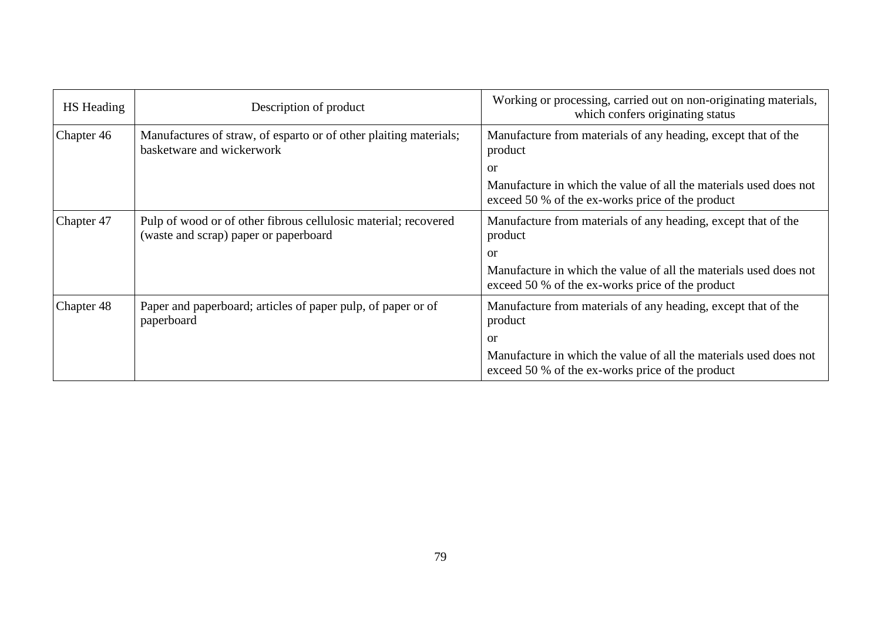| HS Heading | Description of product | Working or processing, carried out on non-originating materials, which confers originating status |
|---|---|---|
| Chapter 46 | Manufactures of straw, of esparto or of other plaiting materials; basketware and wickerwork | Manufacture from materials of any heading, except that of the product<br>or<br>Manufacture in which the value of all the materials used does not exceed 50 % of the ex-works price of the product |
| Chapter 47 | Pulp of wood or of other fibrous cellulosic material; recovered (waste and scrap) paper or paperboard | Manufacture from materials of any heading, except that of the product<br>or<br>Manufacture in which the value of all the materials used does not exceed 50 % of the ex-works price of the product |
| Chapter 48 | Paper and paperboard; articles of paper pulp, of paper or of paperboard | Manufacture from materials of any heading, except that of the product<br>or<br>Manufacture in which the value of all the materials used does not exceed 50 % of the ex-works price of the product |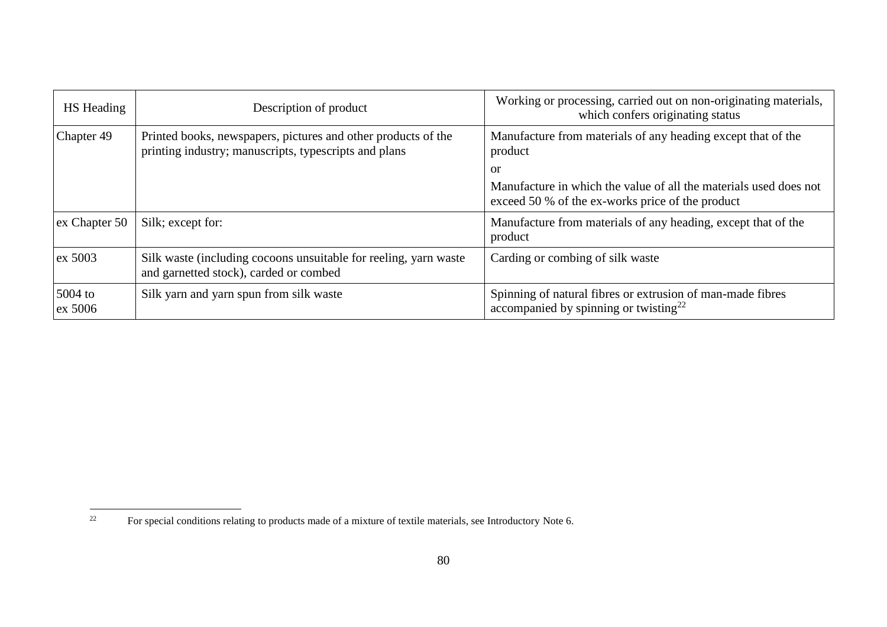| HS Heading | Description of product | Working or processing, carried out on non-originating materials, which confers originating status |
| --- | --- | --- |
| Chapter 49 | Printed books, newspapers, pictures and other products of the printing industry; manuscripts, typescripts and plans | Manufacture from materials of any heading except that of the product<br>or<br>Manufacture in which the value of all the materials used does not exceed 50 % of the ex-works price of the product |
| ex Chapter 50 | Silk; except for: | Manufacture from materials of any heading, except that of the product |
| ex 5003 | Silk waste (including cocoons unsuitable for reeling, yarn waste and garnetted stock), carded or combed | Carding or combing of silk waste |
| 5004 to ex 5006 | Silk yarn and yarn spun from silk waste | Spinning of natural fibres or extrusion of man-made fibres accompanied by spinning or twisting[22] |

[22] For special conditions relating to products made of a mixture of textile materials, see Introductory Note 6.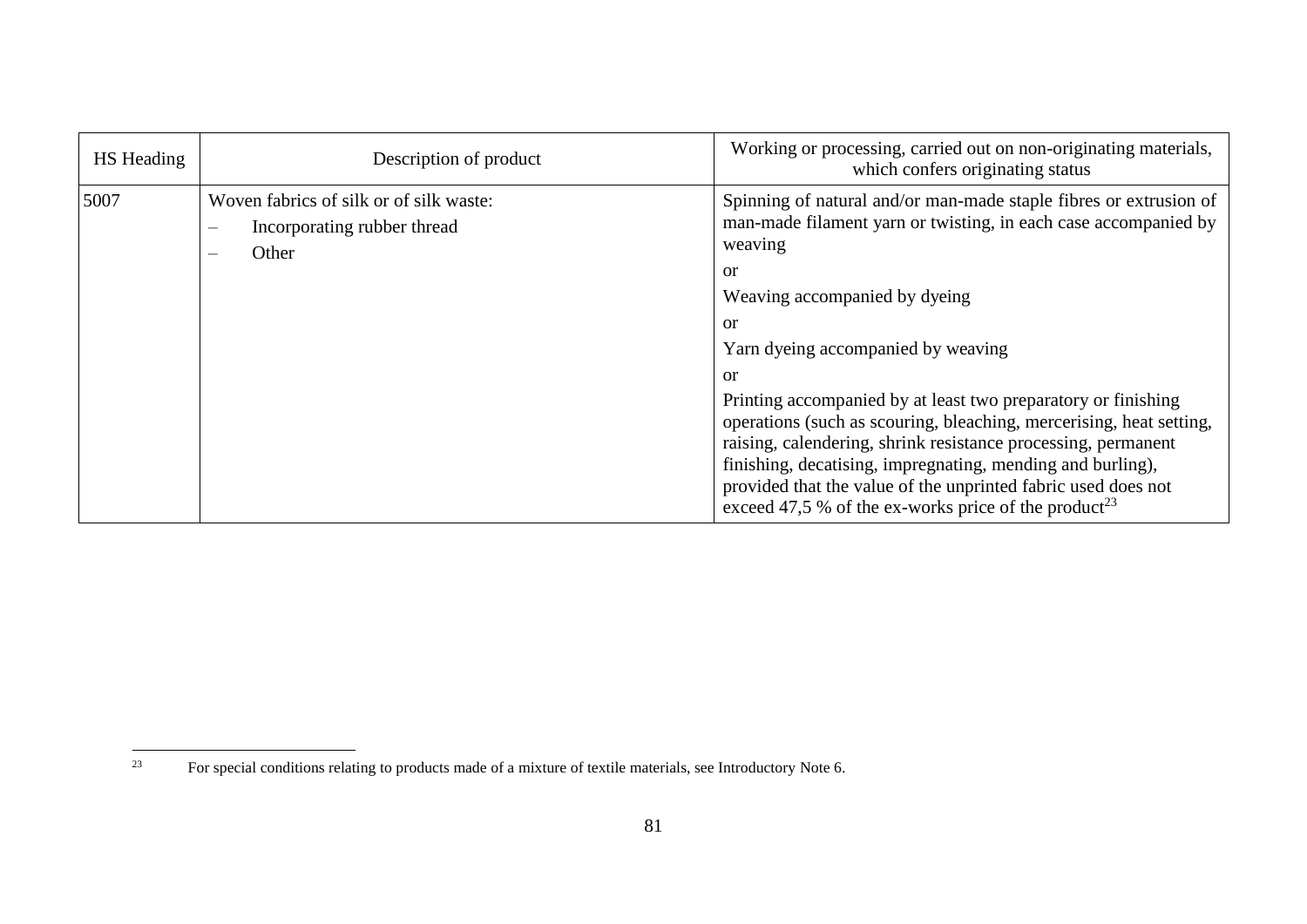| HS Heading | Description of product | Working or processing, carried out on non-originating materials, which confers originating status |
| --- | --- | --- |
| 5007 | Woven fabrics of silk or of silk waste:<br>– Incorporating rubber thread<br>– Other | Spinning of natural and/or man-made staple fibres or extrusion of man-made filament yarn or twisting, in each case accompanied by weaving<br>or<br>Weaving accompanied by dyeing<br>or<br>Yarn dyeing accompanied by weaving<br>or<br>Printing accompanied by at least two preparatory or finishing operations (such as scouring, bleaching, mercerising, heat setting, raising, calendering, shrink resistance processing, permanent finishing, decatising, impregnating, mending and burling), provided that the value of the unprinted fabric used does not exceed 47,5 % of the ex-works price of the product[23] |

[23] For special conditions relating to products made of a mixture of textile materials, see Introductory Note 6.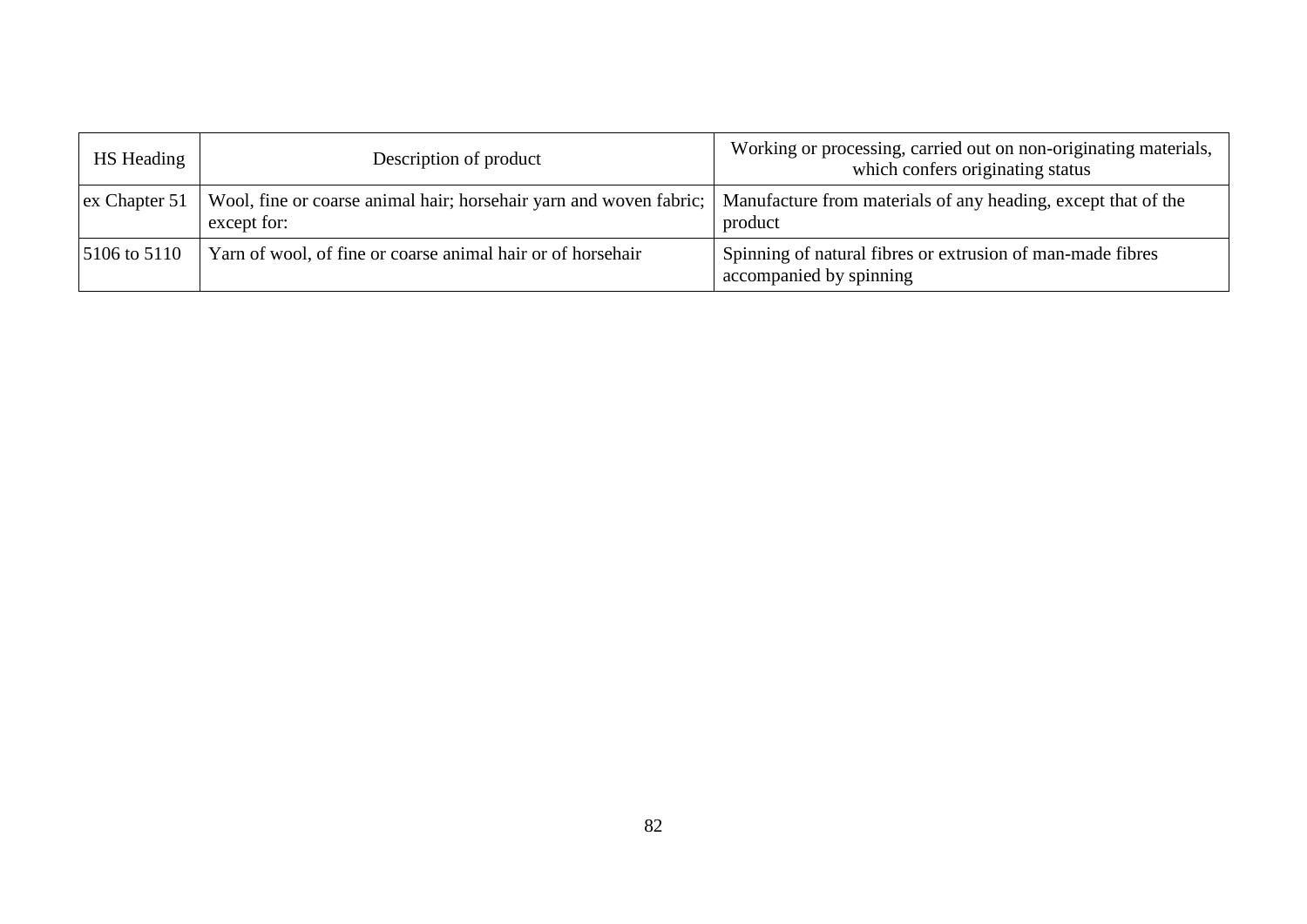| HS Heading | Description of product | Working or processing, carried out on non-originating materials, which confers originating status |
|---|---|---|
| ex Chapter 51 | Wool, fine or coarse animal hair; horsehair yarn and woven fabric; except for: | Manufacture from materials of any heading, except that of the product |
| 5106 to 5110 | Yarn of wool, of fine or coarse animal hair or of horsehair | Spinning of natural fibres or extrusion of man-made fibres accompanied by spinning |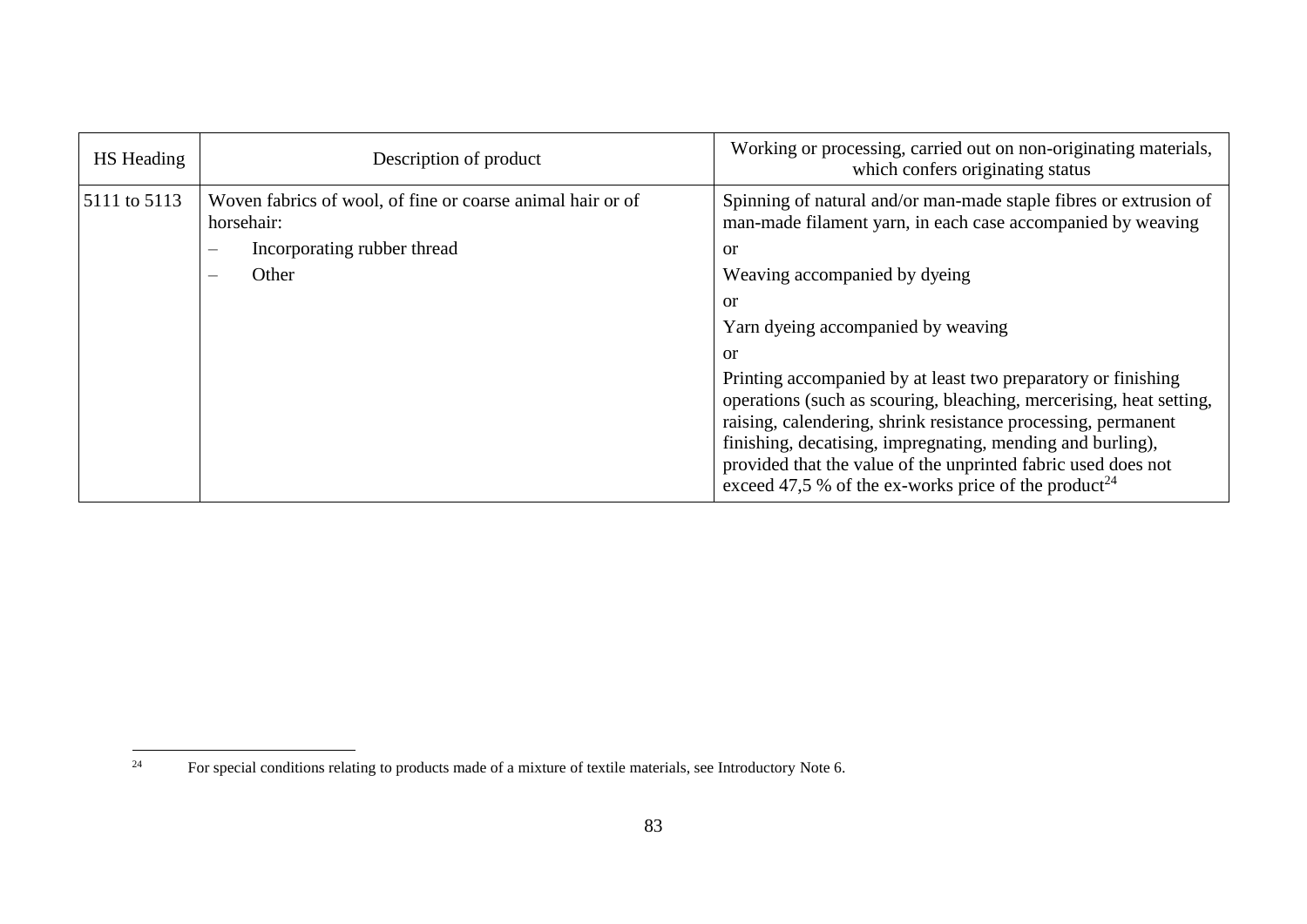| HS Heading | Description of product | Working or processing, carried out on non-originating materials, which confers originating status |
|---|---|---|
| 5111 to 5113 | Woven fabrics of wool, of fine or coarse animal hair or of horsehair: | Spinning of natural and/or man-made staple fibres or extrusion of man-made filament yarn, in each case accompanied by weaving |
| | – Incorporating rubber thread | or |
| | – Other | Weaving accompanied by dyeing |
| | | or |
| | | Yarn dyeing accompanied by weaving |
| | | or |
| | | Printing accompanied by at least two preparatory or finishing operations (such as scouring, bleaching, mercerising, heat setting, raising, calendering, shrink resistance processing, permanent finishing, decatising, impregnating, mending and burling), provided that the value of the unprinted fabric used does not exceed 47,5 % of the ex-works price of the product[24] |

[24] For special conditions relating to products made of a mixture of textile materials, see Introductory Note 6.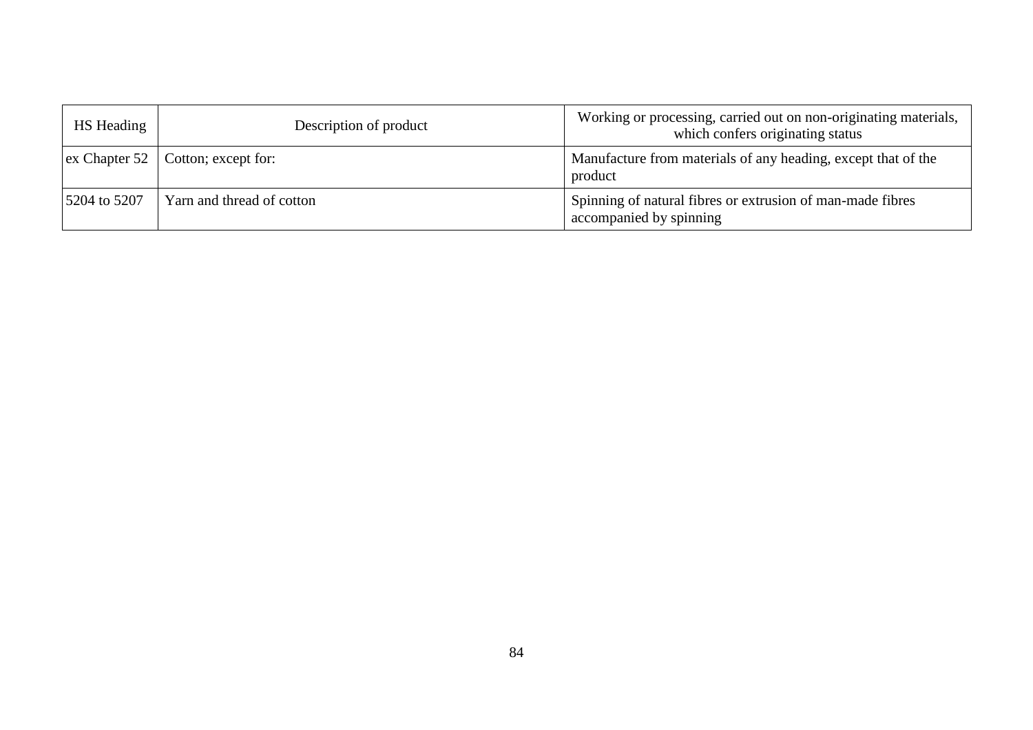| HS Heading | Description of product | Working or processing, carried out on non-originating materials, which confers originating status |
|---|---|---|
| ex Chapter 52 | Cotton; except for: | Manufacture from materials of any heading, except that of the product |
| 5204 to 5207 | Yarn and thread of cotton | Spinning of natural fibres or extrusion of man-made fibres accompanied by spinning |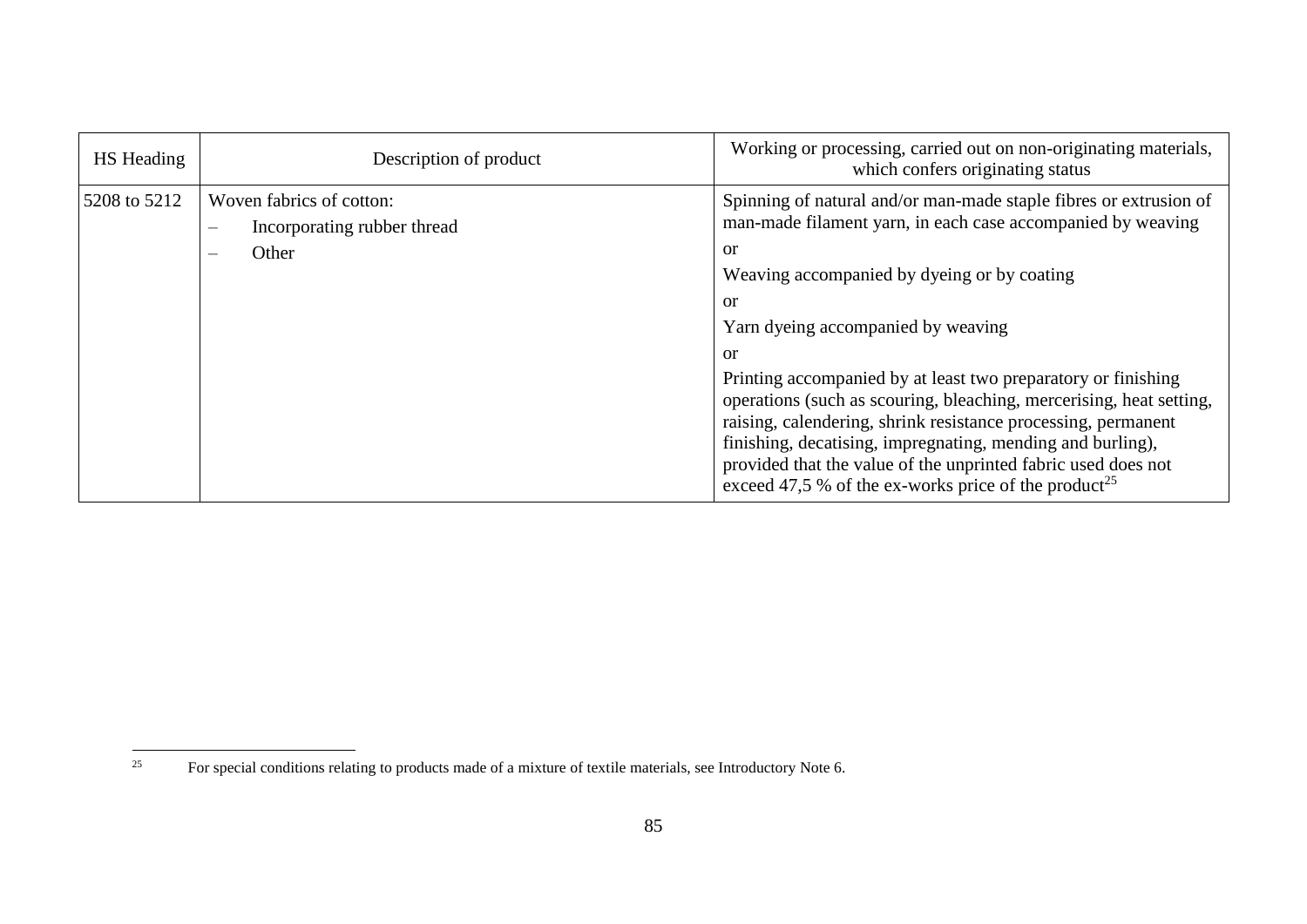| HS Heading | Description of product | Working or processing, carried out on non-originating materials, which confers originating status |
|---|---|---|
| 5208 to 5212 | Woven fabrics of cotton:<br>– Incorporating rubber thread<br>– Other | Spinning of natural and/or man-made staple fibres or extrusion of man-made filament yarn, in each case accompanied by weaving<br>or<br>Weaving accompanied by dyeing or by coating<br>or<br>Yarn dyeing accompanied by weaving<br>or<br>Printing accompanied by at least two preparatory or finishing operations (such as scouring, bleaching, mercerising, heat setting, raising, calendering, shrink resistance processing, permanent finishing, decatising, impregnating, mending and burling), provided that the value of the unprinted fabric used does not exceed 47,5 % of the ex-works price of the product[25] |

[25] For special conditions relating to products made of a mixture of textile materials, see Introductory Note 6.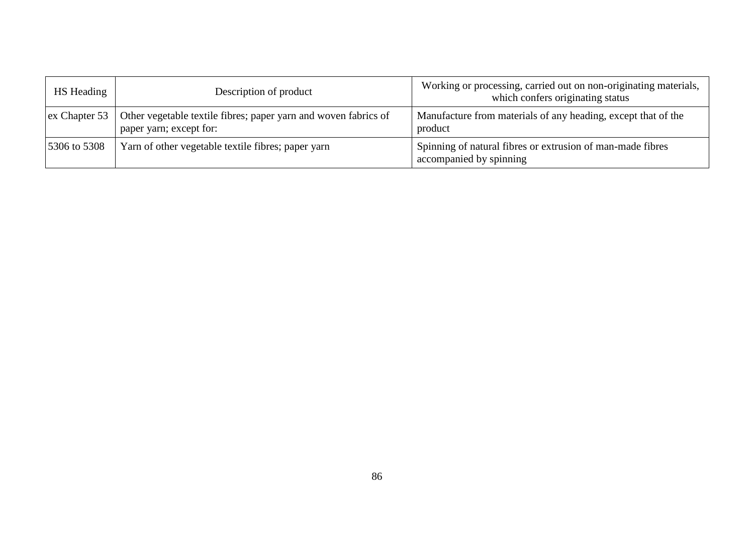| HS Heading | Description of product | Working or processing, carried out on non-originating materials, which confers originating status |
| --- | --- | --- |
| ex Chapter 53 | Other vegetable textile fibres; paper yarn and woven fabrics of paper yarn; except for: | Manufacture from materials of any heading, except that of the product |
| 5306 to 5308 | Yarn of other vegetable textile fibres; paper yarn | Spinning of natural fibres or extrusion of man-made fibres accompanied by spinning |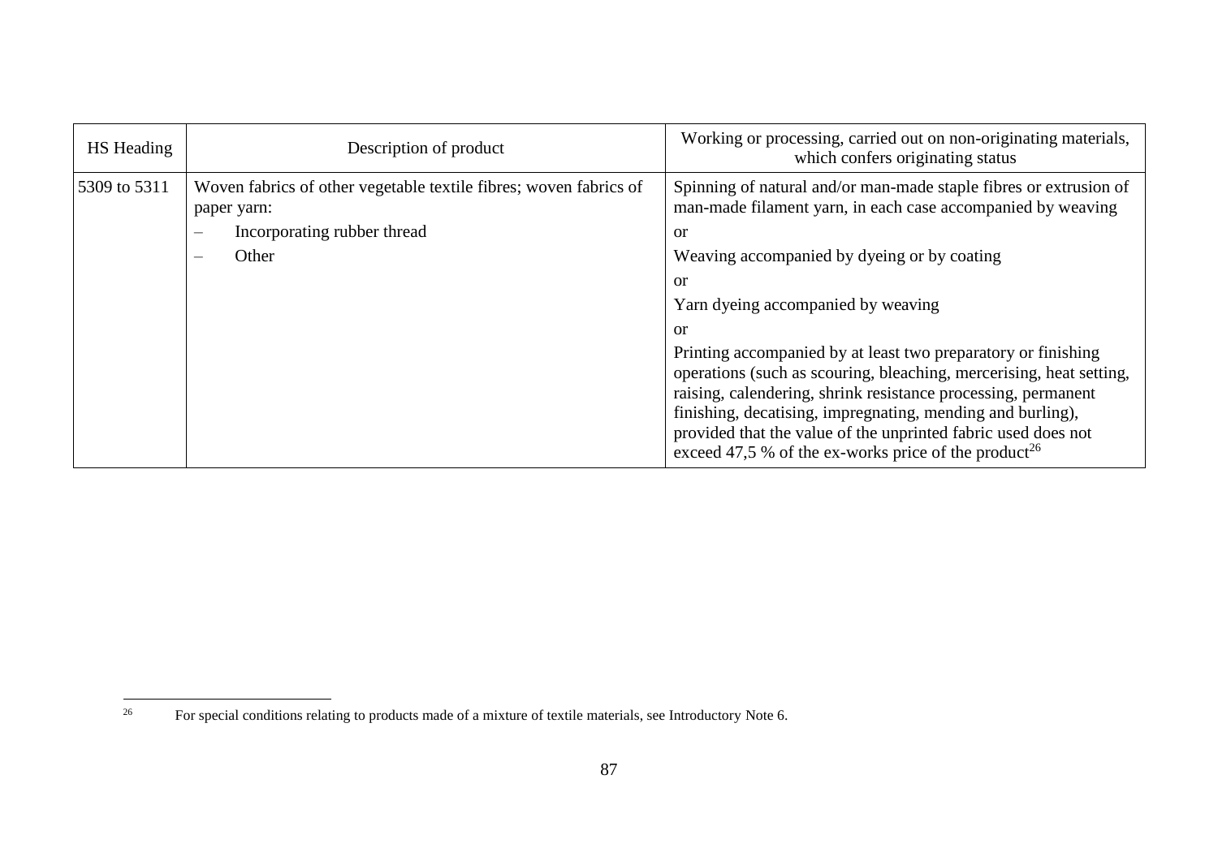| HS Heading | Description of product | Working or processing, carried out on non-originating materials, which confers originating status |
|---|---|---|
| 5309 to 5311 | Woven fabrics of other vegetable textile fibres; woven fabrics of paper yarn: | |
| | – Incorporating rubber thread | Spinning of natural and/or man-made staple fibres or extrusion of man-made filament yarn, in each case accompanied by weaving<br>or |
| | – Other | Weaving accompanied by dyeing or by coating<br>or<br>Yarn dyeing accompanied by weaving<br>or<br>Printing accompanied by at least two preparatory or finishing operations (such as scouring, bleaching, mercerising, heat setting, raising, calendering, shrink resistance processing, permanent finishing, decatising, impregnating, mending and burling), provided that the value of the unprinted fabric used does not exceed 47,5 % of the ex-works price of the product[26] |

[26] For special conditions relating to products made of a mixture of textile materials, see Introductory Note 6.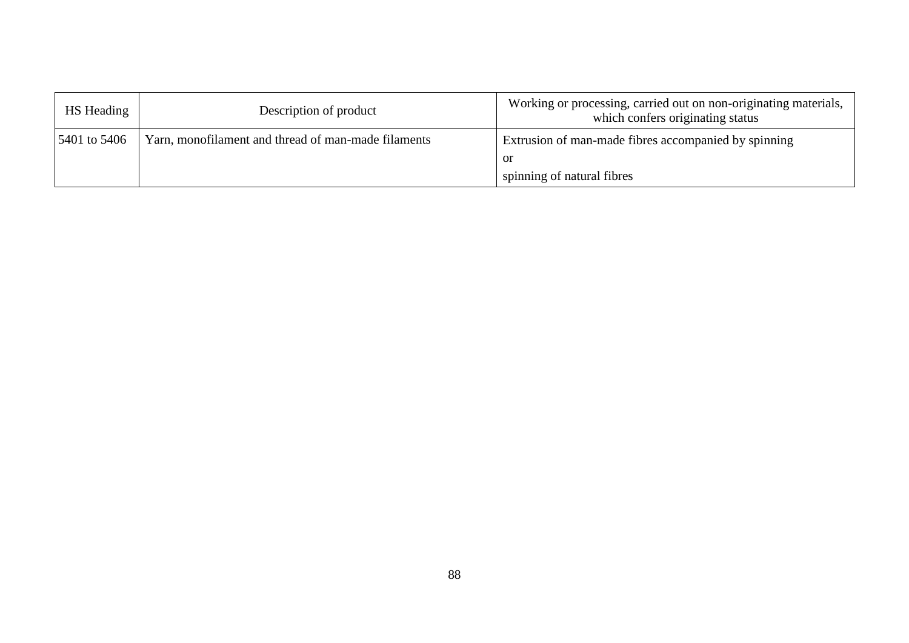| HS Heading | Description of product | Working or processing, carried out on non-originating materials, which confers originating status |
|---|---|---|
| 5401 to 5406 | Yarn, monofilament and thread of man-made filaments | Extrusion of man-made fibres accompanied by spinning<br>or<br>spinning of natural fibres |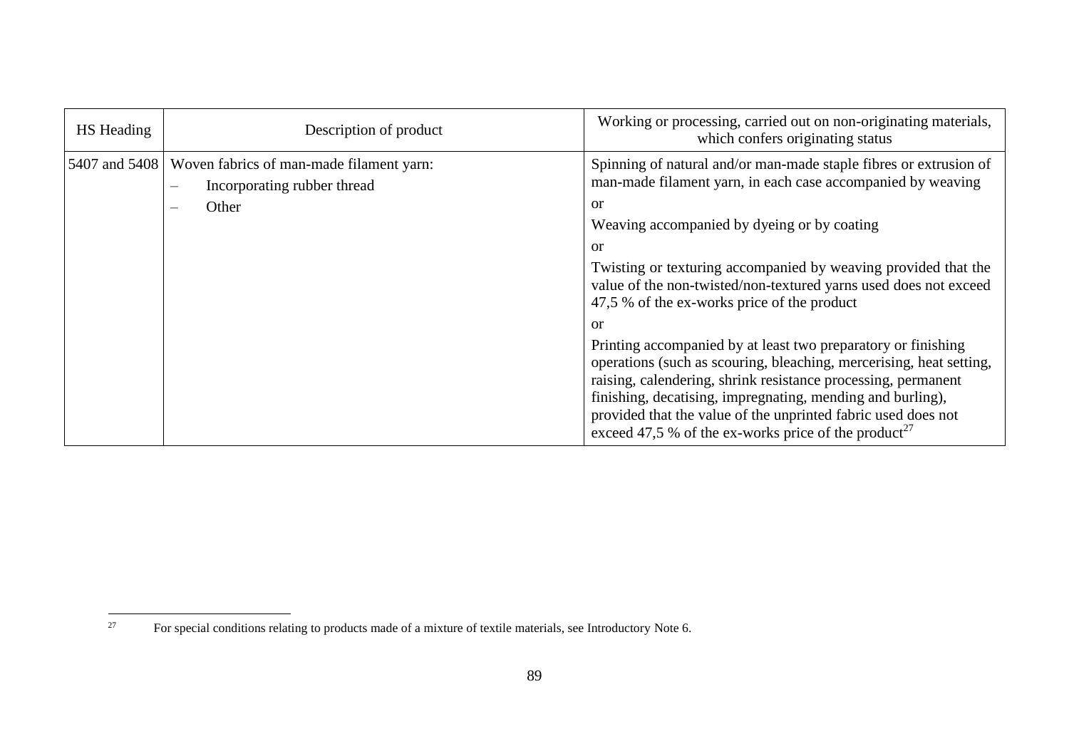| HS Heading | Description of product | Working or processing, carried out on non-originating materials, which confers originating status |
|---|---|---|
| 5407 and 5408 | Woven fabrics of man-made filament yarn:<br>– Incorporating rubber thread<br>– Other | Spinning of natural and/or man-made staple fibres or extrusion of man-made filament yarn, in each case accompanied by weaving<br>or<br>Weaving accompanied by dyeing or by coating<br>or<br>Twisting or texturing accompanied by weaving provided that the value of the non-twisted/non-textured yarns used does not exceed 47,5 % of the ex-works price of the product<br>or<br>Printing accompanied by at least two preparatory or finishing operations (such as scouring, bleaching, mercerising, heat setting, raising, calendering, shrink resistance processing, permanent finishing, decatising, impregnating, mending and burling), provided that the value of the unprinted fabric used does not exceed 47,5 % of the ex-works price of the product[27] |

[27] For special conditions relating to products made of a mixture of textile materials, see Introductory Note 6.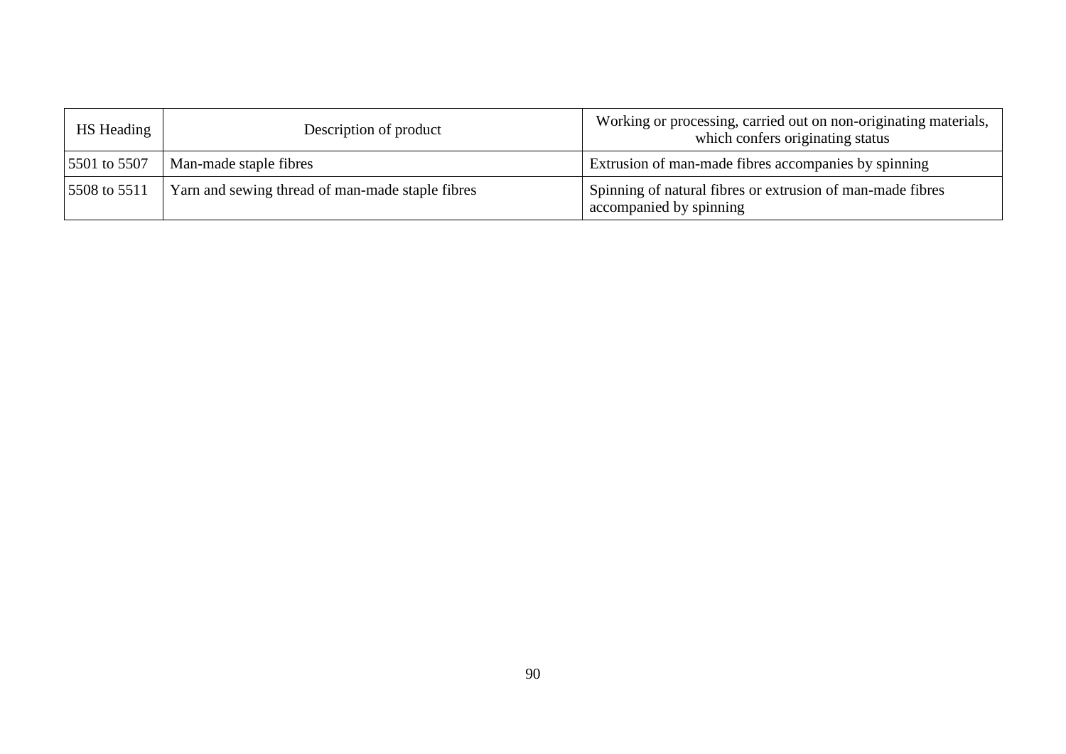| HS Heading | Description of product | Working or processing, carried out on non-originating materials, which confers originating status |
|---|---|---|
| 5501 to 5507 | Man-made staple fibres | Extrusion of man-made fibres accompanies by spinning |
| 5508 to 5511 | Yarn and sewing thread of man-made staple fibres | Spinning of natural fibres or extrusion of man-made fibres accompanied by spinning |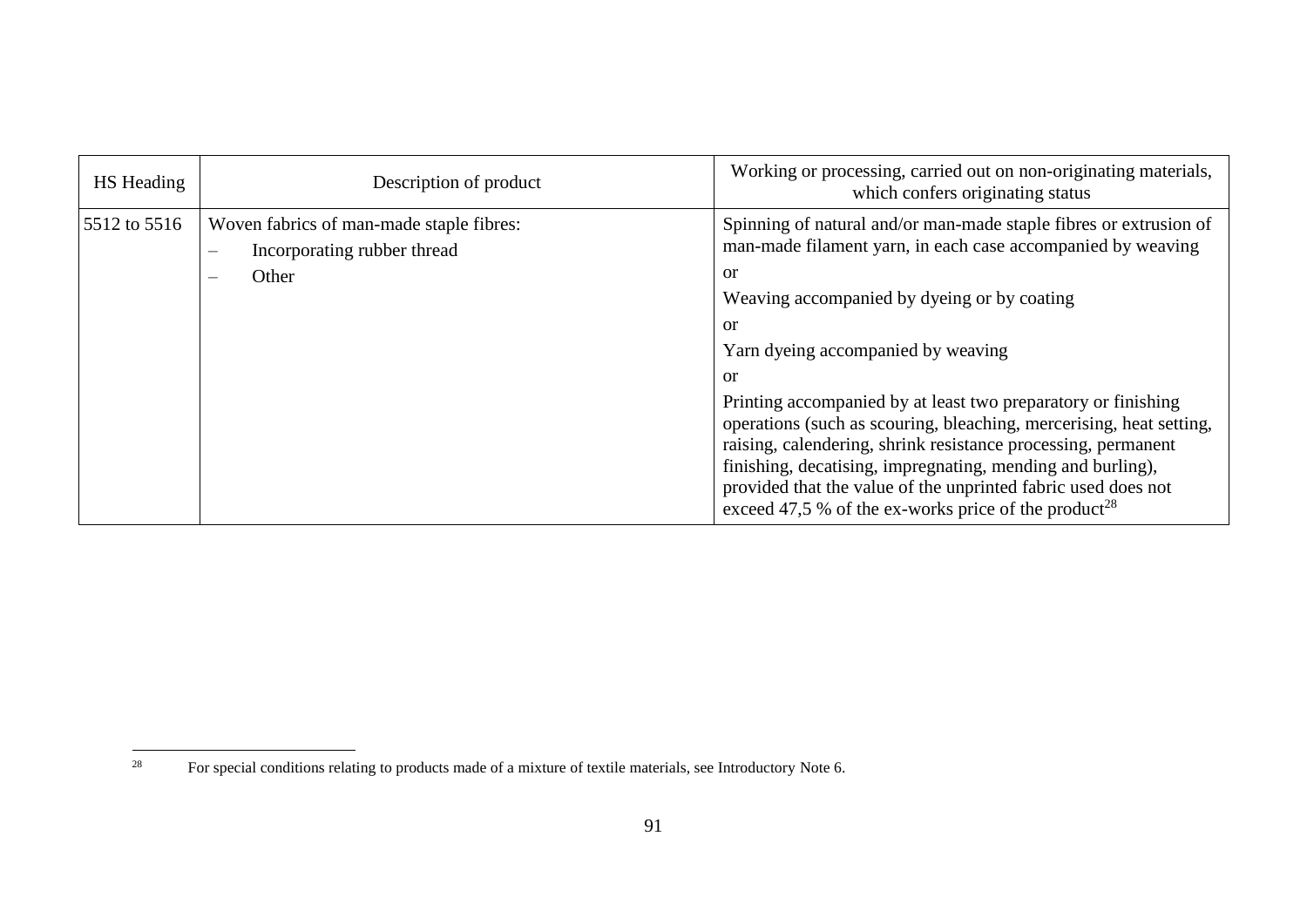| HS Heading | Description of product | Working or processing, carried out on non-originating materials, which confers originating status |
|---|---|---|
| 5512 to 5516 | Woven fabrics of man-made staple fibres:<br>– Incorporating rubber thread<br>– Other | Spinning of natural and/or man-made staple fibres or extrusion of man-made filament yarn, in each case accompanied by weaving<br>or<br>Weaving accompanied by dyeing or by coating<br>or<br>Yarn dyeing accompanied by weaving<br>or<br>Printing accompanied by at least two preparatory or finishing operations (such as scouring, bleaching, mercerising, heat setting, raising, calendering, shrink resistance processing, permanent finishing, decatising, impregnating, mending and burling), provided that the value of the unprinted fabric used does not exceed 47,5 % of the ex-works price of the product[28] |

[28] For special conditions relating to products made of a mixture of textile materials, see Introductory Note 6.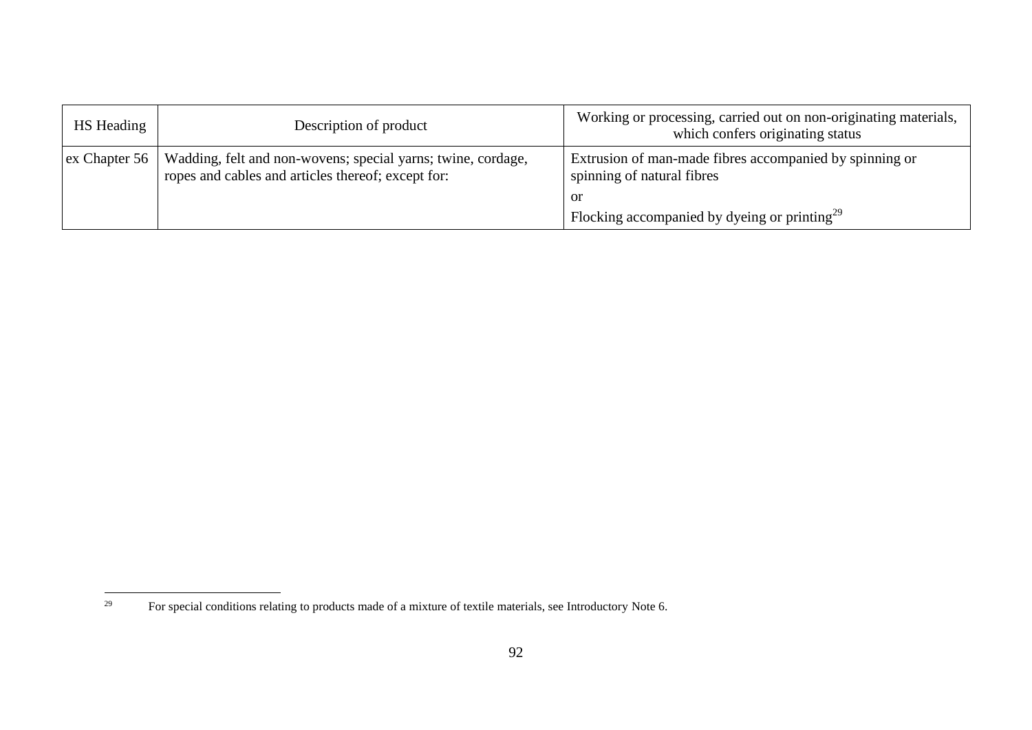| HS Heading | Description of product | Working or processing, carried out on non-originating materials, which confers originating status |
|---|---|---|
| ex Chapter 56 | Wadding, felt and non-wovens; special yarns; twine, cordage, ropes and cables and articles thereof; except for: | Extrusion of man-made fibres accompanied by spinning or spinning of natural fibres<br>or<br>Flocking accompanied by dyeing or printing[29] |

[29] For special conditions relating to products made of a mixture of textile materials, see Introductory Note 6.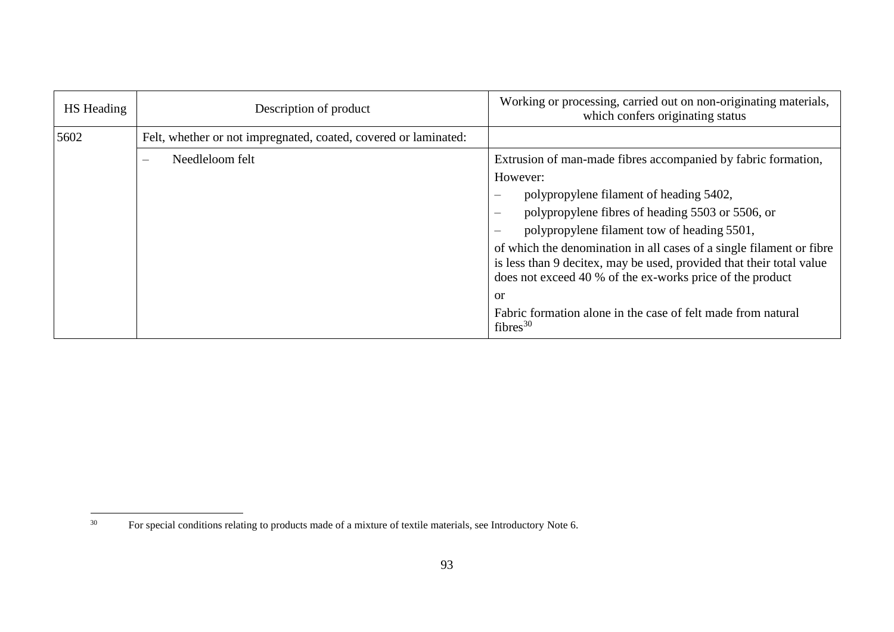| HS Heading | Description of product | Working or processing, carried out on non-originating materials, which confers originating status |
|---|---|---|
| 5602 | Felt, whether or not impregnated, coated, covered or laminated: | |
| | – Needleloom felt | Extrusion of man-made fibres accompanied by fabric formation,<br>However:<br>– polypropylene filament of heading 5402,<br>– polypropylene fibres of heading 5503 or 5506, or<br>– polypropylene filament tow of heading 5501,<br>of which the denomination in all cases of a single filament or fibre is less than 9 decitex, may be used, provided that their total value does not exceed 40 % of the ex-works price of the product<br>or<br>Fabric formation alone in the case of felt made from natural fibres[30] |

[30] For special conditions relating to products made of a mixture of textile materials, see Introductory Note 6.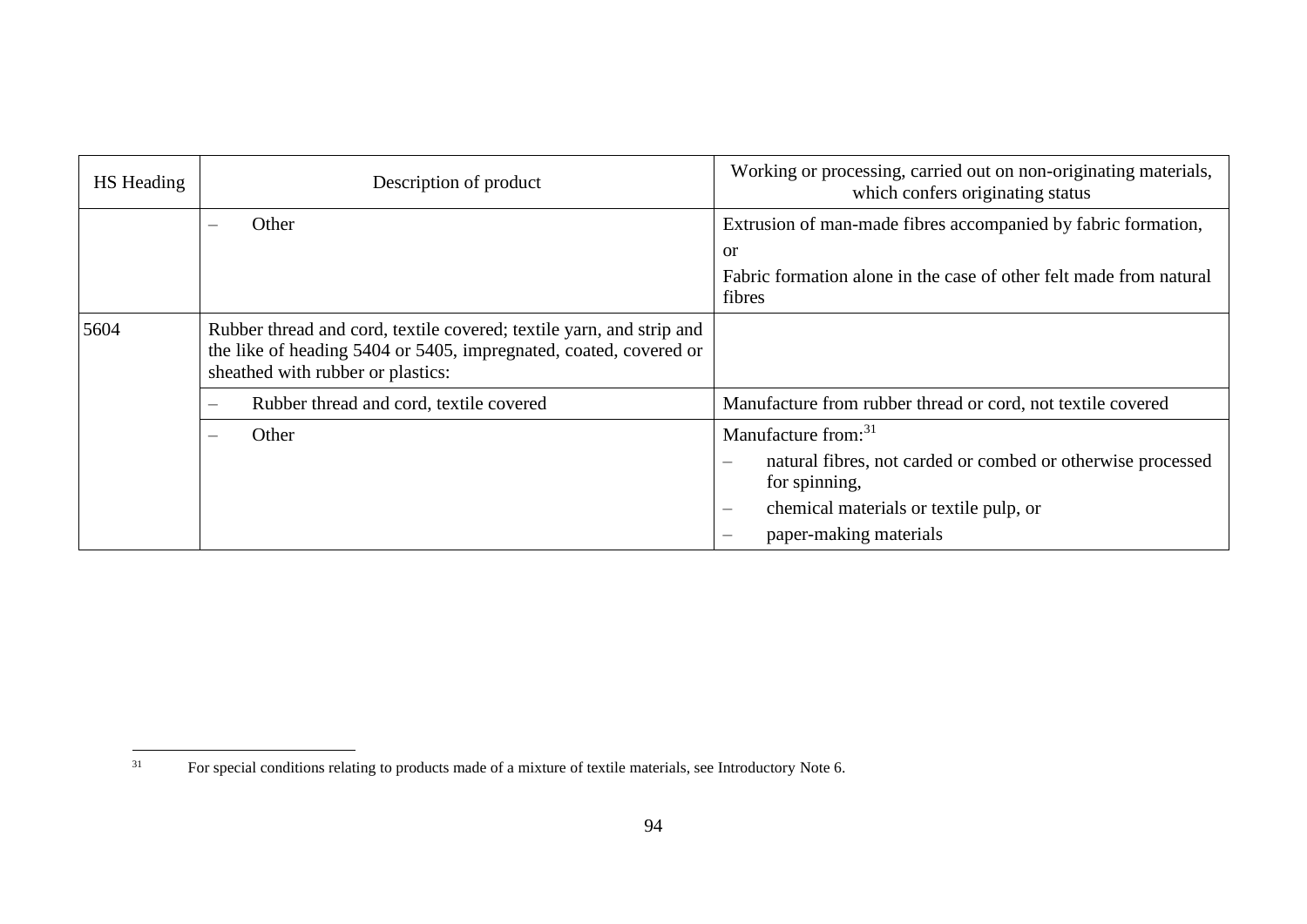| HS Heading | Description of product | Working or processing, carried out on non-originating materials, which confers originating status |
|---|---|---|
| | – Other | Extrusion of man-made fibres accompanied by fabric formation,<br>or<br>Fabric formation alone in the case of other felt made from natural fibres |
| 5604 | Rubber thread and cord, textile covered; textile yarn, and strip and the like of heading 5404 or 5405, impregnated, coated, covered or sheathed with rubber or plastics: | |
| | – Rubber thread and cord, textile covered | Manufacture from rubber thread or cord, not textile covered |
| | – Other | Manufacture from:[31]<br>– natural fibres, not carded or combed or otherwise processed for spinning,<br>– chemical materials or textile pulp, or<br>– paper-making materials |

[31] For special conditions relating to products made of a mixture of textile materials, see Introductory Note 6.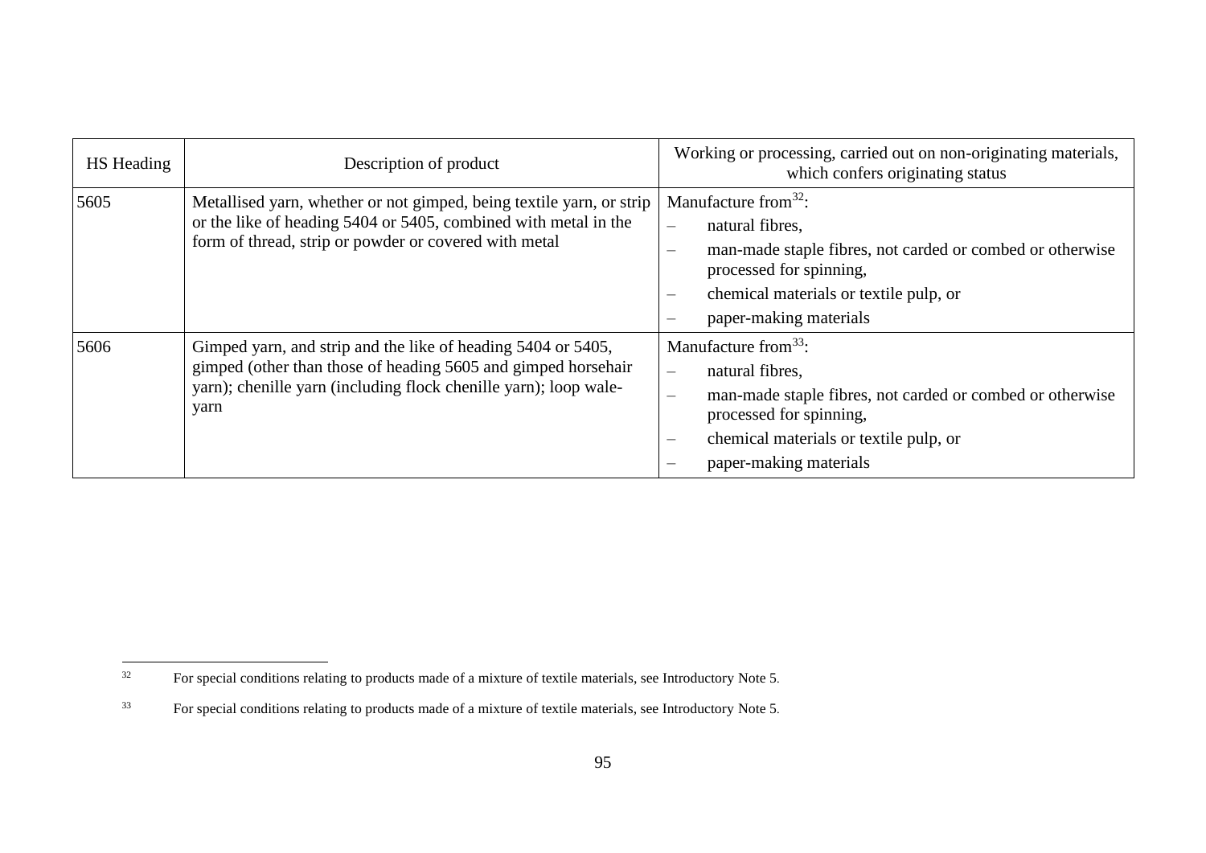| HS Heading | Description of product | Working or processing, carried out on non-originating materials, which confers originating status |
|---|---|---|
| 5605 | Metallised yarn, whether or not gimped, being textile yarn, or strip or the like of heading 5404 or 5405, combined with metal in the form of thread, strip or powder or covered with metal | Manufacture from[32]:<br>– natural fibres,<br>– man-made staple fibres, not carded or combed or otherwise processed for spinning,<br>– chemical materials or textile pulp, or<br>– paper-making materials |
| 5606 | Gimped yarn, and strip and the like of heading 5404 or 5405, gimped (other than those of heading 5605 and gimped horsehair yarn); chenille yarn (including flock chenille yarn); loop wale-yarn | Manufacture from[33]:<br>– natural fibres,<br>– man-made staple fibres, not carded or combed or otherwise processed for spinning,<br>– chemical materials or textile pulp, or<br>– paper-making materials |

[32] For special conditions relating to products made of a mixture of textile materials, see Introductory Note 5.

[33] For special conditions relating to products made of a mixture of textile materials, see Introductory Note 5.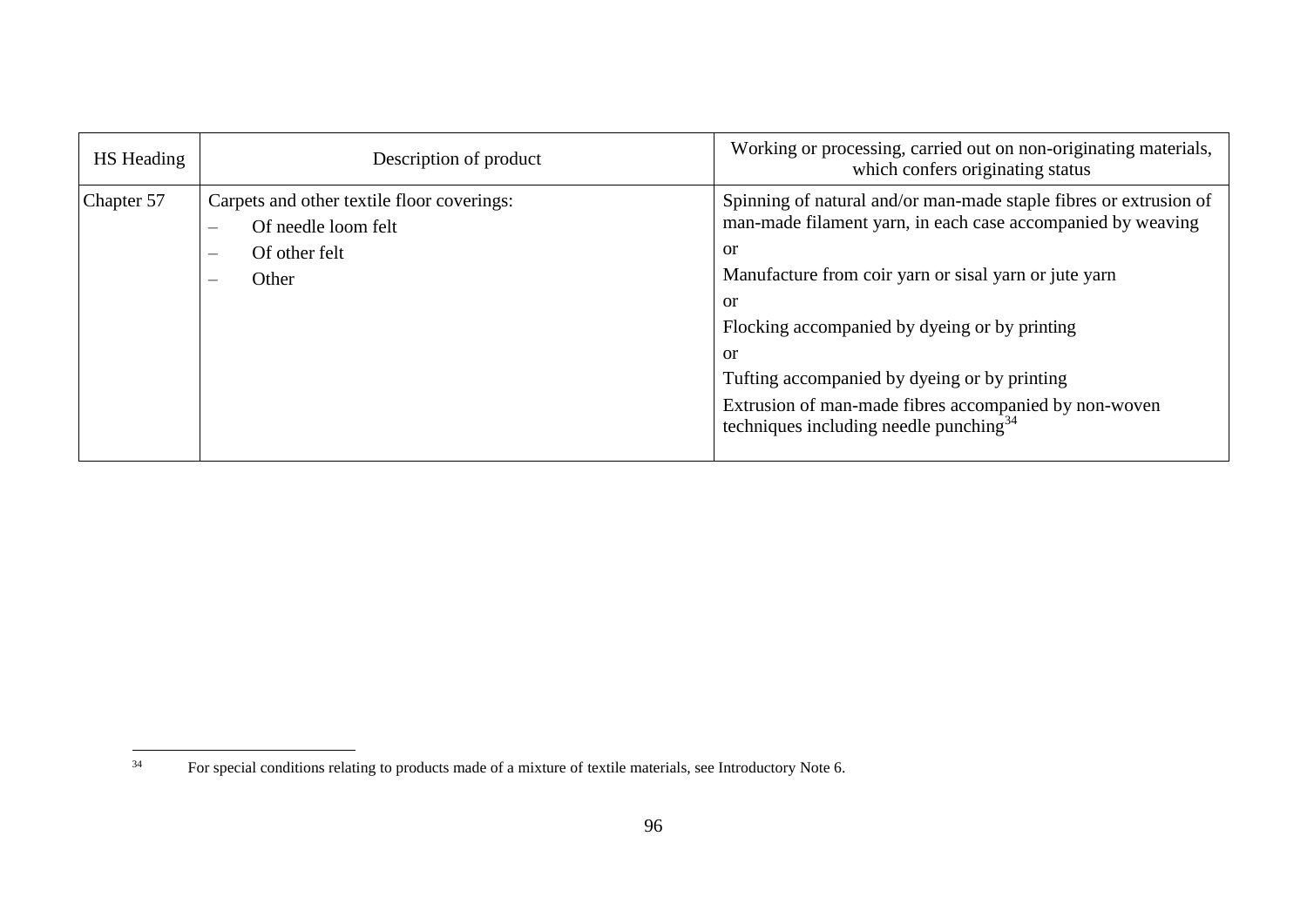| HS Heading | Description of product | Working or processing, carried out on non-originating materials, which confers originating status |
|---|---|---|
| Chapter 57 | Carpets and other textile floor coverings:<br>– Of needle loom felt<br>– Of other felt<br>– Other | Spinning of natural and/or man-made staple fibres or extrusion of man-made filament yarn, in each case accompanied by weaving<br>or<br>Manufacture from coir yarn or sisal yarn or jute yarn<br>or<br>Flocking accompanied by dyeing or by printing<br>or<br>Tufting accompanied by dyeing or by printing<br>Extrusion of man-made fibres accompanied by non-woven techniques including needle punching[34] |

[34] For special conditions relating to products made of a mixture of textile materials, see Introductory Note 6.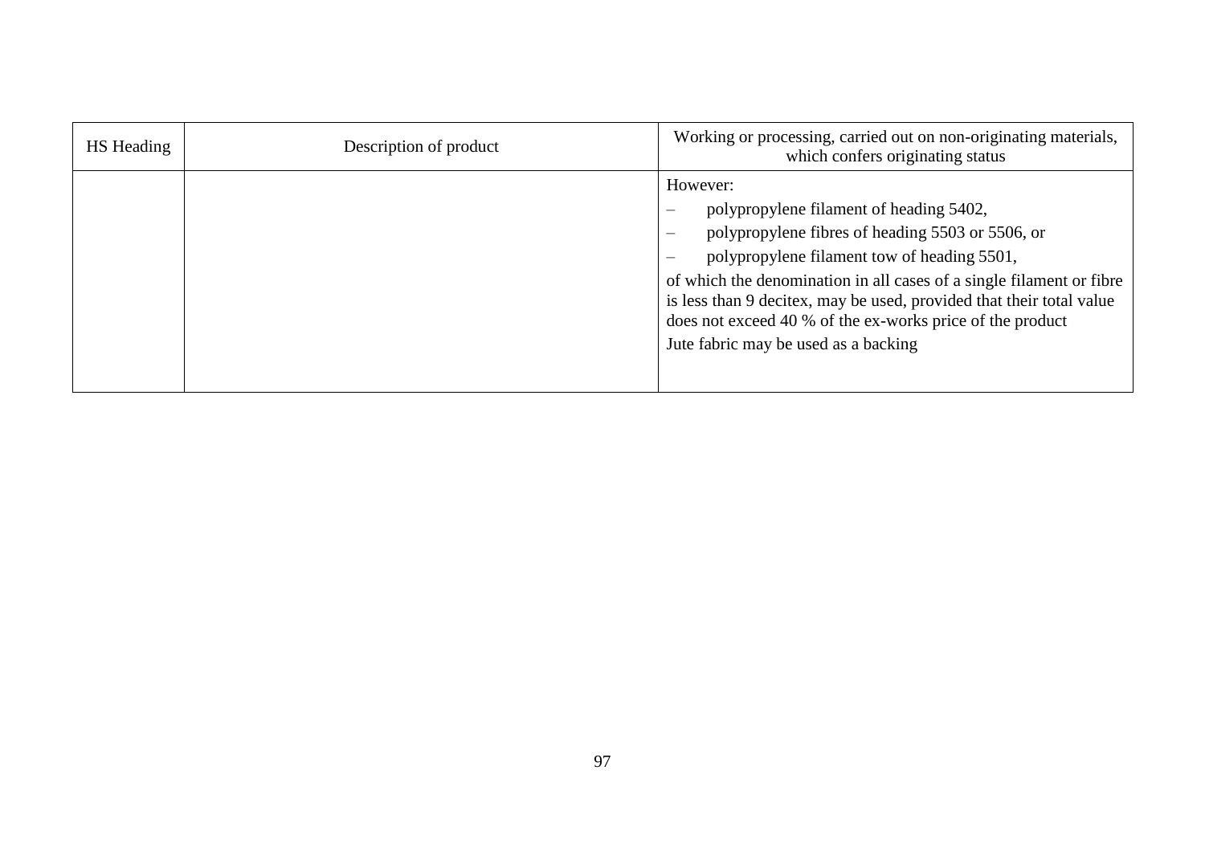| HS Heading | Description of product | Working or processing, carried out on non-originating materials, which confers originating status |
| --- | --- | --- |
| | | However:<br>– polypropylene filament of heading 5402,<br>– polypropylene fibres of heading 5503 or 5506, or<br>– polypropylene filament tow of heading 5501,<br>of which the denomination in all cases of a single filament or fibre is less than 9 decitex, may be used, provided that their total value does not exceed 40 % of the ex-works price of the product<br>Jute fabric may be used as a backing |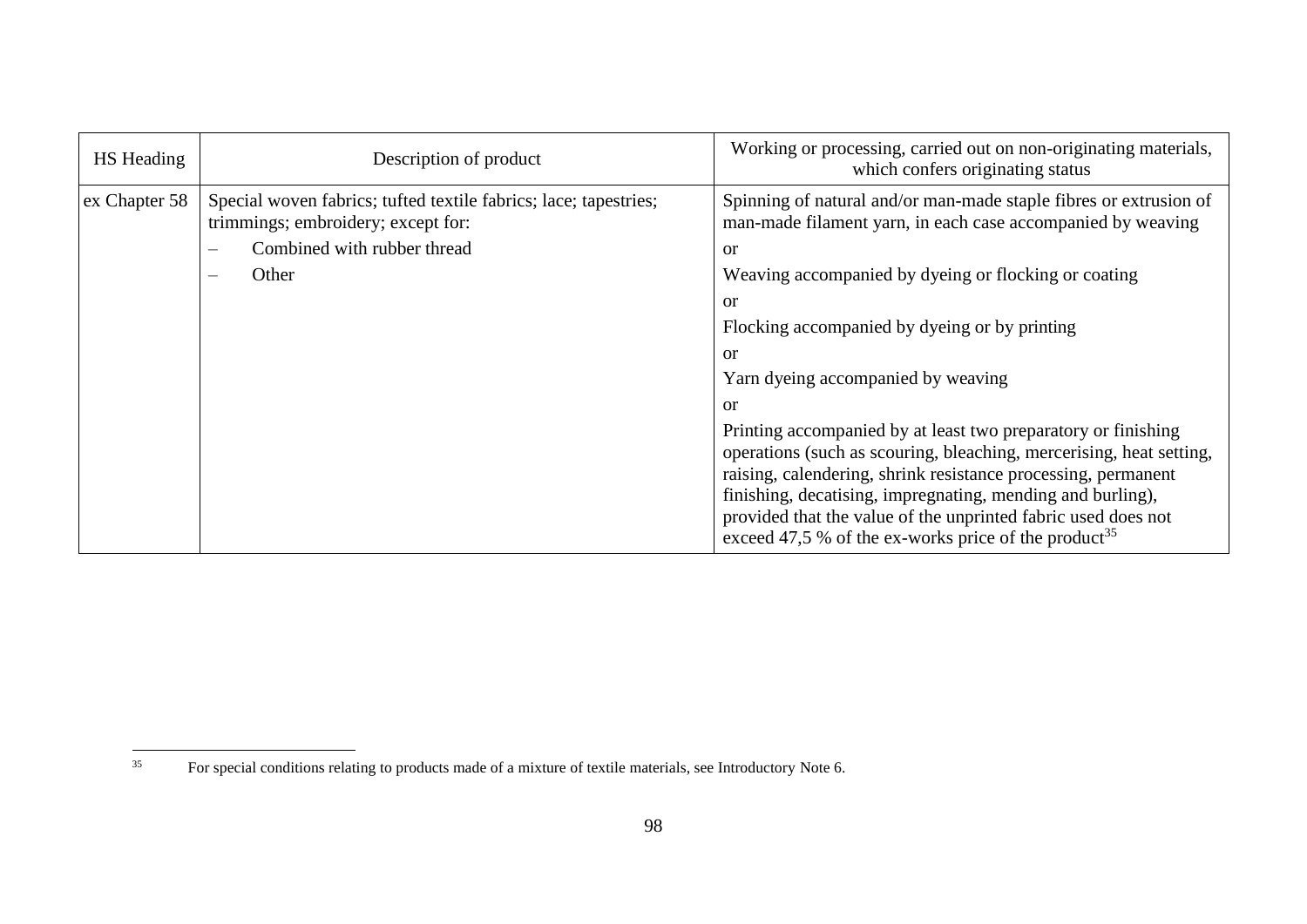| HS Heading | Description of product | Working or processing, carried out on non-originating materials, which confers originating status |
|---|---|---|
| ex Chapter 58 | Special woven fabrics; tufted textile fabrics; lace; tapestries; trimmings; embroidery; except for:<br>– Combined with rubber thread<br>– Other | Spinning of natural and/or man-made staple fibres or extrusion of man-made filament yarn, in each case accompanied by weaving<br>or<br>Weaving accompanied by dyeing or flocking or coating<br>or<br>Flocking accompanied by dyeing or by printing<br>or<br>Yarn dyeing accompanied by weaving<br>or<br>Printing accompanied by at least two preparatory or finishing operations (such as scouring, bleaching, mercerising, heat setting, raising, calendering, shrink resistance processing, permanent finishing, decatising, impregnating, mending and burling), provided that the value of the unprinted fabric used does not exceed 47,5 % of the ex-works price of the product[35] |

[35] For special conditions relating to products made of a mixture of textile materials, see Introductory Note 6.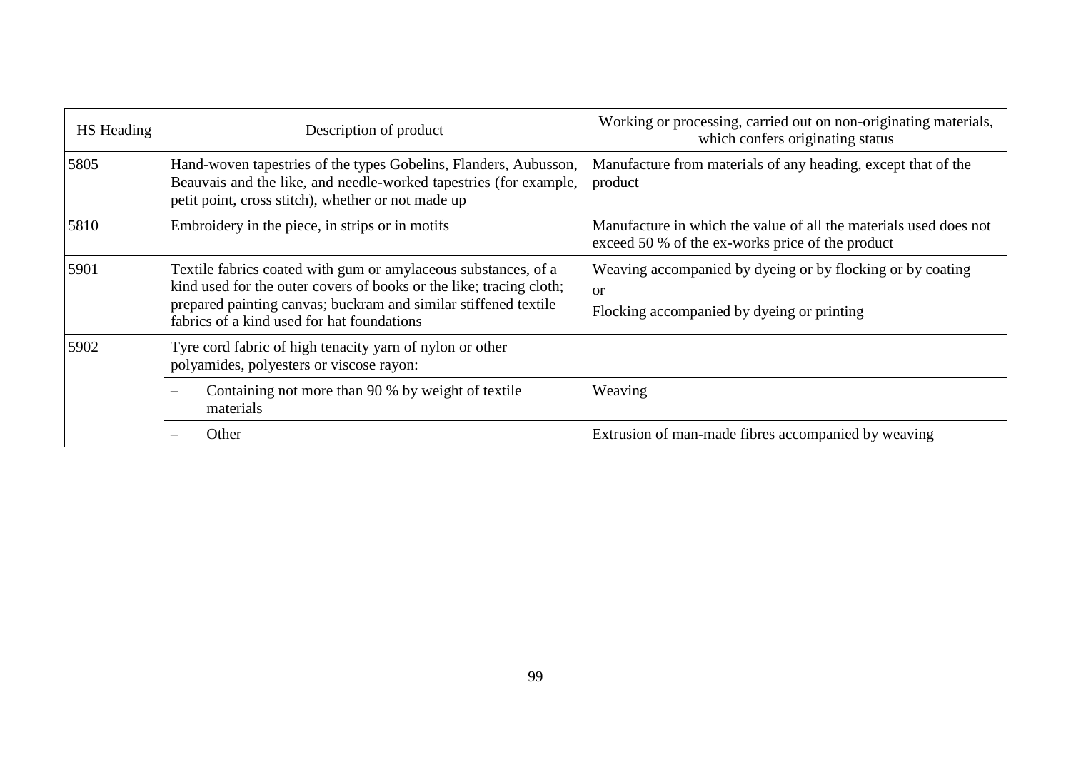| HS Heading | Description of product | Working or processing, carried out on non-originating materials, which confers originating status |
|---|---|---|
| 5805 | Hand-woven tapestries of the types Gobelins, Flanders, Aubusson, Beauvais and the like, and needle-worked tapestries (for example, petit point, cross stitch), whether or not made up | Manufacture from materials of any heading, except that of the product |
| 5810 | Embroidery in the piece, in strips or in motifs | Manufacture in which the value of all the materials used does not exceed 50 % of the ex-works price of the product |
| 5901 | Textile fabrics coated with gum or amylaceous substances, of a kind used for the outer covers of books or the like; tracing cloth; prepared painting canvas; buckram and similar stiffened textile fabrics of a kind used for hat foundations | Weaving accompanied by dyeing or by flocking or by coating<br>or<br>Flocking accompanied by dyeing or printing |
| 5902 | Tyre cord fabric of high tenacity yarn of nylon or other polyamides, polyesters or viscose rayon: | |
| | – Containing not more than 90 % by weight of textile materials | Weaving |
| | – Other | Extrusion of man-made fibres accompanied by weaving |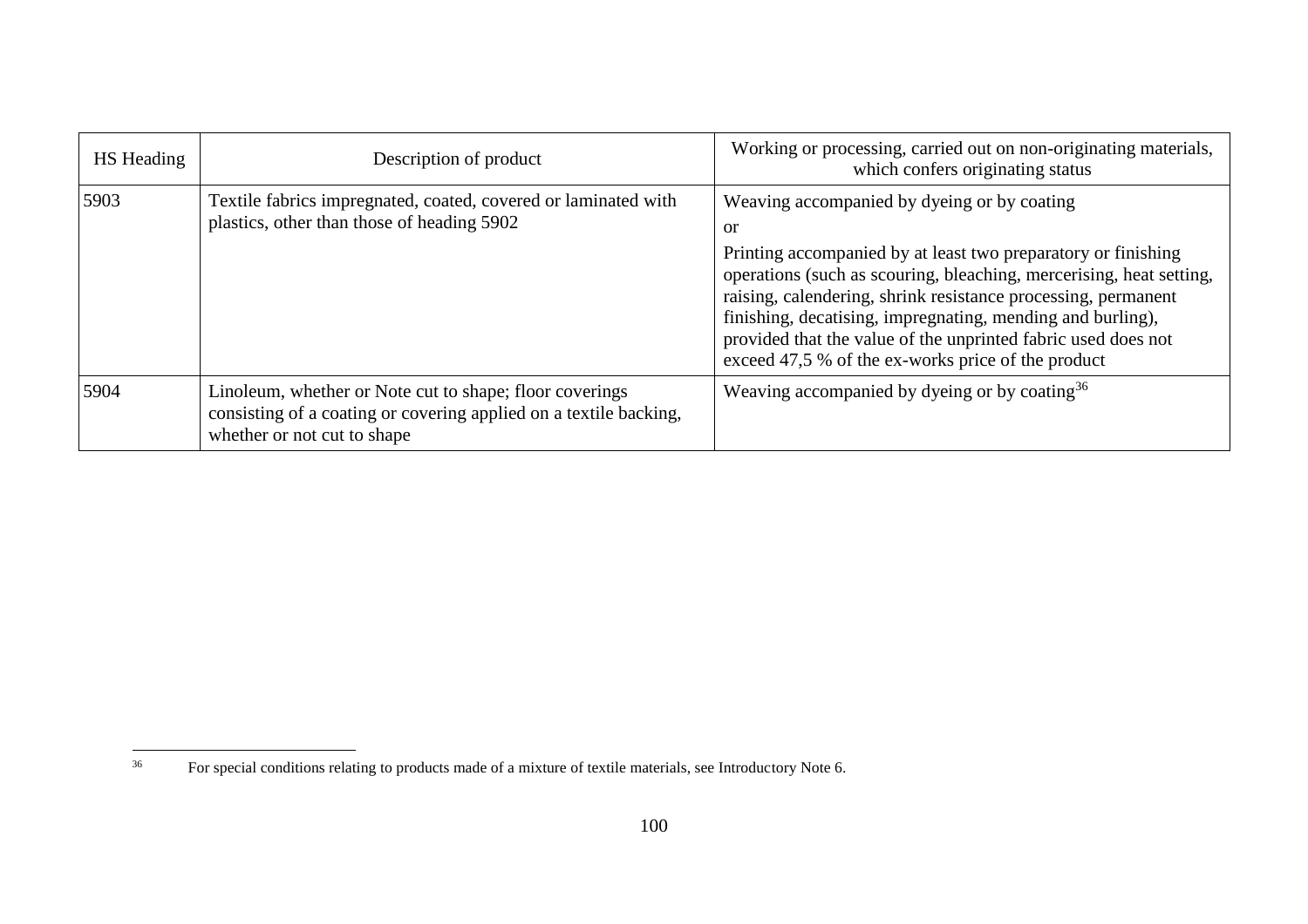| HS Heading | Description of product | Working or processing, carried out on non-originating materials, which confers originating status |
|---|---|---|
| 5903 | Textile fabrics impregnated, coated, covered or laminated with plastics, other than those of heading 5902 | Weaving accompanied by dyeing or by coating<br>or<br>Printing accompanied by at least two preparatory or finishing operations (such as scouring, bleaching, mercerising, heat setting, raising, calendering, shrink resistance processing, permanent finishing, decatising, impregnating, mending and burling), provided that the value of the unprinted fabric used does not exceed 47,5 % of the ex-works price of the product |
| 5904 | Linoleum, whether or Note cut to shape; floor coverings consisting of a coating or covering applied on a textile backing, whether or not cut to shape | Weaving accompanied by dyeing or by coating[36] |

[36] For special conditions relating to products made of a mixture of textile materials, see Introductory Note 6.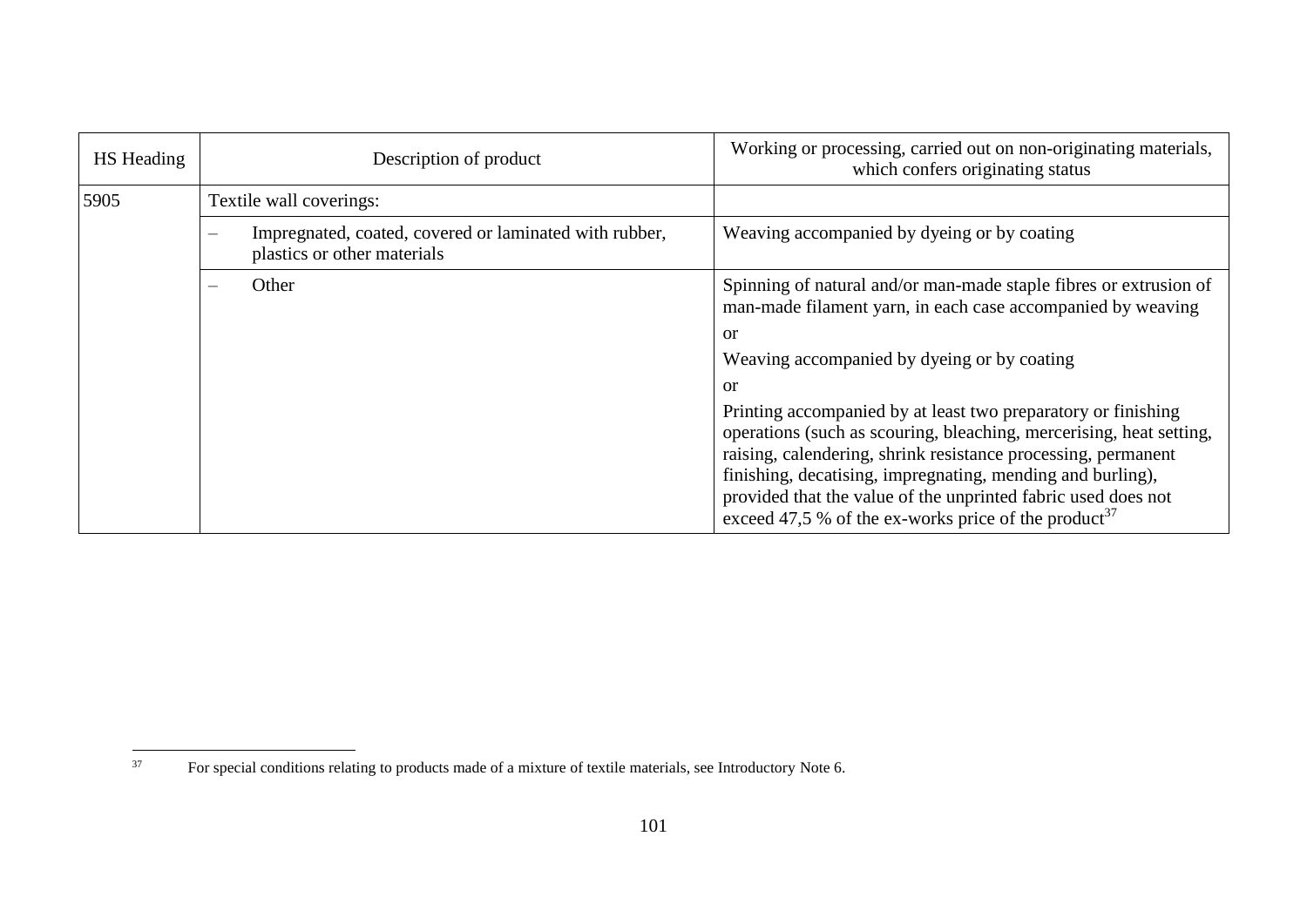| HS Heading | Description of product | Working or processing, carried out on non-originating materials, which confers originating status |
|---|---|---|
| 5905 | Textile wall coverings: | |
| | – Impregnated, coated, covered or laminated with rubber, plastics or other materials | Weaving accompanied by dyeing or by coating |
| | – Other | Spinning of natural and/or man-made staple fibres or extrusion of man-made filament yarn, in each case accompanied by weaving<br>or<br>Weaving accompanied by dyeing or by coating<br>or<br>Printing accompanied by at least two preparatory or finishing operations (such as scouring, bleaching, mercerising, heat setting, raising, calendering, shrink resistance processing, permanent finishing, decatising, impregnating, mending and burling), provided that the value of the unprinted fabric used does not exceed 47,5 % of the ex-works price of the product[37] |

[37] For special conditions relating to products made of a mixture of textile materials, see Introductory Note 6.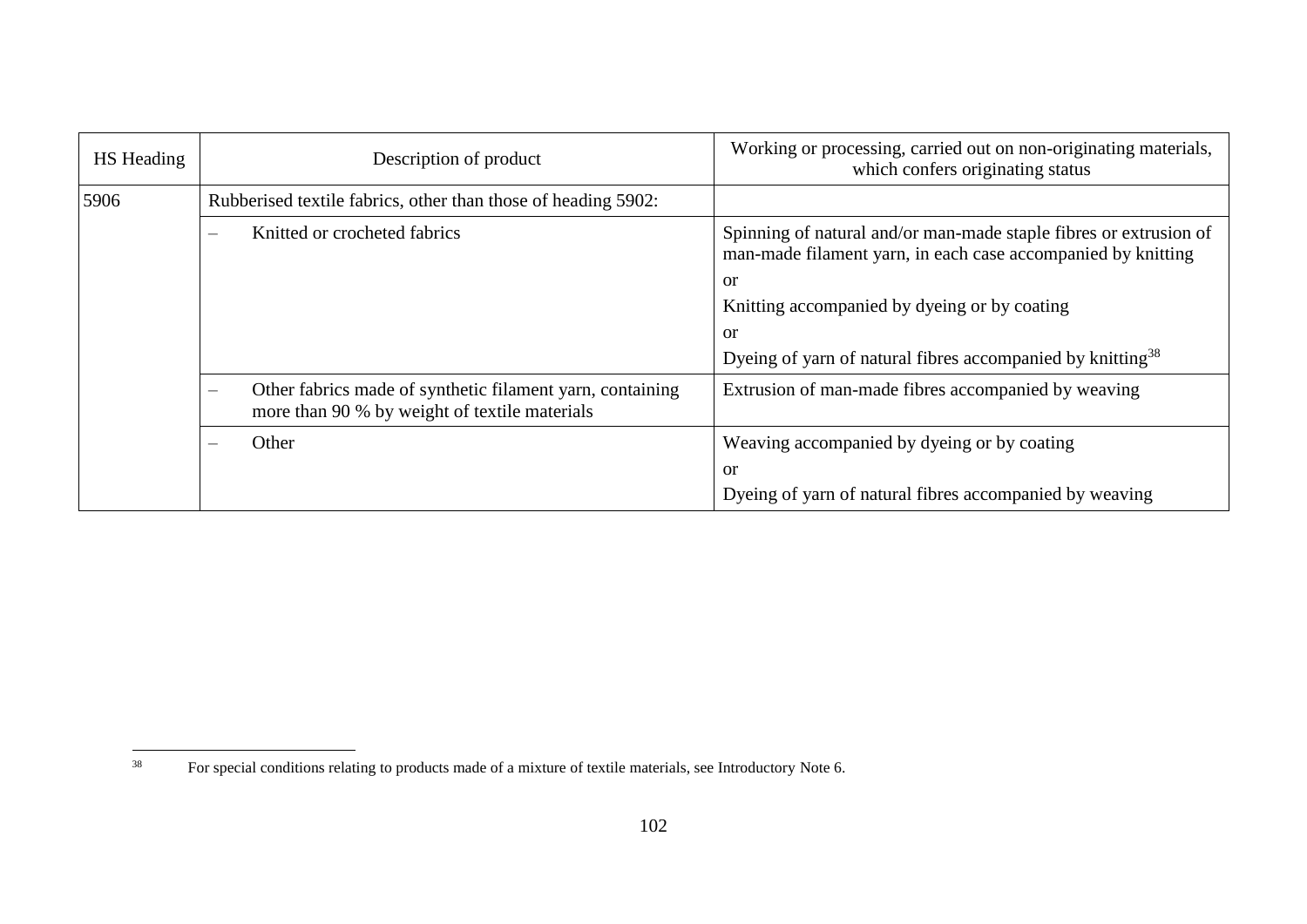| HS Heading | Description of product | Working or processing, carried out on non-originating materials, which confers originating status |
|---|---|---|
| 5906 | Rubberised textile fabrics, other than those of heading 5902: | |
| | – Knitted or crocheted fabrics | Spinning of natural and/or man-made staple fibres or extrusion of man-made filament yarn, in each case accompanied by knitting<br>or<br>Knitting accompanied by dyeing or by coating<br>or<br>Dyeing of yarn of natural fibres accompanied by knitting[38] |
| | – Other fabrics made of synthetic filament yarn, containing more than 90 % by weight of textile materials | Extrusion of man-made fibres accompanied by weaving |
| | – Other | Weaving accompanied by dyeing or by coating<br>or<br>Dyeing of yarn of natural fibres accompanied by weaving |

[38] For special conditions relating to products made of a mixture of textile materials, see Introductory Note 6.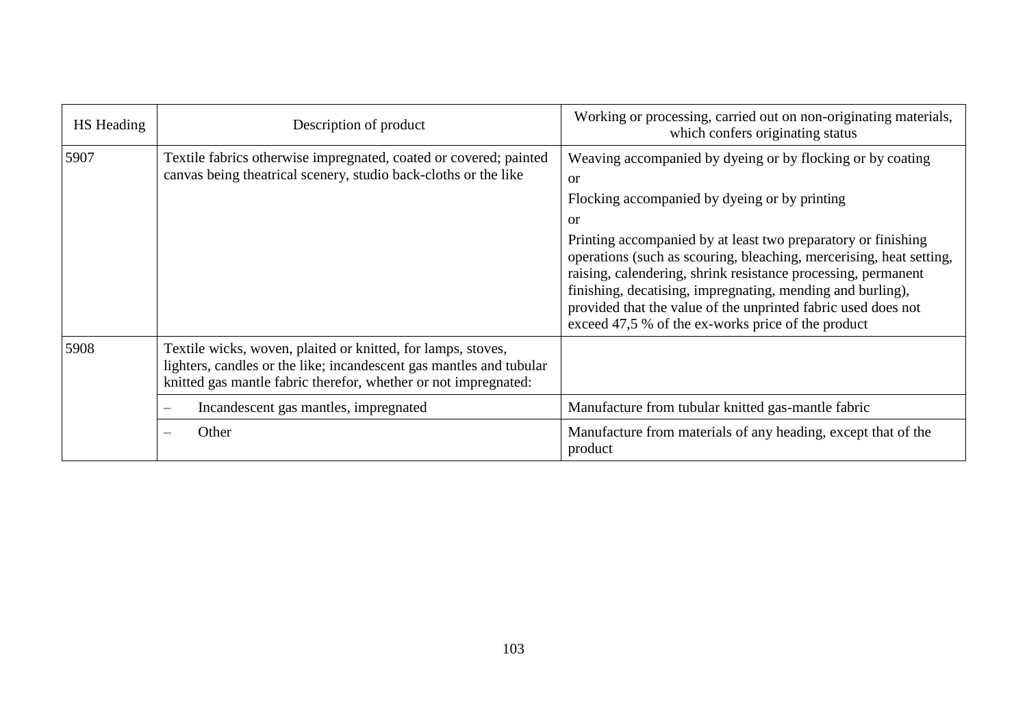| HS Heading | Description of product | Working or processing, carried out on non-originating materials, which confers originating status |
| --- | --- | --- |
| 5907 | Textile fabrics otherwise impregnated, coated or covered; painted canvas being theatrical scenery, studio back-cloths or the like | Weaving accompanied by dyeing or by flocking or by coating<br>or<br>Flocking accompanied by dyeing or by printing<br>or<br>Printing accompanied by at least two preparatory or finishing operations (such as scouring, bleaching, mercerising, heat setting, raising, calendering, shrink resistance processing, permanent finishing, decatising, impregnating, mending and burling), provided that the value of the unprinted fabric used does not exceed 47,5 % of the ex-works price of the product |
| 5908 | Textile wicks, woven, plaited or knitted, for lamps, stoves, lighters, candles or the like; incandescent gas mantles and tubular knitted gas mantle fabric therefor, whether or not impregnated: | |
| | – Incandescent gas mantles, impregnated | Manufacture from tubular knitted gas-mantle fabric |
| | – Other | Manufacture from materials of any heading, except that of the product |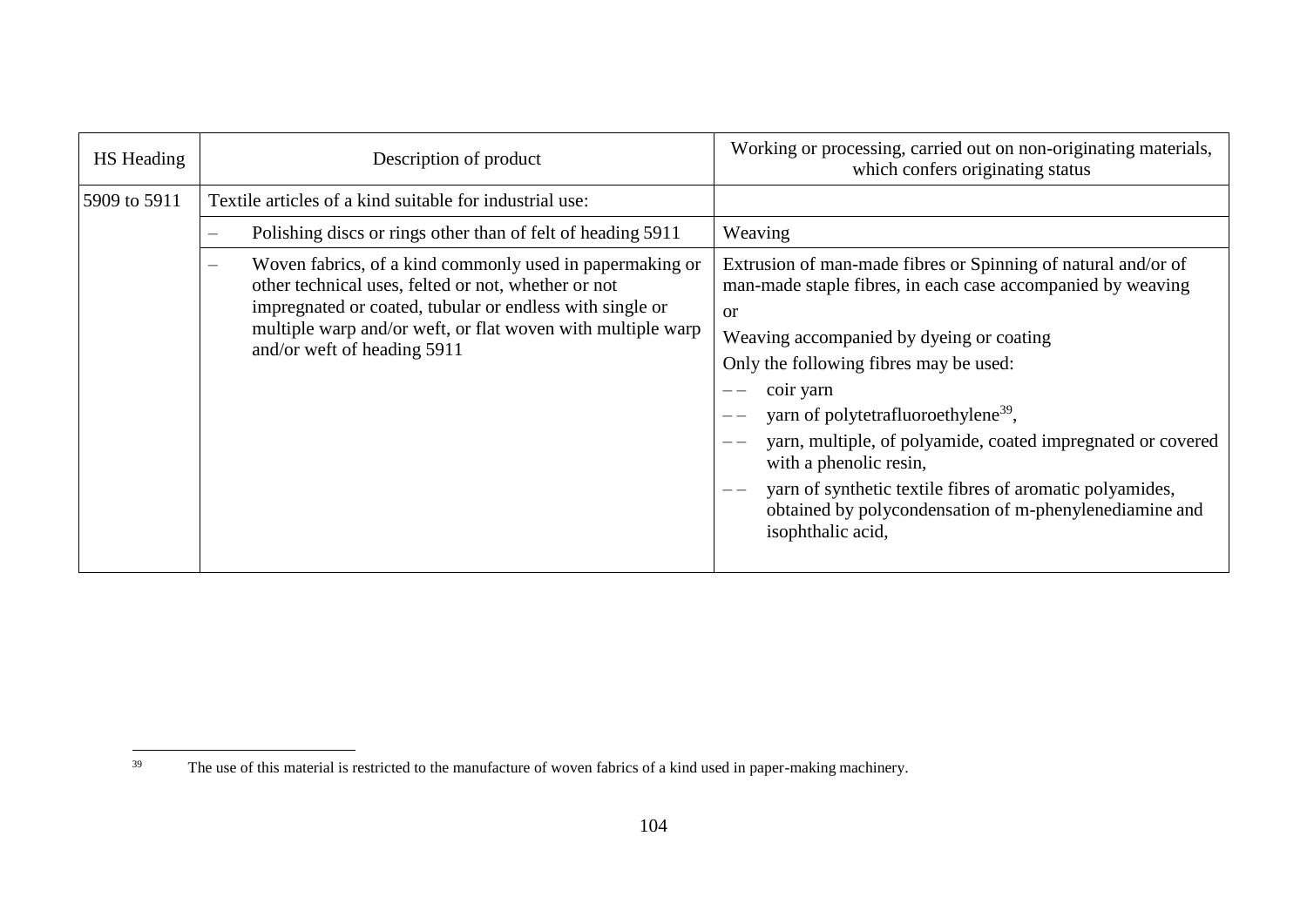| HS Heading | Description of product | Working or processing, carried out on non-originating materials, which confers originating status |
|---|---|---|
| 5909 to 5911 | Textile articles of a kind suitable for industrial use: | |
| | – Polishing discs or rings other than of felt of heading 5911 | Weaving |
| | – Woven fabrics, of a kind commonly used in papermaking or other technical uses, felted or not, whether or not impregnated or coated, tubular or endless with single or multiple warp and/or weft, or flat woven with multiple warp and/or weft of heading 5911 | Extrusion of man-made fibres or Spinning of natural and/or of man-made staple fibres, in each case accompanied by weaving<br>or<br>Weaving accompanied by dyeing or coating<br>Only the following fibres may be used:<br>– – coir yarn<br>– – yarn of polytetrafluoroethylene[39],<br>– – yarn, multiple, of polyamide, coated impregnated or covered with a phenolic resin,<br>– – yarn of synthetic textile fibres of aromatic polyamides, obtained by polycondensation of m-phenylenediamine and isophthalic acid, |

[39] The use of this material is restricted to the manufacture of woven fabrics of a kind used in paper-making machinery.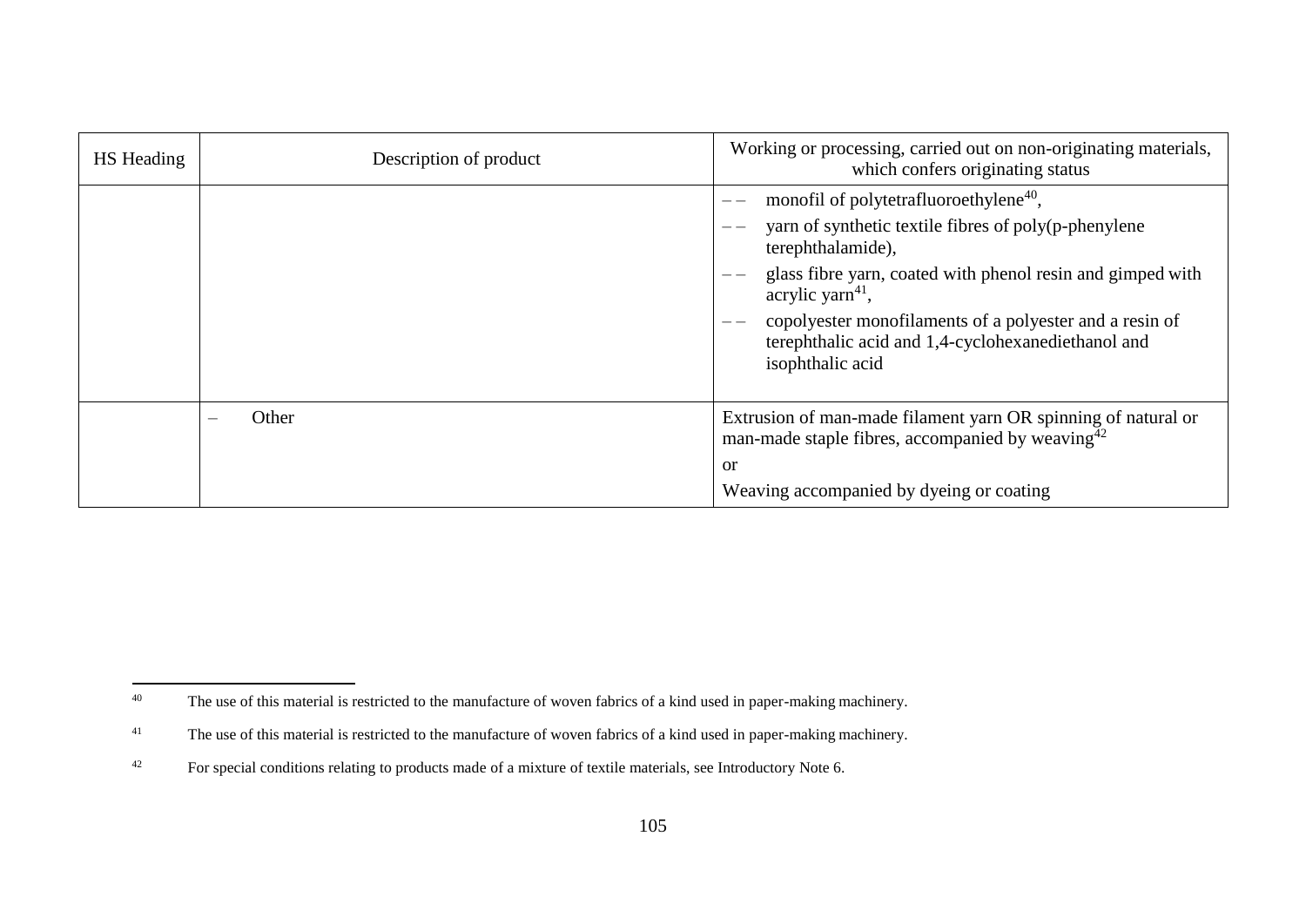| HS Heading | Description of product | Working or processing, carried out on non-originating materials, which confers originating status |
|---|---|---|
| | | – – monofil of polytetrafluoroethylene[40],<br>– – yarn of synthetic textile fibres of poly(p-phenylene terephthalamide),<br>– – glass fibre yarn, coated with phenol resin and gimped with acrylic yarn[41],<br>– – copolyester monofilaments of a polyester and a resin of terephthalic acid and 1,4-cyclohexanediethanol and isophthalic acid |
| | – Other | Extrusion of man-made filament yarn OR spinning of natural or man-made staple fibres, accompanied by weaving[42]<br>or<br>Weaving accompanied by dyeing or coating |

[40] The use of this material is restricted to the manufacture of woven fabrics of a kind used in paper-making machinery.

[41] The use of this material is restricted to the manufacture of woven fabrics of a kind used in paper-making machinery.

[42] For special conditions relating to products made of a mixture of textile materials, see Introductory Note 6.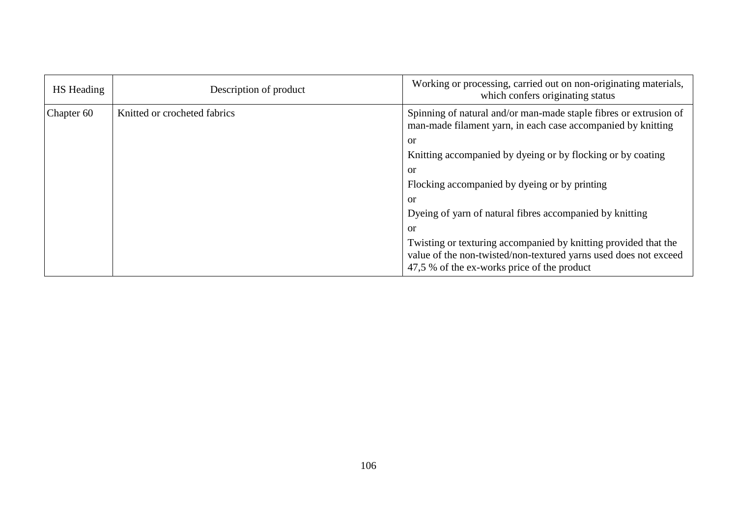| HS Heading | Description of product | Working or processing, carried out on non-originating materials, which confers originating status |
| --- | --- | --- |
| Chapter 60 | Knitted or crocheted fabrics | Spinning of natural and/or man-made staple fibres or extrusion of man-made filament yarn, in each case accompanied by knitting<br>or<br>Knitting accompanied by dyeing or by flocking or by coating<br>or<br>Flocking accompanied by dyeing or by printing<br>or<br>Dyeing of yarn of natural fibres accompanied by knitting<br>or<br>Twisting or texturing accompanied by knitting provided that the value of the non-twisted/non-textured yarns used does not exceed 47,5 % of the ex-works price of the product |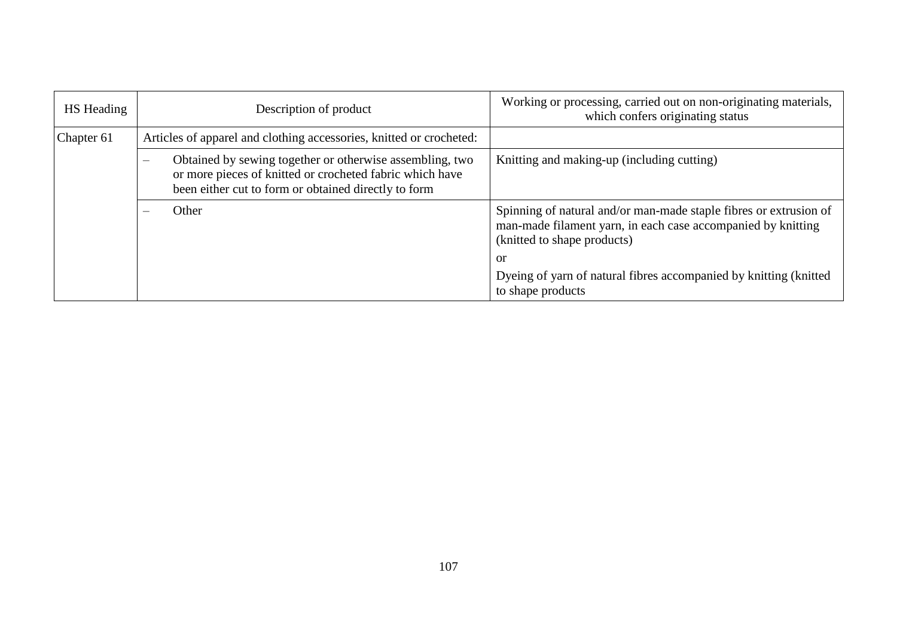| HS Heading | Description of product | Working or processing, carried out on non-originating materials, which confers originating status |
|---|---|---|
| Chapter 61 | Articles of apparel and clothing accessories, knitted or crocheted: | |
| | – Obtained by sewing together or otherwise assembling, two or more pieces of knitted or crocheted fabric which have been either cut to form or obtained directly to form | Knitting and making-up (including cutting) |
| | – Other | Spinning of natural and/or man-made staple fibres or extrusion of man-made filament yarn, in each case accompanied by knitting (knitted to shape products)<br>or<br>Dyeing of yarn of natural fibres accompanied by knitting (knitted to shape products |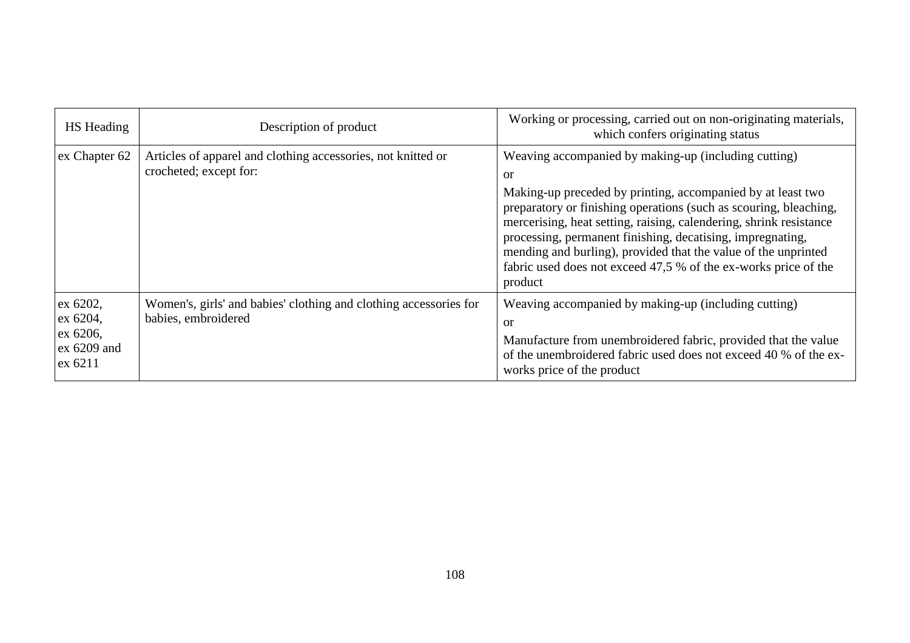| HS Heading | Description of product | Working or processing, carried out on non-originating materials, which confers originating status |
|---|---|---|
| ex Chapter 62 | Articles of apparel and clothing accessories, not knitted or crocheted; except for: | Weaving accompanied by making-up (including cutting)<br>or<br>Making-up preceded by printing, accompanied by at least two preparatory or finishing operations (such as scouring, bleaching, mercerising, heat setting, raising, calendering, shrink resistance processing, permanent finishing, decatising, impregnating, mending and burling), provided that the value of the unprinted fabric used does not exceed 47,5 % of the ex-works price of the product |
| ex 6202, ex 6204, ex 6206, ex 6209 and ex 6211 | Women's, girls' and babies' clothing and clothing accessories for babies, embroidered | Weaving accompanied by making-up (including cutting)<br>or<br>Manufacture from unembroidered fabric, provided that the value of the unembroidered fabric used does not exceed 40 % of the ex-works price of the product |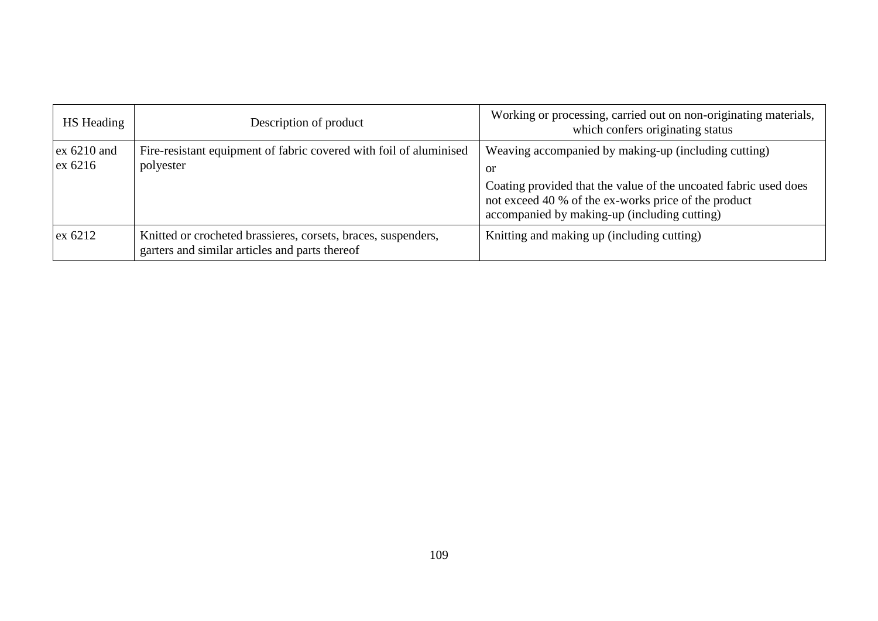| HS Heading | Description of product | Working or processing, carried out on non-originating materials, which confers originating status |
|---|---|---|
| ex 6210 and ex 6216 | Fire-resistant equipment of fabric covered with foil of aluminised polyester | Weaving accompanied by making-up (including cutting)<br>or<br>Coating provided that the value of the uncoated fabric used does not exceed 40 % of the ex-works price of the product accompanied by making-up (including cutting) |
| ex 6212 | Knitted or crocheted brassieres, corsets, braces, suspenders, garters and similar articles and parts thereof | Knitting and making up (including cutting) |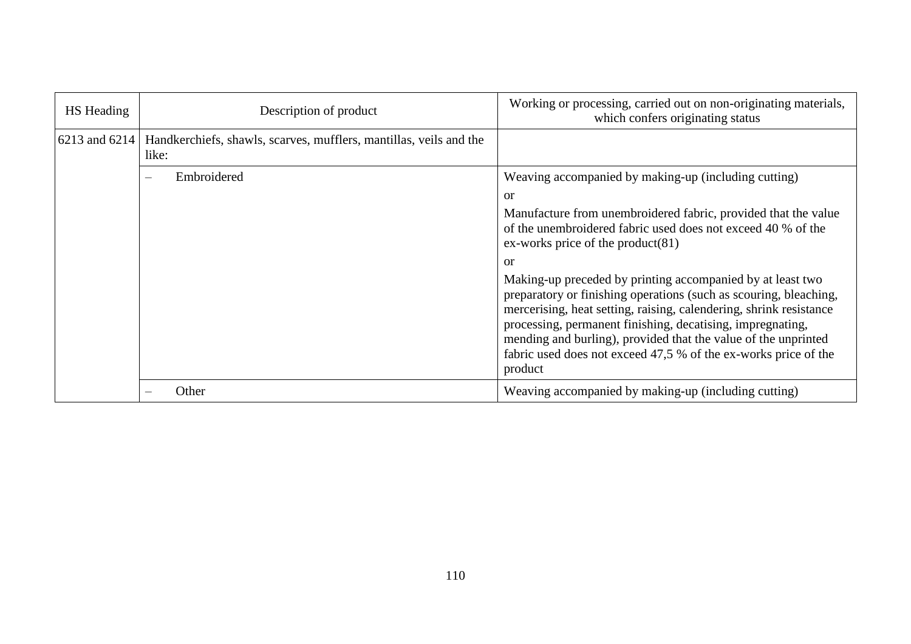| HS Heading | Description of product | Working or processing, carried out on non-originating materials, which confers originating status |
|---|---|---|
| 6213 and 6214 | Handkerchiefs, shawls, scarves, mufflers, mantillas, veils and the like: | |
| | – Embroidered | Weaving accompanied by making-up (including cutting)<br><br>or<br><br>Manufacture from unembroidered fabric, provided that the value of the unembroidered fabric used does not exceed 40 % of the ex-works price of the product(81)<br><br>or<br><br>Making-up preceded by printing accompanied by at least two preparatory or finishing operations (such as scouring, bleaching, mercerising, heat setting, raising, calendering, shrink resistance processing, permanent finishing, decatising, impregnating, mending and burling), provided that the value of the unprinted fabric used does not exceed 47,5 % of the ex-works price of the product |
| | – Other | Weaving accompanied by making-up (including cutting) |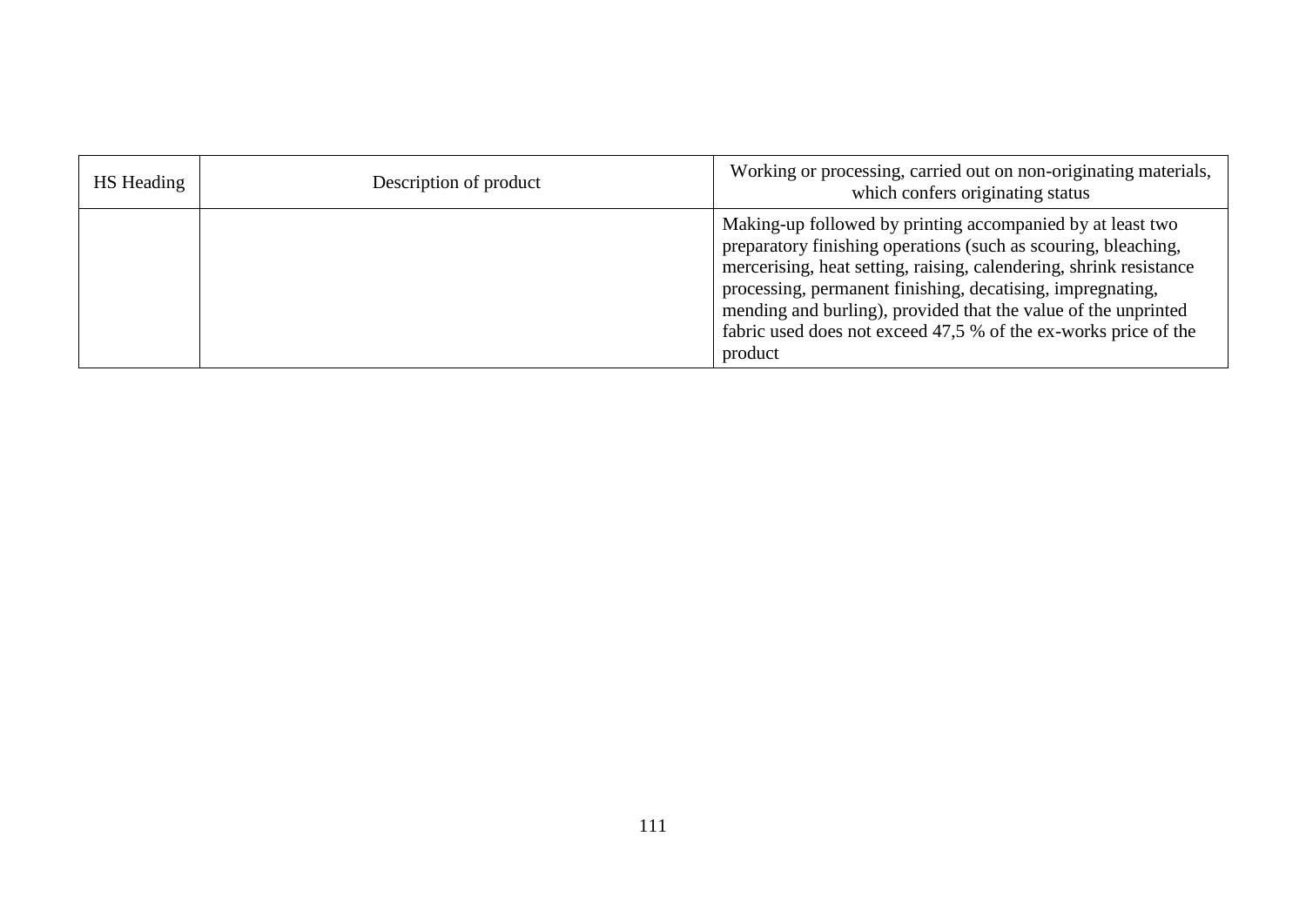| HS Heading | Description of product | Working or processing, carried out on non-originating materials, which confers originating status |
|---|---|---|
| | | Making-up followed by printing accompanied by at least two preparatory finishing operations (such as scouring, bleaching, mercerising, heat setting, raising, calendering, shrink resistance processing, permanent finishing, decatising, impregnating, mending and burling), provided that the value of the unprinted fabric used does not exceed 47,5 % of the ex-works price of the product |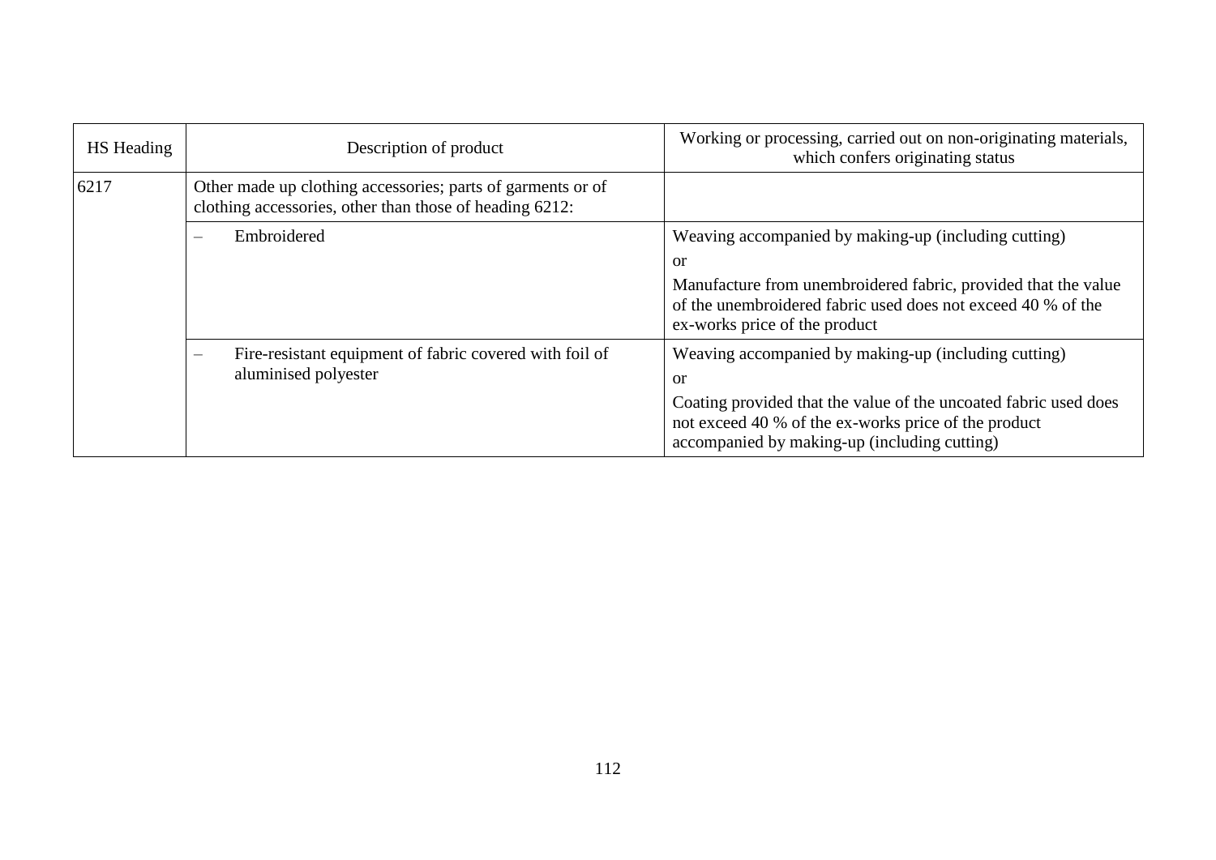| HS Heading | Description of product | Working or processing, carried out on non-originating materials, which confers originating status |
| --- | --- | --- |
| 6217 | Other made up clothing accessories; parts of garments or of clothing accessories, other than those of heading 6212: | |
| | – Embroidered | Weaving accompanied by making-up (including cutting)<br>or<br>Manufacture from unembroidered fabric, provided that the value of the unembroidered fabric used does not exceed 40 % of the ex-works price of the product |
| | – Fire-resistant equipment of fabric covered with foil of aluminised polyester | Weaving accompanied by making-up (including cutting)<br>or<br>Coating provided that the value of the uncoated fabric used does not exceed 40 % of the ex-works price of the product accompanied by making-up (including cutting) |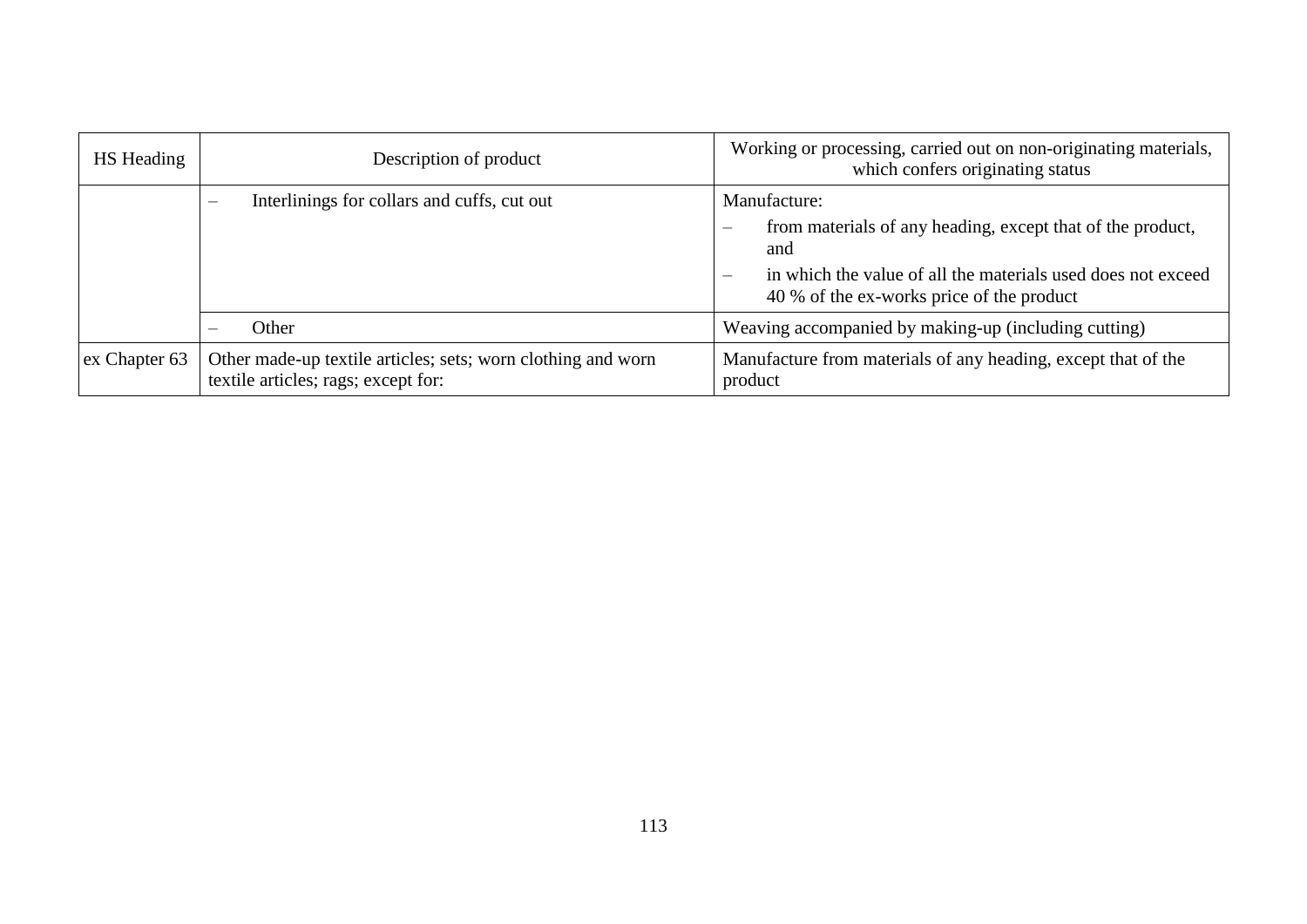| HS Heading | Description of product | Working or processing, carried out on non-originating materials, which confers originating status |
|---|---|---|
| | – Interlinings for collars and cuffs, cut out | Manufacture:<br>– from materials of any heading, except that of the product, and<br>– in which the value of all the materials used does not exceed 40 % of the ex-works price of the product |
| | – Other | Weaving accompanied by making-up (including cutting) |
| ex Chapter 63 | Other made-up textile articles; sets; worn clothing and worn textile articles; rags; except for: | Manufacture from materials of any heading, except that of the product |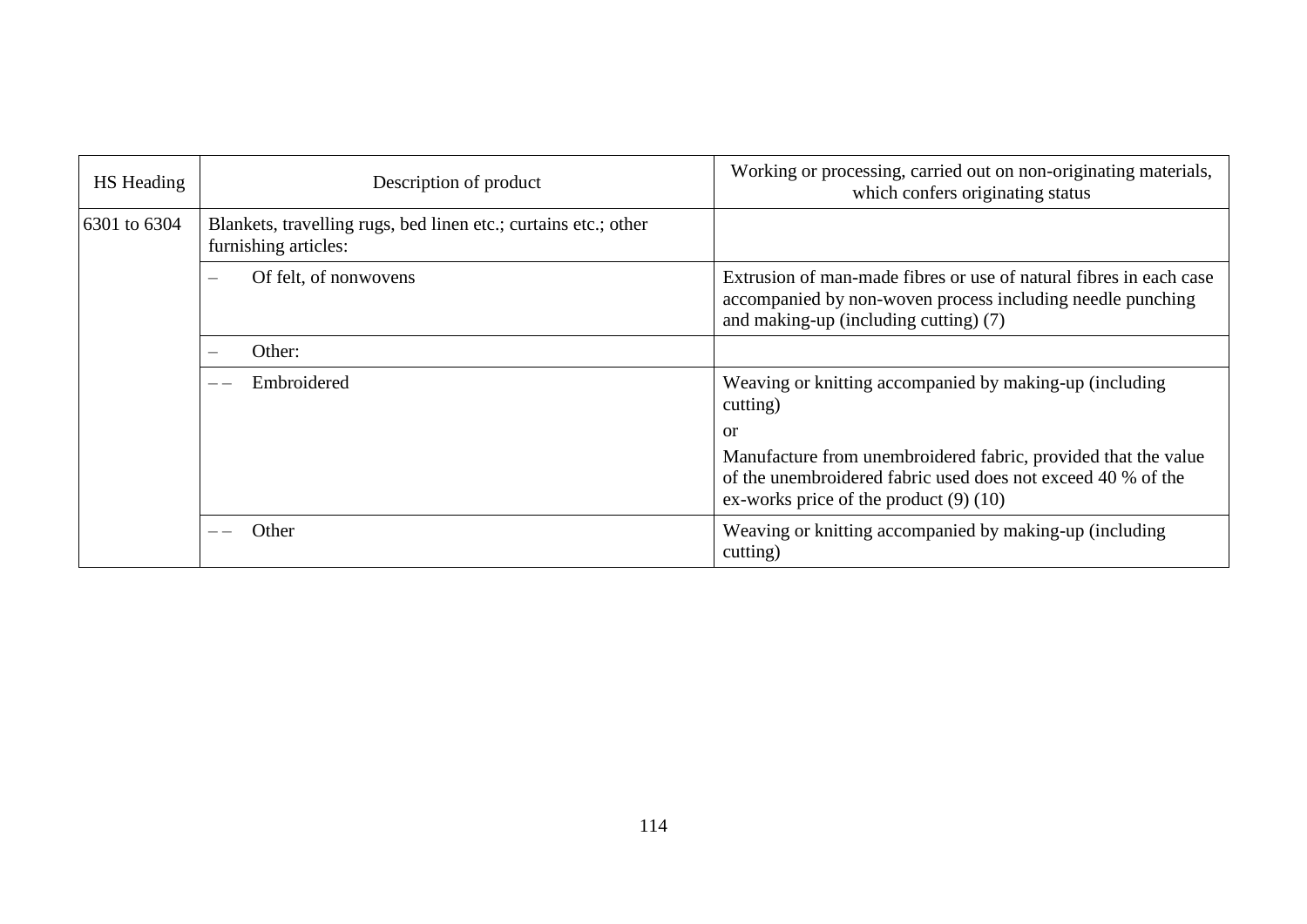| HS Heading | Description of product | Working or processing, carried out on non-originating materials, which confers originating status |
| --- | --- | --- |
| 6301 to 6304 | Blankets, travelling rugs, bed linen etc.; curtains etc.; other furnishing articles: | |
| | – Of felt, of nonwovens | Extrusion of man-made fibres or use of natural fibres in each case accompanied by non-woven process including needle punching and making-up (including cutting) (7) |
| | – Other: | |
| | – – Embroidered | Weaving or knitting accompanied by making-up (including cutting)<br>or<br>Manufacture from unembroidered fabric, provided that the value of the unembroidered fabric used does not exceed 40 % of the ex-works price of the product (9) (10) |
| | – – Other | Weaving or knitting accompanied by making-up (including cutting) |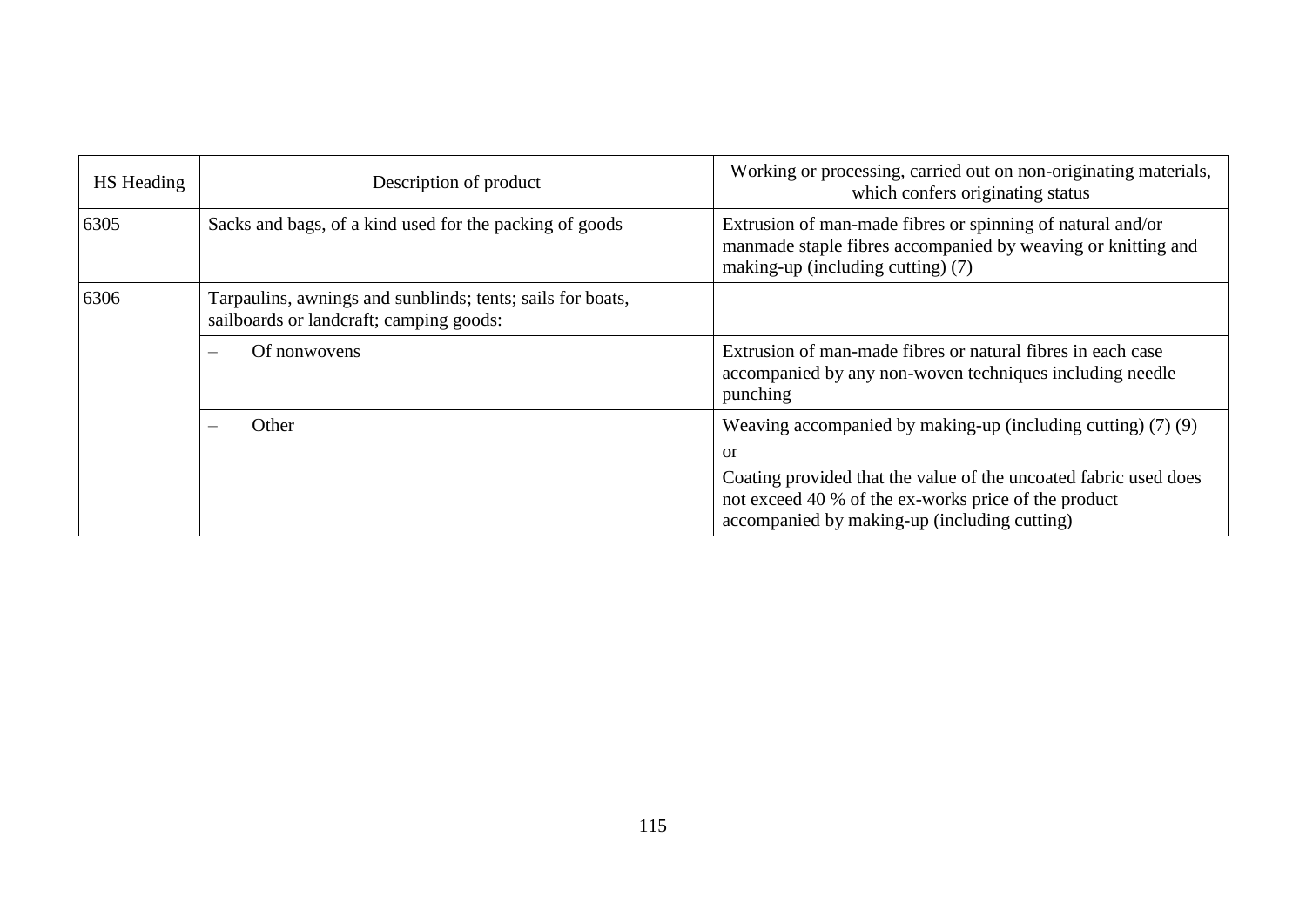| HS Heading | Description of product | Working or processing, carried out on non-originating materials, which confers originating status |
|---|---|---|
| 6305 | Sacks and bags, of a kind used for the packing of goods | Extrusion of man-made fibres or spinning of natural and/or manmade staple fibres accompanied by weaving or knitting and making-up (including cutting) (7) |
| 6306 | Tarpaulins, awnings and sunblinds; tents; sails for boats, sailboards or landcraft; camping goods: | |
| | – Of nonwovens | Extrusion of man-made fibres or natural fibres in each case accompanied by any non-woven techniques including needle punching |
| | – Other | Weaving accompanied by making-up (including cutting) (7) (9)<br>or<br>Coating provided that the value of the uncoated fabric used does not exceed 40 % of the ex-works price of the product accompanied by making-up (including cutting) |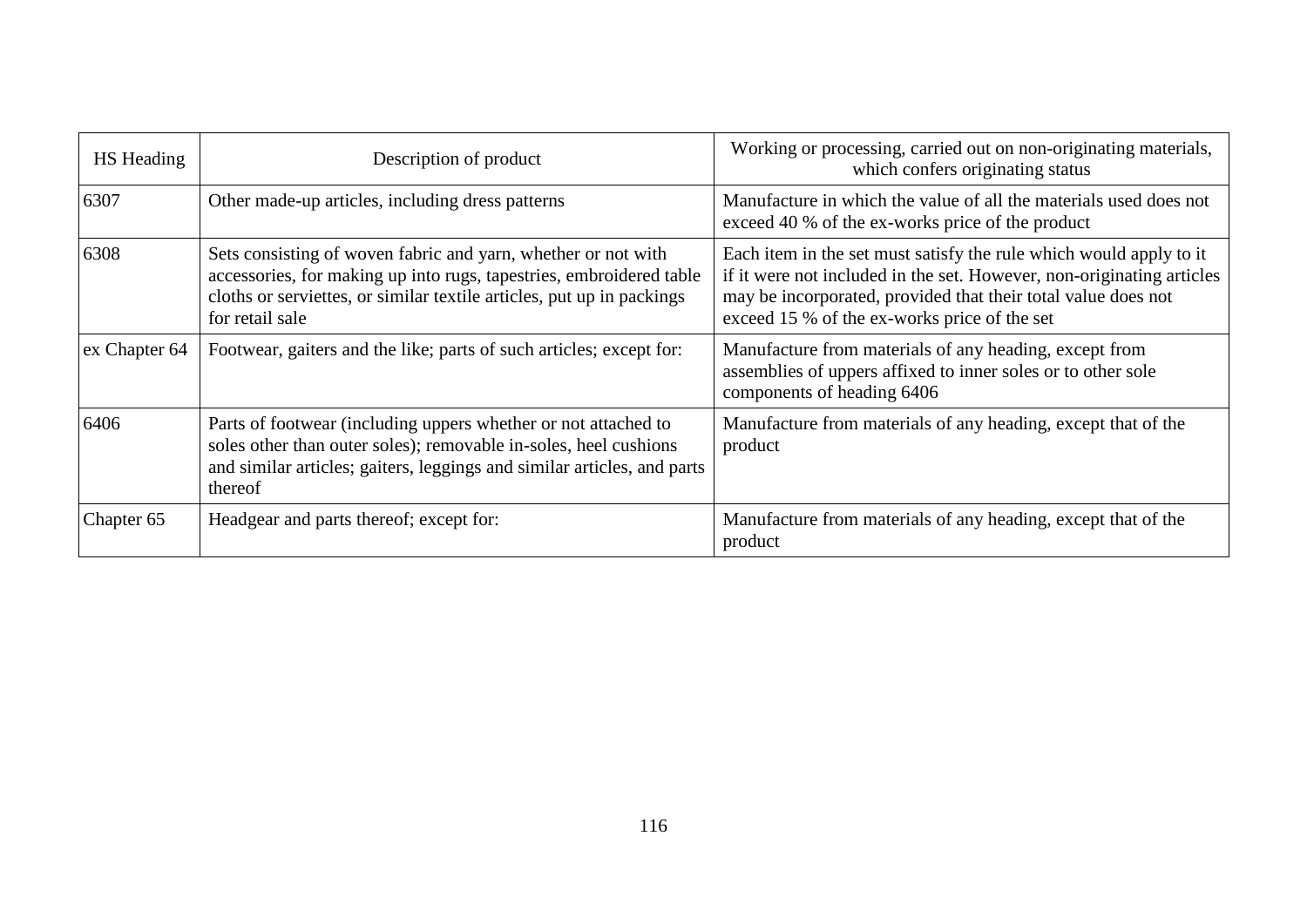| HS Heading | Description of product | Working or processing, carried out on non-originating materials, which confers originating status |
|---|---|---|
| 6307 | Other made-up articles, including dress patterns | Manufacture in which the value of all the materials used does not exceed 40 % of the ex-works price of the product |
| 6308 | Sets consisting of woven fabric and yarn, whether or not with accessories, for making up into rugs, tapestries, embroidered table cloths or serviettes, or similar textile articles, put up in packings for retail sale | Each item in the set must satisfy the rule which would apply to it if it were not included in the set. However, non-originating articles may be incorporated, provided that their total value does not exceed 15 % of the ex-works price of the set |
| ex Chapter 64 | Footwear, gaiters and the like; parts of such articles; except for: | Manufacture from materials of any heading, except from assemblies of uppers affixed to inner soles or to other sole components of heading 6406 |
| 6406 | Parts of footwear (including uppers whether or not attached to soles other than outer soles); removable in-soles, heel cushions and similar articles; gaiters, leggings and similar articles, and parts thereof | Manufacture from materials of any heading, except that of the product |
| Chapter 65 | Headgear and parts thereof; except for: | Manufacture from materials of any heading, except that of the product |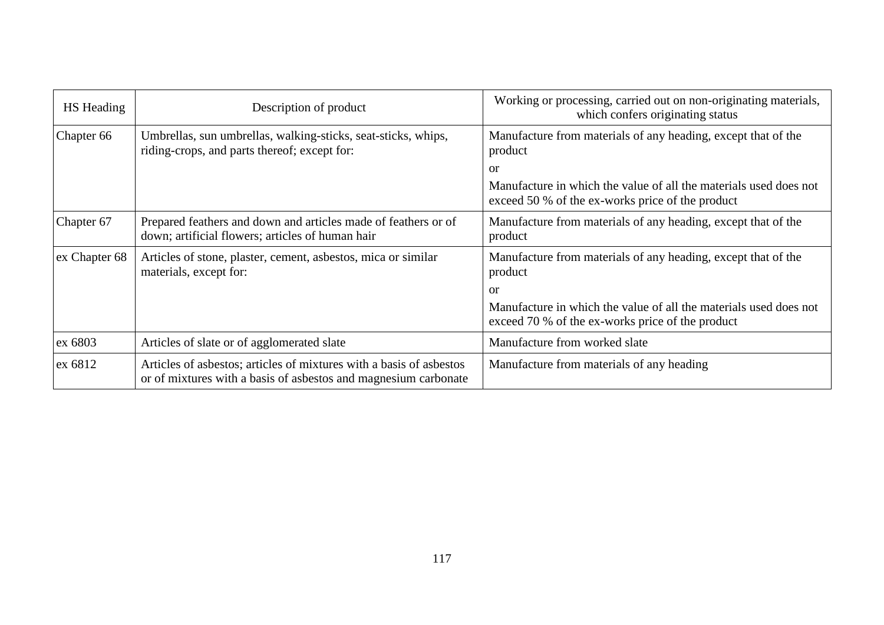| HS Heading | Description of product | Working or processing, carried out on non-originating materials, which confers originating status |
|---|---|---|
| Chapter 66 | Umbrellas, sun umbrellas, walking-sticks, seat-sticks, whips, riding-crops, and parts thereof; except for: | Manufacture from materials of any heading, except that of the product<br>or<br>Manufacture in which the value of all the materials used does not exceed 50 % of the ex-works price of the product |
| Chapter 67 | Prepared feathers and down and articles made of feathers or of down; artificial flowers; articles of human hair | Manufacture from materials of any heading, except that of the product |
| ex Chapter 68 | Articles of stone, plaster, cement, asbestos, mica or similar materials, except for: | Manufacture from materials of any heading, except that of the product<br>or<br>Manufacture in which the value of all the materials used does not exceed 70 % of the ex-works price of the product |
| ex 6803 | Articles of slate or of agglomerated slate | Manufacture from worked slate |
| ex 6812 | Articles of asbestos; articles of mixtures with a basis of asbestos or of mixtures with a basis of asbestos and magnesium carbonate | Manufacture from materials of any heading |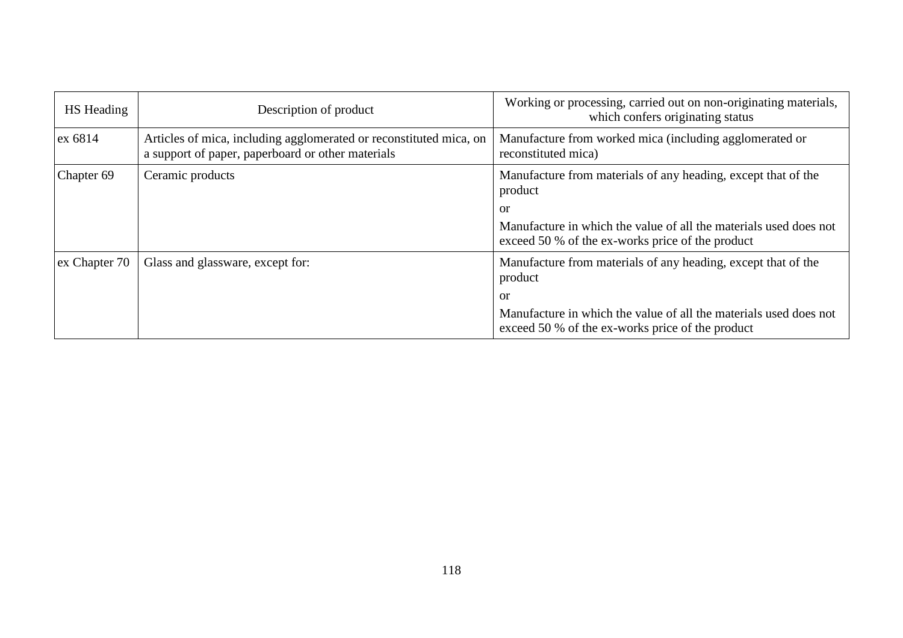| HS Heading | Description of product | Working or processing, carried out on non-originating materials, which confers originating status |
|---|---|---|
| ex 6814 | Articles of mica, including agglomerated or reconstituted mica, on a support of paper, paperboard or other materials | Manufacture from worked mica (including agglomerated or reconstituted mica) |
| Chapter 69 | Ceramic products | Manufacture from materials of any heading, except that of the product<br>or<br>Manufacture in which the value of all the materials used does not exceed 50 % of the ex-works price of the product |
| ex Chapter 70 | Glass and glassware, except for: | Manufacture from materials of any heading, except that of the product<br>or<br>Manufacture in which the value of all the materials used does not exceed 50 % of the ex-works price of the product |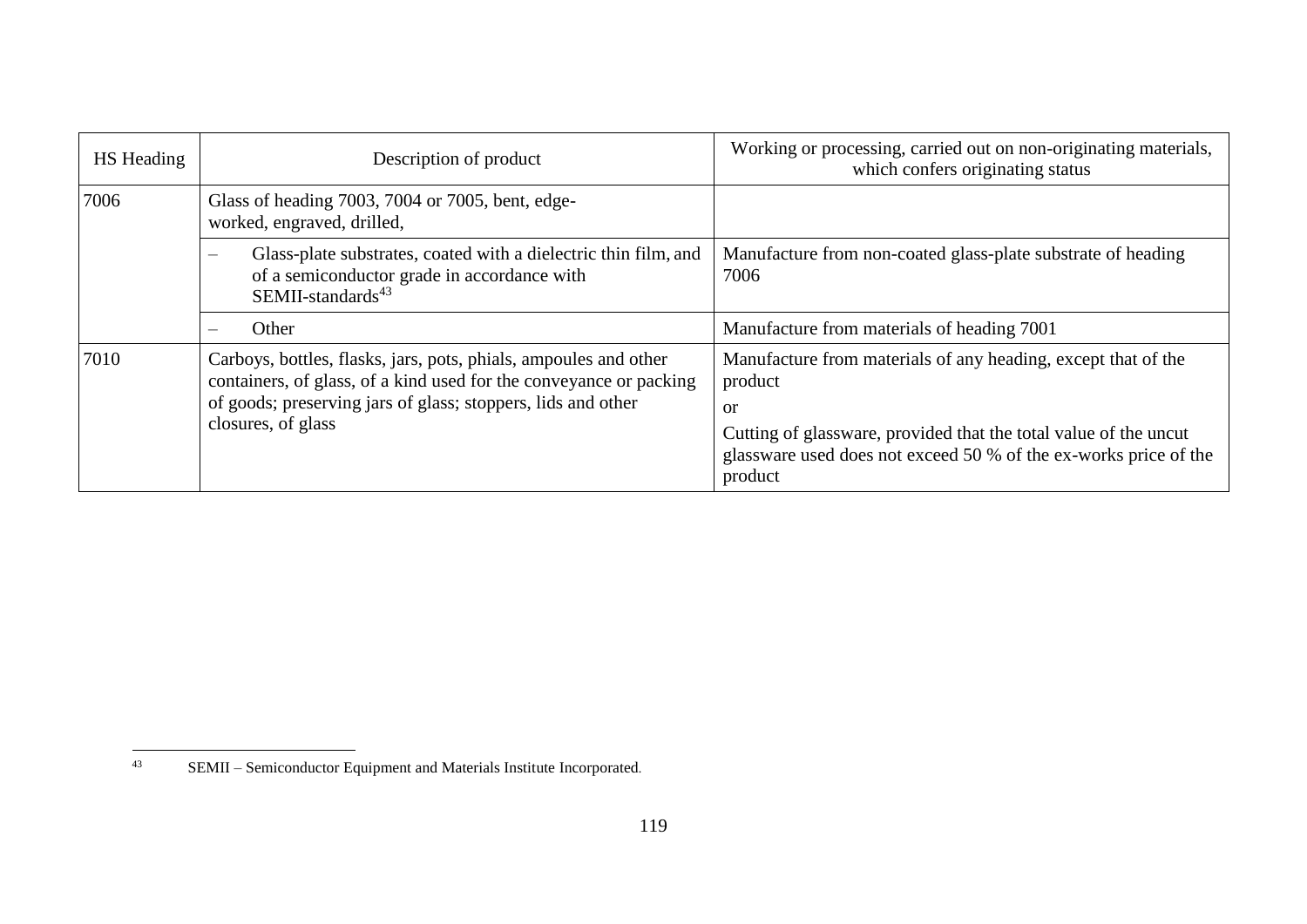| HS Heading | Description of product | Working or processing, carried out on non-originating materials, which confers originating status |
|---|---|---|
| 7006 | Glass of heading 7003, 7004 or 7005, bent, edge-worked, engraved, drilled, | |
| | – Glass-plate substrates, coated with a dielectric thin film, and of a semiconductor grade in accordance with SEMII-standards[43] | Manufacture from non-coated glass-plate substrate of heading 7006 |
| | – Other | Manufacture from materials of heading 7001 |
| 7010 | Carboys, bottles, flasks, jars, pots, phials, ampoules and other containers, of glass, of a kind used for the conveyance or packing of goods; preserving jars of glass; stoppers, lids and other closures, of glass | Manufacture from materials of any heading, except that of the product<br>or<br>Cutting of glassware, provided that the total value of the uncut glassware used does not exceed 50 % of the ex-works price of the product |

[43] SEMII – Semiconductor Equipment and Materials Institute Incorporated.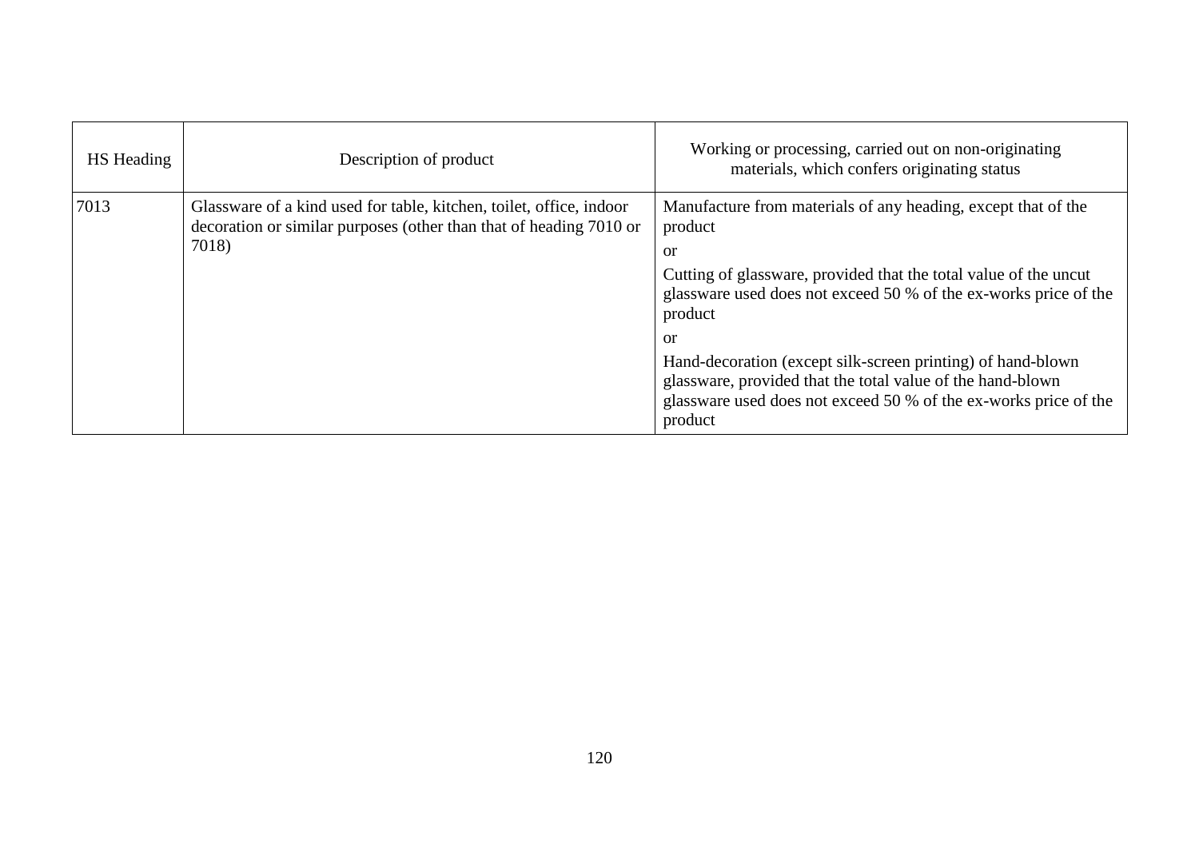| HS Heading | Description of product | Working or processing, carried out on non-originating materials, which confers originating status |
|---|---|---|
| 7013 | Glassware of a kind used for table, kitchen, toilet, office, indoor decoration or similar purposes (other than that of heading 7010 or 7018) | Manufacture from materials of any heading, except that of the product<br>or<br>Cutting of glassware, provided that the total value of the uncut glassware used does not exceed 50 % of the ex-works price of the product<br>or<br>Hand-decoration (except silk-screen printing) of hand-blown glassware, provided that the total value of the hand-blown glassware used does not exceed 50 % of the ex-works price of the product |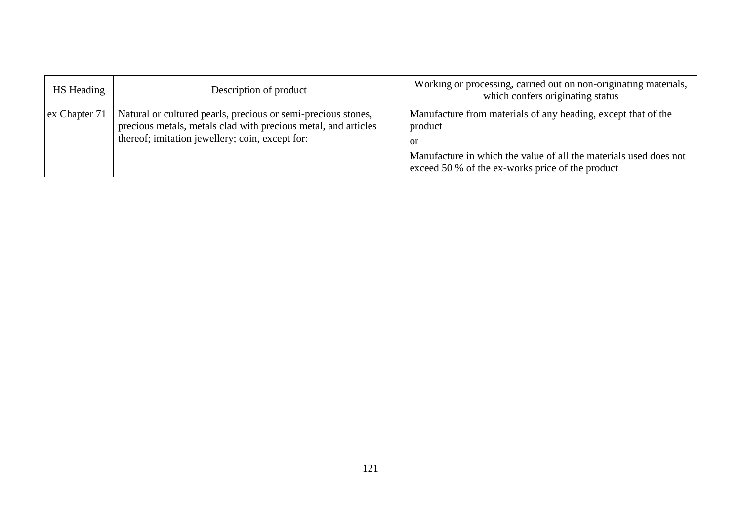| HS Heading | Description of product | Working or processing, carried out on non-originating materials, which confers originating status |
|---|---|---|
| ex Chapter 71 | Natural or cultured pearls, precious or semi-precious stones, precious metals, metals clad with precious metal, and articles thereof; imitation jewellery; coin, except for: | Manufacture from materials of any heading, except that of the product<br>or<br>Manufacture in which the value of all the materials used does not exceed 50 % of the ex-works price of the product |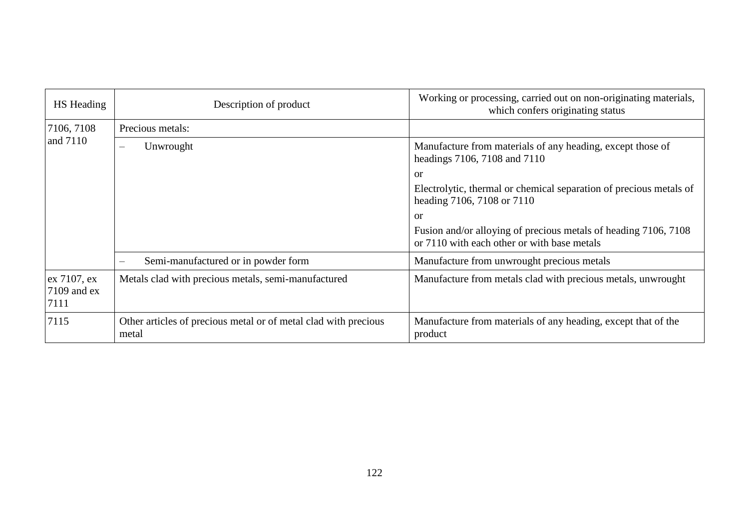| HS Heading | Description of product | Working or processing, carried out on non-originating materials, which confers originating status |
|---|---|---|
| 7106, 7108 and 7110 | Precious metals: | |
| | – Unwrought | Manufacture from materials of any heading, except those of headings 7106, 7108 and 7110<br>or<br>Electrolytic, thermal or chemical separation of precious metals of heading 7106, 7108 or 7110<br>or<br>Fusion and/or alloying of precious metals of heading 7106, 7108 or 7110 with each other or with base metals |
| | – Semi-manufactured or in powder form | Manufacture from unwrought precious metals |
| ex 7107, ex 7109 and ex 7111 | Metals clad with precious metals, semi-manufactured | Manufacture from metals clad with precious metals, unwrought |
| 7115 | Other articles of precious metal or of metal clad with precious metal | Manufacture from materials of any heading, except that of the product |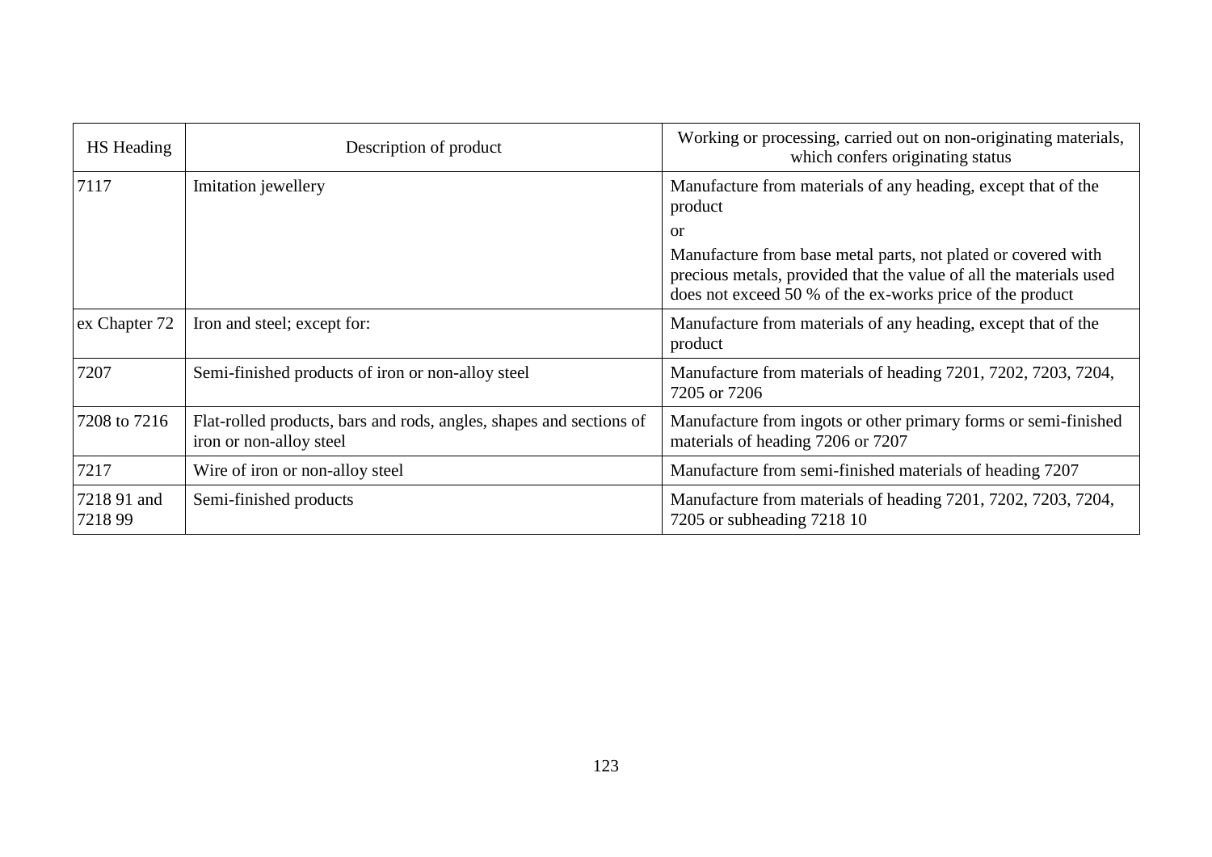| HS Heading | Description of product | Working or processing, carried out on non-originating materials, which confers originating status |
| --- | --- | --- |
| 7117 | Imitation jewellery | Manufacture from materials of any heading, except that of the product<br>or<br>Manufacture from base metal parts, not plated or covered with precious metals, provided that the value of all the materials used does not exceed 50 % of the ex-works price of the product |
| ex Chapter 72 | Iron and steel; except for: | Manufacture from materials of any heading, except that of the product |
| 7207 | Semi-finished products of iron or non-alloy steel | Manufacture from materials of heading 7201, 7202, 7203, 7204, 7205 or 7206 |
| 7208 to 7216 | Flat-rolled products, bars and rods, angles, shapes and sections of iron or non-alloy steel | Manufacture from ingots or other primary forms or semi-finished materials of heading 7206 or 7207 |
| 7217 | Wire of iron or non-alloy steel | Manufacture from semi-finished materials of heading 7207 |
| 7218 91 and 7218 99 | Semi-finished products | Manufacture from materials of heading 7201, 7202, 7203, 7204, 7205 or subheading 7218 10 |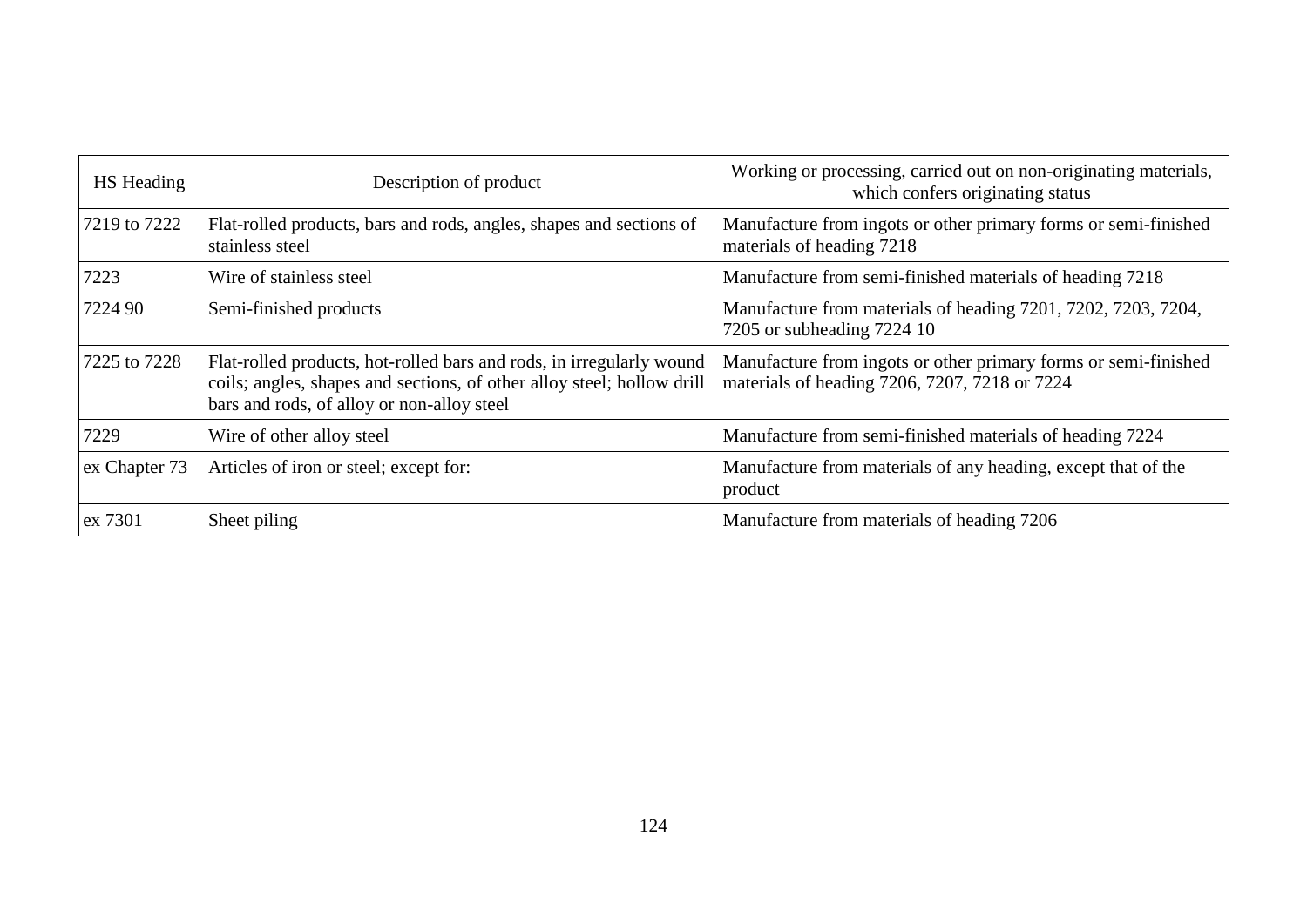| HS Heading | Description of product | Working or processing, carried out on non-originating materials, which confers originating status |
|---|---|---|
| 7219 to 7222 | Flat-rolled products, bars and rods, angles, shapes and sections of stainless steel | Manufacture from ingots or other primary forms or semi-finished materials of heading 7218 |
| 7223 | Wire of stainless steel | Manufacture from semi-finished materials of heading 7218 |
| 7224 90 | Semi-finished products | Manufacture from materials of heading 7201, 7202, 7203, 7204, 7205 or subheading 7224 10 |
| 7225 to 7228 | Flat-rolled products, hot-rolled bars and rods, in irregularly wound coils; angles, shapes and sections, of other alloy steel; hollow drill bars and rods, of alloy or non-alloy steel | Manufacture from ingots or other primary forms or semi-finished materials of heading 7206, 7207, 7218 or 7224 |
| 7229 | Wire of other alloy steel | Manufacture from semi-finished materials of heading 7224 |
| ex Chapter 73 | Articles of iron or steel; except for: | Manufacture from materials of any heading, except that of the product |
| ex 7301 | Sheet piling | Manufacture from materials of heading 7206 |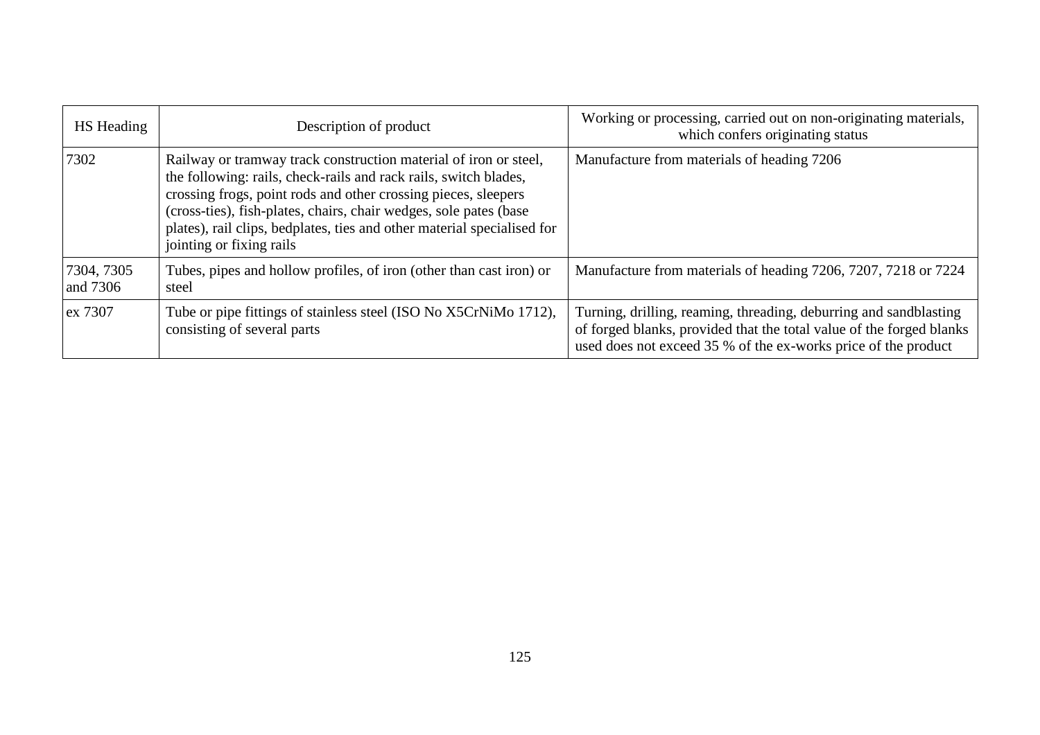| HS Heading | Description of product | Working or processing, carried out on non-originating materials, which confers originating status |
|---|---|---|
| 7302 | Railway or tramway track construction material of iron or steel, the following: rails, check-rails and rack rails, switch blades, crossing frogs, point rods and other crossing pieces, sleepers (cross-ties), fish-plates, chairs, chair wedges, sole pates (base plates), rail clips, bedplates, ties and other material specialised for jointing or fixing rails | Manufacture from materials of heading 7206 |
| 7304, 7305 and 7306 | Tubes, pipes and hollow profiles, of iron (other than cast iron) or steel | Manufacture from materials of heading 7206, 7207, 7218 or 7224 |
| ex 7307 | Tube or pipe fittings of stainless steel (ISO No X5CrNiMo 1712), consisting of several parts | Turning, drilling, reaming, threading, deburring and sandblasting of forged blanks, provided that the total value of the forged blanks used does not exceed 35 % of the ex-works price of the product |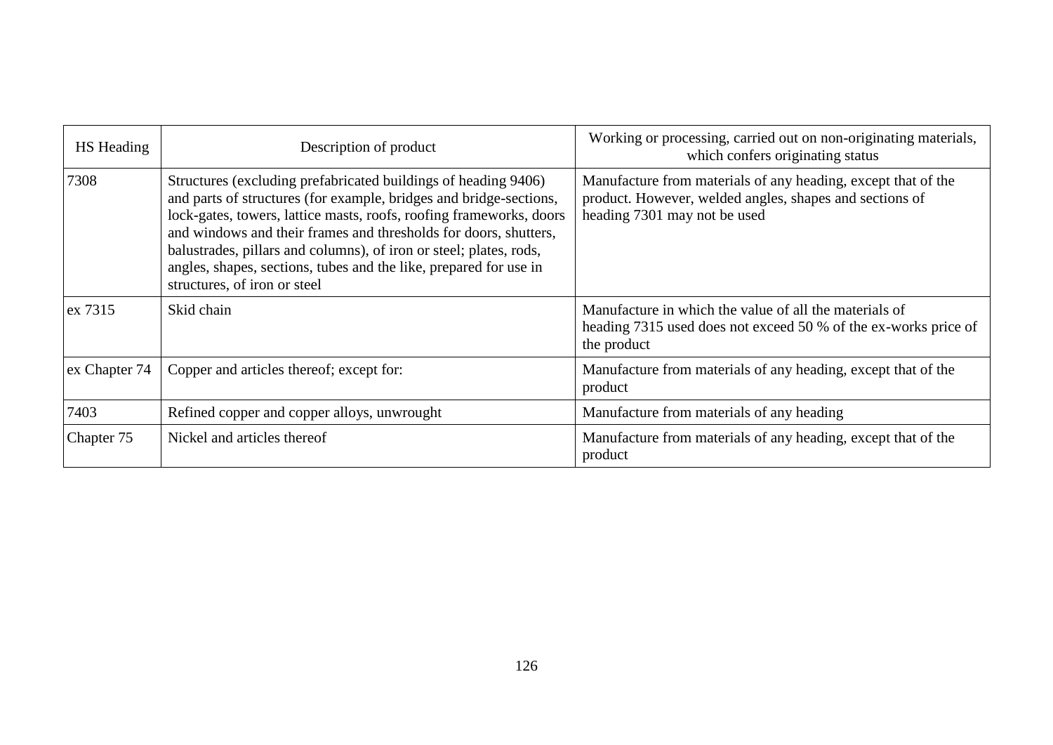| HS Heading | Description of product | Working or processing, carried out on non-originating materials, which confers originating status |
|---|---|---|
| 7308 | Structures (excluding prefabricated buildings of heading 9406) and parts of structures (for example, bridges and bridge-sections, lock-gates, towers, lattice masts, roofs, roofing frameworks, doors and windows and their frames and thresholds for doors, shutters, balustrades, pillars and columns), of iron or steel; plates, rods, angles, shapes, sections, tubes and the like, prepared for use in structures, of iron or steel | Manufacture from materials of any heading, except that of the product. However, welded angles, shapes and sections of heading 7301 may not be used |
| ex 7315 | Skid chain | Manufacture in which the value of all the materials of heading 7315 used does not exceed 50 % of the ex-works price of the product |
| ex Chapter 74 | Copper and articles thereof; except for: | Manufacture from materials of any heading, except that of the product |
| 7403 | Refined copper and copper alloys, unwrought | Manufacture from materials of any heading |
| Chapter 75 | Nickel and articles thereof | Manufacture from materials of any heading, except that of the product |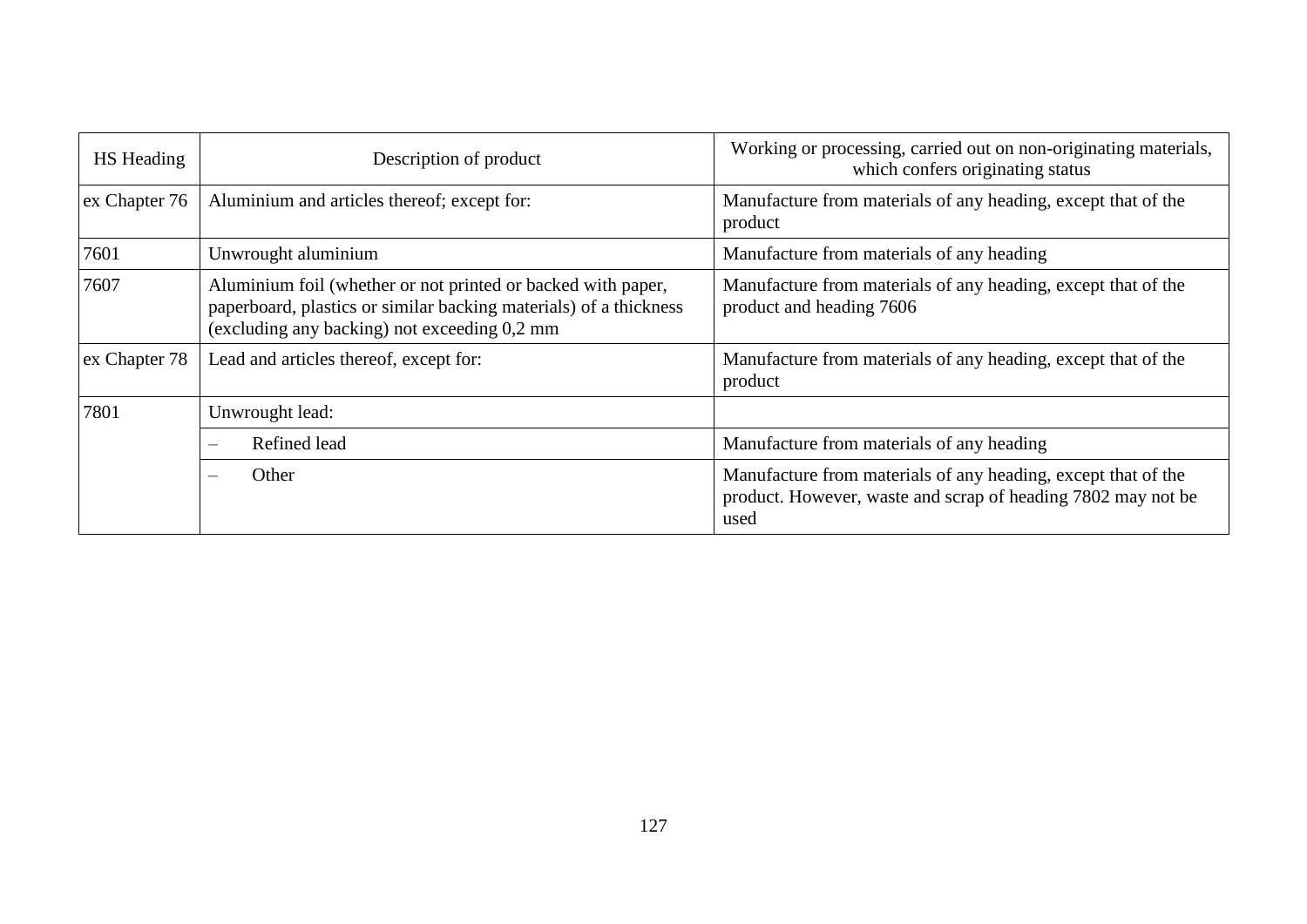| HS Heading | Description of product | Working or processing, carried out on non-originating materials, which confers originating status |
|---|---|---|
| ex Chapter 76 | Aluminium and articles thereof; except for: | Manufacture from materials of any heading, except that of the product |
| 7601 | Unwrought aluminium | Manufacture from materials of any heading |
| 7607 | Aluminium foil (whether or not printed or backed with paper, paperboard, plastics or similar backing materials) of a thickness (excluding any backing) not exceeding 0,2 mm | Manufacture from materials of any heading, except that of the product and heading 7606 |
| ex Chapter 78 | Lead and articles thereof, except for: | Manufacture from materials of any heading, except that of the product |
| 7801 | Unwrought lead: | |
| | – Refined lead | Manufacture from materials of any heading |
| | – Other | Manufacture from materials of any heading, except that of the product. However, waste and scrap of heading 7802 may not be used |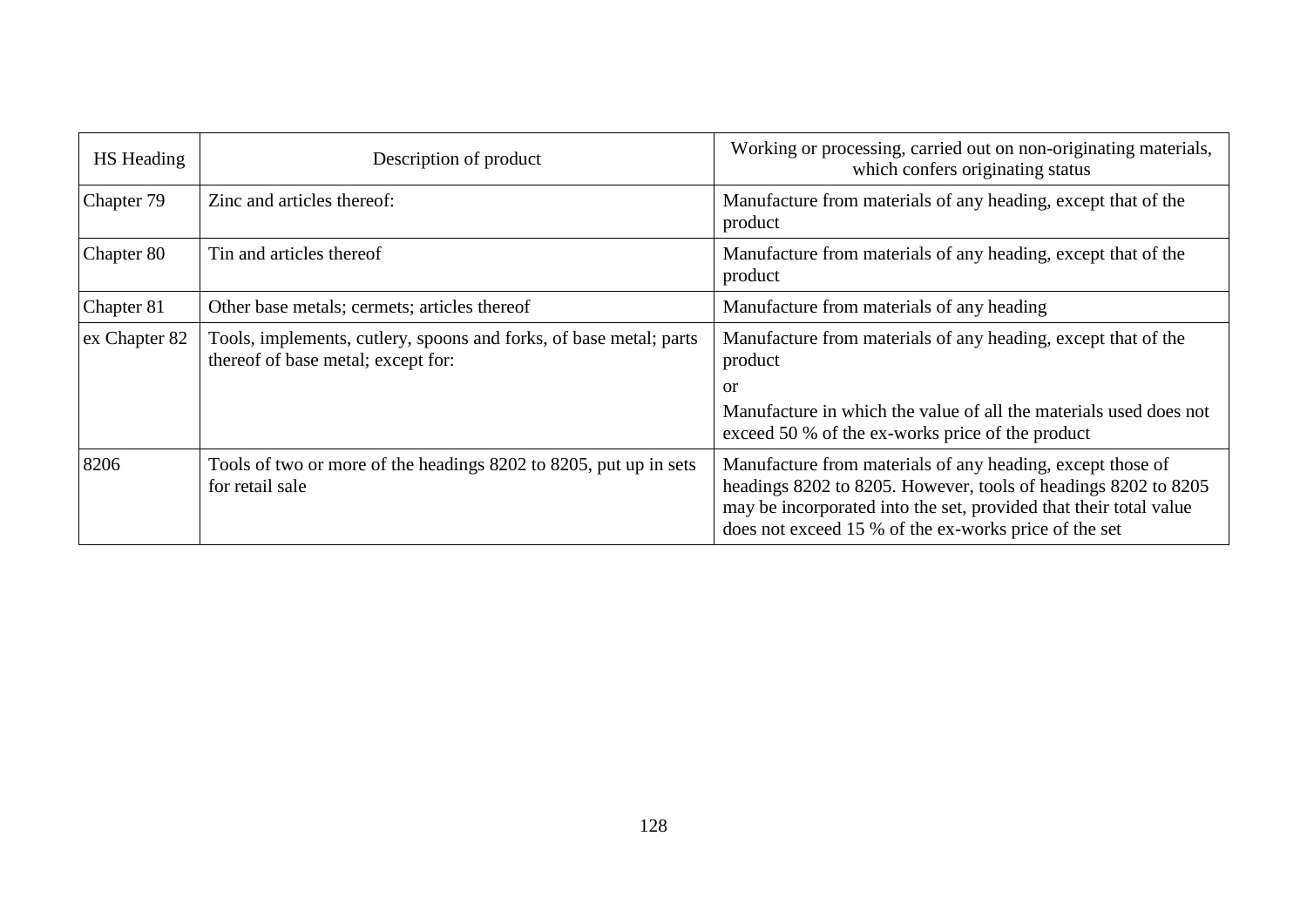| HS Heading | Description of product | Working or processing, carried out on non-originating materials, which confers originating status |
|---|---|---|
| Chapter 79 | Zinc and articles thereof: | Manufacture from materials of any heading, except that of the product |
| Chapter 80 | Tin and articles thereof | Manufacture from materials of any heading, except that of the product |
| Chapter 81 | Other base metals; cermets; articles thereof | Manufacture from materials of any heading |
| ex Chapter 82 | Tools, implements, cutlery, spoons and forks, of base metal; parts thereof of base metal; except for: | Manufacture from materials of any heading, except that of the product<br>or<br>Manufacture in which the value of all the materials used does not exceed 50 % of the ex-works price of the product |
| 8206 | Tools of two or more of the headings 8202 to 8205, put up in sets for retail sale | Manufacture from materials of any heading, except those of headings 8202 to 8205. However, tools of headings 8202 to 8205 may be incorporated into the set, provided that their total value does not exceed 15 % of the ex-works price of the set |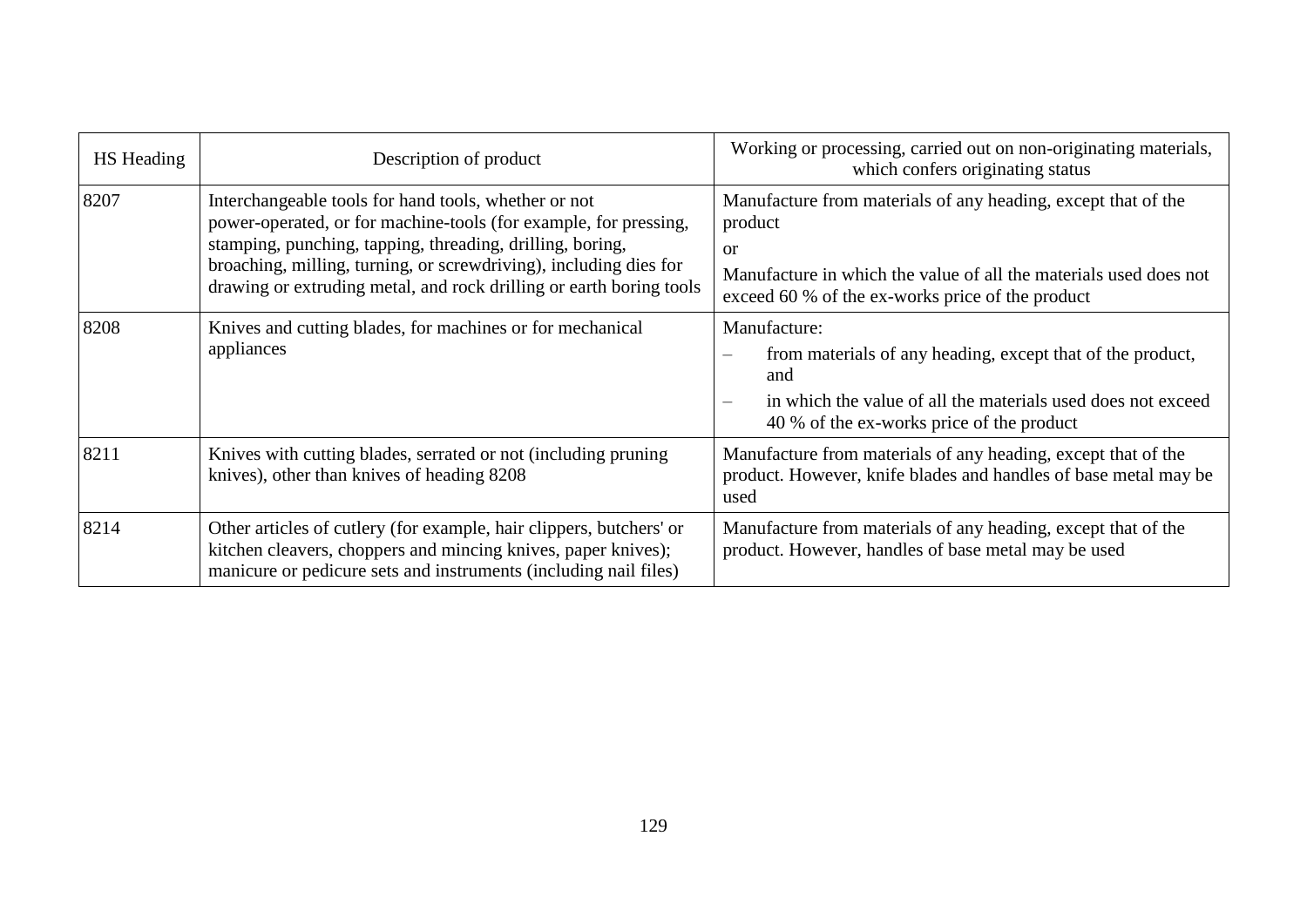| HS Heading | Description of product | Working or processing, carried out on non-originating materials, which confers originating status |
|---|---|---|
| 8207 | Interchangeable tools for hand tools, whether or not power-operated, or for machine-tools (for example, for pressing, stamping, punching, tapping, threading, drilling, boring, broaching, milling, turning, or screwdriving), including dies for drawing or extruding metal, and rock drilling or earth boring tools | Manufacture from materials of any heading, except that of the product<br>or<br>Manufacture in which the value of all the materials used does not exceed 60 % of the ex-works price of the product |
| 8208 | Knives and cutting blades, for machines or for mechanical appliances | Manufacture:<br>– from materials of any heading, except that of the product, and<br>– in which the value of all the materials used does not exceed 40 % of the ex-works price of the product |
| 8211 | Knives with cutting blades, serrated or not (including pruning knives), other than knives of heading 8208 | Manufacture from materials of any heading, except that of the product. However, knife blades and handles of base metal may be used |
| 8214 | Other articles of cutlery (for example, hair clippers, butchers' or kitchen cleavers, choppers and mincing knives, paper knives); manicure or pedicure sets and instruments (including nail files) | Manufacture from materials of any heading, except that of the product. However, handles of base metal may be used |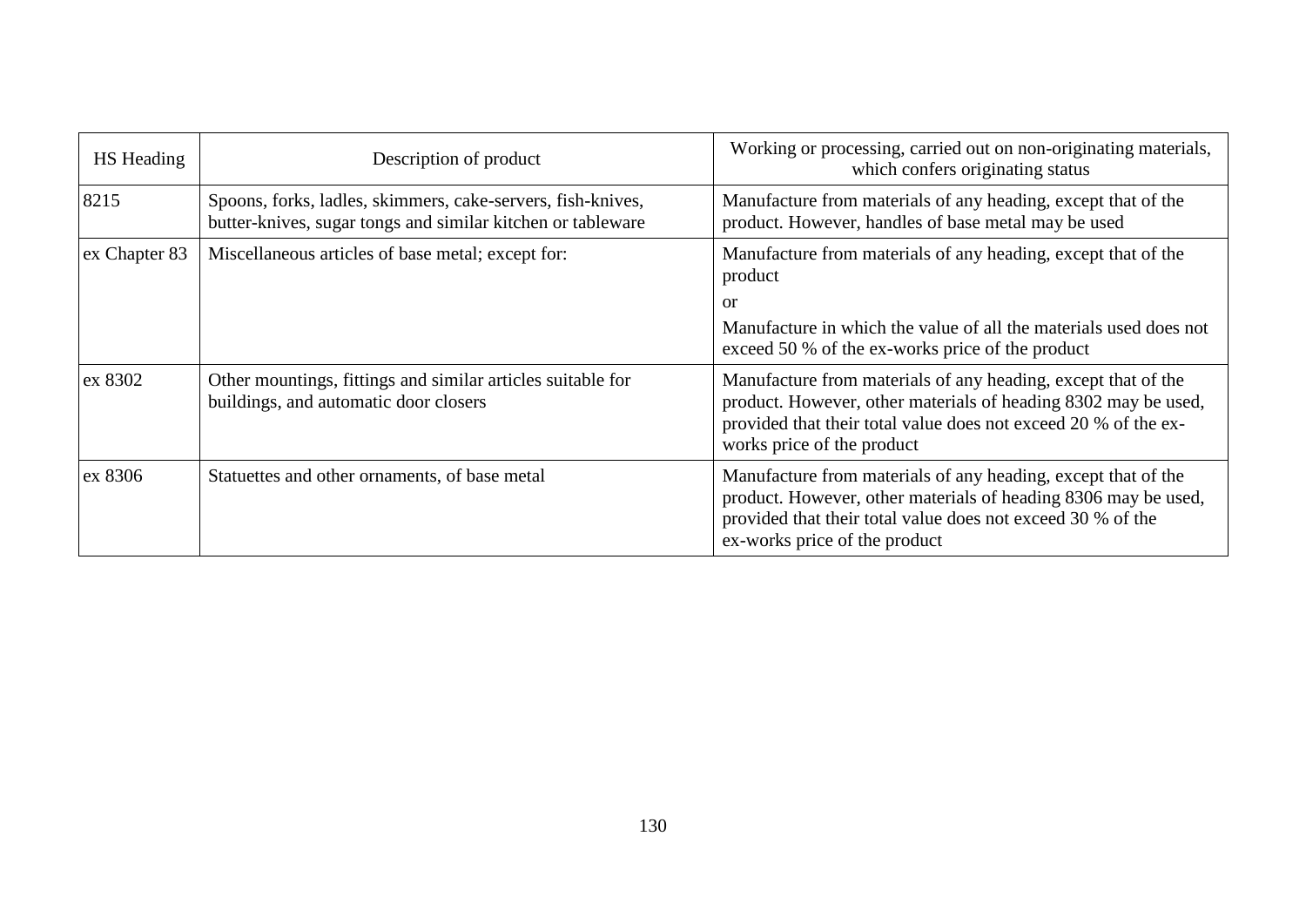| HS Heading | Description of product | Working or processing, carried out on non-originating materials, which confers originating status |
| --- | --- | --- |
| 8215 | Spoons, forks, ladles, skimmers, cake-servers, fish-knives, butter-knives, sugar tongs and similar kitchen or tableware | Manufacture from materials of any heading, except that of the product. However, handles of base metal may be used |
| ex Chapter 83 | Miscellaneous articles of base metal; except for: | Manufacture from materials of any heading, except that of the product<br>or<br>Manufacture in which the value of all the materials used does not exceed 50 % of the ex-works price of the product |
| ex 8302 | Other mountings, fittings and similar articles suitable for buildings, and automatic door closers | Manufacture from materials of any heading, except that of the product. However, other materials of heading 8302 may be used, provided that their total value does not exceed 20 % of the ex-works price of the product |
| ex 8306 | Statuettes and other ornaments, of base metal | Manufacture from materials of any heading, except that of the product. However, other materials of heading 8306 may be used, provided that their total value does not exceed 30 % of the ex-works price of the product |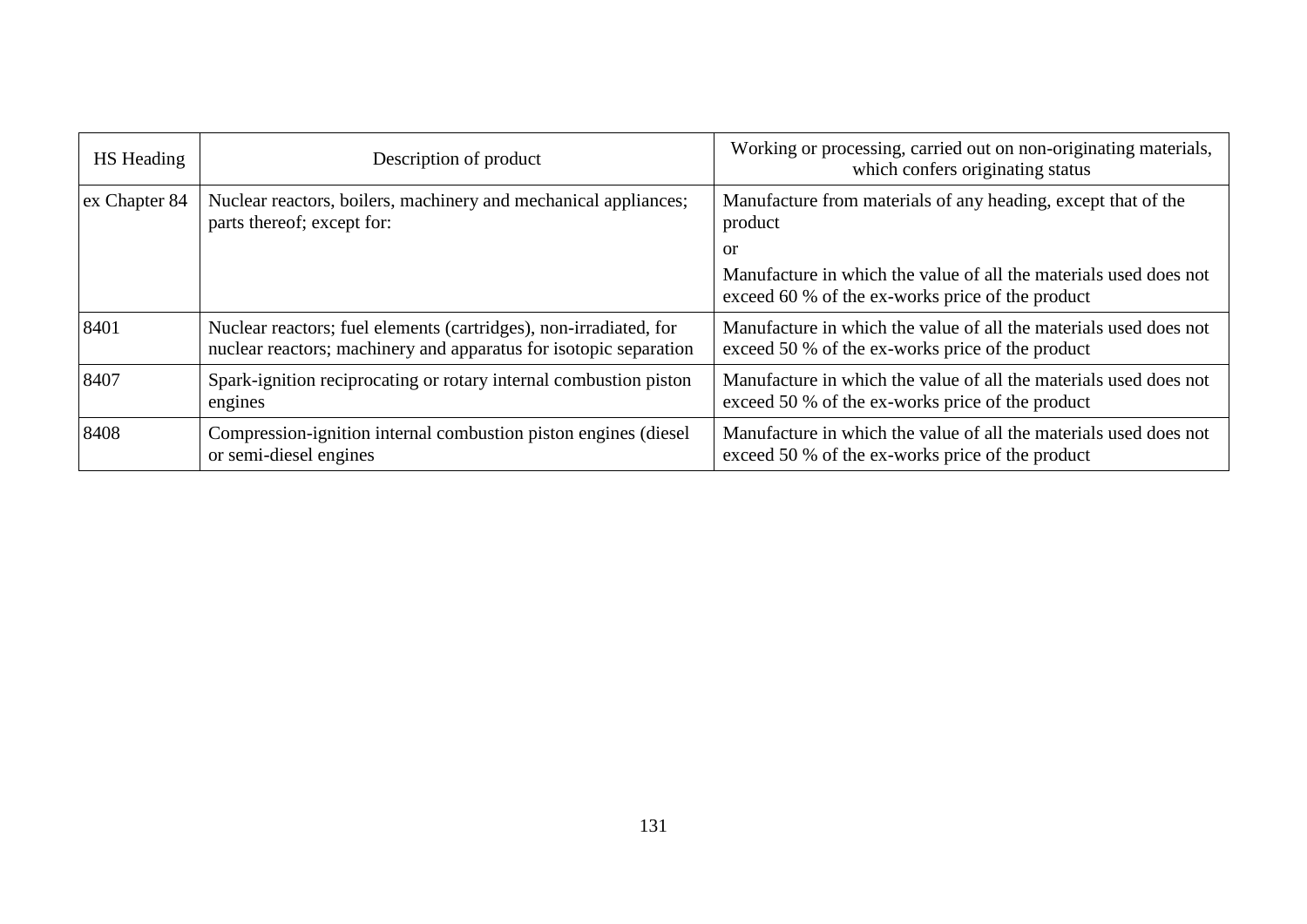| HS Heading | Description of product | Working or processing, carried out on non-originating materials, which confers originating status |
|---|---|---|
| ex Chapter 84 | Nuclear reactors, boilers, machinery and mechanical appliances; parts thereof; except for: | Manufacture from materials of any heading, except that of the product<br>or<br>Manufacture in which the value of all the materials used does not exceed 60 % of the ex-works price of the product |
| 8401 | Nuclear reactors; fuel elements (cartridges), non-irradiated, for nuclear reactors; machinery and apparatus for isotopic separation | Manufacture in which the value of all the materials used does not exceed 50 % of the ex-works price of the product |
| 8407 | Spark-ignition reciprocating or rotary internal combustion piston engines | Manufacture in which the value of all the materials used does not exceed 50 % of the ex-works price of the product |
| 8408 | Compression-ignition internal combustion piston engines (diesel or semi-diesel engines | Manufacture in which the value of all the materials used does not exceed 50 % of the ex-works price of the product |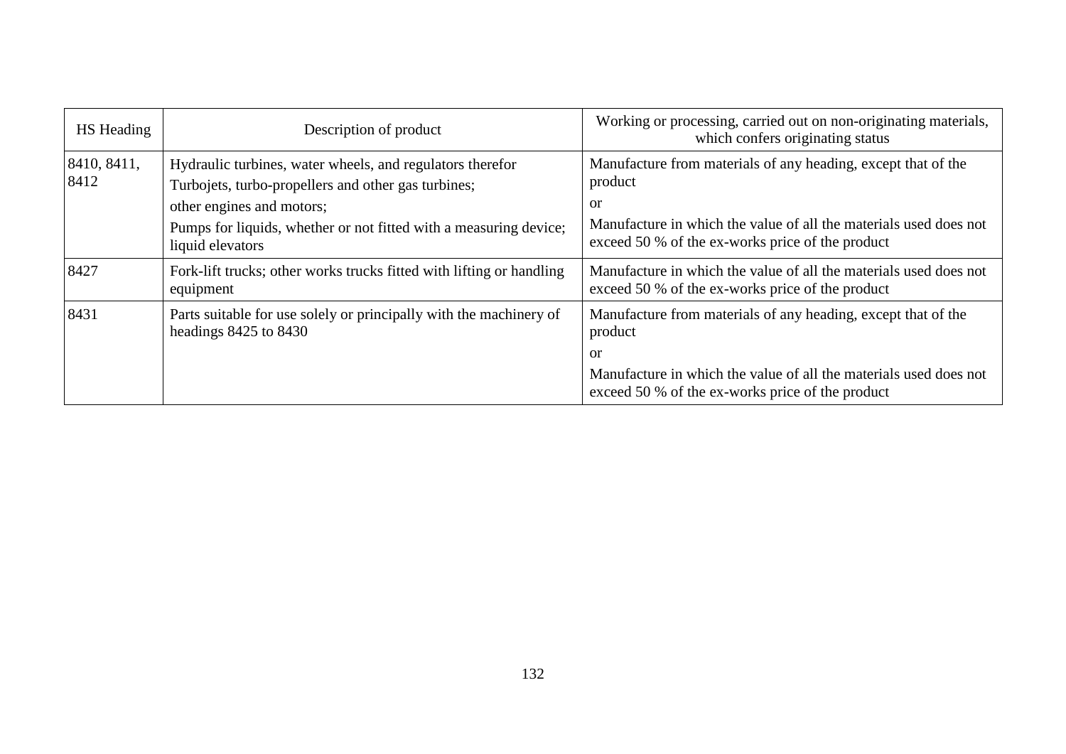| HS Heading | Description of product | Working or processing, carried out on non-originating materials, which confers originating status |
|---|---|---|
| 8410, 8411, 8412 | Hydraulic turbines, water wheels, and regulators therefor<br>Turbojets, turbo-propellers and other gas turbines;<br>other engines and motors;<br>Pumps for liquids, whether or not fitted with a measuring device; liquid elevators | Manufacture from materials of any heading, except that of the product<br>or<br>Manufacture in which the value of all the materials used does not exceed 50 % of the ex-works price of the product |
| 8427 | Fork-lift trucks; other works trucks fitted with lifting or handling equipment | Manufacture in which the value of all the materials used does not exceed 50 % of the ex-works price of the product |
| 8431 | Parts suitable for use solely or principally with the machinery of headings 8425 to 8430 | Manufacture from materials of any heading, except that of the product<br>or<br>Manufacture in which the value of all the materials used does not exceed 50 % of the ex-works price of the product |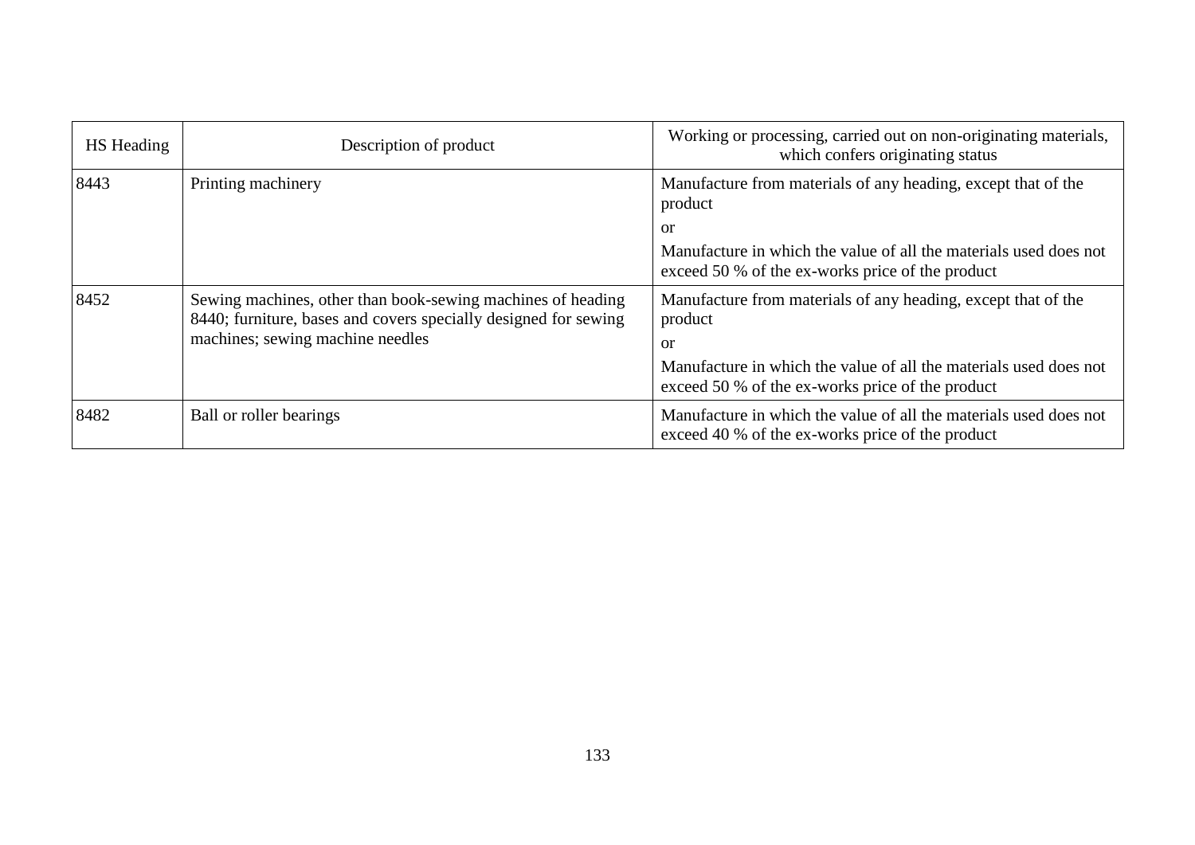| HS Heading | Description of product | Working or processing, carried out on non-originating materials, which confers originating status |
|---|---|---|
| 8443 | Printing machinery | Manufacture from materials of any heading, except that of the product<br>or<br>Manufacture in which the value of all the materials used does not exceed 50 % of the ex-works price of the product |
| 8452 | Sewing machines, other than book-sewing machines of heading 8440; furniture, bases and covers specially designed for sewing machines; sewing machine needles | Manufacture from materials of any heading, except that of the product<br>or<br>Manufacture in which the value of all the materials used does not exceed 50 % of the ex-works price of the product |
| 8482 | Ball or roller bearings | Manufacture in which the value of all the materials used does not exceed 40 % of the ex-works price of the product |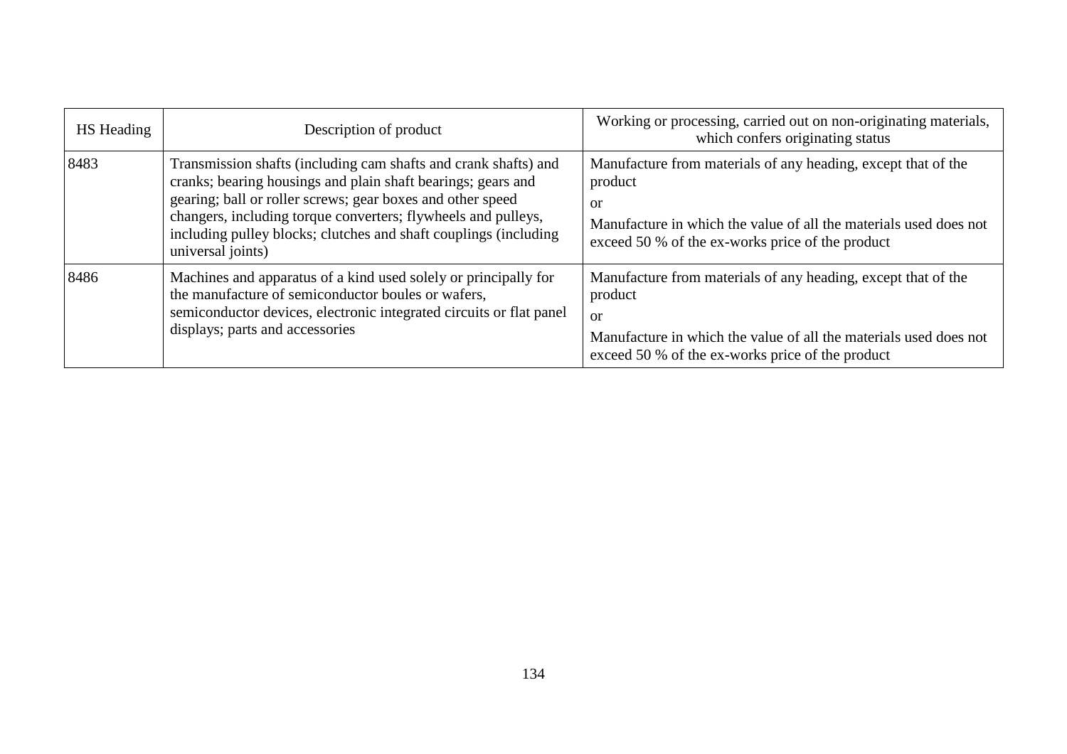| HS Heading | Description of product | Working or processing, carried out on non-originating materials, which confers originating status |
|---|---|---|
| 8483 | Transmission shafts (including cam shafts and crank shafts) and cranks; bearing housings and plain shaft bearings; gears and gearing; ball or roller screws; gear boxes and other speed changers, including torque converters; flywheels and pulleys, including pulley blocks; clutches and shaft couplings (including universal joints) | Manufacture from materials of any heading, except that of the product<br>or<br>Manufacture in which the value of all the materials used does not exceed 50 % of the ex-works price of the product |
| 8486 | Machines and apparatus of a kind used solely or principally for the manufacture of semiconductor boules or wafers, semiconductor devices, electronic integrated circuits or flat panel displays; parts and accessories | Manufacture from materials of any heading, except that of the product<br>or<br>Manufacture in which the value of all the materials used does not exceed 50 % of the ex-works price of the product |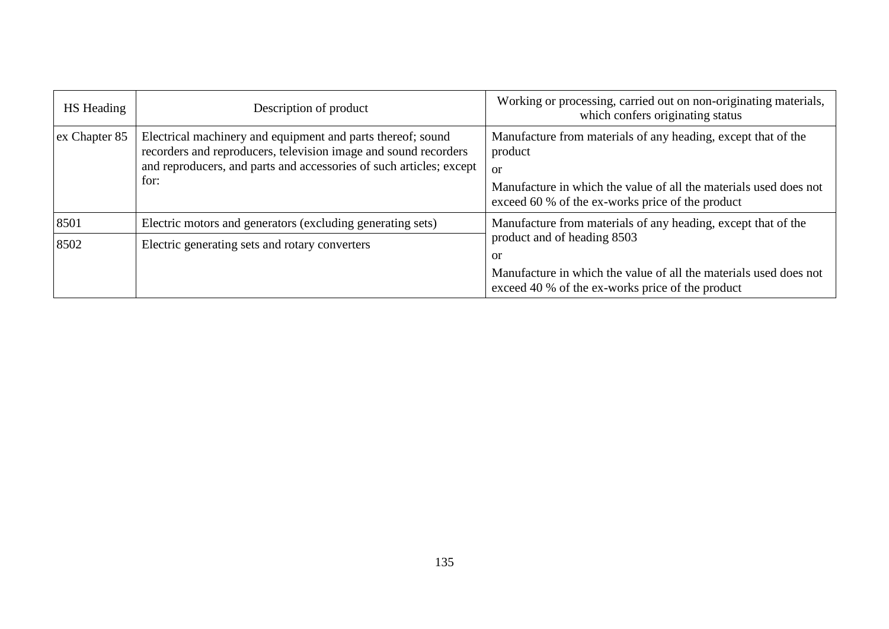| HS Heading | Description of product | Working or processing, carried out on non-originating materials, which confers originating status |
| --- | --- | --- |
| ex Chapter 85 | Electrical machinery and equipment and parts thereof; sound recorders and reproducers, television image and sound recorders and reproducers, and parts and accessories of such articles; except for: | Manufacture from materials of any heading, except that of the product<br>or<br>Manufacture in which the value of all the materials used does not exceed 60 % of the ex-works price of the product |
| 8501 | Electric motors and generators (excluding generating sets) | Manufacture from materials of any heading, except that of the product and of heading 8503<br>or<br>Manufacture in which the value of all the materials used does not exceed 40 % of the ex-works price of the product |
| 8502 | Electric generating sets and rotary converters | |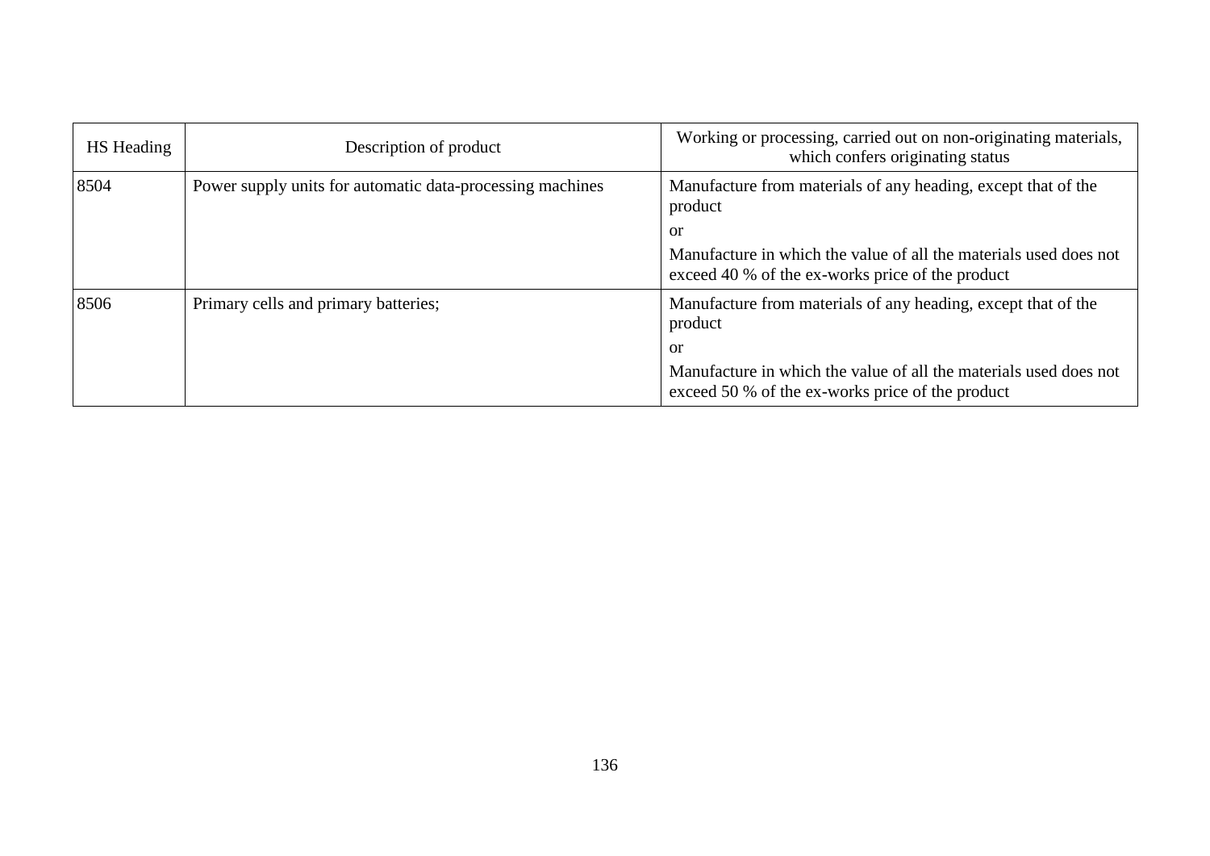| HS Heading | Description of product | Working or processing, carried out on non-originating materials, which confers originating status |
|---|---|---|
| 8504 | Power supply units for automatic data-processing machines | Manufacture from materials of any heading, except that of the product<br>or<br>Manufacture in which the value of all the materials used does not exceed 40 % of the ex-works price of the product |
| 8506 | Primary cells and primary batteries; | Manufacture from materials of any heading, except that of the product<br>or<br>Manufacture in which the value of all the materials used does not exceed 50 % of the ex-works price of the product |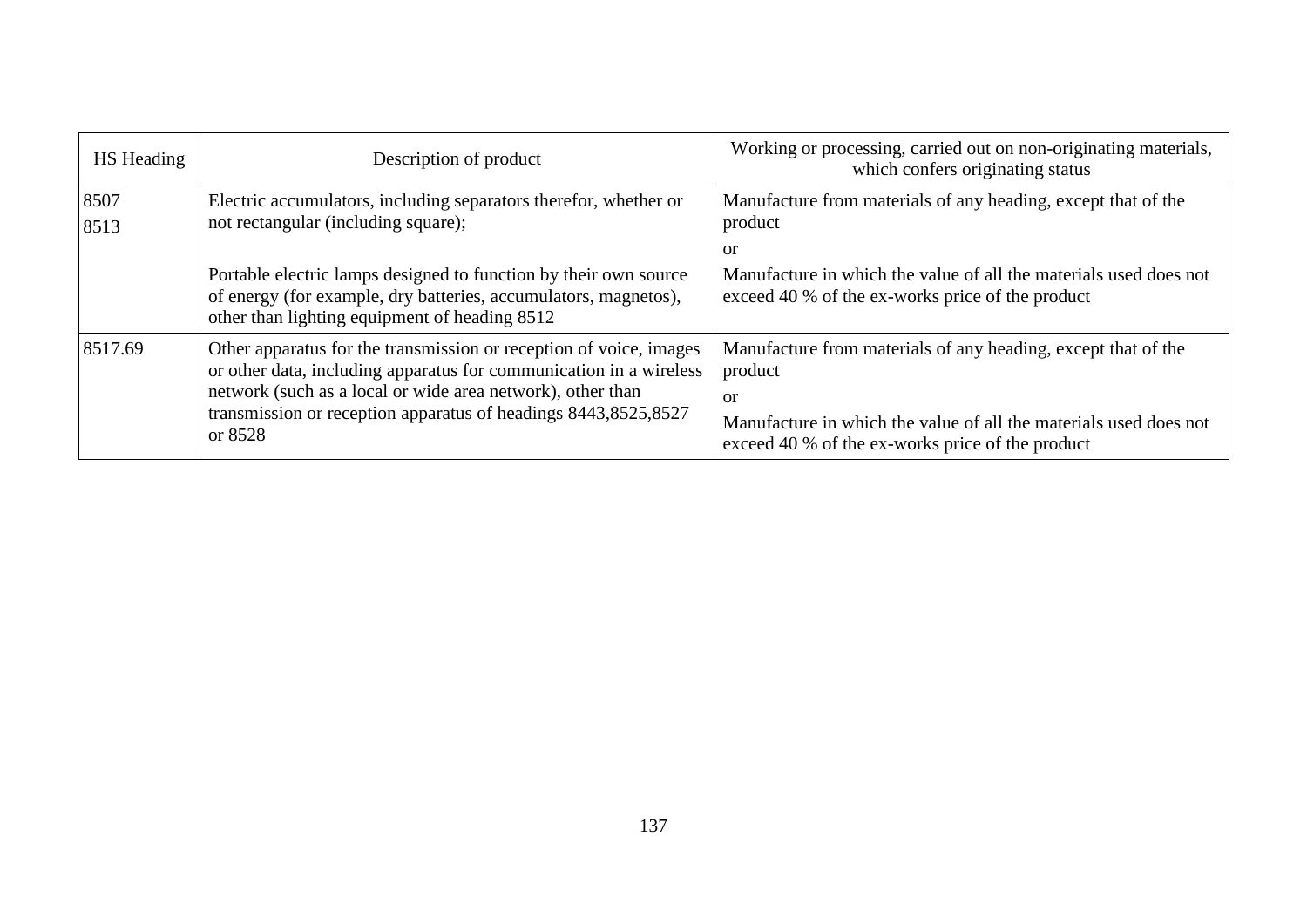| HS Heading | Description of product | Working or processing, carried out on non-originating materials, which confers originating status |
|---|---|---|
| 8507<br>8513 | Electric accumulators, including separators therefor, whether or not rectangular (including square);<br><br>Portable electric lamps designed to function by their own source of energy (for example, dry batteries, accumulators, magnetos), other than lighting equipment of heading 8512 | Manufacture from materials of any heading, except that of the product<br>or<br>Manufacture in which the value of all the materials used does not exceed 40 % of the ex-works price of the product |
| 8517.69 | Other apparatus for the transmission or reception of voice, images or other data, including apparatus for communication in a wireless network (such as a local or wide area network), other than transmission or reception apparatus of headings 8443,8525,8527 or 8528 | Manufacture from materials of any heading, except that of the product<br>or<br>Manufacture in which the value of all the materials used does not exceed 40 % of the ex-works price of the product |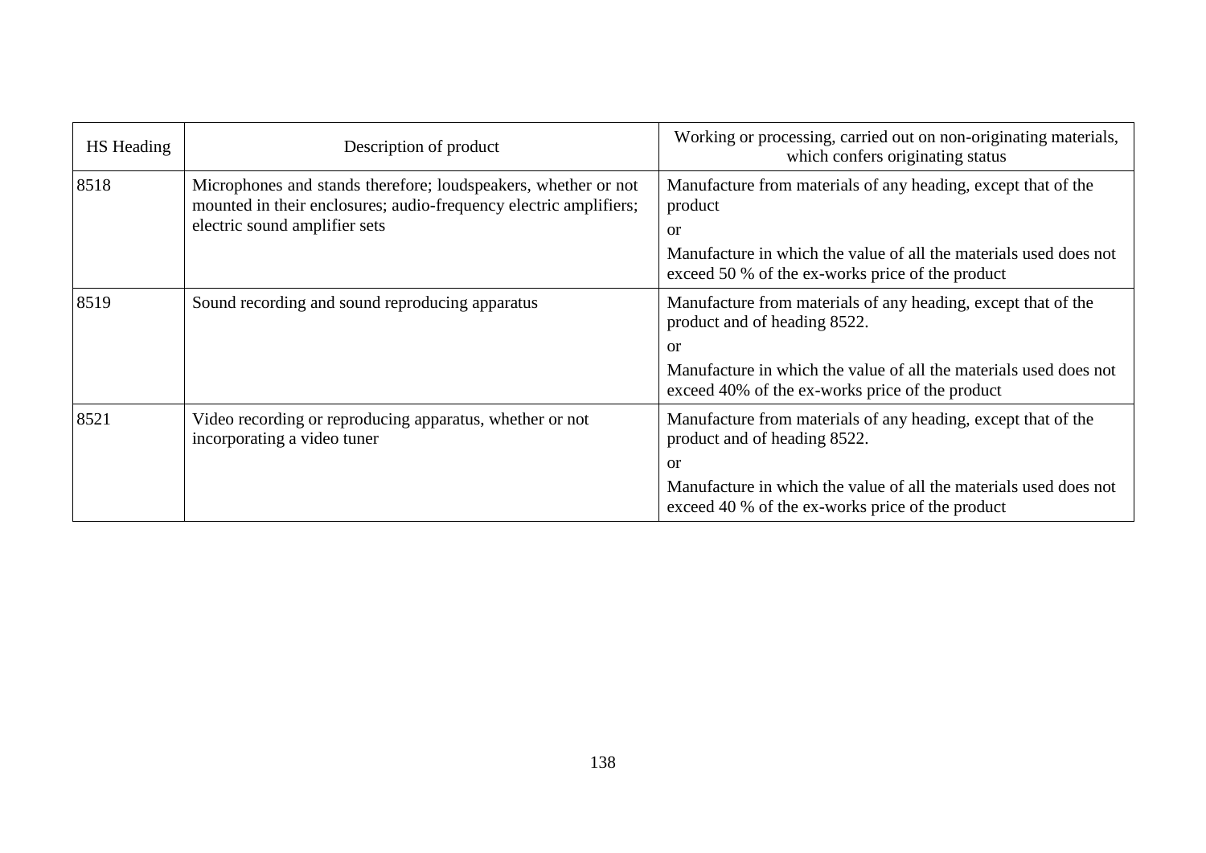| HS Heading | Description of product | Working or processing, carried out on non-originating materials, which confers originating status |
|---|---|---|
| 8518 | Microphones and stands therefore; loudspeakers, whether or not mounted in their enclosures; audio-frequency electric amplifiers; electric sound amplifier sets | Manufacture from materials of any heading, except that of the product<br>or<br>Manufacture in which the value of all the materials used does not exceed 50 % of the ex-works price of the product |
| 8519 | Sound recording and sound reproducing apparatus | Manufacture from materials of any heading, except that of the product and of heading 8522.<br>or<br>Manufacture in which the value of all the materials used does not exceed 40% of the ex-works price of the product |
| 8521 | Video recording or reproducing apparatus, whether or not incorporating a video tuner | Manufacture from materials of any heading, except that of the product and of heading 8522.<br>or<br>Manufacture in which the value of all the materials used does not exceed 40 % of the ex-works price of the product |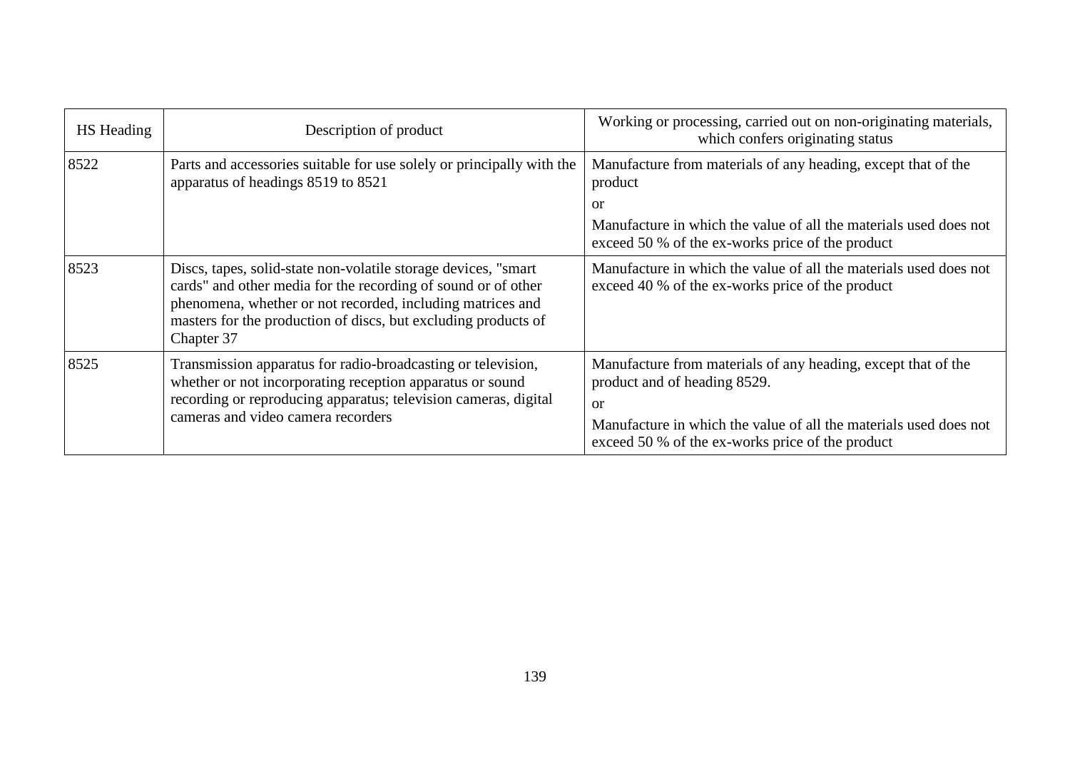| HS Heading | Description of product | Working or processing, carried out on non-originating materials, which confers originating status |
|---|---|---|
| 8522 | Parts and accessories suitable for use solely or principally with the apparatus of headings 8519 to 8521 | Manufacture from materials of any heading, except that of the product<br>or<br>Manufacture in which the value of all the materials used does not exceed 50 % of the ex-works price of the product |
| 8523 | Discs, tapes, solid-state non-volatile storage devices, "smart cards" and other media for the recording of sound or of other phenomena, whether or not recorded, including matrices and masters for the production of discs, but excluding products of Chapter 37 | Manufacture in which the value of all the materials used does not exceed 40 % of the ex-works price of the product |
| 8525 | Transmission apparatus for radio-broadcasting or television, whether or not incorporating reception apparatus or sound recording or reproducing apparatus; television cameras, digital cameras and video camera recorders | Manufacture from materials of any heading, except that of the product and of heading 8529.<br>or<br>Manufacture in which the value of all the materials used does not exceed 50 % of the ex-works price of the product |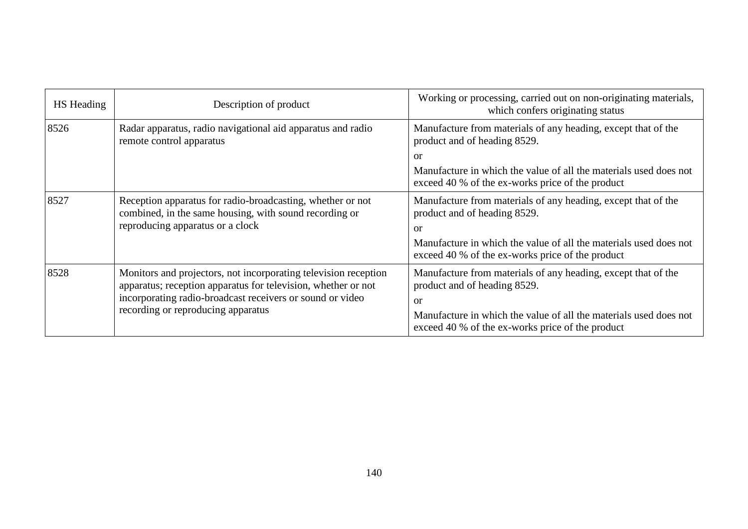| HS Heading | Description of product | Working or processing, carried out on non-originating materials, which confers originating status |
|---|---|---|
| 8526 | Radar apparatus, radio navigational aid apparatus and radio remote control apparatus | Manufacture from materials of any heading, except that of the product and of heading 8529.<br>or<br>Manufacture in which the value of all the materials used does not exceed 40 % of the ex-works price of the product |
| 8527 | Reception apparatus for radio-broadcasting, whether or not combined, in the same housing, with sound recording or reproducing apparatus or a clock | Manufacture from materials of any heading, except that of the product and of heading 8529.<br>or<br>Manufacture in which the value of all the materials used does not exceed 40 % of the ex-works price of the product |
| 8528 | Monitors and projectors, not incorporating television reception apparatus; reception apparatus for television, whether or not incorporating radio-broadcast receivers or sound or video recording or reproducing apparatus | Manufacture from materials of any heading, except that of the product and of heading 8529.<br>or<br>Manufacture in which the value of all the materials used does not exceed 40 % of the ex-works price of the product |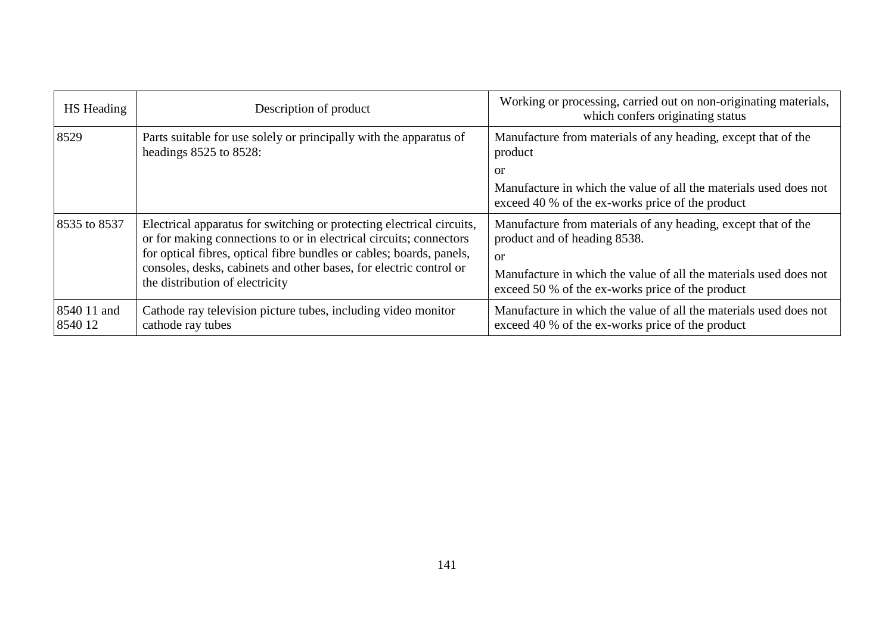| HS Heading | Description of product | Working or processing, carried out on non-originating materials, which confers originating status |
|---|---|---|
| 8529 | Parts suitable for use solely or principally with the apparatus of headings 8525 to 8528: | Manufacture from materials of any heading, except that of the product<br>or<br>Manufacture in which the value of all the materials used does not exceed 40 % of the ex-works price of the product |
| 8535 to 8537 | Electrical apparatus for switching or protecting electrical circuits, or for making connections to or in electrical circuits; connectors for optical fibres, optical fibre bundles or cables; boards, panels, consoles, desks, cabinets and other bases, for electric control or the distribution of electricity | Manufacture from materials of any heading, except that of the product and of heading 8538.<br>or<br>Manufacture in which the value of all the materials used does not exceed 50 % of the ex-works price of the product |
| 8540 11 and 8540 12 | Cathode ray television picture tubes, including video monitor cathode ray tubes | Manufacture in which the value of all the materials used does not exceed 40 % of the ex-works price of the product |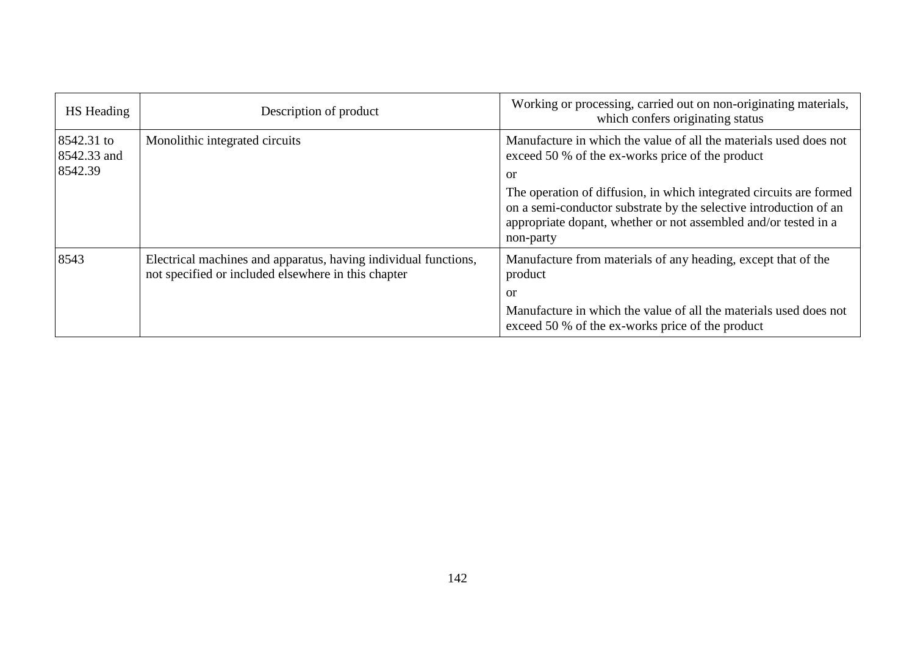| HS Heading | Description of product | Working or processing, carried out on non-originating materials, which confers originating status |
|---|---|---|
| 8542.31 to 8542.33 and 8542.39 | Monolithic integrated circuits | Manufacture in which the value of all the materials used does not exceed 50 % of the ex-works price of the product<br><br>or<br><br>The operation of diffusion, in which integrated circuits are formed on a semi-conductor substrate by the selective introduction of an appropriate dopant, whether or not assembled and/or tested in a non-party |
| 8543 | Electrical machines and apparatus, having individual functions, not specified or included elsewhere in this chapter | Manufacture from materials of any heading, except that of the product<br><br>or<br><br>Manufacture in which the value of all the materials used does not exceed 50 % of the ex-works price of the product |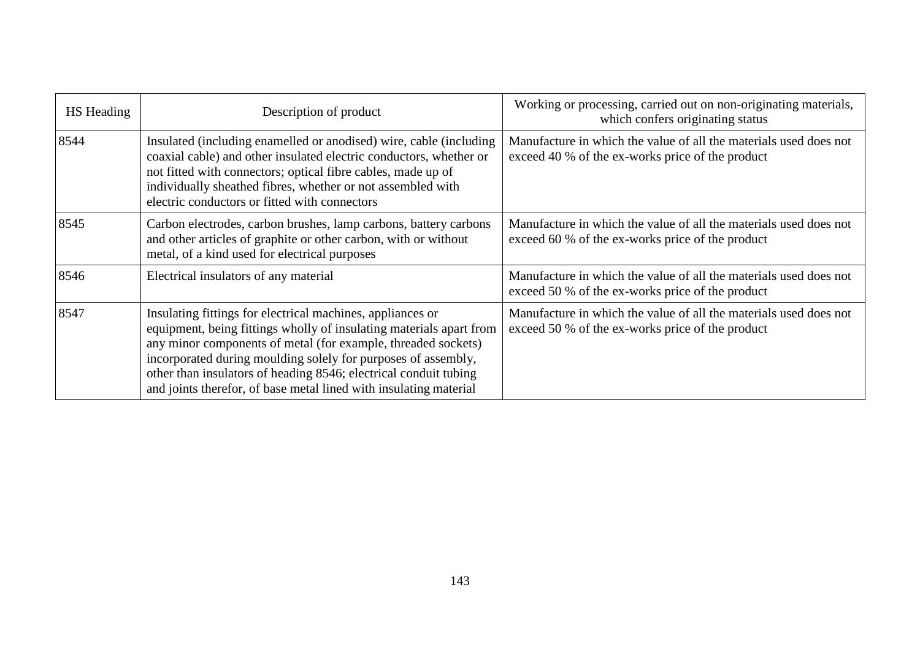| HS Heading | Description of product | Working or processing, carried out on non-originating materials, which confers originating status |
|---|---|---|
| 8544 | Insulated (including enamelled or anodised) wire, cable (including coaxial cable) and other insulated electric conductors, whether or not fitted with connectors; optical fibre cables, made up of individually sheathed fibres, whether or not assembled with electric conductors or fitted with connectors | Manufacture in which the value of all the materials used does not exceed 40 % of the ex-works price of the product |
| 8545 | Carbon electrodes, carbon brushes, lamp carbons, battery carbons and other articles of graphite or other carbon, with or without metal, of a kind used for electrical purposes | Manufacture in which the value of all the materials used does not exceed 60 % of the ex-works price of the product |
| 8546 | Electrical insulators of any material | Manufacture in which the value of all the materials used does not exceed 50 % of the ex-works price of the product |
| 8547 | Insulating fittings for electrical machines, appliances or equipment, being fittings wholly of insulating materials apart from any minor components of metal (for example, threaded sockets) incorporated during moulding solely for purposes of assembly, other than insulators of heading 8546; electrical conduit tubing and joints therefor, of base metal lined with insulating material | Manufacture in which the value of all the materials used does not exceed 50 % of the ex-works price of the product |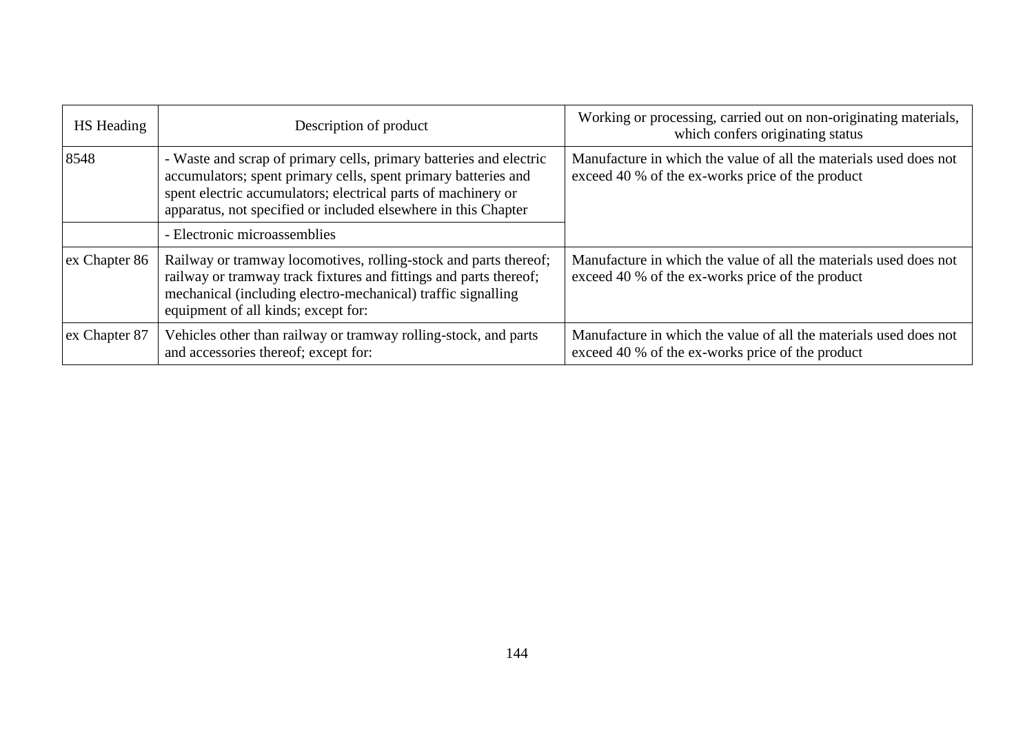| HS Heading | Description of product | Working or processing, carried out on non-originating materials, which confers originating status |
|---|---|---|
| 8548 | - Waste and scrap of primary cells, primary batteries and electric accumulators; spent primary cells, spent primary batteries and spent electric accumulators; electrical parts of machinery or apparatus, not specified or included elsewhere in this Chapter | Manufacture in which the value of all the materials used does not exceed 40 % of the ex-works price of the product |
| | - Electronic microassemblies | |
| ex Chapter 86 | Railway or tramway locomotives, rolling-stock and parts thereof; railway or tramway track fixtures and fittings and parts thereof; mechanical (including electro-mechanical) traffic signalling equipment of all kinds; except for: | Manufacture in which the value of all the materials used does not exceed 40 % of the ex-works price of the product |
| ex Chapter 87 | Vehicles other than railway or tramway rolling-stock, and parts and accessories thereof; except for: | Manufacture in which the value of all the materials used does not exceed 40 % of the ex-works price of the product |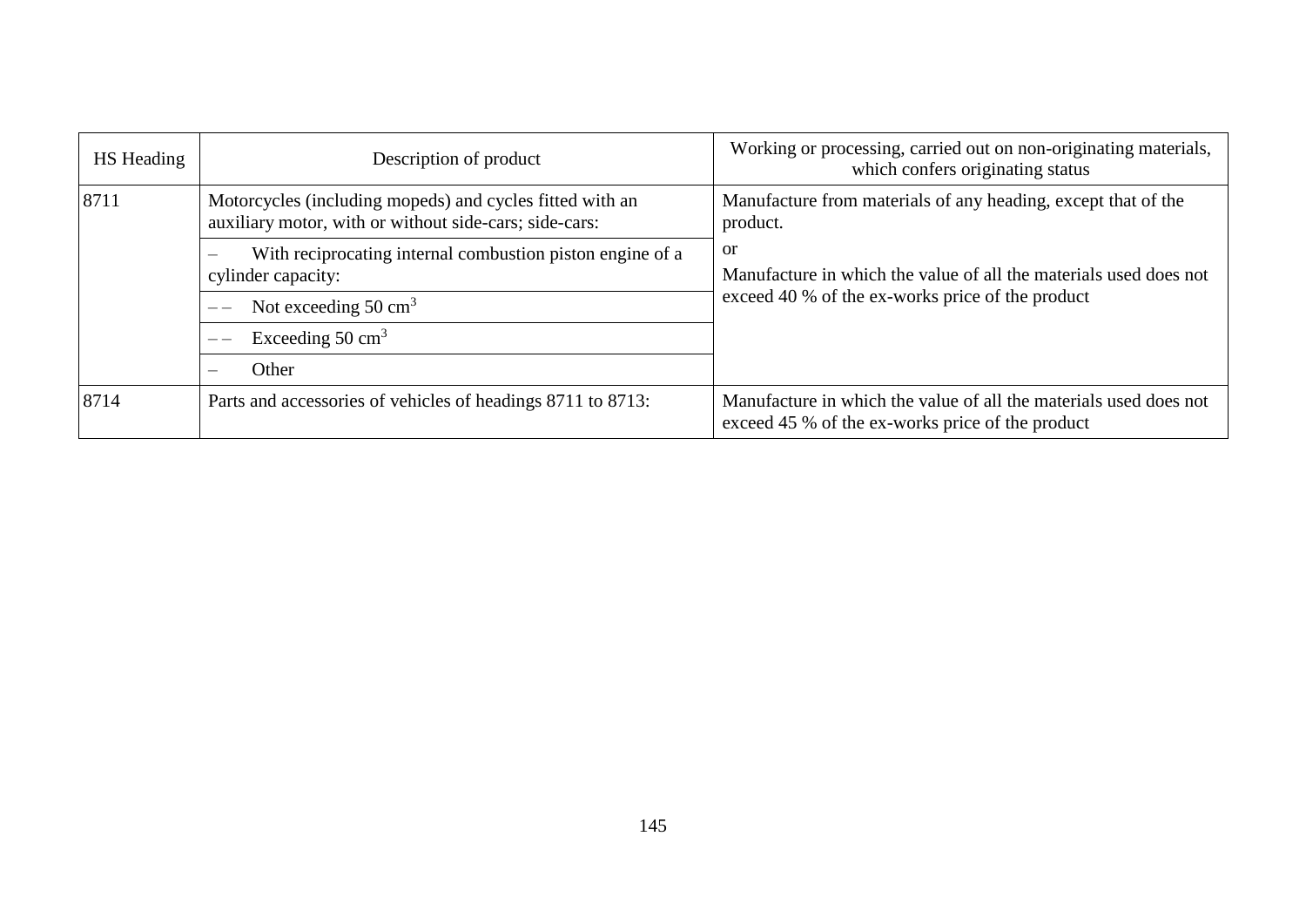| HS Heading | Description of product | Working or processing, carried out on non-originating materials, which confers originating status |
|---|---|---|
| 8711 | Motorcycles (including mopeds) and cycles fitted with an auxiliary motor, with or without side-cars; side-cars: | Manufacture from materials of any heading, except that of the product.<br>or<br>Manufacture in which the value of all the materials used does not exceed 40 % of the ex-works price of the product |
| | – With reciprocating internal combustion piston engine of a cylinder capacity: | |
| | – – Not exceeding 50 $cm^3$ | |
| | – – Exceeding 50 $cm^3$ | |
| | – Other | |
| 8714 | Parts and accessories of vehicles of headings 8711 to 8713: | Manufacture in which the value of all the materials used does not exceed 45 % of the ex-works price of the product |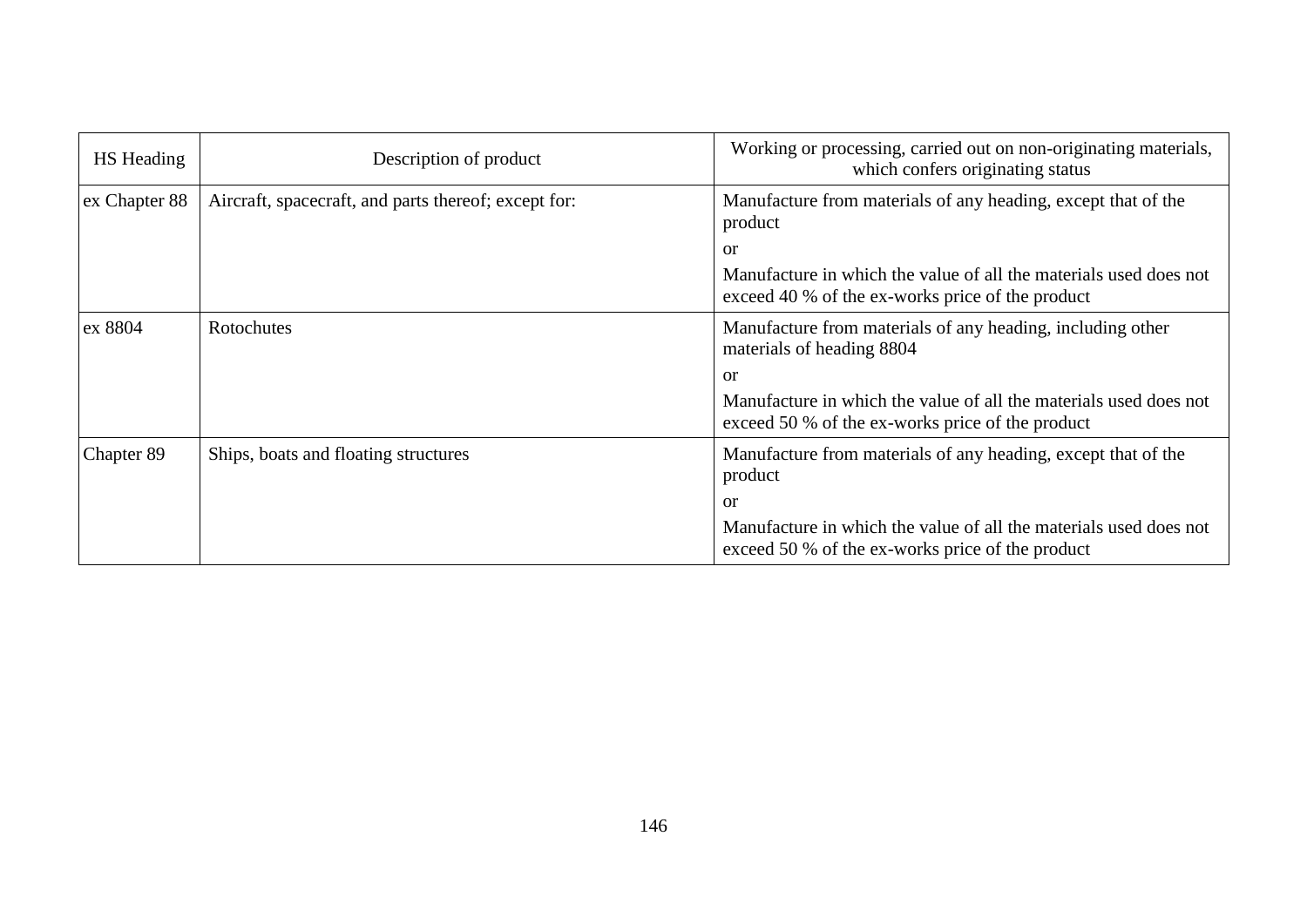| HS Heading | Description of product | Working or processing, carried out on non-originating materials, which confers originating status |
| --- | --- | --- |
| ex Chapter 88 | Aircraft, spacecraft, and parts thereof; except for: | Manufacture from materials of any heading, except that of the product<br>or<br>Manufacture in which the value of all the materials used does not exceed 40 % of the ex-works price of the product |
| ex 8804 | Rotochutes | Manufacture from materials of any heading, including other materials of heading 8804<br>or<br>Manufacture in which the value of all the materials used does not exceed 50 % of the ex-works price of the product |
| Chapter 89 | Ships, boats and floating structures | Manufacture from materials of any heading, except that of the product<br>or<br>Manufacture in which the value of all the materials used does not exceed 50 % of the ex-works price of the product |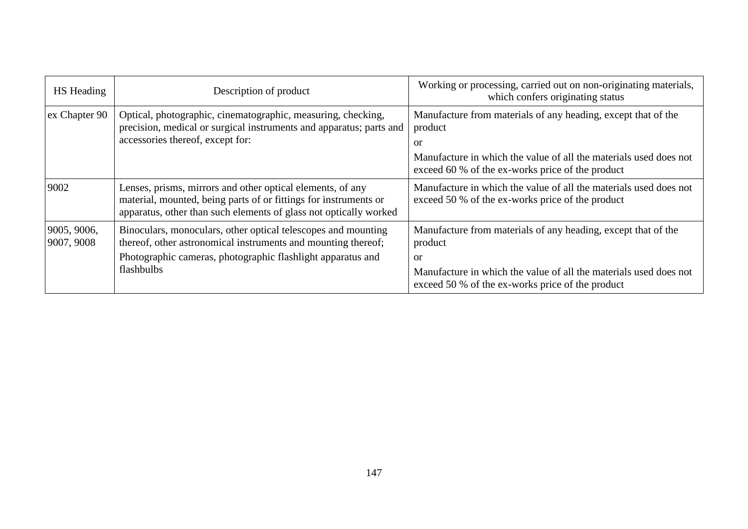| HS Heading | Description of product | Working or processing, carried out on non-originating materials, which confers originating status |
|---|---|---|
| ex Chapter 90 | Optical, photographic, cinematographic, measuring, checking, precision, medical or surgical instruments and apparatus; parts and accessories thereof, except for: | Manufacture from materials of any heading, except that of the product<br>or<br>Manufacture in which the value of all the materials used does not exceed 60 % of the ex-works price of the product |
| 9002 | Lenses, prisms, mirrors and other optical elements, of any material, mounted, being parts of or fittings for instruments or apparatus, other than such elements of glass not optically worked | Manufacture in which the value of all the materials used does not exceed 50 % of the ex-works price of the product |
| 9005, 9006, 9007, 9008 | Binoculars, monoculars, other optical telescopes and mounting thereof, other astronomical instruments and mounting thereof;<br>Photographic cameras, photographic flashlight apparatus and flashbulbs | Manufacture from materials of any heading, except that of the product<br>or<br>Manufacture in which the value of all the materials used does not exceed 50 % of the ex-works price of the product |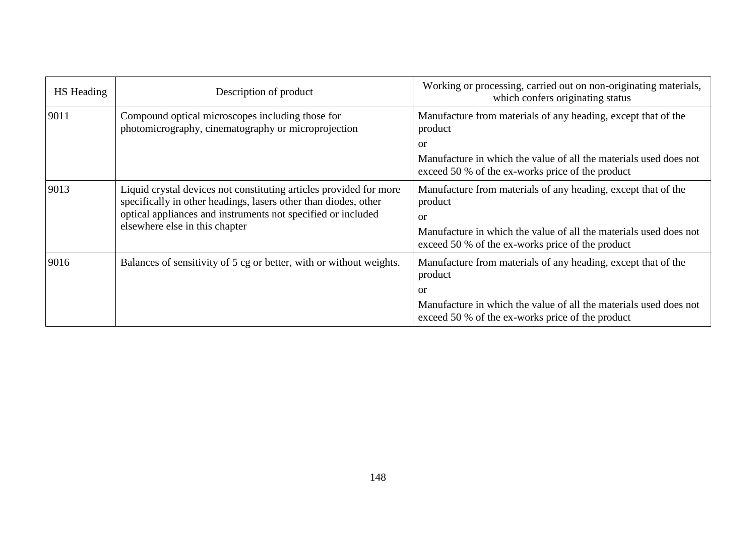| HS Heading | Description of product | Working or processing, carried out on non-originating materials, which confers originating status |
|---|---|---|
| 9011 | Compound optical microscopes including those for photomicrography, cinematography or microprojection | Manufacture from materials of any heading, except that of the product<br>or<br>Manufacture in which the value of all the materials used does not exceed 50 % of the ex-works price of the product |
| 9013 | Liquid crystal devices not constituting articles provided for more specifically in other headings, lasers other than diodes, other optical appliances and instruments not specified or included elsewhere else in this chapter | Manufacture from materials of any heading, except that of the product<br>or<br>Manufacture in which the value of all the materials used does not exceed 50 % of the ex-works price of the product |
| 9016 | Balances of sensitivity of 5 cg or better, with or without weights. | Manufacture from materials of any heading, except that of the product<br>or<br>Manufacture in which the value of all the materials used does not exceed 50 % of the ex-works price of the product |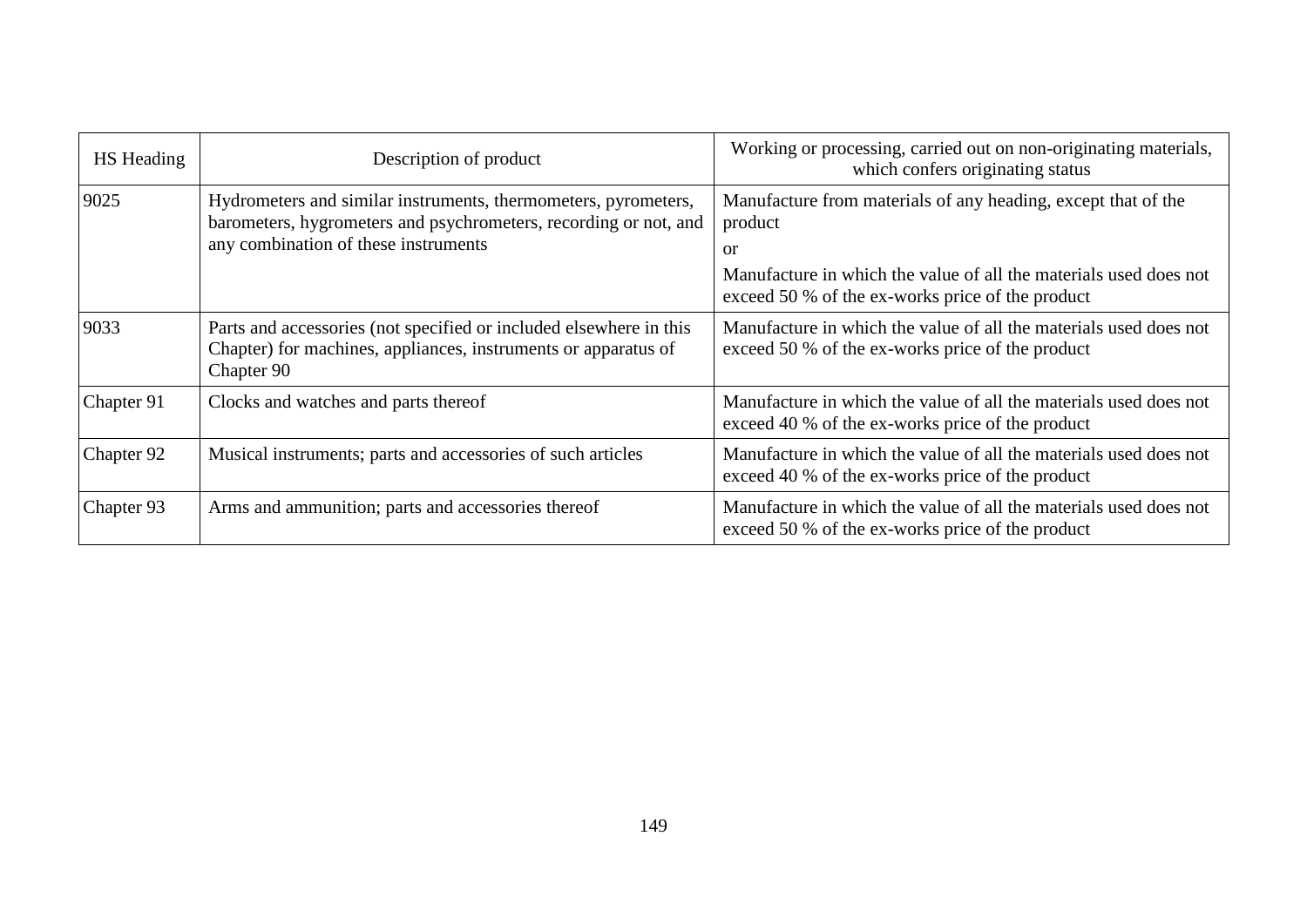| HS Heading | Description of product | Working or processing, carried out on non-originating materials, which confers originating status |
|---|---|---|
| 9025 | Hydrometers and similar instruments, thermometers, pyrometers, barometers, hygrometers and psychrometers, recording or not, and any combination of these instruments | Manufacture from materials of any heading, except that of the product<br>or<br>Manufacture in which the value of all the materials used does not exceed 50 % of the ex-works price of the product |
| 9033 | Parts and accessories (not specified or included elsewhere in this Chapter) for machines, appliances, instruments or apparatus of Chapter 90 | Manufacture in which the value of all the materials used does not exceed 50 % of the ex-works price of the product |
| Chapter 91 | Clocks and watches and parts thereof | Manufacture in which the value of all the materials used does not exceed 40 % of the ex-works price of the product |
| Chapter 92 | Musical instruments; parts and accessories of such articles | Manufacture in which the value of all the materials used does not exceed 40 % of the ex-works price of the product |
| Chapter 93 | Arms and ammunition; parts and accessories thereof | Manufacture in which the value of all the materials used does not exceed 50 % of the ex-works price of the product |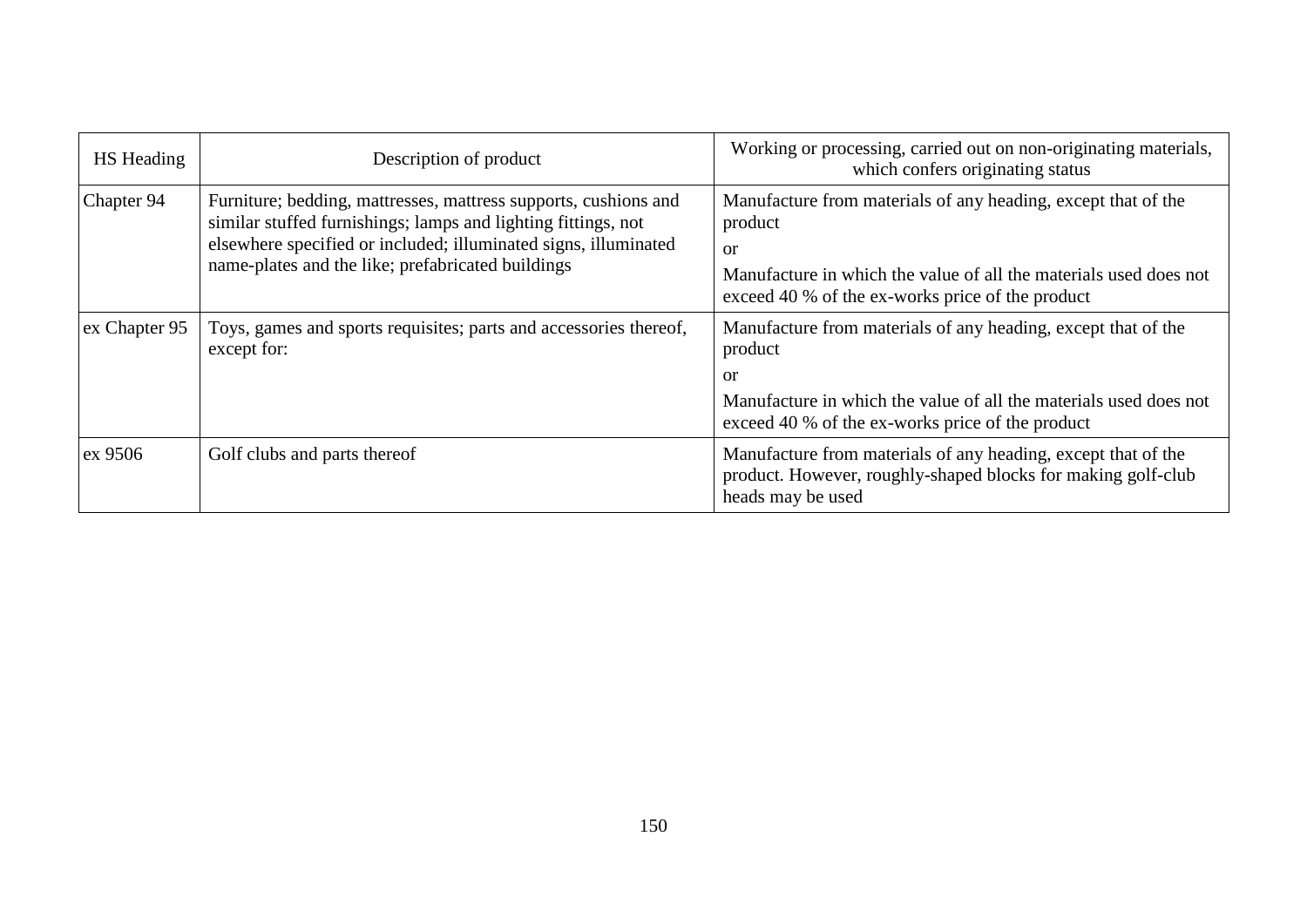| HS Heading | Description of product | Working or processing, carried out on non-originating materials, which confers originating status |
|---|---|---|
| Chapter 94 | Furniture; bedding, mattresses, mattress supports, cushions and similar stuffed furnishings; lamps and lighting fittings, not elsewhere specified or included; illuminated signs, illuminated name-plates and the like; prefabricated buildings | Manufacture from materials of any heading, except that of the product<br>or<br>Manufacture in which the value of all the materials used does not exceed 40 % of the ex-works price of the product |
| ex Chapter 95 | Toys, games and sports requisites; parts and accessories thereof, except for: | Manufacture from materials of any heading, except that of the product<br>or<br>Manufacture in which the value of all the materials used does not exceed 40 % of the ex-works price of the product |
| ex 9506 | Golf clubs and parts thereof | Manufacture from materials of any heading, except that of the product. However, roughly-shaped blocks for making golf-club heads may be used |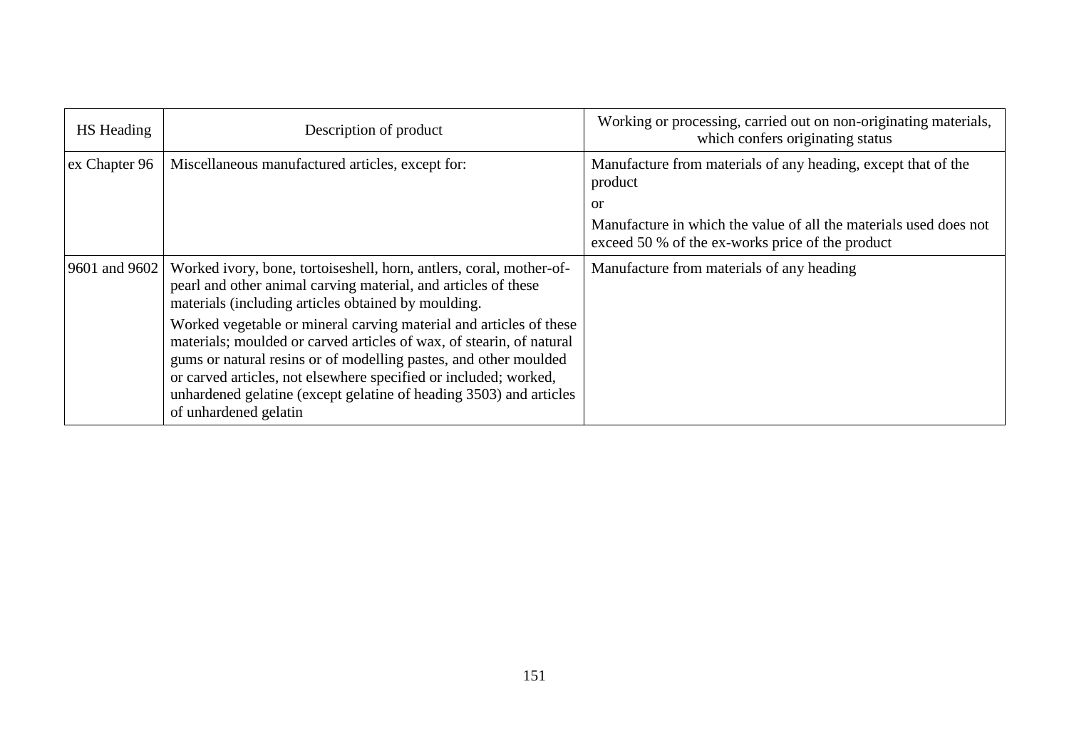| HS Heading | Description of product | Working or processing, carried out on non-originating materials, which confers originating status |
|---|---|---|
| ex Chapter 96 | Miscellaneous manufactured articles, except for: | Manufacture from materials of any heading, except that of the product<br>or<br>Manufacture in which the value of all the materials used does not exceed 50 % of the ex-works price of the product |
| 9601 and 9602 | Worked ivory, bone, tortoiseshell, horn, antlers, coral, mother-of-pearl and other animal carving material, and articles of these materials (including articles obtained by moulding.<br>Worked vegetable or mineral carving material and articles of these materials; moulded or carved articles of wax, of stearin, of natural gums or natural resins or of modelling pastes, and other moulded or carved articles, not elsewhere specified or included; worked, unhardened gelatine (except gelatine of heading 3503) and articles of unhardened gelatin | Manufacture from materials of any heading |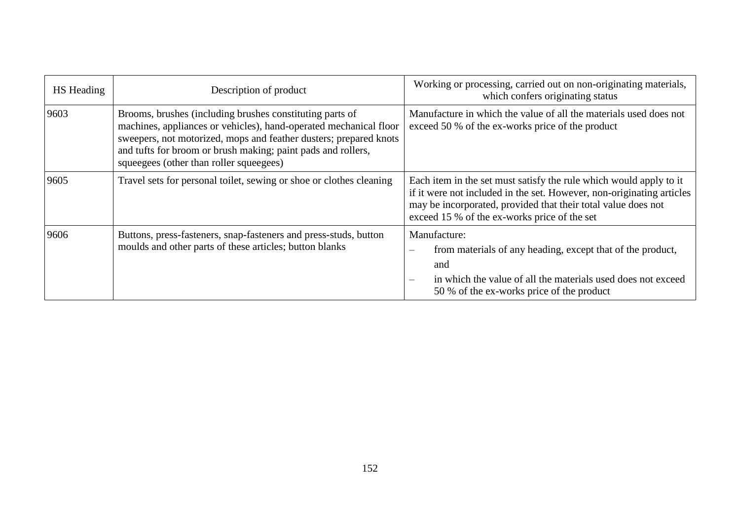| HS Heading | Description of product | Working or processing, carried out on non-originating materials, which confers originating status |
|---|---|---|
| 9603 | Brooms, brushes (including brushes constituting parts of machines, appliances or vehicles), hand-operated mechanical floor sweepers, not motorized, mops and feather dusters; prepared knots and tufts for broom or brush making; paint pads and rollers, squeegees (other than roller squeegees) | Manufacture in which the value of all the materials used does not exceed 50 % of the ex-works price of the product |
| 9605 | Travel sets for personal toilet, sewing or shoe or clothes cleaning | Each item in the set must satisfy the rule which would apply to it if it were not included in the set. However, non-originating articles may be incorporated, provided that their total value does not exceed 15 % of the ex-works price of the set |
| 9606 | Buttons, press-fasteners, snap-fasteners and press-studs, button moulds and other parts of these articles; button blanks | Manufacture:<br>– from materials of any heading, except that of the product, and<br>– in which the value of all the materials used does not exceed 50 % of the ex-works price of the product |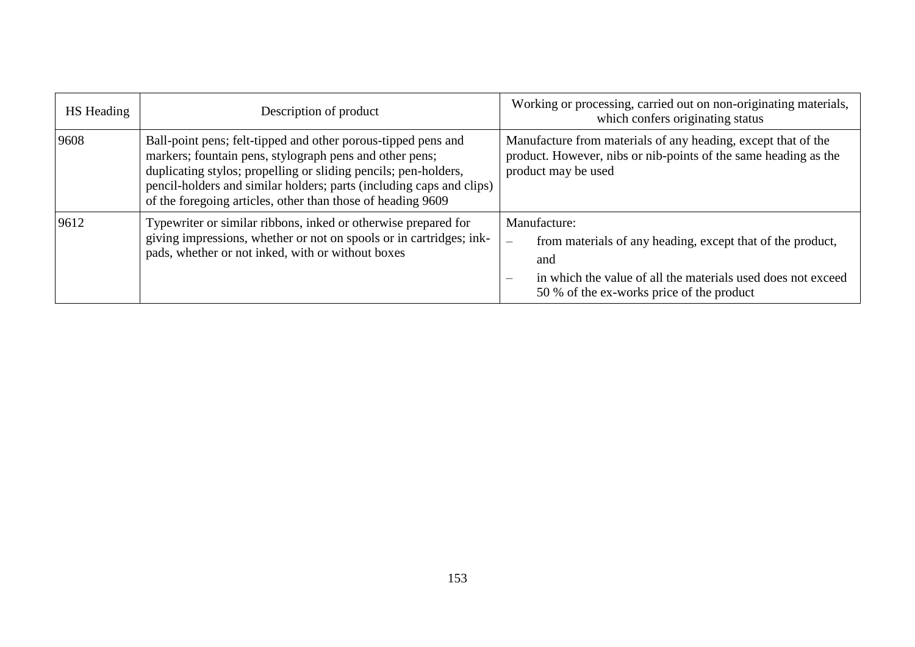| HS Heading | Description of product | Working or processing, carried out on non-originating materials, which confers originating status |
|---|---|---|
| 9608 | Ball-point pens; felt-tipped and other porous-tipped pens and markers; fountain pens, stylograph pens and other pens; duplicating stylos; propelling or sliding pencils; pen-holders, pencil-holders and similar holders; parts (including caps and clips) of the foregoing articles, other than those of heading 9609 | Manufacture from materials of any heading, except that of the product. However, nibs or nib-points of the same heading as the product may be used |
| 9612 | Typewriter or similar ribbons, inked or otherwise prepared for giving impressions, whether or not on spools or in cartridges; ink-pads, whether or not inked, with or without boxes | Manufacture:<br>– from materials of any heading, except that of the product, and<br>– in which the value of all the materials used does not exceed 50 % of the ex-works price of the product |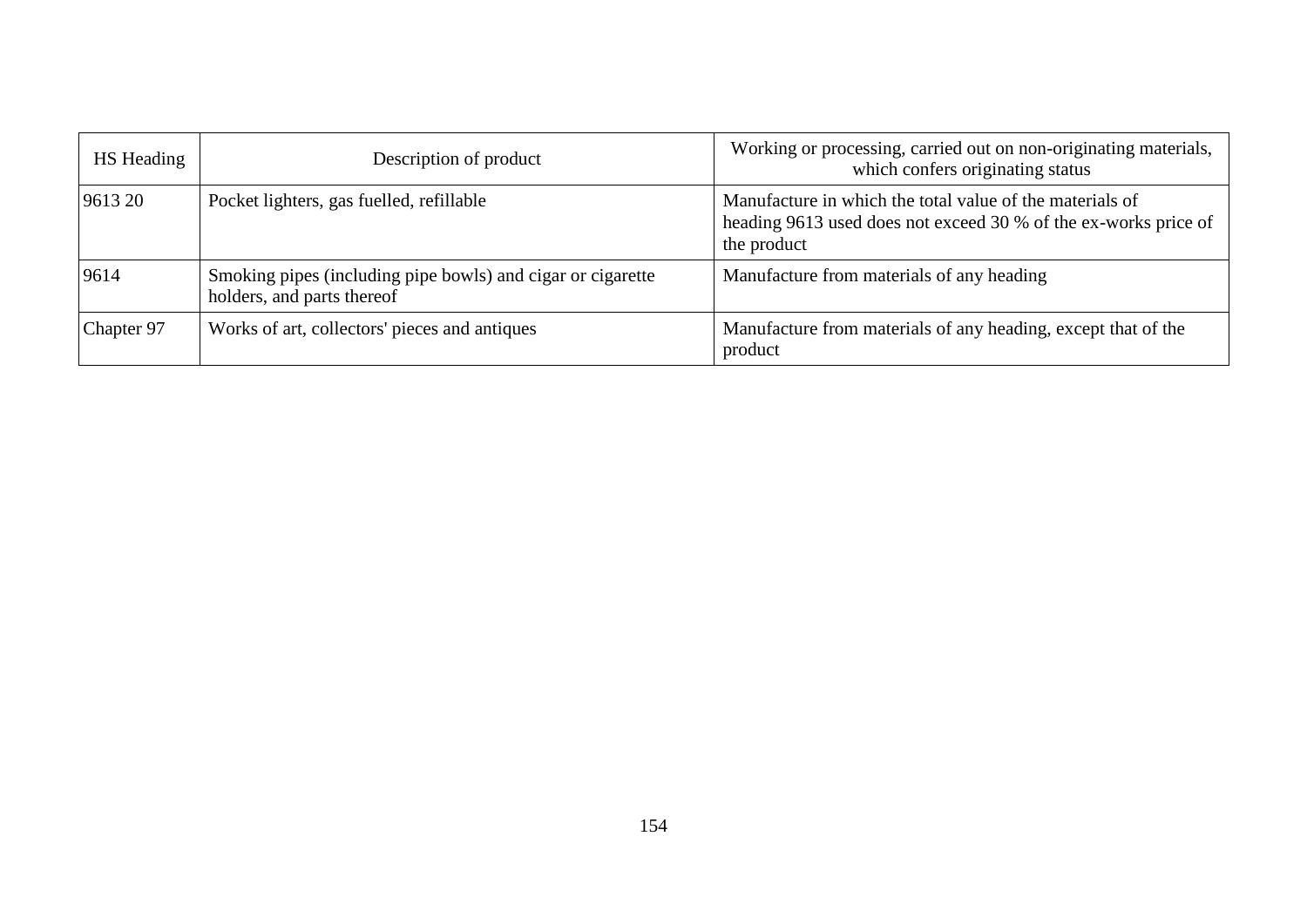| HS Heading | Description of product | Working or processing, carried out on non-originating materials, which confers originating status |
|---|---|---|
| 9613 20 | Pocket lighters, gas fuelled, refillable | Manufacture in which the total value of the materials of heading 9613 used does not exceed 30 % of the ex-works price of the product |
| 9614 | Smoking pipes (including pipe bowls) and cigar or cigarette holders, and parts thereof | Manufacture from materials of any heading |
| Chapter 97 | Works of art, collectors' pieces and antiques | Manufacture from materials of any heading, except that of the product |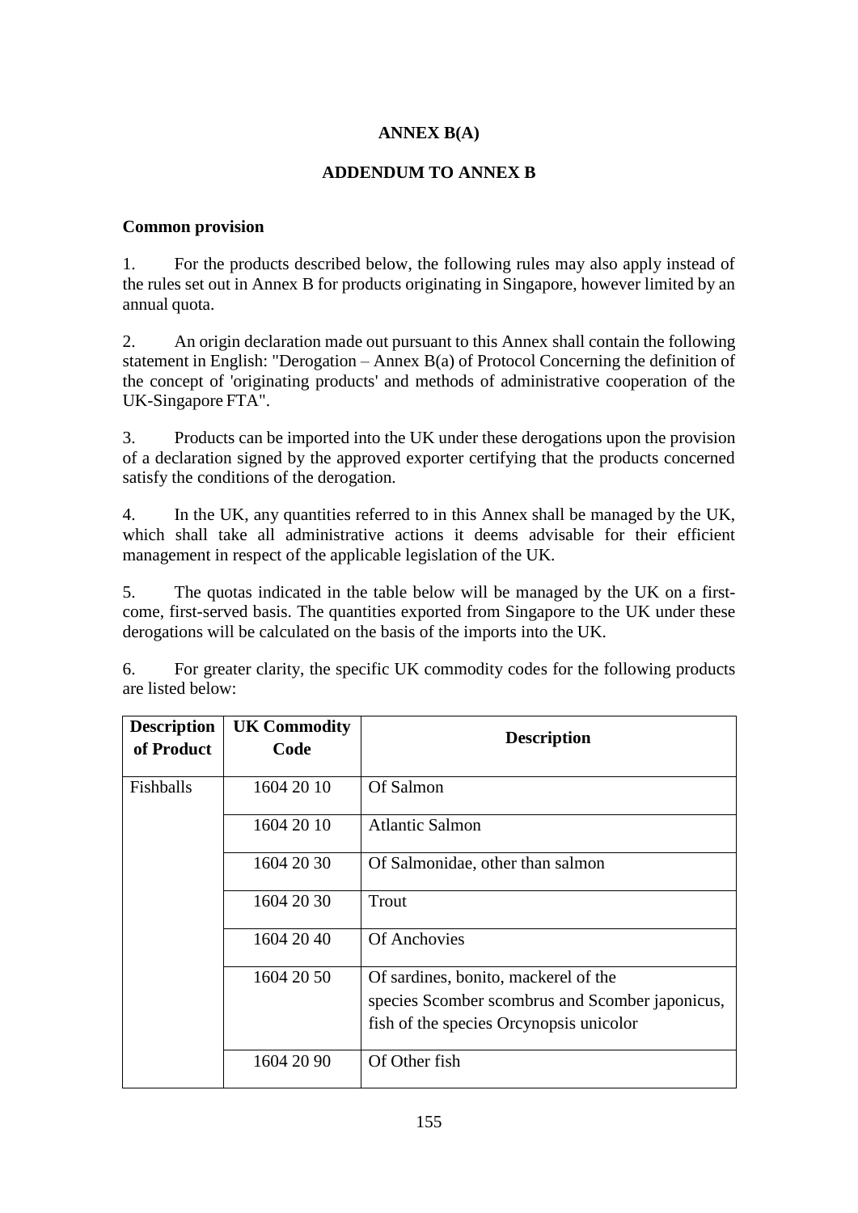**ANNEX B(A)**

**ADDENDUM TO ANNEX B**

**Common provision**

1. For the products described below, the following rules may also apply instead of the rules set out in Annex B for products originating in Singapore, however limited by an annual quota.

2. An origin declaration made out pursuant to this Annex shall contain the following statement in English: "Derogation – Annex B(a) of Protocol Concerning the definition of the concept of 'originating products' and methods of administrative cooperation of the UK-Singapore FTA".

3. Products can be imported into the UK under these derogations upon the provision of a declaration signed by the approved exporter certifying that the products concerned satisfy the conditions of the derogation.

4. In the UK, any quantities referred to in this Annex shall be managed by the UK, which shall take all administrative actions it deems advisable for their efficient management in respect of the applicable legislation of the UK.

5. The quotas indicated in the table below will be managed by the UK on a first-come, first-served basis. The quantities exported from Singapore to the UK under these derogations will be calculated on the basis of the imports into the UK.

6. For greater clarity, the specific UK commodity codes for the following products are listed below:

| Description of Product | UK Commodity Code | Description |
|---|---|---|
| Fishballs | 1604 20 10 | Of Salmon |
| | 1604 20 10 | Atlantic Salmon |
| | 1604 20 30 | Of Salmonidae, other than salmon |
| | 1604 20 30 | Trout |
| | 1604 20 40 | Of Anchovies |
| | 1604 20 50 | Of sardines, bonito, mackerel of the species Scomber scombrus and Scomber japonicus, fish of the species Orcynopsis unicolor |
| | 1604 20 90 | Of Other fish |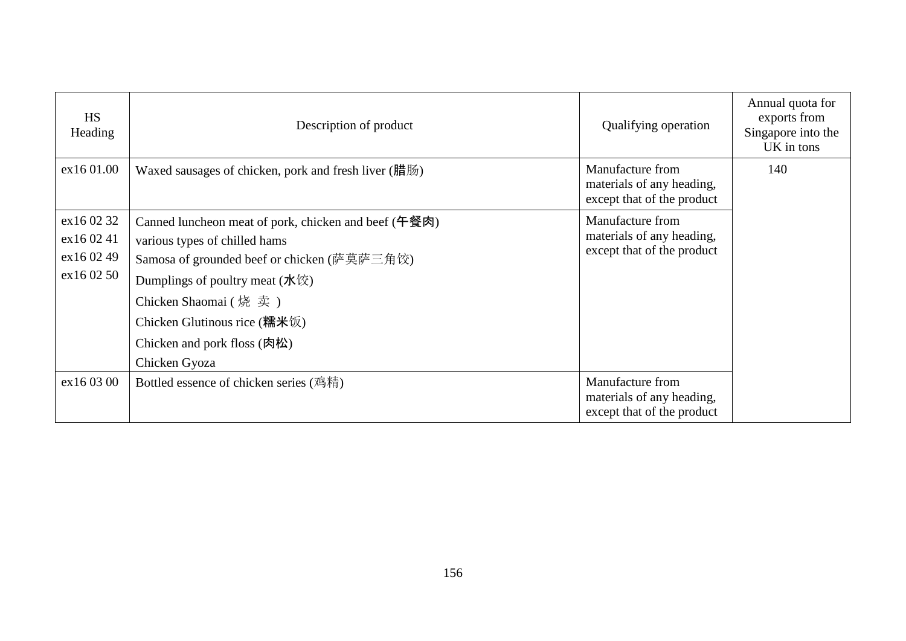| HS Heading | Description of product | Qualifying operation | Annual quota for exports from Singapore into the UK in tons |
| --- | --- | --- | --- |
| ex16 01.00 | Waxed sausages of chicken, pork and fresh liver (腊肠) | Manufacture from materials of any heading, except that of the product | 140 |
| ex16 02 32<br>ex16 02 41<br>ex16 02 49<br>ex16 02 50 | Canned luncheon meat of pork, chicken and beef (午餐肉)<br>various types of chilled hams<br>Samosa of grounded beef or chicken (萨莫萨三角饺)<br>Dumplings of poultry meat (水饺)<br>Chicken Shaomai ( 烧 卖 )<br>Chicken Glutinous rice (糯米饭)<br>Chicken and pork floss (肉松)<br>Chicken Gyoza | Manufacture from materials of any heading, except that of the product | |
| ex16 03 00 | Bottled essence of chicken series (鸡精) | Manufacture from materials of any heading, except that of the product | |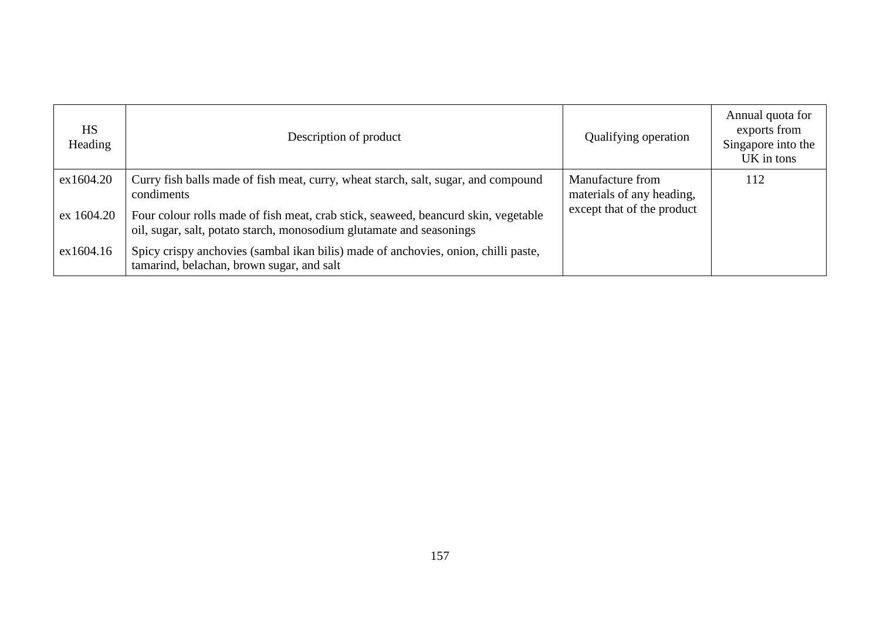| HS Heading | Description of product | Qualifying operation | Annual quota for exports from Singapore into the UK in tons |
|---|---|---|---|
| ex1604.20 | Curry fish balls made of fish meat, curry, wheat starch, salt, sugar, and compound condiments | Manufacture from materials of any heading, except that of the product | 112 |
| ex 1604.20 | Four colour rolls made of fish meat, crab stick, seaweed, beancurd skin, vegetable oil, sugar, salt, potato starch, monosodium glutamate and seasonings | | |
| ex1604.16 | Spicy crispy anchovies (sambal ikan bilis) made of anchovies, onion, chilli paste, tamarind, belachan, brown sugar, and salt | | |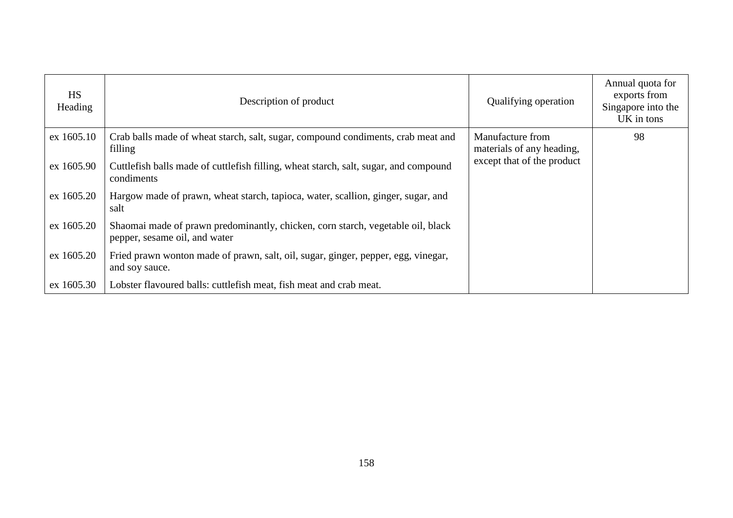| HS Heading | Description of product | Qualifying operation | Annual quota for exports from Singapore into the UK in tons |
|---|---|---|---|
| ex 1605.10 | Crab balls made of wheat starch, salt, sugar, compound condiments, crab meat and filling | Manufacture from materials of any heading, except that of the product | 98 |
| ex 1605.90 | Cuttlefish balls made of cuttlefish filling, wheat starch, salt, sugar, and compound condiments | | |
| ex 1605.20 | Hargow made of prawn, wheat starch, tapioca, water, scallion, ginger, sugar, and salt | | |
| ex 1605.20 | Shaomai made of prawn predominantly, chicken, corn starch, vegetable oil, black pepper, sesame oil, and water | | |
| ex 1605.20 | Fried prawn wonton made of prawn, salt, oil, sugar, ginger, pepper, egg, vinegar, and soy sauce. | | |
| ex 1605.30 | Lobster flavoured balls: cuttlefish meat, fish meat and crab meat. | | |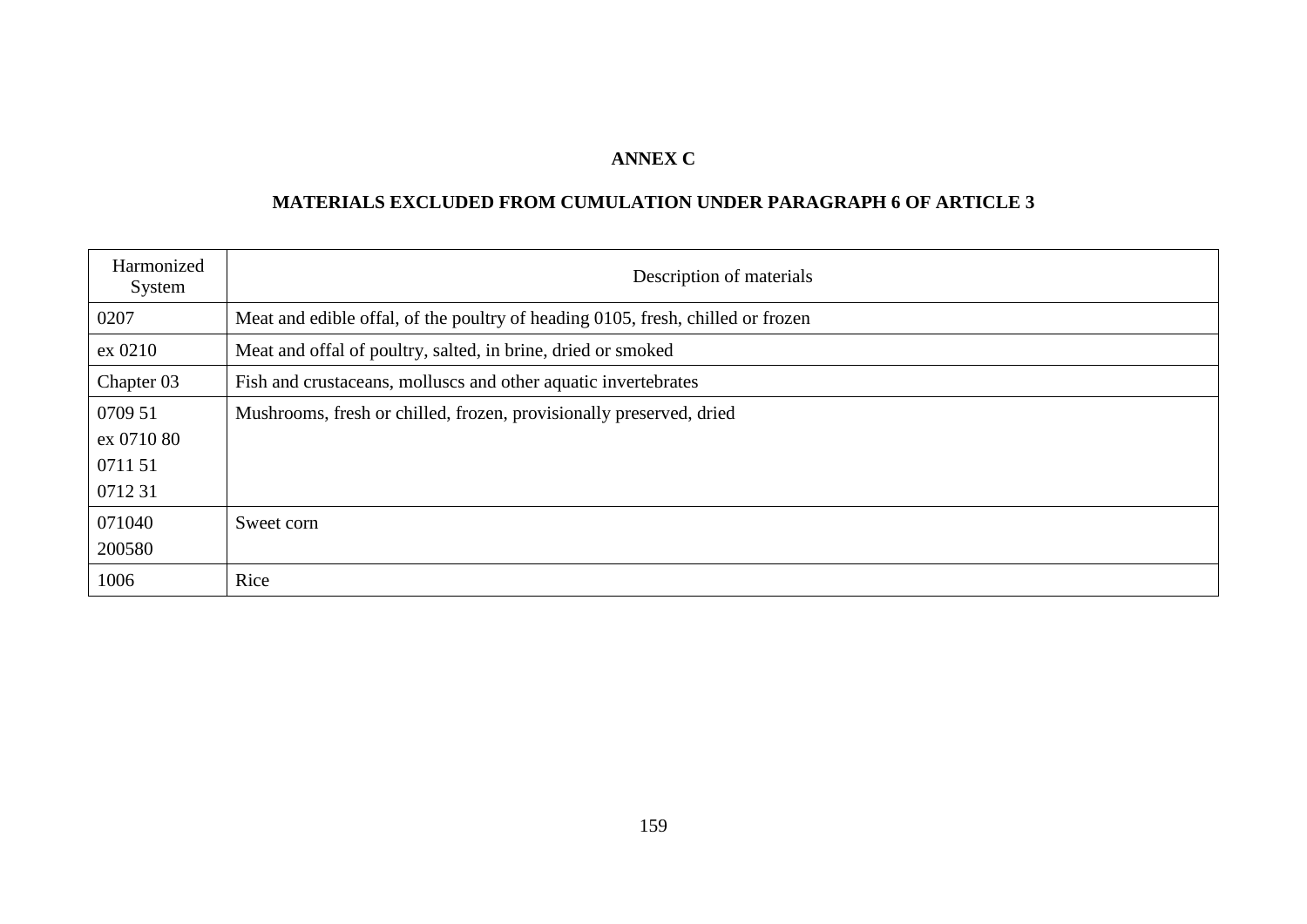## ANNEX C

## MATERIALS EXCLUDED FROM CUMULATION UNDER PARAGRAPH 6 OF ARTICLE 3

| Harmonized System | Description of materials |
|---|---|
| 0207 | Meat and edible offal, of the poultry of heading 0105, fresh, chilled or frozen |
| ex 0210 | Meat and offal of poultry, salted, in brine, dried or smoked |
| Chapter 03 | Fish and crustaceans, molluscs and other aquatic invertebrates |
| 0709 51<br>ex 0710 80<br>0711 51<br>0712 31 | Mushrooms, fresh or chilled, frozen, provisionally preserved, dried |
| 071040<br>200580 | Sweet corn |
| 1006 | Rice |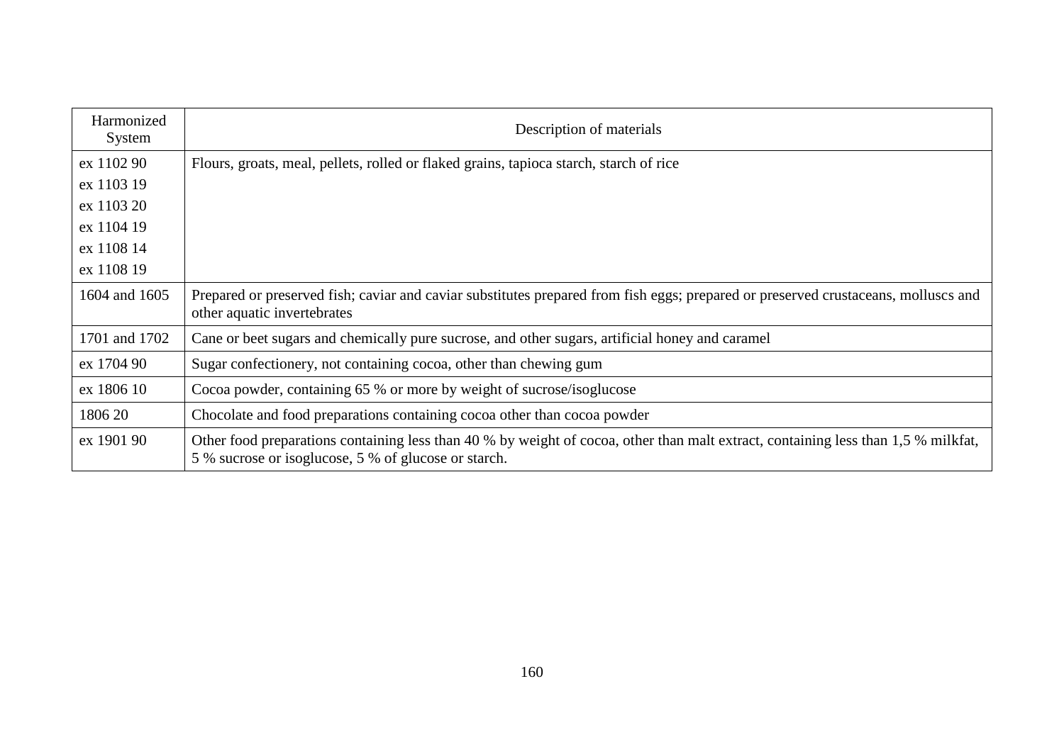| Harmonized System | Description of materials |
|---|---|
| ex 1102 90<br>ex 1103 19<br>ex 1103 20<br>ex 1104 19<br>ex 1108 14<br>ex 1108 19 | Flours, groats, meal, pellets, rolled or flaked grains, tapioca starch, starch of rice |
| 1604 and 1605 | Prepared or preserved fish; caviar and caviar substitutes prepared from fish eggs; prepared or preserved crustaceans, molluscs and other aquatic invertebrates |
| 1701 and 1702 | Cane or beet sugars and chemically pure sucrose, and other sugars, artificial honey and caramel |
| ex 1704 90 | Sugar confectionery, not containing cocoa, other than chewing gum |
| ex 1806 10 | Cocoa powder, containing 65 % or more by weight of sucrose/isoglucose |
| 1806 20 | Chocolate and food preparations containing cocoa other than cocoa powder |
| ex 1901 90 | Other food preparations containing less than 40 % by weight of cocoa, other than malt extract, containing less than 1,5 % milkfat, 5 % sucrose or isoglucose, 5 % of glucose or starch. |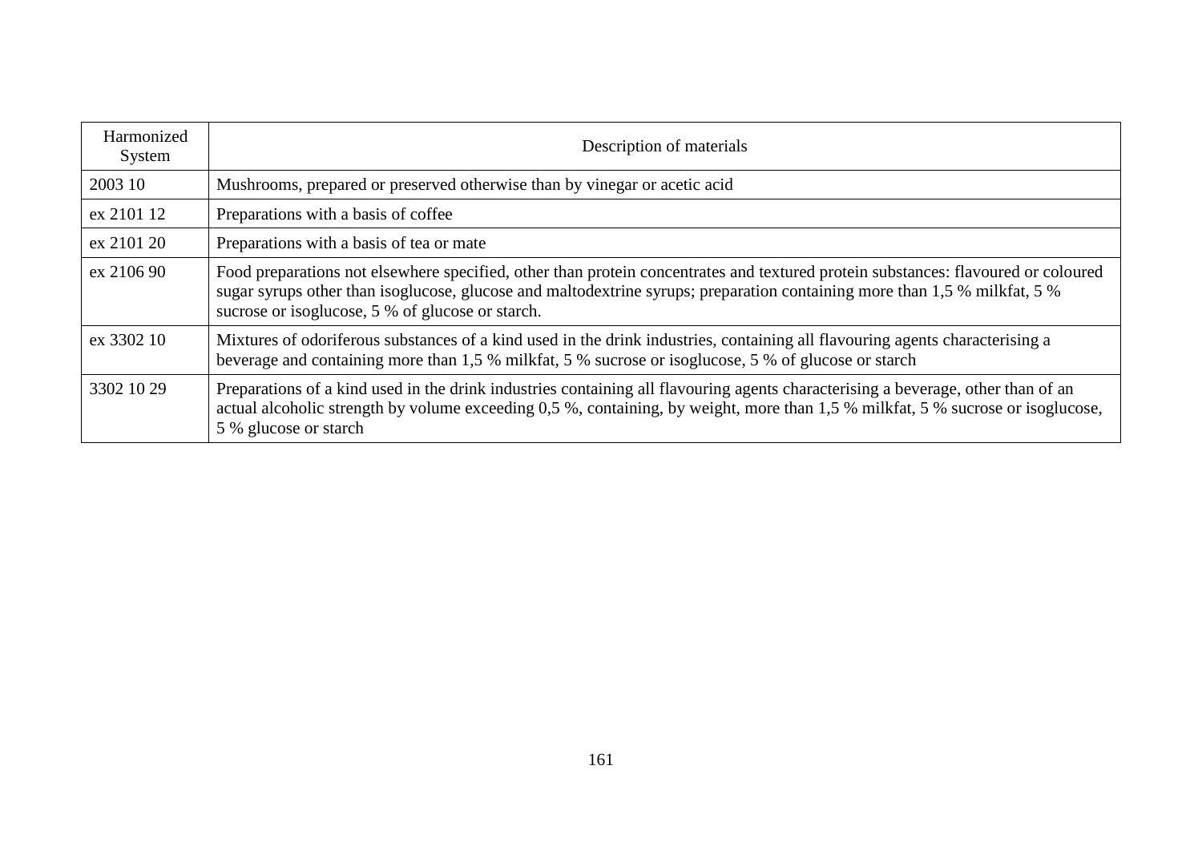| Harmonized System | Description of materials |
|---|---|
| 2003 10 | Mushrooms, prepared or preserved otherwise than by vinegar or acetic acid |
| ex 2101 12 | Preparations with a basis of coffee |
| ex 2101 20 | Preparations with a basis of tea or mate |
| ex 2106 90 | Food preparations not elsewhere specified, other than protein concentrates and textured protein substances: flavoured or coloured sugar syrups other than isoglucose, glucose and maltodextrine syrups; preparation containing more than 1,5 % milkfat, 5 % sucrose or isoglucose, 5 % of glucose or starch. |
| ex 3302 10 | Mixtures of odoriferous substances of a kind used in the drink industries, containing all flavouring agents characterising a beverage and containing more than 1,5 % milkfat, 5 % sucrose or isoglucose, 5 % of glucose or starch |
| 3302 10 29 | Preparations of a kind used in the drink industries containing all flavouring agents characterising a beverage, other than of an actual alcoholic strength by volume exceeding 0,5 %, containing, by weight, more than 1,5 % milkfat, 5 % sucrose or isoglucose, 5 % glucose or starch |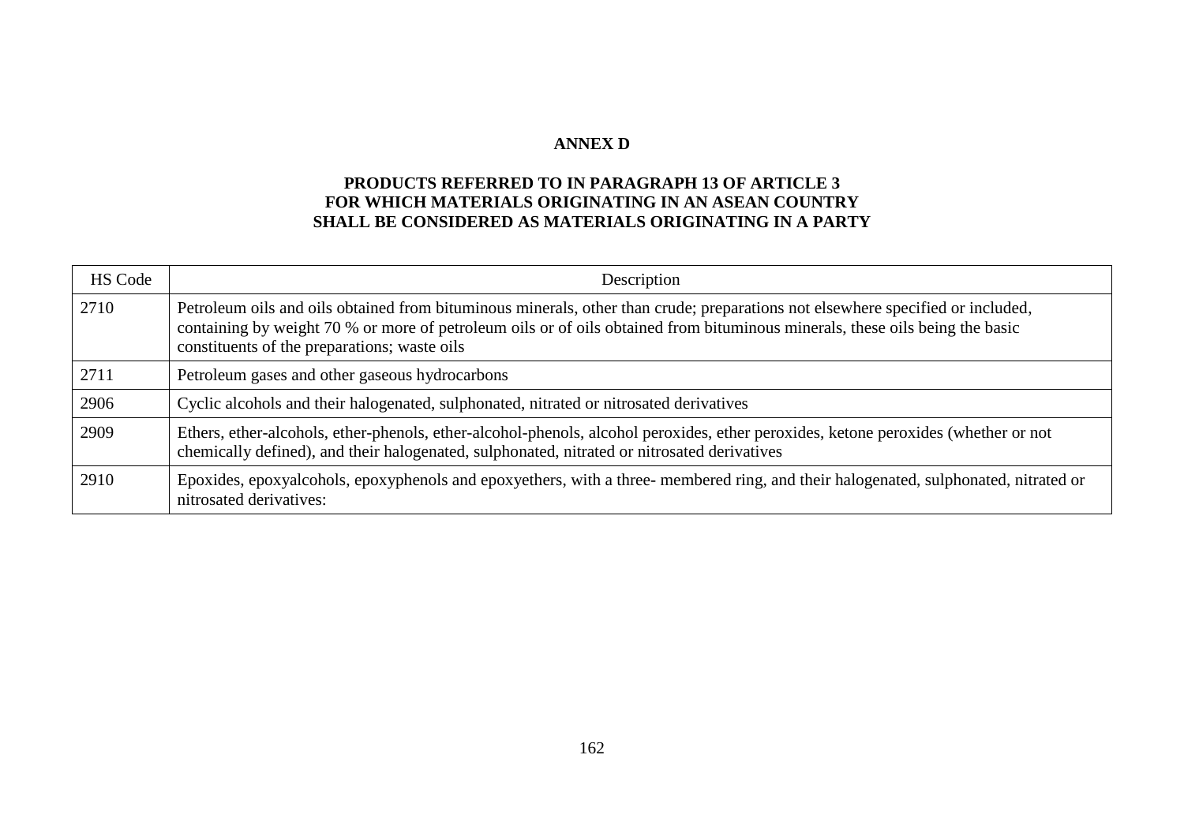# ANNEX D

## PRODUCTS REFERRED TO IN PARAGRAPH 13 OF ARTICLE 3 FOR WHICH MATERIALS ORIGINATING IN AN ASEAN COUNTRY SHALL BE CONSIDERED AS MATERIALS ORIGINATING IN A PARTY

| HS Code | Description |
|---|---|
| 2710 | Petroleum oils and oils obtained from bituminous minerals, other than crude; preparations not elsewhere specified or included, containing by weight 70 % or more of petroleum oils or of oils obtained from bituminous minerals, these oils being the basic constituents of the preparations; waste oils |
| 2711 | Petroleum gases and other gaseous hydrocarbons |
| 2906 | Cyclic alcohols and their halogenated, sulphonated, nitrated or nitrosated derivatives |
| 2909 | Ethers, ether-alcohols, ether-phenols, ether-alcohol-phenols, alcohol peroxides, ether peroxides, ketone peroxides (whether or not chemically defined), and their halogenated, sulphonated, nitrated or nitrosated derivatives |
| 2910 | Epoxides, epoxyalcohols, epoxyphenols and epoxyethers, with a three- membered ring, and their halogenated, sulphonated, nitrated or nitrosated derivatives: |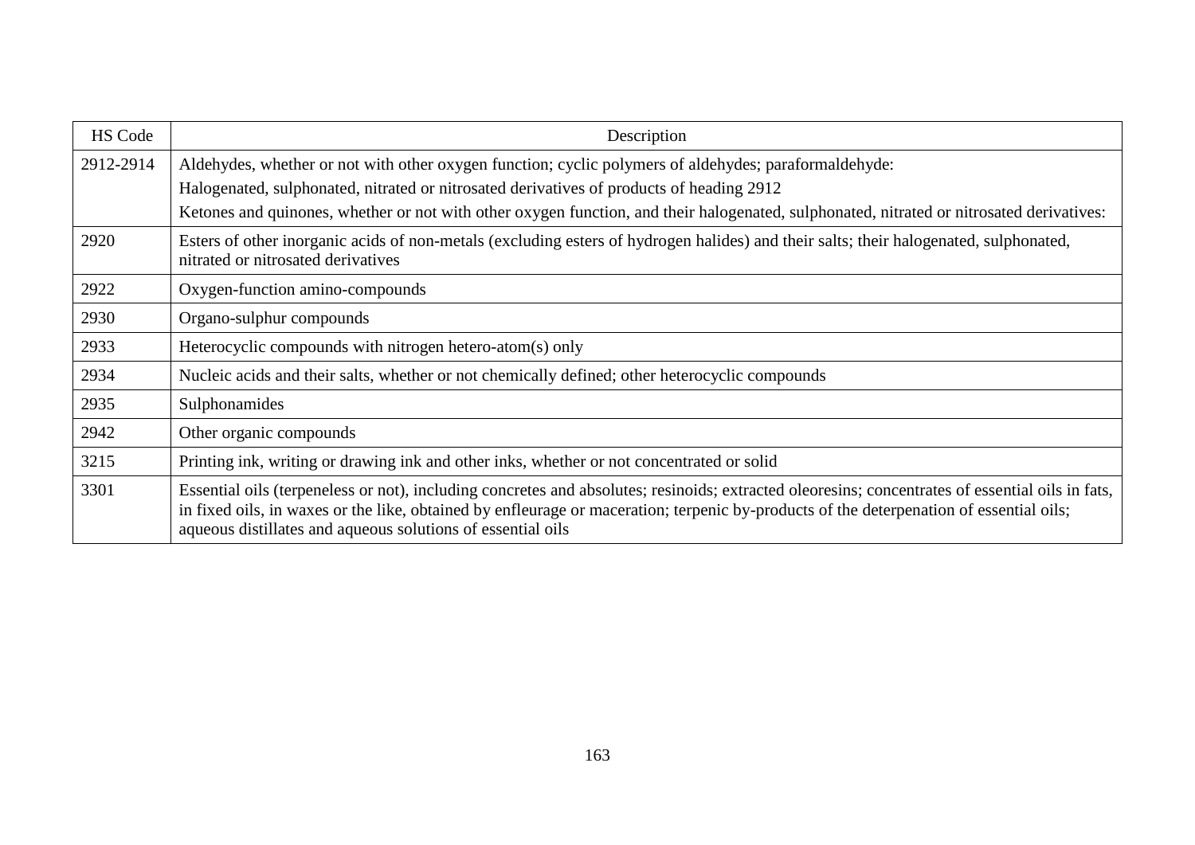| HS Code | Description |
|---|---|
| 2912-2914 | Aldehydes, whether or not with other oxygen function; cyclic polymers of aldehydes; paraformaldehyde:<br>Halogenated, sulphonated, nitrated or nitrosated derivatives of products of heading 2912<br>Ketones and quinones, whether or not with other oxygen function, and their halogenated, sulphonated, nitrated or nitrosated derivatives: |
| 2920 | Esters of other inorganic acids of non-metals (excluding esters of hydrogen halides) and their salts; their halogenated, sulphonated, nitrated or nitrosated derivatives |
| 2922 | Oxygen-function amino-compounds |
| 2930 | Organo-sulphur compounds |
| 2933 | Heterocyclic compounds with nitrogen hetero-atom(s) only |
| 2934 | Nucleic acids and their salts, whether or not chemically defined; other heterocyclic compounds |
| 2935 | Sulphonamides |
| 2942 | Other organic compounds |
| 3215 | Printing ink, writing or drawing ink and other inks, whether or not concentrated or solid |
| 3301 | Essential oils (terpeneless or not), including concretes and absolutes; resinoids; extracted oleoresins; concentrates of essential oils in fats, in fixed oils, in waxes or the like, obtained by enfleurage or maceration; terpenic by-products of the deterpenation of essential oils; aqueous distillates and aqueous solutions of essential oils |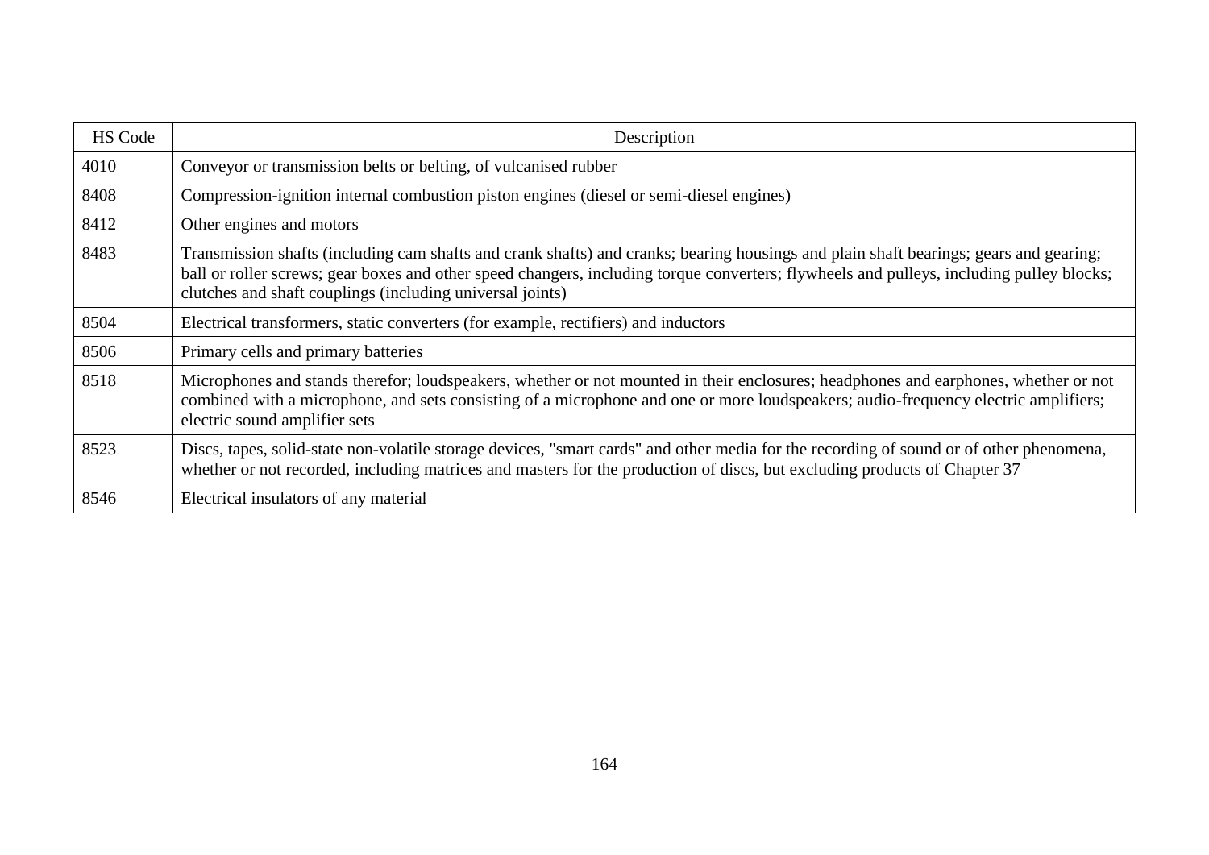| HS Code | Description |
|---|---|
| 4010 | Conveyor or transmission belts or belting, of vulcanised rubber |
| 8408 | Compression-ignition internal combustion piston engines (diesel or semi-diesel engines) |
| 8412 | Other engines and motors |
| 8483 | Transmission shafts (including cam shafts and crank shafts) and cranks; bearing housings and plain shaft bearings; gears and gearing; ball or roller screws; gear boxes and other speed changers, including torque converters; flywheels and pulleys, including pulley blocks; clutches and shaft couplings (including universal joints) |
| 8504 | Electrical transformers, static converters (for example, rectifiers) and inductors |
| 8506 | Primary cells and primary batteries |
| 8518 | Microphones and stands therefor; loudspeakers, whether or not mounted in their enclosures; headphones and earphones, whether or not combined with a microphone, and sets consisting of a microphone and one or more loudspeakers; audio-frequency electric amplifiers; electric sound amplifier sets |
| 8523 | Discs, tapes, solid-state non-volatile storage devices, "smart cards" and other media for the recording of sound or of other phenomena, whether or not recorded, including matrices and masters for the production of discs, but excluding products of Chapter 37 |
| 8546 | Electrical insulators of any material |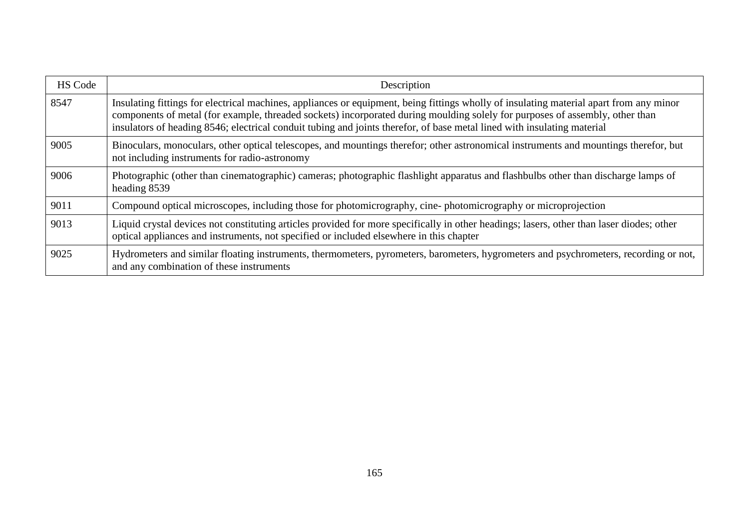| HS Code | Description |
| --- | --- |
| 8547 | Insulating fittings for electrical machines, appliances or equipment, being fittings wholly of insulating material apart from any minor components of metal (for example, threaded sockets) incorporated during moulding solely for purposes of assembly, other than insulators of heading 8546; electrical conduit tubing and joints therefor, of base metal lined with insulating material |
| 9005 | Binoculars, monoculars, other optical telescopes, and mountings therefor; other astronomical instruments and mountings therefor, but not including instruments for radio-astronomy |
| 9006 | Photographic (other than cinematographic) cameras; photographic flashlight apparatus and flashbulbs other than discharge lamps of heading 8539 |
| 9011 | Compound optical microscopes, including those for photomicrography, cine- photomicrography or microprojection |
| 9013 | Liquid crystal devices not constituting articles provided for more specifically in other headings; lasers, other than laser diodes; other optical appliances and instruments, not specified or included elsewhere in this chapter |
| 9025 | Hydrometers and similar floating instruments, thermometers, pyrometers, barometers, hygrometers and psychrometers, recording or not, and any combination of these instruments |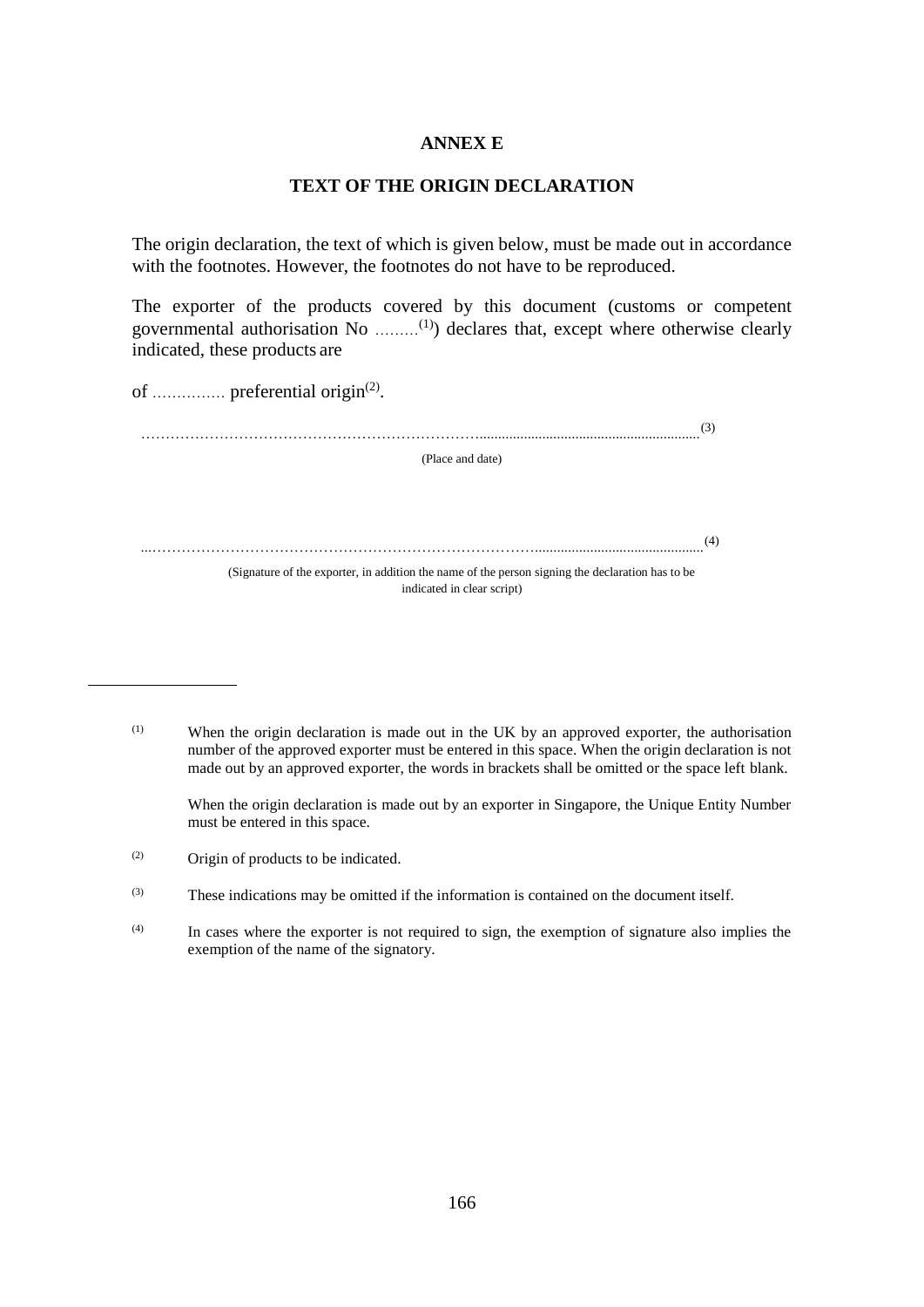# ANNEX E

## TEXT OF THE ORIGIN DECLARATION

The origin declaration, the text of which is given below, must be made out in accordance with the footnotes. However, the footnotes do not have to be reproduced.

The exporter of the products covered by this document (customs or competent governmental authorisation No ………[(1)]) declares that, except where otherwise clearly indicated, these products are

of …………… preferential origin[(2)].

……………………………………………………………………………………………………[(3)]

(Place and date)

……………………………………………………………………………………………………[(4)]

(Signature of the exporter, in addition the name of the person signing the declaration has to be indicated in clear script)

---

(1) When the origin declaration is made out in the UK by an approved exporter, the authorisation number of the approved exporter must be entered in this space. When the origin declaration is not made out by an approved exporter, the words in brackets shall be omitted or the space left blank.

When the origin declaration is made out by an exporter in Singapore, the Unique Entity Number must be entered in this space.

(2) Origin of products to be indicated.

(3) These indications may be omitted if the information is contained on the document itself.

(4) In cases where the exporter is not required to sign, the exemption of signature also implies the exemption of the name of the signatory.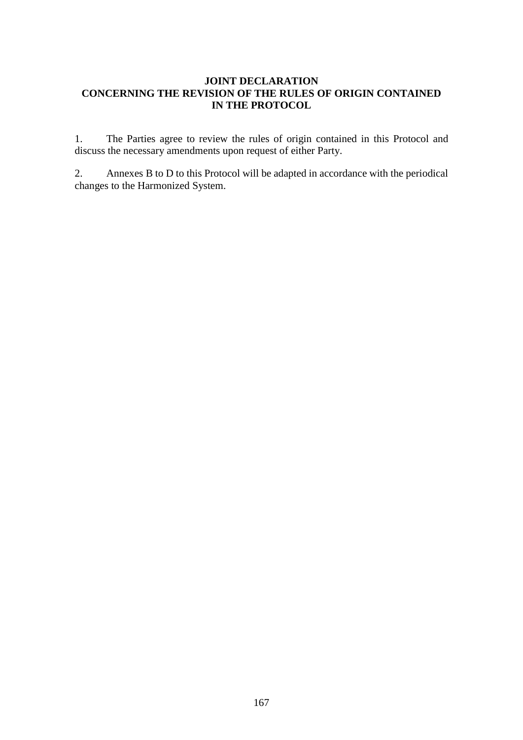## JOINT DECLARATION
## CONCERNING THE REVISION OF THE RULES OF ORIGIN CONTAINED IN THE PROTOCOL

1. The Parties agree to review the rules of origin contained in this Protocol and discuss the necessary amendments upon request of either Party.

2. Annexes B to D to this Protocol will be adapted in accordance with the periodical changes to the Harmonized System.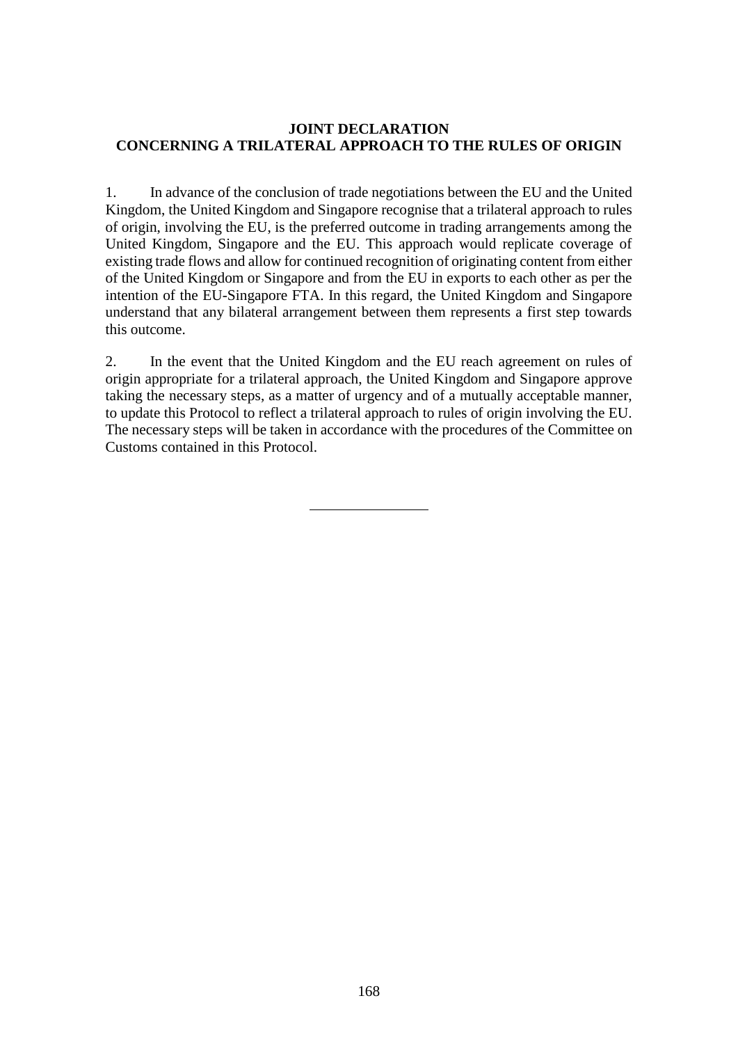**JOINT DECLARATION**
**CONCERNING A TRILATERAL APPROACH TO THE RULES OF ORIGIN**

1. In advance of the conclusion of trade negotiations between the EU and the United Kingdom, the United Kingdom and Singapore recognise that a trilateral approach to rules of origin, involving the EU, is the preferred outcome in trading arrangements among the United Kingdom, Singapore and the EU. This approach would replicate coverage of existing trade flows and allow for continued recognition of originating content from either of the United Kingdom or Singapore and from the EU in exports to each other as per the intention of the EU-Singapore FTA. In this regard, the United Kingdom and Singapore understand that any bilateral arrangement between them represents a first step towards this outcome.

2. In the event that the United Kingdom and the EU reach agreement on rules of origin appropriate for a trilateral approach, the United Kingdom and Singapore approve taking the necessary steps, as a matter of urgency and of a mutually acceptable manner, to update this Protocol to reflect a trilateral approach to rules of origin involving the EU. The necessary steps will be taken in accordance with the procedures of the Committee on Customs contained in this Protocol.

---